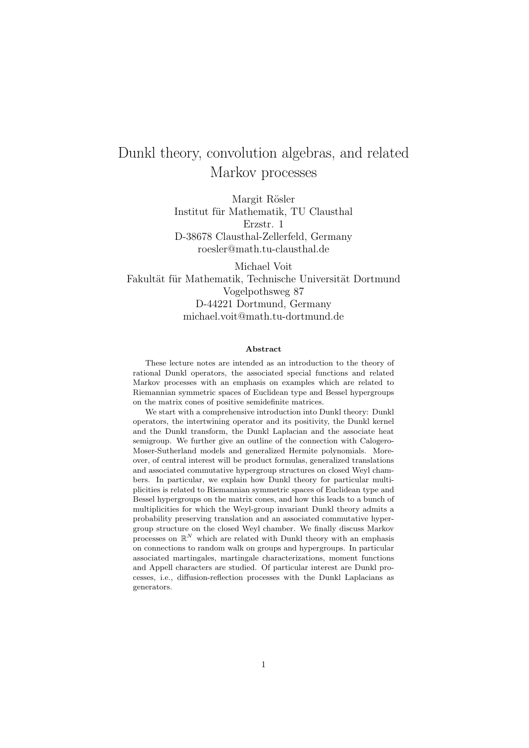# Dunkl theory, convolution algebras, and related Markov processes

Margit Rösler
Institut für Mathematik, TU Clausthal
Erzstr. 1
D-38678 Clausthal-Zellerfeld, Germany
roesler@math.tu-clausthal.de

Michael Voit
Fakultät für Mathematik, Technische Universität Dortmund
Vogelpothsweg 87
D-44221 Dortmund, Germany
michael.voit@math.tu-dortmund.de

### Abstract

These lecture notes are intended as an introduction to the theory of rational Dunkl operators, the associated special functions and related Markov processes with an emphasis on examples which are related to Riemannian symmetric spaces of Euclidean type and Bessel hypergroups on the matrix cones of positive semidefinite matrices.

We start with a comprehensive introduction into Dunkl theory: Dunkl operators, the intertwining operator and its positivity, the Dunkl kernel and the Dunkl transform, the Dunkl Laplacian and the associate heat semigroup. We further give an outline of the connection with Calogero-Moser-Sutherland models and generalized Hermite polynomials. Moreover, of central interest will be product formulas, generalized translations and associated commutative hypergroup structures on closed Weyl chambers. In particular, we explain how Dunkl theory for particular multiplicities is related to Riemannian symmetric spaces of Euclidean type and Bessel hypergroups on the matrix cones, and how this leads to a bunch of multiplicities for which the Weyl-group invariant Dunkl theory admits a probability preserving translation and an associated commutative hypergroup structure on the closed Weyl chamber. We finally discuss Markov processes on $\mathbb{R}^N$ which are related with Dunkl theory with an emphasis on connections to random walk on groups and hypergroups. In particular associated martingales, martingale characterizations, moment functions and Appell characters are studied. Of particular interest are Dunkl processes, i.e., diffusion-reflection processes with the Dunkl Laplacians as generators.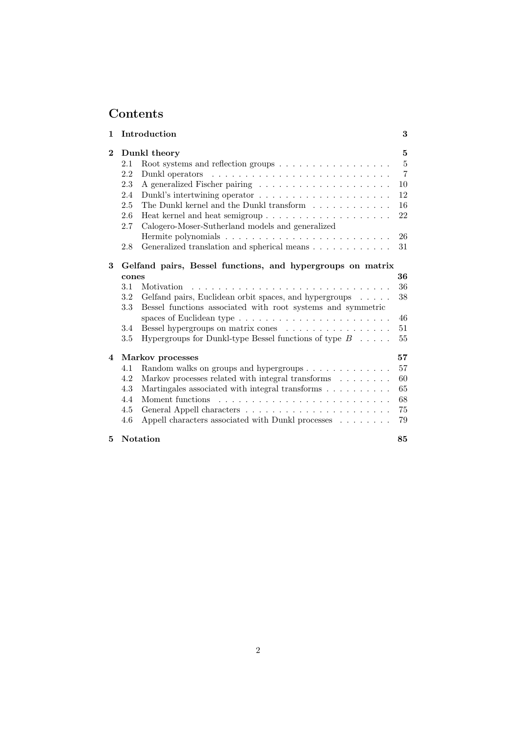# Contents

**1 Introduction** **3**

**2 Dunkl theory** **5**

- 2.1 Root systems and reflection groups . . . . . . . . . . . . . . . . . 5
- 2.2 Dunkl operators . . . . . . . . . . . . . . . . . . . . . . . . . . . 7
- 2.3 A generalized Fischer pairing . . . . . . . . . . . . . . . . . . . . 10
- 2.4 Dunkl's intertwining operator . . . . . . . . . . . . . . . . . . . . 12
- 2.5 The Dunkl kernel and the Dunkl transform . . . . . . . . . . . . 16
- 2.6 Heat kernel and heat semigroup . . . . . . . . . . . . . . . . . . . 22
- 2.7 Calogero-Moser-Sutherland models and generalized Hermite polynomials . . . . . . . . . . . . . . . . . . . . . . . . . 26
- 2.8 Generalized translation and spherical means . . . . . . . . . . . . 31

**3 Gelfand pairs, Bessel functions, and hypergroups on matrix cones** **36**

- 3.1 Motivation . . . . . . . . . . . . . . . . . . . . . . . . . . . . . . 36
- 3.2 Gelfand pairs, Euclidean orbit spaces, and hypergroups . . . . . 38
- 3.3 Bessel functions associated with root systems and symmetric spaces of Euclidean type . . . . . . . . . . . . . . . . . . . . . . . 46
- 3.4 Bessel hypergroups on matrix cones . . . . . . . . . . . . . . . . 51
- 3.5 Hypergroups for Dunkl-type Bessel functions of type $B$ . . . . . 55

**4 Markov processes** **57**

- 4.1 Random walks on groups and hypergroups . . . . . . . . . . . . . 57
- 4.2 Markov processes related with integral transforms . . . . . . . . 60
- 4.3 Martingales associated with integral transforms . . . . . . . . . . 65
- 4.4 Moment functions . . . . . . . . . . . . . . . . . . . . . . . . . . 68
- 4.5 General Appell characters . . . . . . . . . . . . . . . . . . . . . . 75
- 4.6 Appell characters associated with Dunkl processes . . . . . . . . 79

**5 Notation** **85**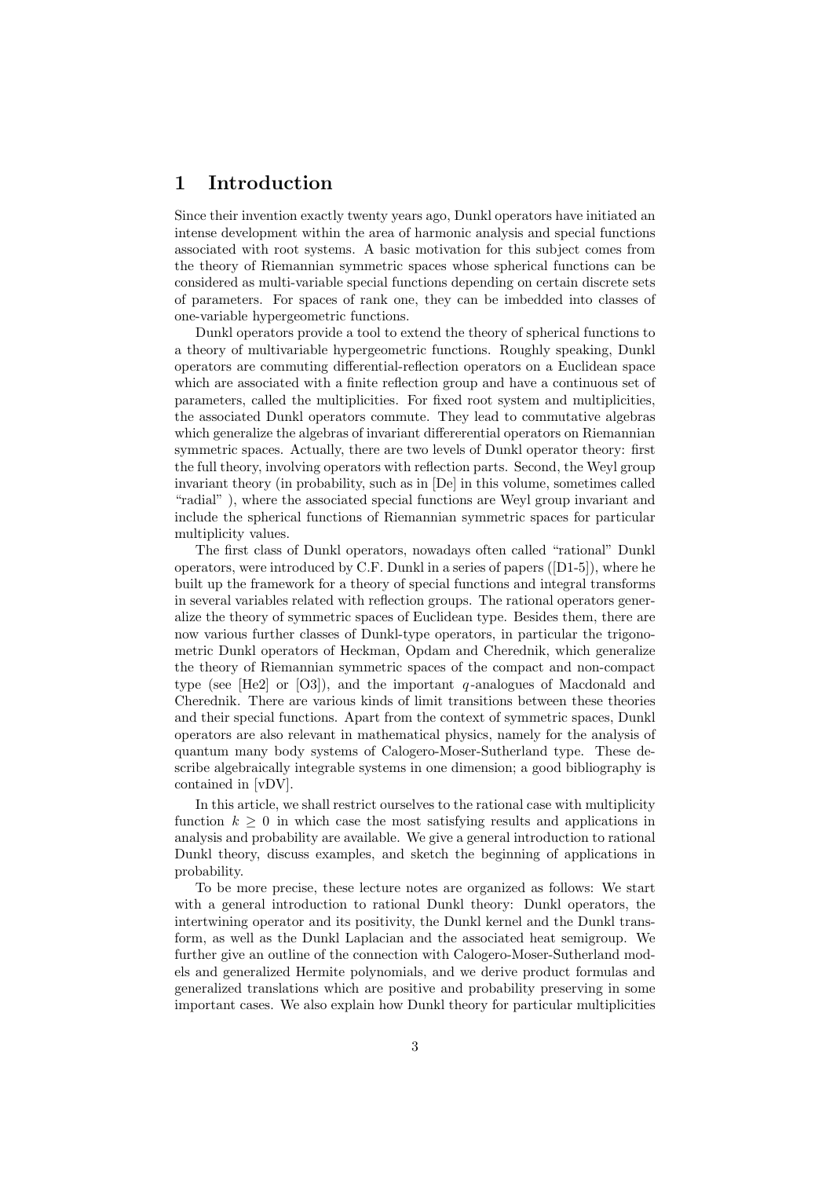# 1 Introduction

Since their invention exactly twenty years ago, Dunkl operators have initiated an intense development within the area of harmonic analysis and special functions associated with root systems. A basic motivation for this subject comes from the theory of Riemannian symmetric spaces whose spherical functions can be considered as multi-variable special functions depending on certain discrete sets of parameters. For spaces of rank one, they can be imbedded into classes of one-variable hypergeometric functions.

Dunkl operators provide a tool to extend the theory of spherical functions to a theory of multivariable hypergeometric functions. Roughly speaking, Dunkl operators are commuting differential-reflection operators on a Euclidean space which are associated with a finite reflection group and have a continuous set of parameters, called the multiplicities. For fixed root system and multiplicities, the associated Dunkl operators commute. They lead to commutative algebras which generalize the algebras of invariant differerential operators on Riemannian symmetric spaces. Actually, there are two levels of Dunkl operator theory: first the full theory, involving operators with reflection parts. Second, the Weyl group invariant theory (in probability, such as in [De] in this volume, sometimes called "radial" ), where the associated special functions are Weyl group invariant and include the spherical functions of Riemannian symmetric spaces for particular multiplicity values.

The first class of Dunkl operators, nowadays often called "rational" Dunkl operators, were introduced by C.F. Dunkl in a series of papers ([D1-5]), where he built up the framework for a theory of special functions and integral transforms in several variables related with reflection groups. The rational operators generalize the theory of symmetric spaces of Euclidean type. Besides them, there are now various further classes of Dunkl-type operators, in particular the trigonometric Dunkl operators of Heckman, Opdam and Cherednik, which generalize the theory of Riemannian symmetric spaces of the compact and non-compact type (see [He2] or [O3]), and the important $q$-analogues of Macdonald and Cherednik. There are various kinds of limit transitions between these theories and their special functions. Apart from the context of symmetric spaces, Dunkl operators are also relevant in mathematical physics, namely for the analysis of quantum many body systems of Calogero-Moser-Sutherland type. These describe algebraically integrable systems in one dimension; a good bibliography is contained in [vDV].

In this article, we shall restrict ourselves to the rational case with multiplicity function $k \geq 0$ in which case the most satisfying results and applications in analysis and probability are available. We give a general introduction to rational Dunkl theory, discuss examples, and sketch the beginning of applications in probability.

To be more precise, these lecture notes are organized as follows: We start with a general introduction to rational Dunkl theory: Dunkl operators, the intertwining operator and its positivity, the Dunkl kernel and the Dunkl transform, as well as the Dunkl Laplacian and the associated heat semigroup. We further give an outline of the connection with Calogero-Moser-Sutherland models and generalized Hermite polynomials, and we derive product formulas and generalized translations which are positive and probability preserving in some important cases. We also explain how Dunkl theory for particular multiplicities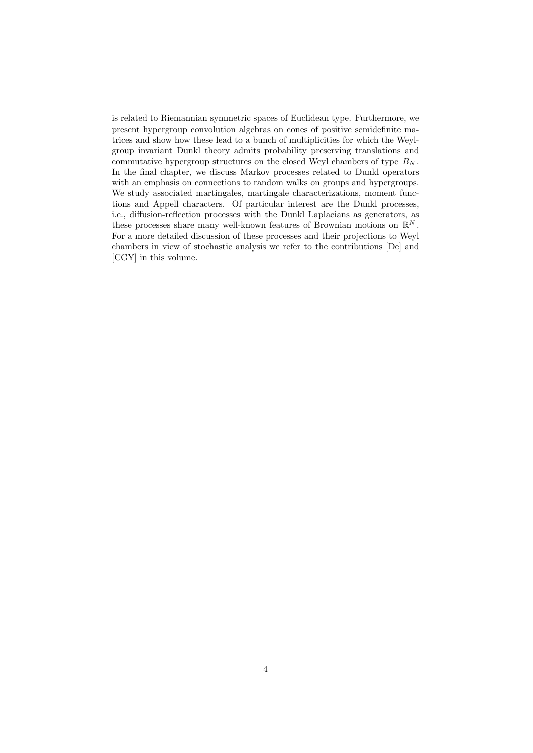is related to Riemannian symmetric spaces of Euclidean type. Furthermore, we present hypergroup convolution algebras on cones of positive semidefinite matrices and show how these lead to a bunch of multiplicities for which the Weyl-group invariant Dunkl theory admits probability preserving translations and commutative hypergroup structures on the closed Weyl chambers of type $B_N$. In the final chapter, we discuss Markov processes related to Dunkl operators with an emphasis on connections to random walks on groups and hypergroups. We study associated martingales, martingale characterizations, moment functions and Appell characters. Of particular interest are the Dunkl processes, i.e., diffusion-reflection processes with the Dunkl Laplacians as generators, as these processes share many well-known features of Brownian motions on $\mathbb{R}^N$. For a more detailed discussion of these processes and their projections to Weyl chambers in view of stochastic analysis we refer to the contributions [De] and [CGY] in this volume.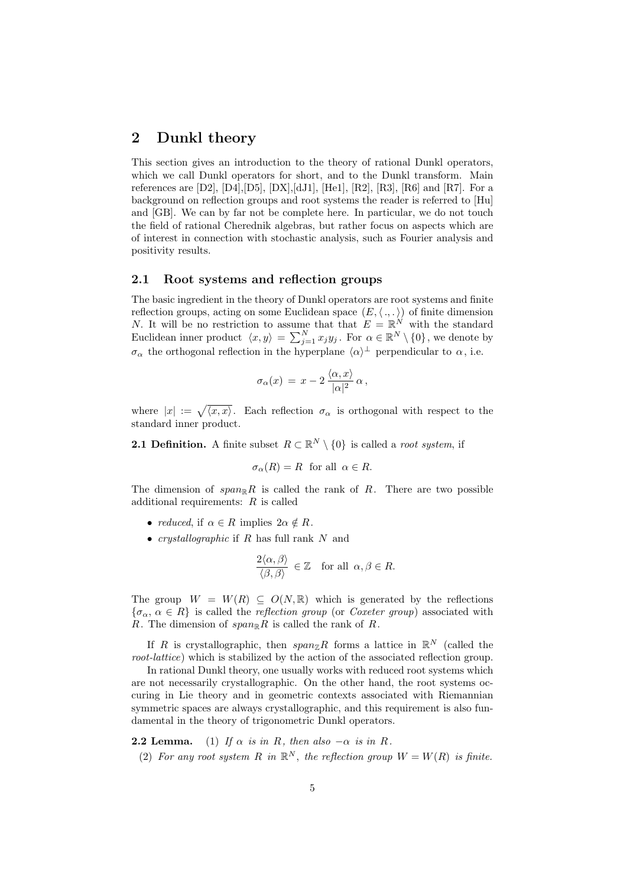## 2 Dunkl theory

This section gives an introduction to the theory of rational Dunkl operators, which we call Dunkl operators for short, and to the Dunkl transform. Main references are [D2], [D4],[D5], [DX],[dJ1], [He1], [R2], [R3], [R6] and [R7]. For a background on reflection groups and root systems the reader is referred to [Hu] and [GB]. We can by far not be complete here. In particular, we do not touch the field of rational Cherednik algebras, but rather focus on aspects which are of interest in connection with stochastic analysis, such as Fourier analysis and positivity results.

### 2.1 Root systems and reflection groups

The basic ingredient in the theory of Dunkl operators are root systems and finite reflection groups, acting on some Euclidean space $(E, \langle .\,,.\rangle)$ of finite dimension $N$. It will be no restriction to assume that that $E = \mathbb{R}^N$ with the standard Euclidean inner product $\langle x, y\rangle = \sum_{j=1}^N x_j y_j$. For $\alpha \in \mathbb{R}^N \setminus \{0\}$, we denote by $\sigma_\alpha$ the orthogonal reflection in the hyperplane $\langle \alpha\rangle^\perp$ perpendicular to $\alpha$, i.e.

$$\sigma_\alpha(x) = x - 2\,\frac{\langle \alpha, x\rangle}{|\alpha|^2}\,\alpha\,,$$

where $|x| := \sqrt{\langle x, x\rangle}$. Each reflection $\sigma_\alpha$ is orthogonal with respect to the standard inner product.

**2.1 Definition.** A finite subset $R \subset \mathbb{R}^N \setminus \{0\}$ is called a *root system*, if

$$\sigma_\alpha(R) = R \quad \text{for all } \alpha \in R.$$

The dimension of $span_{\mathbb{R}} R$ is called the rank of $R$. There are two possible additional requirements: $R$ is called

- *reduced*, if $\alpha \in R$ implies $2\alpha \notin R$.
- *crystallographic* if $R$ has full rank $N$ and

$$\frac{2\langle \alpha, \beta\rangle}{\langle \beta, \beta\rangle} \in \mathbb{Z} \quad \text{for all } \alpha, \beta \in R.$$

The group $W = W(R) \subseteq O(N, \mathbb{R})$ which is generated by the reflections $\{\sigma_\alpha,\, \alpha \in R\}$ is called the *reflection group* (or *Coxeter group*) associated with $R$. The dimension of $span_{\mathbb{R}} R$ is called the rank of $R$.

If $R$ is crystallographic, then $span_{\mathbb{Z}} R$ forms a lattice in $\mathbb{R}^N$ (called the *root-lattice*) which is stabilized by the action of the associated reflection group.

In rational Dunkl theory, one usually works with reduced root systems which are not necessarily crystallographic. On the other hand, the root systems occuring in Lie theory and in geometric contexts associated with Riemannian symmetric spaces are always crystallographic, and this requirement is also fundamental in the theory of trigonometric Dunkl operators.

**2.2 Lemma.** (1) *If $\alpha$ is in $R$, then also $-\alpha$ is in $R$.*

(2) *For any root system $R$ in $\mathbb{R}^N$, the reflection group $W = W(R)$ is finite.*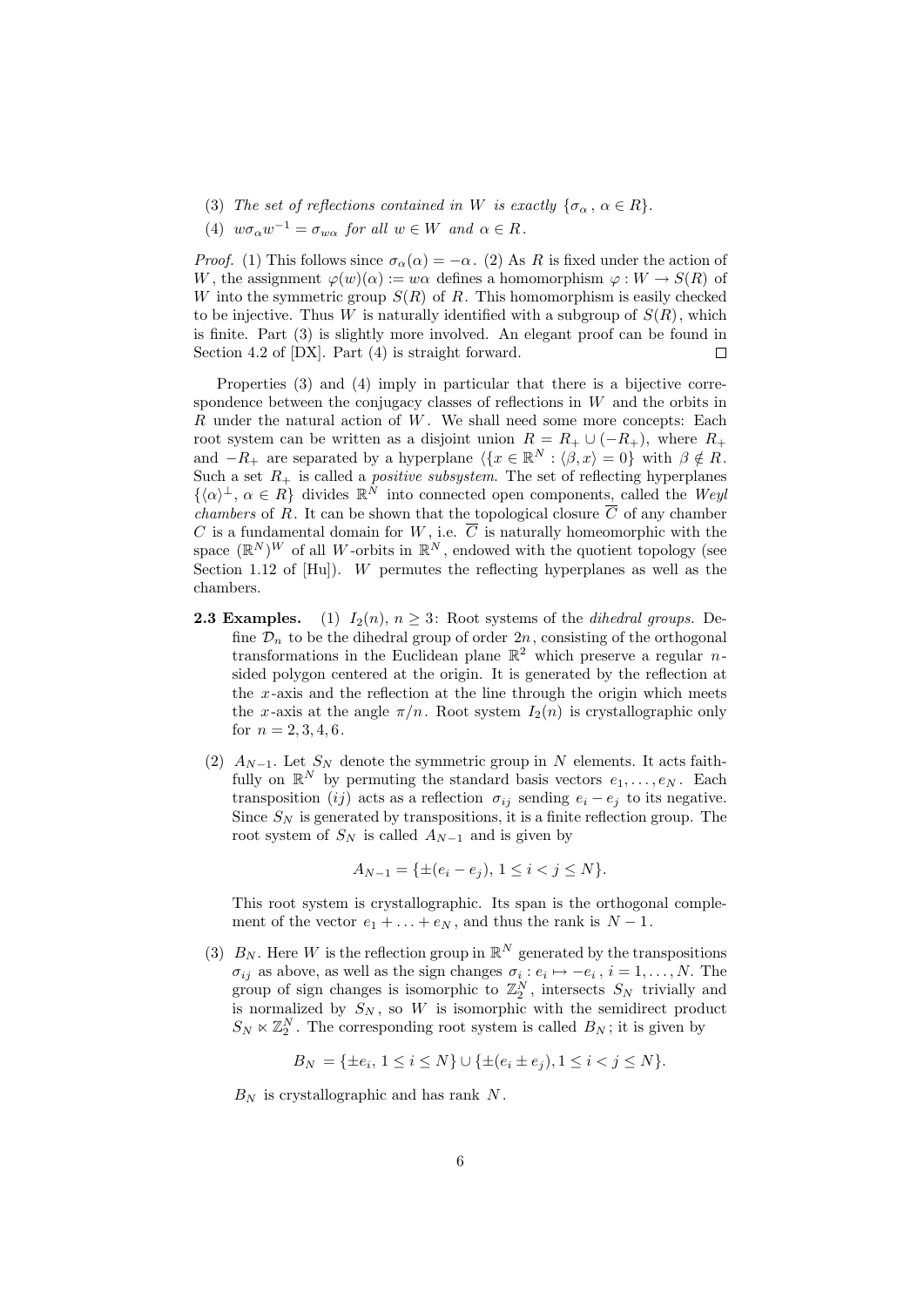(3) *The set of reflections contained in $W$ is exactly $\{\sigma_\alpha\,,\,\alpha\in R\}$.*

(4) $w\sigma_\alpha w^{-1}=\sigma_{w\alpha}$ *for all $w\in W$ and $\alpha\in R$.*

*Proof.* (1) This follows since $\sigma_\alpha(\alpha)=-\alpha$. (2) As $R$ is fixed under the action of $W$, the assignment $\varphi(w)(\alpha):=w\alpha$ defines a homomorphism $\varphi:W\to S(R)$ of $W$ into the symmetric group $S(R)$ of $R$. This homomorphism is easily checked to be injective. Thus $W$ is naturally identified with a subgroup of $S(R)$, which is finite. Part (3) is slightly more involved. An elegant proof can be found in Section 4.2 of [DX]. Part (4) is straight forward. □

Properties (3) and (4) imply in particular that there is a bijective correspondence between the conjugacy classes of reflections in $W$ and the orbits in $R$ under the natural action of $W$. We shall need some more concepts: Each root system can be written as a disjoint union $R=R_+\cup(-R_+)$, where $R_+$ and $-R_+$ are separated by a hyperplane $\langle\{x\in\mathbb{R}^N:\langle\beta,x\rangle=0\}$ with $\beta\notin R$. Such a set $R_+$ is called a *positive subsystem*. The set of reflecting hyperplanes $\{\langle\alpha\rangle^\perp,\,\alpha\in R\}$ divides $\mathbb{R}^N$ into connected open components, called the *Weyl chambers* of $R$. It can be shown that the topological closure $\overline{C}$ of any chamber $C$ is a fundamental domain for $W$, i.e. $\overline{C}$ is naturally homeomorphic with the space $(\mathbb{R}^N)^W$ of all $W$-orbits in $\mathbb{R}^N$, endowed with the quotient topology (see Section 1.12 of [Hu]). $W$ permutes the reflecting hyperplanes as well as the chambers.

**2.3 Examples.** (1) $I_2(n)$, $n\geq 3$: Root systems of the *dihedral groups*. Define $\mathcal{D}_n$ to be the dihedral group of order $2n$, consisting of the orthogonal transformations in the Euclidean plane $\mathbb{R}^2$ which preserve a regular $n$-sided polygon centered at the origin. It is generated by the reflection at the $x$-axis and the reflection at the line through the origin which meets the $x$-axis at the angle $\pi/n$. Root system $I_2(n)$ is crystallographic only for $n=2,3,4,6$.

(2) $A_{N-1}$. Let $S_N$ denote the symmetric group in $N$ elements. It acts faithfully on $\mathbb{R}^N$ by permuting the standard basis vectors $e_1,\ldots,e_N$. Each transposition $(ij)$ acts as a reflection $\sigma_{ij}$ sending $e_i-e_j$ to its negative. Since $S_N$ is generated by transpositions, it is a finite reflection group. The root system of $S_N$ is called $A_{N-1}$ and is given by

$$A_{N-1}=\{\pm(e_i-e_j),\,1\leq i<j\leq N\}.$$

This root system is crystallographic. Its span is the orthogonal complement of the vector $e_1+\ldots+e_N$, and thus the rank is $N-1$.

(3) $B_N$. Here $W$ is the reflection group in $\mathbb{R}^N$ generated by the transpositions $\sigma_{ij}$ as above, as well as the sign changes $\sigma_i:e_i\mapsto -e_i$, $i=1,\ldots,N$. The group of sign changes is isomorphic to $\mathbb{Z}_2^N$, intersects $S_N$ trivially and is normalized by $S_N$, so $W$ is isomorphic with the semidirect product $S_N\ltimes\mathbb{Z}_2^N$. The corresponding root system is called $B_N$; it is given by

$$B_N=\{\pm e_i,\,1\leq i\leq N\}\cup\{\pm(e_i\pm e_j),1\leq i<j\leq N\}.$$

$B_N$ is crystallographic and has rank $N$.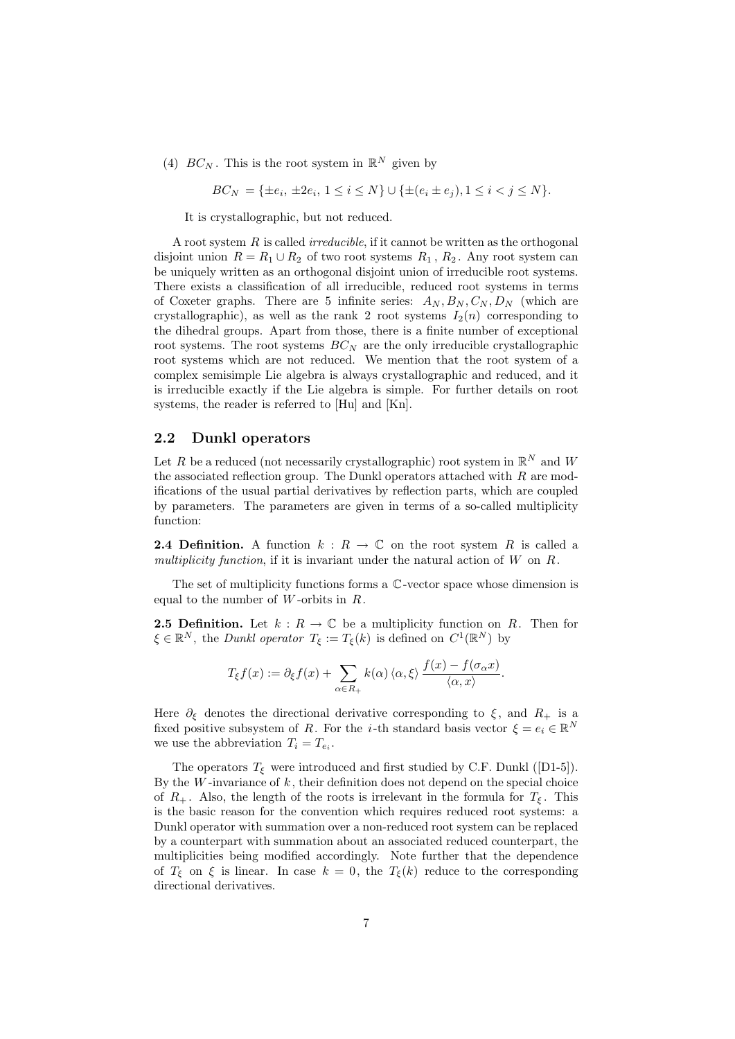(4) $BC_N$. This is the root system in $\mathbb{R}^N$ given by

$$BC_N = \{\pm e_i, \pm 2e_i, 1 \leq i \leq N\} \cup \{\pm(e_i \pm e_j), 1 \leq i < j \leq N\}.$$

It is crystallographic, but not reduced.

A root system $R$ is called *irreducible*, if it cannot be written as the orthogonal disjoint union $R = R_1 \cup R_2$ of two root systems $R_1$, $R_2$. Any root system can be uniquely written as an orthogonal disjoint union of irreducible root systems. There exists a classification of all irreducible, reduced root systems in terms of Coxeter graphs. There are 5 infinite series: $A_N, B_N, C_N, D_N$ (which are crystallographic), as well as the rank 2 root systems $I_2(n)$ corresponding to the dihedral groups. Apart from those, there is a finite number of exceptional root systems. The root systems $BC_N$ are the only irreducible crystallographic root systems which are not reduced. We mention that the root system of a complex semisimple Lie algebra is always crystallographic and reduced, and it is irreducible exactly if the Lie algebra is simple. For further details on root systems, the reader is referred to [Hu] and [Kn].

## 2.2 Dunkl operators

Let $R$ be a reduced (not necessarily crystallographic) root system in $\mathbb{R}^N$ and $W$ the associated reflection group. The Dunkl operators attached with $R$ are modifications of the usual partial derivatives by reflection parts, which are coupled by parameters. The parameters are given in terms of a so-called multiplicity function:

**2.4 Definition.** A function $k : R \to \mathbb{C}$ on the root system $R$ is called a *multiplicity function*, if it is invariant under the natural action of $W$ on $R$.

The set of multiplicity functions forms a $\mathbb{C}$-vector space whose dimension is equal to the number of $W$-orbits in $R$.

**2.5 Definition.** Let $k : R \to \mathbb{C}$ be a multiplicity function on $R$. Then for $\xi \in \mathbb{R}^N$, the *Dunkl operator* $T_\xi := T_\xi(k)$ is defined on $C^1(\mathbb{R}^N)$ by

$$T_\xi f(x) := \partial_\xi f(x) + \sum_{\alpha \in R_+} k(\alpha) \langle \alpha, \xi \rangle \frac{f(x) - f(\sigma_\alpha x)}{\langle \alpha, x \rangle}.$$

Here $\partial_\xi$ denotes the directional derivative corresponding to $\xi$, and $R_+$ is a fixed positive subsystem of $R$. For the $i$-th standard basis vector $\xi = e_i \in \mathbb{R}^N$ we use the abbreviation $T_i = T_{e_i}$.

The operators $T_\xi$ were introduced and first studied by C.F. Dunkl ([D1-5]). By the $W$-invariance of $k$, their definition does not depend on the special choice of $R_+$. Also, the length of the roots is irrelevant in the formula for $T_\xi$. This is the basic reason for the convention which requires reduced root systems: a Dunkl operator with summation over a non-reduced root system can be replaced by a counterpart with summation about an associated reduced counterpart, the multiplicities being modified accordingly. Note further that the dependence of $T_\xi$ on $\xi$ is linear. In case $k = 0$, the $T_\xi(k)$ reduce to the corresponding directional derivatives.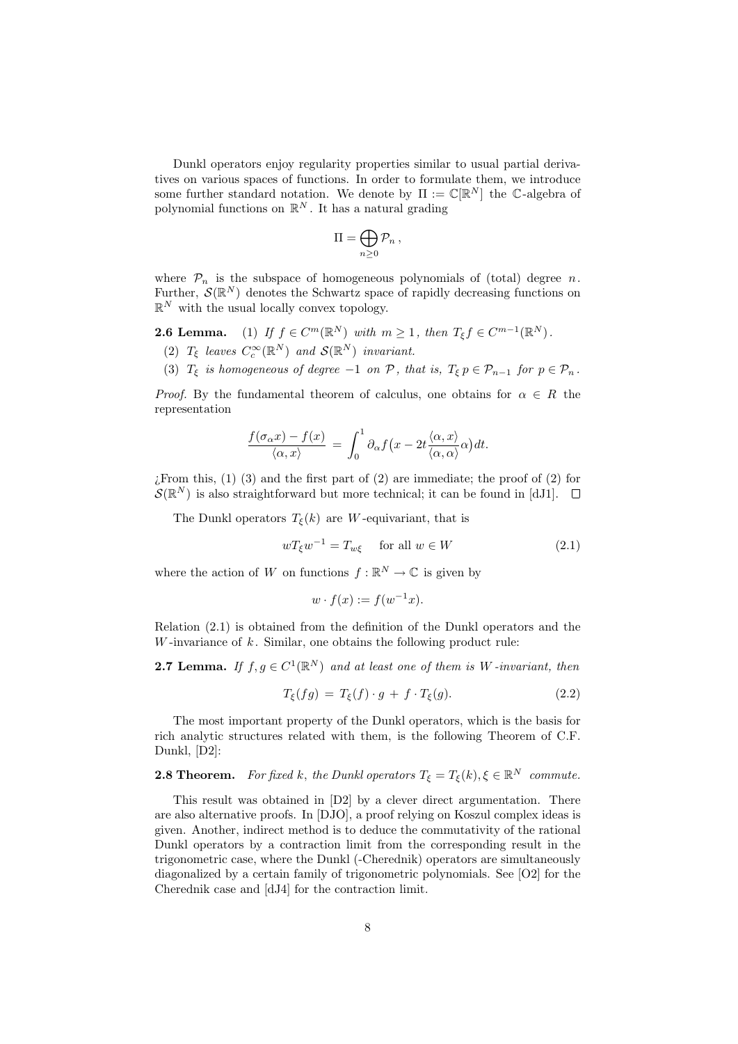Dunkl operators enjoy regularity properties similar to usual partial derivatives on various spaces of functions. In order to formulate them, we introduce some further standard notation. We denote by $\Pi := \mathbb{C}[\mathbb{R}^N]$ the $\mathbb{C}$-algebra of polynomial functions on $\mathbb{R}^N$. It has a natural grading

$$\Pi = \bigoplus_{n \geq 0} \mathcal{P}_n \,,$$

where $\mathcal{P}_n$ is the subspace of homogeneous polynomials of (total) degree $n$. Further, $\mathcal{S}(\mathbb{R}^N)$ denotes the Schwartz space of rapidly decreasing functions on $\mathbb{R}^N$ with the usual locally convex topology.

**2.6 Lemma.** (1) *If $f \in C^m(\mathbb{R}^N)$ with $m \geq 1$, then $T_\xi f \in C^{m-1}(\mathbb{R}^N)$.*

(2) *$T_\xi$ leaves $C_c^\infty(\mathbb{R}^N)$ and $\mathcal{S}(\mathbb{R}^N)$ invariant.*

(3) *$T_\xi$ is homogeneous of degree $-1$ on $\mathcal{P}$, that is, $T_\xi \, p \in \mathcal{P}_{n-1}$ for $p \in \mathcal{P}_n$.*

*Proof.* By the fundamental theorem of calculus, one obtains for $\alpha \in R$ the representation

$$\frac{f(\sigma_\alpha x) - f(x)}{\langle \alpha, x \rangle} \;=\; \int_0^1 \partial_\alpha f\big(x - 2t\frac{\langle \alpha, x\rangle}{\langle \alpha, \alpha \rangle}\alpha\big)\,dt.$$

¿From this, (1) (3) and the first part of (2) are immediate; the proof of (2) for $\mathcal{S}(\mathbb{R}^N)$ is also straightforward but more technical; it can be found in [dJ1]. $\square$

The Dunkl operators $T_\xi(k)$ are $W$-equivariant, that is

$$wT_\xi w^{-1} = T_{w\xi} \quad \text{ for all } w \in W \tag{2.1}$$

where the action of $W$ on functions $f : \mathbb{R}^N \to \mathbb{C}$ is given by

$$w \cdot f(x) := f(w^{-1}x).$$

Relation (2.1) is obtained from the definition of the Dunkl operators and the $W$-invariance of $k$. Similar, one obtains the following product rule:

**2.7 Lemma.** *If $f, g \in C^1(\mathbb{R}^N)$ and at least one of them is $W$-invariant, then*

$$T_\xi(fg) \;=\; T_\xi(f)\cdot g \;+\; f \cdot T_\xi(g). \tag{2.2}$$

The most important property of the Dunkl operators, which is the basis for rich analytic structures related with them, is the following Theorem of C.F. Dunkl, [D2]:

**2.8 Theorem.** *For fixed $k$, the Dunkl operators $T_\xi = T_\xi(k), \xi \in \mathbb{R}^N$ commute.*

This result was obtained in [D2] by a clever direct argumentation. There are also alternative proofs. In [DJO], a proof relying on Koszul complex ideas is given. Another, indirect method is to deduce the commutativity of the rational Dunkl operators by a contraction limit from the corresponding result in the trigonometric case, where the Dunkl (-Cherednik) operators are simultaneously diagonalized by a certain family of trigonometric polynomials. See [O2] for the Cherednik case and [dJ4] for the contraction limit.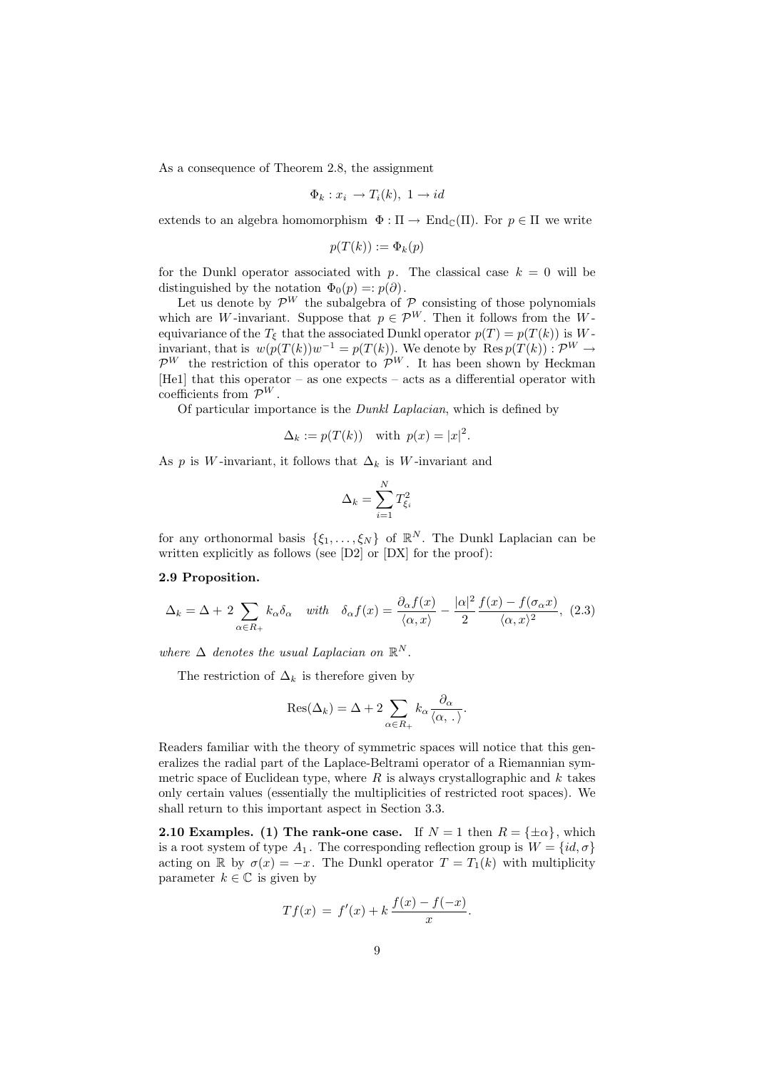As a consequence of Theorem 2.8, the assignment

$$\Phi_k : x_i \to T_i(k),\ 1 \to id$$

extends to an algebra homomorphism $\Phi : \Pi \to \mathrm{End}_{\mathbb{C}}(\Pi)$. For $p \in \Pi$ we write

$$p(T(k)) := \Phi_k(p)$$

for the Dunkl operator associated with $p$. The classical case $k = 0$ will be distinguished by the notation $\Phi_0(p) =: p(\partial)$.

Let us denote by $\mathcal{P}^W$ the subalgebra of $\mathcal{P}$ consisting of those polynomials which are $W$-invariant. Suppose that $p \in \mathcal{P}^W$. Then it follows from the $W$-equivariance of the $T_\xi$ that the associated Dunkl operator $p(T) = p(T(k))$ is $W$-invariant, that is $w(p(T(k))w^{-1} = p(T(k))$. We denote by $\mathrm{Res}\, p(T(k)) : \mathcal{P}^W \to \mathcal{P}^W$ the restriction of this operator to $\mathcal{P}^W$. It has been shown by Heckman [He1] that this operator – as one expects – acts as a differential operator with coefficients from $\mathcal{P}^W$.

Of particular importance is the *Dunkl Laplacian*, which is defined by

$$\Delta_k := p(T(k)) \quad \text{with } p(x) = |x|^2.$$

As $p$ is $W$-invariant, it follows that $\Delta_k$ is $W$-invariant and

$$\Delta_k = \sum_{i=1}^N T_{\xi_i}^2$$

for any orthonormal basis $\{\xi_1, \ldots, \xi_N\}$ of $\mathbb{R}^N$. The Dunkl Laplacian can be written explicitly as follows (see [D2] or [DX] for the proof):

**2.9 Proposition.**

$$\Delta_k = \Delta + 2\sum_{\alpha\in R_+} k_\alpha \delta_\alpha \quad \textit{with} \quad \delta_\alpha f(x) = \frac{\partial_\alpha f(x)}{\langle \alpha, x\rangle} - \frac{|\alpha|^2}{2}\frac{f(x) - f(\sigma_\alpha x)}{\langle \alpha, x\rangle^2}, \quad (2.3)$$

*where $\Delta$ denotes the usual Laplacian on $\mathbb{R}^N$.*

The restriction of $\Delta_k$ is therefore given by

$$\mathrm{Res}(\Delta_k) = \Delta + 2\sum_{\alpha\in R_+} k_\alpha \frac{\partial_\alpha}{\langle \alpha, \,.\,\rangle}.$$

Readers familiar with the theory of symmetric spaces will notice that this generalizes the radial part of the Laplace-Beltrami operator of a Riemannian symmetric space of Euclidean type, where $R$ is always crystallographic and $k$ takes only certain values (essentially the multiplicities of restricted root spaces). We shall return to this important aspect in Section 3.3.

**2.10 Examples. (1) The rank-one case.** If $N = 1$ then $R = \{\pm\alpha\}$, which is a root system of type $A_1$. The corresponding reflection group is $W = \{id, \sigma\}$ acting on $\mathbb{R}$ by $\sigma(x) = -x$. The Dunkl operator $T = T_1(k)$ with multiplicity parameter $k \in \mathbb{C}$ is given by

$$Tf(x) = f'(x) + k\,\frac{f(x) - f(-x)}{x}.$$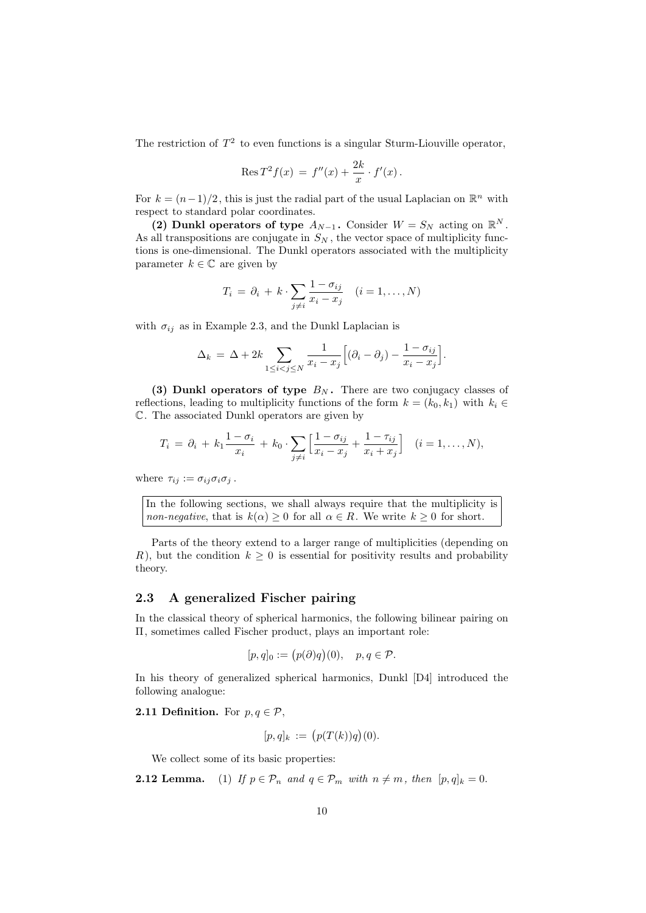The restriction of $T^2$ to even functions is a singular Sturm-Liouville operator,

$$\operatorname{Res} T^2 f(x) \,=\, f''(x) + \frac{2k}{x}\cdot f'(x)\,.$$

For $k = (n-1)/2$, this is just the radial part of the usual Laplacian on $\mathbb{R}^n$ with respect to standard polar coordinates.

**(2) Dunkl operators of type $A_{N-1}$.** Consider $W = S_N$ acting on $\mathbb{R}^N$. As all transpositions are conjugate in $S_N$, the vector space of multiplicity functions is one-dimensional. The Dunkl operators associated with the multiplicity parameter $k \in \mathbb{C}$ are given by

$$T_i \,=\, \partial_i \,+\, k\cdot \sum_{j\neq i} \frac{1-\sigma_{ij}}{x_i - x_j} \quad (i = 1,\ldots,N)$$

with $\sigma_{ij}$ as in Example 2.3, and the Dunkl Laplacian is

$$\Delta_k \,=\, \Delta + 2k \sum_{1\leq i<j\leq N} \frac{1}{x_i - x_j}\Big[(\partial_i - \partial_j) - \frac{1-\sigma_{ij}}{x_i - x_j}\Big].$$

**(3) Dunkl operators of type $B_N$.** There are two conjugacy classes of reflections, leading to multiplicity functions of the form $k = (k_0, k_1)$ with $k_i \in \mathbb{C}$. The associated Dunkl operators are given by

$$T_i \,=\, \partial_i \,+\, k_1 \frac{1-\sigma_i}{x_i} \,+\, k_0 \cdot \sum_{j\neq i}\Big[\frac{1-\sigma_{ij}}{x_i - x_j} + \frac{1-\tau_{ij}}{x_i + x_j}\Big] \quad (i = 1,\ldots,N),$$

where $\tau_{ij} := \sigma_{ij}\sigma_i\sigma_j$.

In the following sections, we shall always require that the multiplicity is *non-negative*, that is $k(\alpha) \geq 0$ for all $\alpha \in R$. We write $k \geq 0$ for short.

Parts of the theory extend to a larger range of multiplicities (depending on $R$), but the condition $k \geq 0$ is essential for positivity results and probability theory.

## 2.3 A generalized Fischer pairing

In the classical theory of spherical harmonics, the following bilinear pairing on $\Pi$, sometimes called Fischer product, plays an important role:

$$[p,q]_0 := \big(p(\partial)q\big)(0), \quad p,q \in \mathcal{P}.$$

In his theory of generalized spherical harmonics, Dunkl [D4] introduced the following analogue:

**2.11 Definition.** For $p, q \in \mathcal{P}$,

$$[p,q]_k \,:=\, \big(p(T(k))q\big)(0).$$

We collect some of its basic properties:

**2.12 Lemma.** (1) *If $p \in \mathcal{P}_n$ and $q \in \mathcal{P}_m$ with $n \neq m$, then $[p,q]_k = 0$.*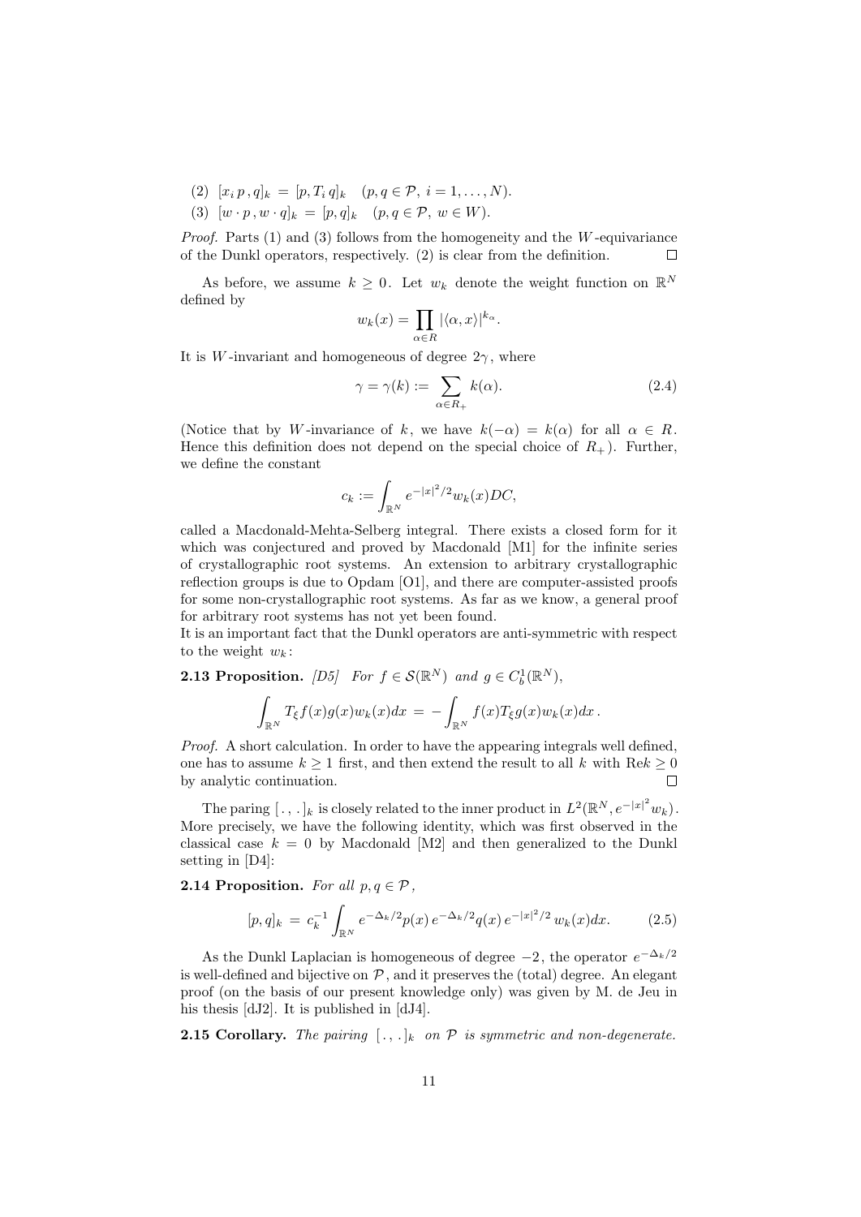(2) $[x_i\, p\,, q]_k \,=\, [p, T_i\, q]_k \quad (p, q \in \mathcal{P},\ i = 1, \ldots, N).$

(3) $[w \cdot p\,, w \cdot q]_k \,=\, [p, q]_k \quad (p, q \in \mathcal{P},\ w \in W).$

*Proof.* Parts (1) and (3) follows from the homogeneity and the $W$-equivariance of the Dunkl operators, respectively. (2) is clear from the definition. □

As before, we assume $k \geq 0$. Let $w_k$ denote the weight function on $\mathbb{R}^N$ defined by

$$w_k(x) = \prod_{\alpha \in R} |\langle \alpha, x \rangle|^{k_\alpha}.$$

It is $W$-invariant and homogeneous of degree $2\gamma$, where

$$\gamma = \gamma(k) := \sum_{\alpha \in R_+} k(\alpha). \tag{2.4}$$

(Notice that by $W$-invariance of $k$, we have $k(-\alpha) = k(\alpha)$ for all $\alpha \in R$. Hence this definition does not depend on the special choice of $R_+$). Further, we define the constant

$$c_k := \int_{\mathbb{R}^N} e^{-|x|^2/2} w_k(x) DC,$$

called a Macdonald-Mehta-Selberg integral. There exists a closed form for it which was conjectured and proved by Macdonald [M1] for the infinite series of crystallographic root systems. An extension to arbitrary crystallographic reflection groups is due to Opdam [O1], and there are computer-assisted proofs for some non-crystallographic root systems. As far as we know, a general proof for arbitrary root systems has not yet been found.
It is an important fact that the Dunkl operators are anti-symmetric with respect to the weight $w_k$:

**2.13 Proposition.** *[D5] For $f \in \mathcal{S}(\mathbb{R}^N)$ and $g \in C_b^1(\mathbb{R}^N)$,*

$$\int_{\mathbb{R}^N} T_\xi f(x) g(x) w_k(x) dx \,=\, -\int_{\mathbb{R}^N} f(x) T_\xi g(x) w_k(x) dx\,.$$

*Proof.* A short calculation. In order to have the appearing integrals well defined, one has to assume $k \geq 1$ first, and then extend the result to all $k$ with $\text{Re}k \geq 0$ by analytic continuation. □

The paring $[\,.\,,\,.\,]_k$ is closely related to the inner product in $L^2(\mathbb{R}^N, e^{-|x|^2} w_k)$. More precisely, we have the following identity, which was first observed in the classical case $k = 0$ by Macdonald [M2] and then generalized to the Dunkl setting in [D4]:

**2.14 Proposition.** *For all $p, q \in \mathcal{P}$,*

$$[p, q]_k \,=\, c_k^{-1} \int_{\mathbb{R}^N} e^{-\Delta_k/2} p(x)\, e^{-\Delta_k/2} q(x)\, e^{-|x|^2/2}\, w_k(x) dx. \tag{2.5}$$

As the Dunkl Laplacian is homogeneous of degree $-2$, the operator $e^{-\Delta_k/2}$ is well-defined and bijective on $\mathcal{P}$, and it preserves the (total) degree. An elegant proof (on the basis of our present knowledge only) was given by M. de Jeu in his thesis [dJ2]. It is published in [dJ4].

**2.15 Corollary.** *The pairing $[\,.\,,\,.\,]_k$ on $\mathcal{P}$ is symmetric and non-degenerate.*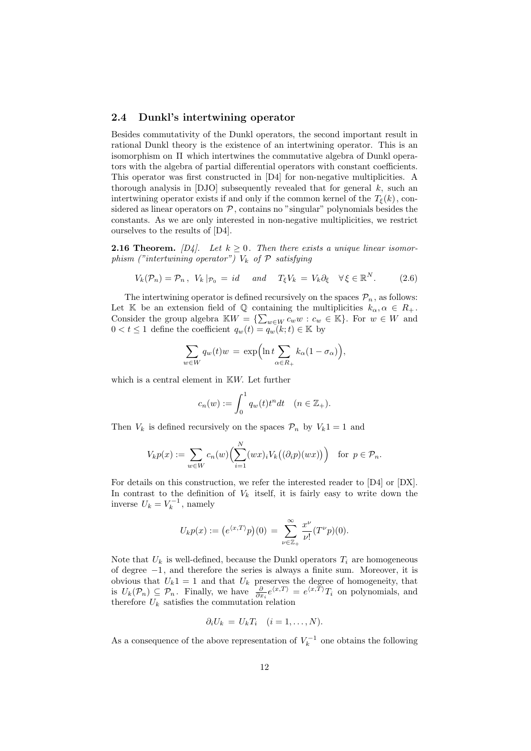### 2.4 Dunkl's intertwining operator

Besides commutativity of the Dunkl operators, the second important result in rational Dunkl theory is the existence of an intertwining operator. This is an isomorphism on $\Pi$ which intertwines the commutative algebra of Dunkl operators with the algebra of partial differential operators with constant coefficients. This operator was first constructed in [D4] for non-negative multiplicities. A thorough analysis in [DJO] subsequently revealed that for general $k$, such an intertwining operator exists if and only if the common kernel of the $T_\xi(k)$, considered as linear operators on $\mathcal{P}$, contains no "singular" polynomials besides the constants. As we are only interested in non-negative multiplicities, we restrict ourselves to the results of [D4].

**2.16 Theorem.** *[D4]. Let $k \geq 0$. Then there exists a unique linear isomorphism ("intertwining operator") $V_k$ of $\mathcal{P}$ satisfying*

$$V_k(\mathcal{P}_n) = \mathcal{P}_n\,,\; V_k\,|_{\mathcal{P}_0} = id \quad \text{and} \quad T_\xi V_k = V_k \partial_\xi \quad \forall\, \xi \in \mathbb{R}^N. \tag{2.6}$$

The intertwining operator is defined recursively on the spaces $\mathcal{P}_n$, as follows: Let $\mathbb{K}$ be an extension field of $\mathbb{Q}$ containing the multiplicities $k_\alpha, \alpha \in R_+$. Consider the group algebra $\mathbb{K}W = \{\sum_{w\in W} c_w w : c_w \in \mathbb{K}\}$. For $w \in W$ and $0 < t \leq 1$ define the coefficient $q_w(t) = q_w(k;t) \in \mathbb{K}$ by

$$\sum_{w\in W} q_w(t) w \,=\, \exp\Big(\ln t \sum_{\alpha\in R_+} k_\alpha(1-\sigma_\alpha)\Big),$$

which is a central element in $\mathbb{K}W$. Let further

$$c_n(w) := \int_0^1 q_w(t) t^n dt \quad (n \in \mathbb{Z}_+).$$

Then $V_k$ is defined recursively on the spaces $\mathcal{P}_n$ by $V_k 1 = 1$ and

$$V_k p(x) := \sum_{w\in W} c_n(w)\Big(\sum_{i=1}^N (wx)_i V_k\big((\partial_i p)(wx)\big)\Big) \quad \text{for } p \in \mathcal{P}_n.$$

For details on this construction, we refer the interested reader to [D4] or [DX]. In contrast to the definition of $V_k$ itself, it is fairly easy to write down the inverse $U_k = V_k^{-1}$, namely

$$U_k p(x) := \big(e^{\langle x, T\rangle} p\big)(0) \,=\, \sum_{\nu\in\mathbb{Z}_+}^{\infty} \frac{x^\nu}{\nu!}(T^\nu p)(0).$$

Note that $U_k$ is well-defined, because the Dunkl operators $T_i$ are homogeneous of degree $-1$, and therefore the series is always a finite sum. Moreover, it is obvious that $U_k 1 = 1$ and that $U_k$ preserves the degree of homogeneity, that is $U_k(\mathcal{P}_n) \subseteq \mathcal{P}_n$. Finally, we have $\frac{\partial}{\partial x_i} e^{\langle x, T\rangle} = e^{\langle x, T\rangle} T_i$ on polynomials, and therefore $U_k$ satisfies the commutation relation

$$\partial_i U_k \,=\, U_k T_i \quad (i = 1, \ldots, N).$$

As a consequence of the above representation of $V_k^{-1}$ one obtains the following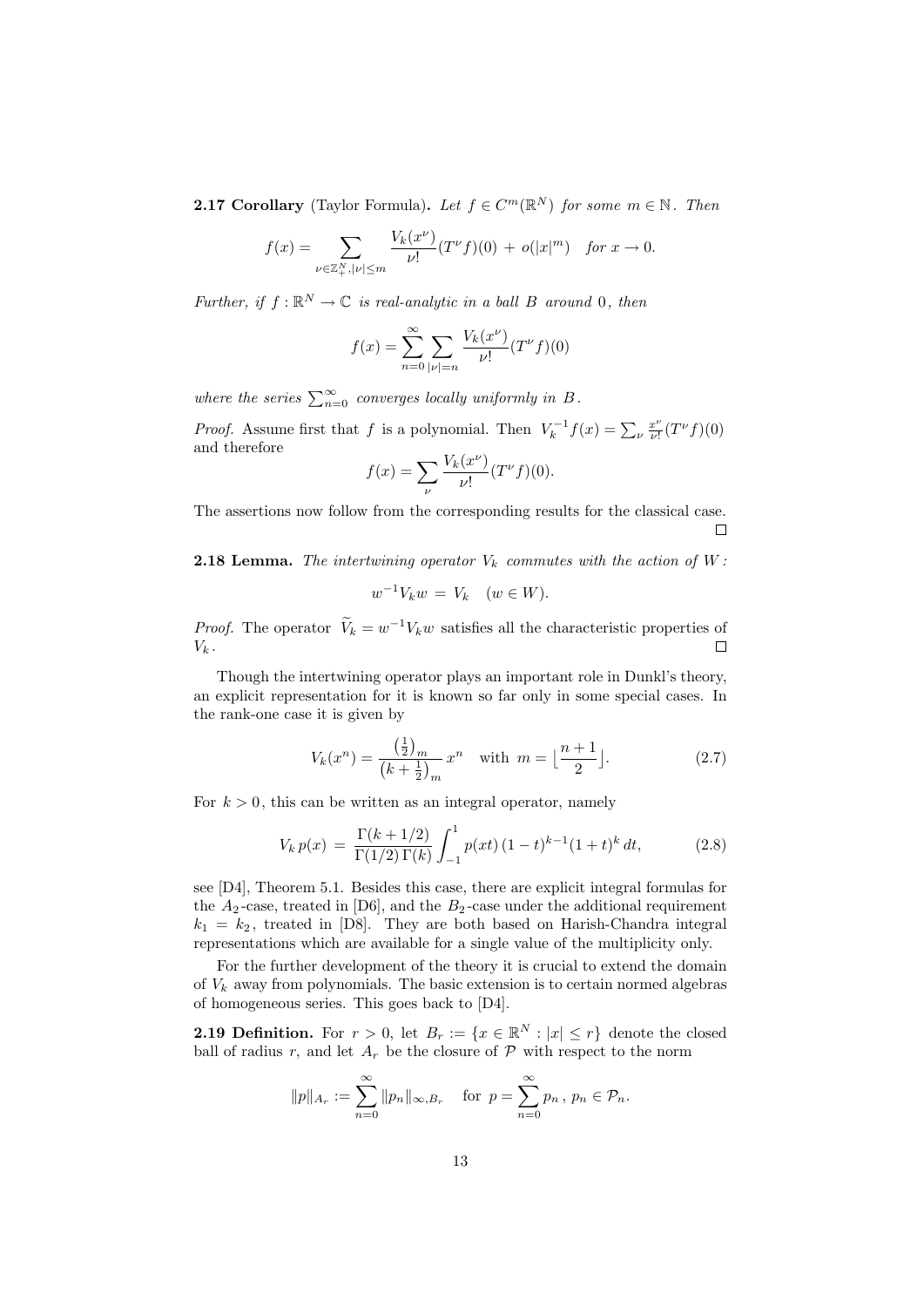**2.17 Corollary** (Taylor Formula)**.** *Let $f \in C^m(\mathbb{R}^N)$ for some $m \in \mathbb{N}$. Then*

$$f(x) = \sum_{\nu \in \mathbb{Z}_+^N, |\nu| \leq m} \frac{V_k(x^\nu)}{\nu!}(T^\nu f)(0) \,+\, o(|x|^m) \quad \text{for } x \to 0.$$

*Further, if $f : \mathbb{R}^N \to \mathbb{C}$ is real-analytic in a ball $B$ around $0$, then*

$$f(x) = \sum_{n=0}^{\infty} \sum_{|\nu|=n} \frac{V_k(x^\nu)}{\nu!}(T^\nu f)(0)$$

*where the series $\sum_{n=0}^{\infty}$ converges locally uniformly in $B$.*

*Proof.* Assume first that $f$ is a polynomial. Then $V_k^{-1}f(x) = \sum_\nu \frac{x^\nu}{\nu!}(T^\nu f)(0)$ and therefore

$$f(x) = \sum_\nu \frac{V_k(x^\nu)}{\nu!}(T^\nu f)(0).$$

The assertions now follow from the corresponding results for the classical case. □

**2.18 Lemma.** *The intertwining operator $V_k$ commutes with the action of $W$:*

$$w^{-1} V_k w \,=\, V_k \quad (w \in W).$$

*Proof.* The operator $\widetilde{V}_k = w^{-1}V_k w$ satisfies all the characteristic properties of $V_k$. □

Though the intertwining operator plays an important role in Dunkl's theory, an explicit representation for it is known so far only in some special cases. In the rank-one case it is given by

$$V_k(x^n) = \frac{\left(\frac{1}{2}\right)_m}{\left(k + \frac{1}{2}\right)_m}\, x^n \quad \text{with } m = \left\lfloor \frac{n+1}{2} \right\rfloor. \tag{2.7}$$

For $k > 0$, this can be written as an integral operator, namely

$$V_k\, p(x) \,=\, \frac{\Gamma(k+1/2)}{\Gamma(1/2)\,\Gamma(k)} \int_{-1}^{1} p(xt)\,(1-t)^{k-1}(1+t)^k\, dt, \tag{2.8}$$

see [D4], Theorem 5.1. Besides this case, there are explicit integral formulas for the $A_2$-case, treated in [D6], and the $B_2$-case under the additional requirement $k_1 = k_2$, treated in [D8]. They are both based on Harish-Chandra integral representations which are available for a single value of the multiplicity only.

For the further development of the theory it is crucial to extend the domain of $V_k$ away from polynomials. The basic extension is to certain normed algebras of homogeneous series. This goes back to [D4].

**2.19 Definition.** For $r > 0$, let $B_r := \{x \in \mathbb{R}^N : |x| \leq r\}$ denote the closed ball of radius $r$, and let $A_r$ be the closure of $\mathcal{P}$ with respect to the norm

$$\|p\|_{A_r} := \sum_{n=0}^{\infty} \|p_n\|_{\infty, B_r} \quad \text{for } p = \sum_{n=0}^{\infty} p_n\,,\ p_n \in \mathcal{P}_n.$$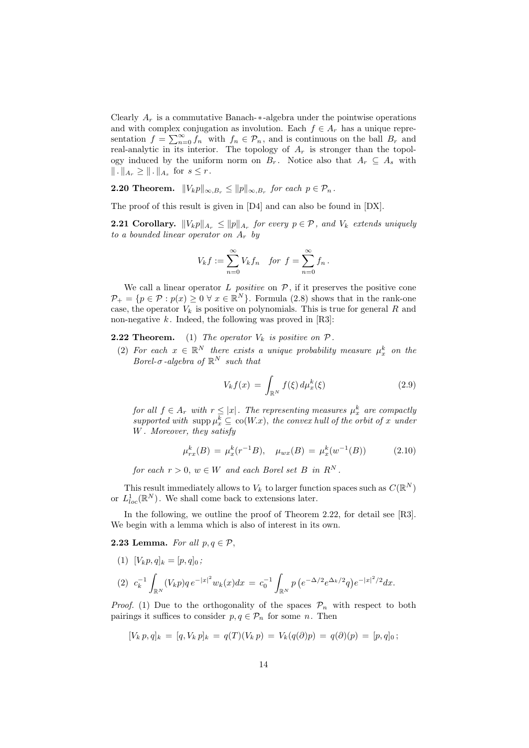Clearly $A_r$ is a commutative Banach-$*$-algebra under the pointwise operations and with complex conjugation as involution. Each $f \in A_r$ has a unique representation $f = \sum_{n=0}^{\infty} f_n$ with $f_n \in \mathcal{P}_n$, and is continuous on the ball $B_r$ and real-analytic in its interior. The topology of $A_r$ is stronger than the topology induced by the uniform norm on $B_r$. Notice also that $A_r \subseteq A_s$ with $\|\,.\,\|_{A_r} \geq \|\,.\,\|_{A_s}$ for $s \leq r$.

**2.20 Theorem.** *$\|V_k p\|_{\infty, B_r} \leq \|p\|_{\infty, B_r}$ for each $p \in \mathcal{P}_n$.*

The proof of this result is given in [D4] and can also be found in [DX].

**2.21 Corollary.** *$\|V_k p\|_{A_r} \leq \|p\|_{A_r}$ for every $p \in \mathcal{P}$, and $V_k$ extends uniquely to a bounded linear operator on $A_r$ by*

$$V_k f := \sum_{n=0}^{\infty} V_k f_n \quad \text{for } f = \sum_{n=0}^{\infty} f_n\,.$$

We call a linear operator $L$ *positive* on $\mathcal{P}$, if it preserves the positive cone $\mathcal{P}_+ = \{p \in \mathcal{P} : p(x) \geq 0 \ \forall\, x \in \mathbb{R}^N\}$. Formula (2.8) shows that in the rank-one case, the operator $V_k$ is positive on polynomials. This is true for general $R$ and non-negative $k$. Indeed, the following was proved in [R3]:

**2.22 Theorem.** (1) *The operator $V_k$ is positive on $\mathcal{P}$.*

(2) *For each $x \in \mathbb{R}^N$ there exists a unique probability measure $\mu_x^k$ on the Borel-$\sigma$-algebra of $\mathbb{R}^N$ such that*

$$V_k f(x) \,=\, \int_{\mathbb{R}^N} f(\xi)\, d\mu_x^k(\xi) \tag{2.9}$$

*for all $f \in A_r$ with $r \leq |x|$. The representing measures $\mu_x^k$ are compactly supported with $\operatorname{supp} \mu_x^k \subseteq \operatorname{co}(W.x)$, the convex hull of the orbit of $x$ under $W$. Moreover, they satisfy*

$$\mu_{rx}^k(B) \,=\, \mu_x^k(r^{-1}B), \quad \mu_{wx}(B) \,=\, \mu_x^k(w^{-1}(B)) \tag{2.10}$$

*for each $r > 0$, $w \in W$ and each Borel set $B$ in $R^N$.*

This result immediately allows to $V_k$ to larger function spaces such as $C(\mathbb{R}^N)$ or $L^1_{loc}(\mathbb{R}^N)$. We shall come back to extensions later.

In the following, we outline the proof of Theorem 2.22, for detail see [R3]. We begin with a lemma which is also of interest in its own.

**2.23 Lemma.** *For all $p, q \in \mathcal{P}$,*

(1) $[V_k p, q]_k = [p, q]_0$;

(2) $c_k^{-1} \displaystyle\int_{\mathbb{R}^N} (V_k p) q\, e^{-|x|^2} w_k(x) dx \,=\, c_0^{-1} \int_{\mathbb{R}^N} p\left(e^{-\Delta/2} e^{\Delta_k/2} q\right) e^{-|x|^2/2} dx.$

*Proof.* (1) Due to the orthogonality of the spaces $\mathcal{P}_n$ with respect to both pairings it suffices to consider $p, q \in \mathcal{P}_n$ for some $n$. Then

$$[V_k\, p, q]_k \,=\, [q, V_k\, p]_k \,=\, q(T)(V_k\, p) \,=\, V_k(q(\partial) p) \,=\, q(\partial)(p) \,=\, [p, q]_0\,;$$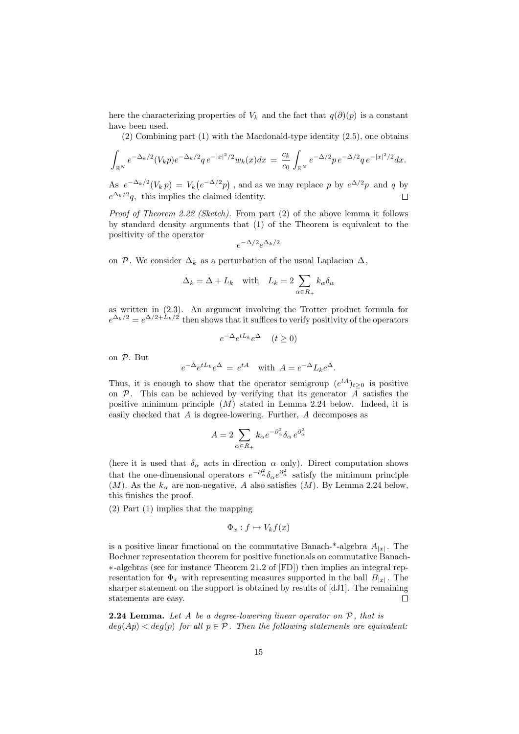here the characterizing properties of $V_k$ and the fact that $q(\partial)(p)$ is a constant have been used.

(2) Combining part (1) with the Macdonald-type identity (2.5), one obtains

$$\int_{\mathbb{R}^N} e^{-\Delta_k/2}(V_k p) e^{-\Delta_k/2} q\, e^{-|x|^2/2} w_k(x) dx \,=\, \frac{c_k}{c_0} \int_{\mathbb{R}^N} e^{-\Delta/2} p\, e^{-\Delta/2} q\, e^{-|x|^2/2} dx.$$

As $e^{-\Delta_k/2}(V_k\, p) \,=\, V_k\big(e^{-\Delta/2}p\big)$ , and as we may replace $p$ by $e^{\Delta/2}p$ and $q$ by $e^{\Delta_k/2}q$, this implies the claimed identity. □

*Proof of Theorem 2.22 (Sketch).* From part (2) of the above lemma it follows by standard density arguments that (1) of the Theorem is equivalent to the positivity of the operator

$$e^{-\Delta/2} e^{\Delta_k/2}$$

on $\mathcal{P}$. We consider $\Delta_k$ as a perturbation of the usual Laplacian $\Delta$,

$$\Delta_k = \Delta + L_k \quad \text{with} \quad L_k = 2\sum_{\alpha\in R_+} k_\alpha \delta_\alpha$$

as written in (2.3). An argument involving the Trotter product formula for $e^{\Delta_k/2} = e^{\Delta/2 + L_k/2}$ then shows that it suffices to verify positivity of the operators

$$e^{-\Delta} e^{tL_k} e^{\Delta} \quad (t \geq 0)$$

on $\mathcal{P}$. But

$$e^{-\Delta} e^{tL_k} e^{\Delta} \,=\, e^{tA} \quad \text{with } A = e^{-\Delta} L_k e^{\Delta}.$$

Thus, it is enough to show that the operator semigroup $(e^{tA})_{t\geq 0}$ is positive on $\mathcal{P}$. This can be achieved by verifying that its generator $A$ satisfies the positive minimum principle $(M)$ stated in Lemma 2.24 below. Indeed, it is easily checked that $A$ is degree-lowering. Further, $A$ decomposes as

$$A = 2\sum_{\alpha\in R_+} k_\alpha e^{-\partial_\alpha^2} \delta_\alpha\, e^{\partial_\alpha^2}$$

(here it is used that $\delta_\alpha$ acts in direction $\alpha$ only). Direct computation shows that the one-dimensional operators $e^{-\partial_\alpha^2}\delta_\alpha e^{\partial_\alpha^2}$ satisfy the minimum principle $(M)$. As the $k_\alpha$ are non-negative, $A$ also satisfies $(M)$. By Lemma 2.24 below, this finishes the proof.

(2) Part (1) implies that the mapping

$$\Phi_x : f \mapsto V_k f(x)$$

is a positive linear functional on the commutative Banach-*-algebra $A_{|x|}$. The Bochner representation theorem for positive functionals on commutative Banach-∗-algebras (see for instance Theorem 21.2 of [FD]) then implies an integral representation for $\Phi_x$ with representing measures supported in the ball $B_{|x|}$. The sharper statement on the support is obtained by results of [dJ1]. The remaining statements are easy. □

**2.24 Lemma.** *Let $A$ be a degree-lowering linear operator on $\mathcal{P}$, that is $deg(Ap) < deg(p)$ for all $p \in \mathcal{P}$. Then the following statements are equivalent:*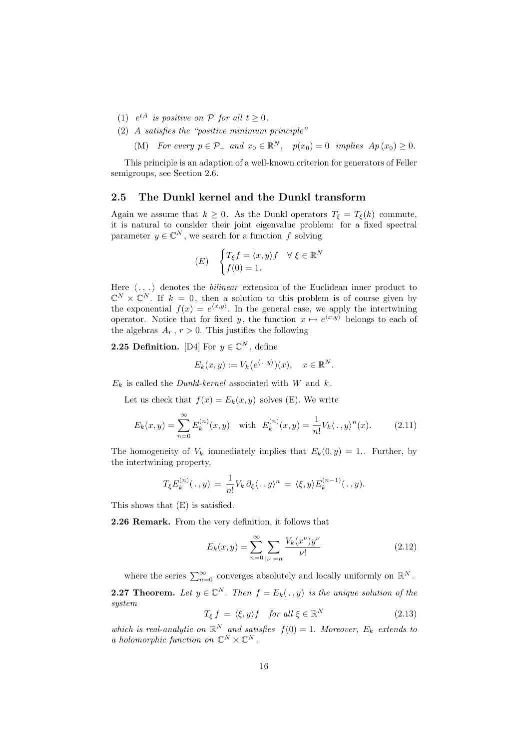(1) *$e^{tA}$ is positive on $\mathcal{P}$ for all $t \geq 0$.*

(2) *$A$ satisfies the "positive minimum principle"*

 (M) *For every $p \in \mathcal{P}_+$ and $x_0 \in \mathbb{R}^N$, $p(x_0) = 0$ implies $Ap\,(x_0) \geq 0$.*

This principle is an adaption of a well-known criterion for generators of Feller semigroups, see Section 2.6.

## 2.5 The Dunkl kernel and the Dunkl transform

Again we assume that $k \geq 0$. As the Dunkl operators $T_\xi = T_\xi(k)$ commute, it is natural to consider their joint eigenvalue problem: for a fixed spectral parameter $y \in \mathbb{C}^N$, we search for a function $f$ solving

$$(E) \quad \begin{cases} T_\xi f = \langle x, y\rangle f & \forall\, \xi \in \mathbb{R}^N \\ f(0) = 1. \end{cases}$$

Here $\langle\,.\,,\,.\,\rangle$ denotes the *bilinear* extension of the Euclidean inner product to $\mathbb{C}^N \times \mathbb{C}^N$. If $k = 0$, then a solution to this problem is of course given by the exponential $f(x) = e^{\langle x,y\rangle}$. In the general case, we apply the intertwining operator. Notice that for fixed $y$, the function $x \mapsto e^{\langle x,y\rangle}$ belongs to each of the algebras $A_r$, $r > 0$. This justifies the following

**2.25 Definition.** [D4] For $y \in \mathbb{C}^N$, define

$$E_k(x,y) := V_k\big(e^{\langle\,.\,,y\rangle}\big)(x), \quad x \in \mathbb{R}^N.$$

$E_k$ is called the *Dunkl-kernel* associated with $W$ and $k$.

Let us check that $f(x) = E_k(x,y)$ solves (E). We write

$$E_k(x,y) = \sum_{n=0}^\infty E_k^{(n)}(x,y) \quad \text{with} \quad E_k^{(n)}(x,y) = \frac{1}{n!} V_k\langle\,.\,,y\rangle^n(x). \tag{2.11}$$

The homogeneity of $V_k$ immediately implies that $E_k(0,y) = 1.$. Further, by the intertwining property,

$$T_\xi E_k^{(n)}(\,.\,,y) \,=\, \frac{1}{n!} V_k\,\partial_\xi \langle\,.\,,y\rangle^n \,=\, \langle \xi, y\rangle E_k^{(n-1)}(\,.\,,y).$$

This shows that (E) is satisfied.

**2.26 Remark.** From the very definition, it follows that

$$E_k(x,y) = \sum_{n=0}^\infty \sum_{|\nu|=n} \frac{V_k(x^\nu) y^\nu}{\nu!} \tag{2.12}$$

where the series $\sum_{n=0}^\infty$ converges absolutely and locally uniformly on $\mathbb{R}^N$.

**2.27 Theorem.** *Let $y \in \mathbb{C}^N$. Then $f = E_k(\,.\,,y)$ is the unique solution of the system*

$$T_\xi\, f \,=\, \langle \xi, y\rangle f \quad \textit{for all } \xi \in \mathbb{R}^N \tag{2.13}$$

*which is real-analytic on $\mathbb{R}^N$ and satisfies $f(0) = 1$. Moreover, $E_k$ extends to a holomorphic function on $\mathbb{C}^N \times \mathbb{C}^N$.*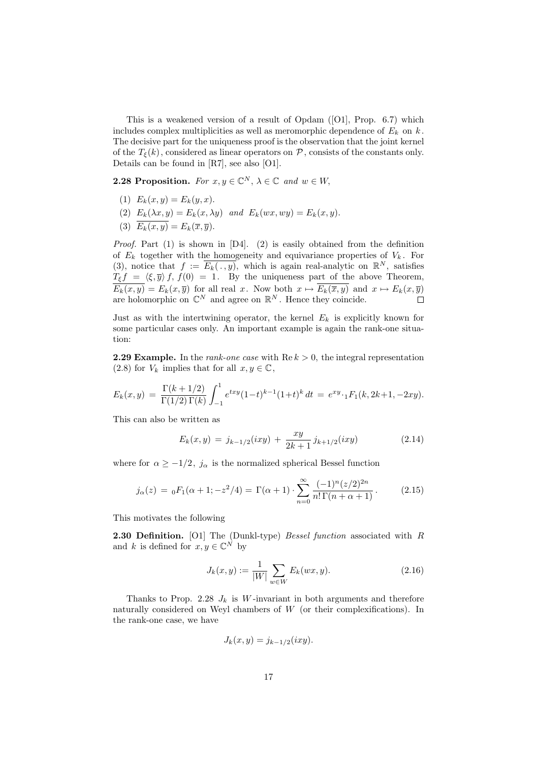This is a weakened version of a result of Opdam ([O1], Prop. 6.7) which includes complex multiplicities as well as meromorphic dependence of $E_k$ on $k$. The decisive part for the uniqueness proof is the observation that the joint kernel of the $T_\xi(k)$, considered as linear operators on $\mathcal{P}$, consists of the constants only. Details can be found in [R7], see also [O1].

**2.28 Proposition.** *For $x, y \in \mathbb{C}^N$, $\lambda \in \mathbb{C}$ and $w \in W$,*

1. $E_k(x,y) = E_k(y,x)$.
2. $E_k(\lambda x, y) = E_k(x, \lambda y)$ *and* $E_k(wx, wy) = E_k(x,y)$.
3. $\overline{E_k(x,y)} = E_k(\overline{x}, \overline{y})$.

*Proof.* Part (1) is shown in [D4]. (2) is easily obtained from the definition of $E_k$ together with the homogeneity and equivariance properties of $V_k$. For (3), notice that $f := \overline{E_k(\,.\,,y)}$, which is again real-analytic on $\mathbb{R}^N$, satisfies $T_\xi f = \langle \xi, \overline{y}\rangle f$, $f(0) = 1$. By the uniqueness part of the above Theorem, $\overline{E_k(x,y)} = E_k(x, \overline{y})$ for all real $x$. Now both $x \mapsto \overline{E_k(\overline{x}, y)}$ and $x \mapsto E_k(x, \overline{y})$ are holomorphic on $\mathbb{C}^N$ and agree on $\mathbb{R}^N$. Hence they coincide. $\square$

Just as with the intertwining operator, the kernel $E_k$ is explicitly known for some particular cases only. An important example is again the rank-one situation:

**2.29 Example.** In the *rank-one case* with $\operatorname{Re} k > 0$, the integral representation (2.8) for $V_k$ implies that for all $x, y \in \mathbb{C}$,

$$E_k(x,y) \,=\, \frac{\Gamma(k+1/2)}{\Gamma(1/2)\,\Gamma(k)} \int_{-1}^{1} e^{txy}(1-t)^{k-1}(1+t)^k\, dt \,=\, e^{xy} \cdot {}_1F_1(k, 2k+1, -2xy).$$

This can also be written as

$$E_k(x,y) \,=\, j_{k-1/2}(ixy) \,+\, \frac{xy}{2k+1}\, j_{k+1/2}(ixy) \tag{2.14}$$

where for $\alpha \geq -1/2$, $j_\alpha$ is the normalized spherical Bessel function

$$j_\alpha(z) \,=\, {}_0F_1(\alpha+1; -z^2/4) \,=\, \Gamma(\alpha+1) \cdot \sum_{n=0}^{\infty} \frac{(-1)^n (z/2)^{2n}}{n!\,\Gamma(n+\alpha+1)}\,. \tag{2.15}$$

This motivates the following

**2.30 Definition.** [O1] The (Dunkl-type) *Bessel function* associated with $R$ and $k$ is defined for $x, y \in \mathbb{C}^N$ by

$$J_k(x,y) := \frac{1}{|W|} \sum_{w \in W} E_k(wx, y). \tag{2.16}$$

Thanks to Prop. 2.28 $J_k$ is $W$-invariant in both arguments and therefore naturally considered on Weyl chambers of $W$ (or their complexifications). In the rank-one case, we have

$$J_k(x,y) = j_{k-1/2}(ixy).$$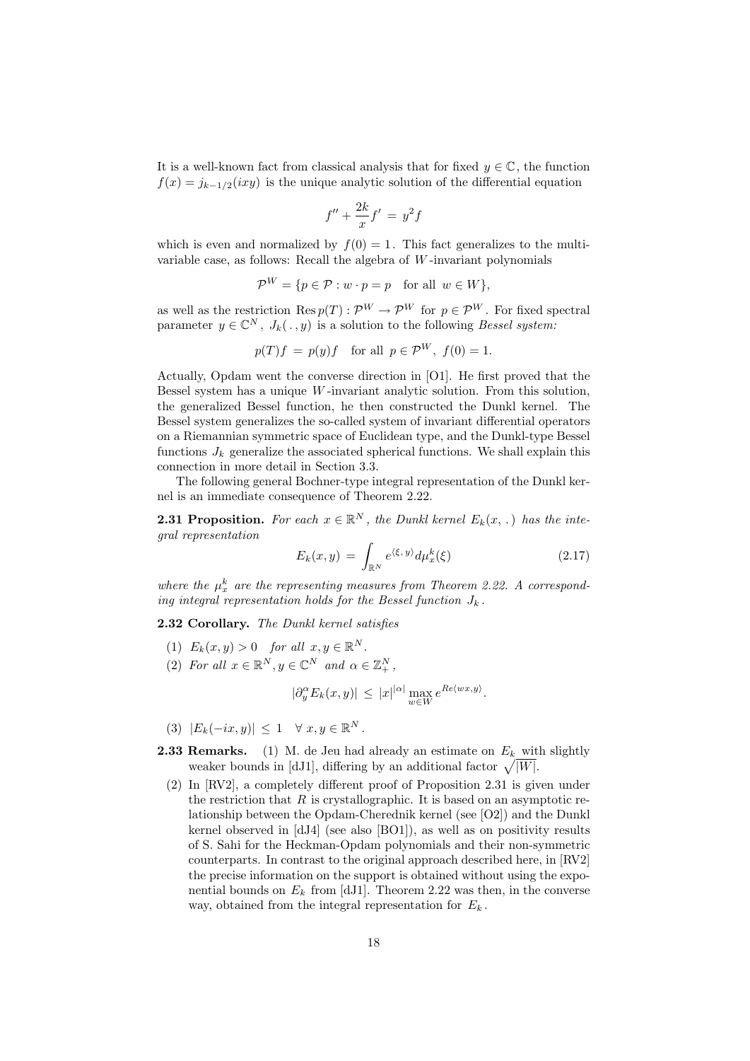It is a well-known fact from classical analysis that for fixed $y \in \mathbb{C}$, the function $f(x) = j_{k-1/2}(ixy)$ is the unique analytic solution of the differential equation

$$f'' + \frac{2k}{x} f' = y^2 f$$

which is even and normalized by $f(0) = 1$. This fact generalizes to the multi-variable case, as follows: Recall the algebra of $W$-invariant polynomials

$$\mathcal{P}^W = \{p \in \mathcal{P} : w \cdot p = p \quad \text{for all } w \in W\},$$

as well as the restriction $\operatorname{Res} p(T) : \mathcal{P}^W \to \mathcal{P}^W$ for $p \in \mathcal{P}^W$. For fixed spectral parameter $y \in \mathbb{C}^N$, $J_k(\,.\,, y)$ is a solution to the following *Bessel system:*

$$p(T)f = p(y)f \quad \text{for all } p \in \mathcal{P}^W, \; f(0) = 1.$$

Actually, Opdam went the converse direction in [O1]. He first proved that the Bessel system has a unique $W$-invariant analytic solution. From this solution, the generalized Bessel function, he then constructed the Dunkl kernel. The Bessel system generalizes the so-called system of invariant differential operators on a Riemannian symmetric space of Euclidean type, and the Dunkl-type Bessel functions $J_k$ generalize the associated spherical functions. We shall explain this connection in more detail in Section 3.3.

The following general Bochner-type integral representation of the Dunkl kernel is an immediate consequence of Theorem 2.22.

**2.31 Proposition.** *For each $x \in \mathbb{R}^N$, the Dunkl kernel $E_k(x, .)$ has the integral representation*

$$E_k(x, y) = \int_{\mathbb{R}^N} e^{\langle \xi, y \rangle} d\mu_x^k(\xi) \tag{2.17}$$

*where the $\mu_x^k$ are the representing measures from Theorem 2.22. A corresponding integral representation holds for the Bessel function $J_k$.*

**2.32 Corollary.** *The Dunkl kernel satisfies*

(1) $E_k(x, y) > 0$ *for all* $x, y \in \mathbb{R}^N$.

(2) *For all* $x \in \mathbb{R}^N, y \in \mathbb{C}^N$ *and* $\alpha \in \mathbb{Z}_+^N$,

$$|\partial_y^\alpha E_k(x, y)| \leq |x|^{|\alpha|} \max_{w \in W} e^{Re\langle wx, y \rangle}.$$

(3) $|E_k(-ix, y)| \leq 1 \quad \forall\, x, y \in \mathbb{R}^N$.

**2.33 Remarks.** (1) M. de Jeu had already an estimate on $E_k$ with slightly weaker bounds in [dJ1], differing by an additional factor $\sqrt{|W|}$.

(2) In [RV2], a completely different proof of Proposition 2.31 is given under the restriction that $R$ is crystallographic. It is based on an asymptotic relationship between the Opdam-Cherednik kernel (see [O2]) and the Dunkl kernel observed in [dJ4] (see also [BO1]), as well as on positivity results of S. Sahi for the Heckman-Opdam polynomials and their non-symmetric counterparts. In contrast to the original approach described here, in [RV2] the precise information on the support is obtained without using the exponential bounds on $E_k$ from [dJ1]. Theorem 2.22 was then, in the converse way, obtained from the integral representation for $E_k$.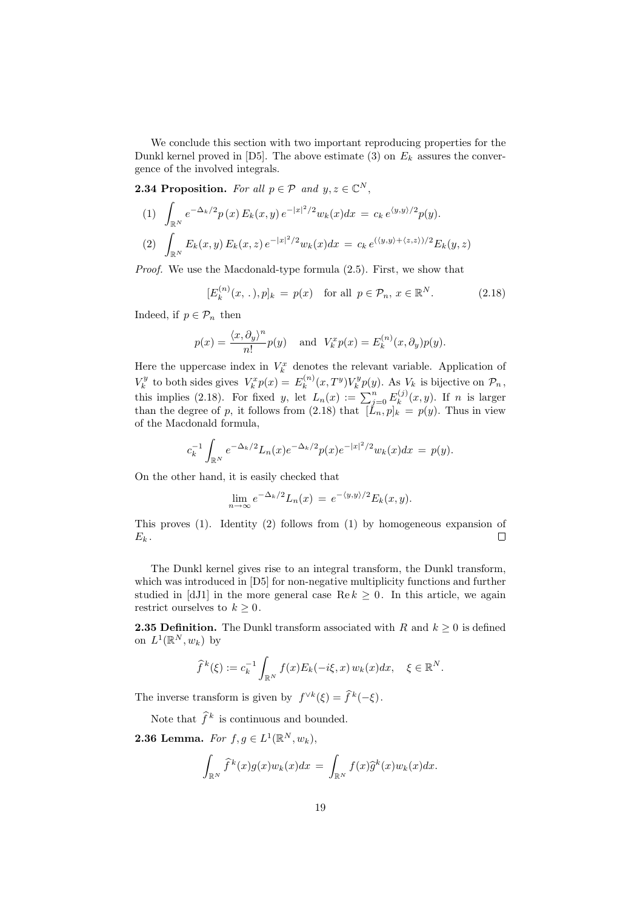We conclude this section with two important reproducing properties for the Dunkl kernel proved in [D5]. The above estimate (3) on $E_k$ assures the convergence of the involved integrals.

**2.34 Proposition.** *For all $p \in \mathcal{P}$ and $y, z \in \mathbb{C}^N$,*

$$(1)\quad \int_{\mathbb{R}^N} e^{-\Delta_k/2} p\,(x)\, E_k(x,y)\, e^{-|x|^2/2} w_k(x)dx \,=\, c_k\, e^{\langle y,y\rangle/2} p(y).$$

$$(2)\quad \int_{\mathbb{R}^N} E_k(x,y)\, E_k(x,z)\, e^{-|x|^2/2} w_k(x)dx \,=\, c_k\, e^{(\langle y,y\rangle + \langle z,z\rangle)/2} E_k(y,z)$$

*Proof.* We use the Macdonald-type formula (2.5). First, we show that

$$[E_k^{(n)}(x, \,.\,), p]_k \,=\, p(x) \quad \text{for all } p \in \mathcal{P}_n,\ x \in \mathbb{R}^N. \tag{2.18}$$

Indeed, if $p \in \mathcal{P}_n$ then

$$p(x) = \frac{\langle x, \partial_y\rangle^n}{n!} p(y) \quad \text{and} \quad V_k^x p(x) = E_k^{(n)}(x, \partial_y) p(y).$$

Here the uppercase index in $V_k^x$ denotes the relevant variable. Application of $V_k^y$ to both sides gives $V_k^x p(x) = E_k^{(n)}(x, T^y) V_k^y p(y)$. As $V_k$ is bijective on $\mathcal{P}_n$, this implies (2.18). For fixed $y$, let $L_n(x) := \sum_{j=0}^n E_k^{(j)}(x,y)$. If $n$ is larger than the degree of $p$, it follows from (2.18) that $[L_n, p]_k = p(y)$. Thus in view of the Macdonald formula,

$$c_k^{-1} \int_{\mathbb{R}^N} e^{-\Delta_k/2} L_n(x) e^{-\Delta_k/2} p(x) e^{-|x|^2/2} w_k(x) dx \,=\, p(y).$$

On the other hand, it is easily checked that

$$\lim_{n\to\infty} e^{-\Delta_k/2} L_n(x) \,=\, e^{-\langle y,y\rangle/2} E_k(x,y).$$

This proves (1). Identity (2) follows from (1) by homogeneous expansion of $E_k$. $\square$

The Dunkl kernel gives rise to an integral transform, the Dunkl transform, which was introduced in [D5] for non-negative multiplicity functions and further studied in [dJ1] in the more general case $\operatorname{Re} k \geq 0$. In this article, we again restrict ourselves to $k \geq 0$.

**2.35 Definition.** The Dunkl transform associated with $R$ and $k \geq 0$ is defined on $L^1(\mathbb{R}^N, w_k)$ by

$$\widehat{f}^{\,k}(\xi) := c_k^{-1} \int_{\mathbb{R}^N} f(x) E_k(-i\xi, x)\, w_k(x) dx, \quad \xi \in \mathbb{R}^N.$$

The inverse transform is given by $f^{\vee k}(\xi) = \widehat{f}^{\,k}(-\xi)$.

Note that $\widehat{f}^{\,k}$ is continuous and bounded.

**2.36 Lemma.** *For $f, g \in L^1(\mathbb{R}^N, w_k)$,*

$$\int_{\mathbb{R}^N} \widehat{f}^{\,k}(x) g(x) w_k(x) dx \,=\, \int_{\mathbb{R}^N} f(x) \widehat{g}^k(x) w_k(x) dx.$$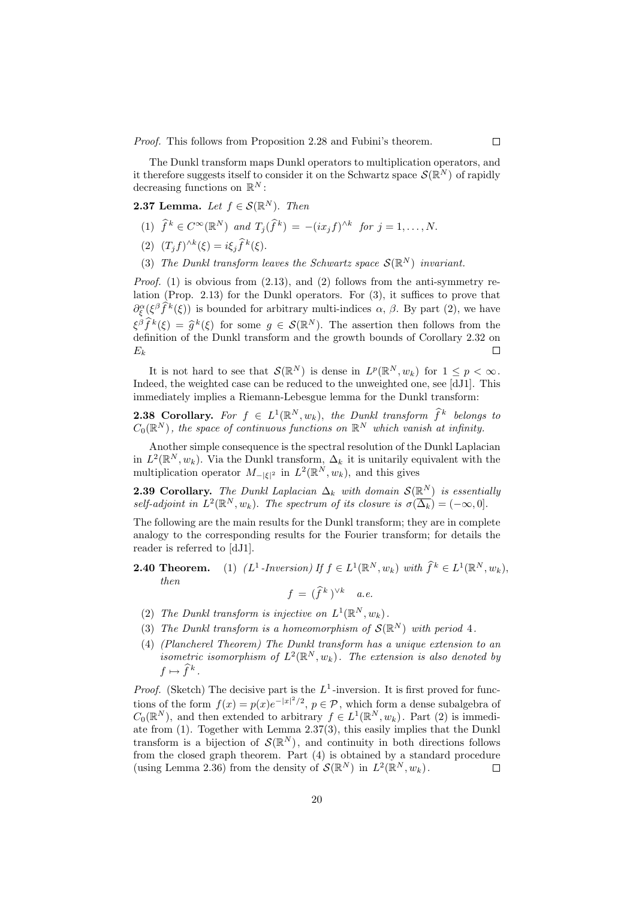*Proof.* This follows from Proposition 2.28 and Fubini's theorem. □

The Dunkl transform maps Dunkl operators to multiplication operators, and it therefore suggests itself to consider it on the Schwartz space $\mathcal{S}(\mathbb{R}^N)$ of rapidly decreasing functions on $\mathbb{R}^N$:

**2.37 Lemma.** *Let $f \in \mathcal{S}(\mathbb{R}^N)$. Then*

1. $\widehat{f}^{\,k} \in C^\infty(\mathbb{R}^N)$ *and* $T_j(\widehat{f}^{\,k}) = -(ix_jf)^{\wedge k}$ *for* $j = 1, \ldots, N$.
2. $(T_jf)^{\wedge k}(\xi) = i\xi_j \widehat{f}^{\,k}(\xi)$.
3. *The Dunkl transform leaves the Schwartz space $\mathcal{S}(\mathbb{R}^N)$ invariant.*

*Proof.* (1) is obvious from (2.13), and (2) follows from the anti-symmetry relation (Prop. 2.13) for the Dunkl operators. For (3), it suffices to prove that $\partial_\xi^\alpha(\xi^\beta \widehat{f}^{\,k}(\xi))$ is bounded for arbitrary multi-indices $\alpha$, $\beta$. By part (2), we have $\xi^\beta \widehat{f}^{\,k}(\xi) = \widehat{g}^{\,k}(\xi)$ for some $g \in \mathcal{S}(\mathbb{R}^N)$. The assertion then follows from the definition of the Dunkl transform and the growth bounds of Corollary 2.32 on $E_k$ □

It is not hard to see that $\mathcal{S}(\mathbb{R}^N)$ is dense in $L^p(\mathbb{R}^N, w_k)$ for $1 \leq p < \infty$. Indeed, the weighted case can be reduced to the unweighted one, see [dJ1]. This immediately implies a Riemann-Lebesgue lemma for the Dunkl transform:

**2.38 Corollary.** *For $f \in L^1(\mathbb{R}^N, w_k)$, the Dunkl transform $\widehat{f}^{\,k}$ belongs to $C_0(\mathbb{R}^N)$, the space of continuous functions on $\mathbb{R}^N$ which vanish at infinity.*

Another simple consequence is the spectral resolution of the Dunkl Laplacian in $L^2(\mathbb{R}^N, w_k)$. Via the Dunkl transform, $\Delta_k$ it is unitarily equivalent with the multiplication operator $M_{-|\xi|^2}$ in $L^2(\mathbb{R}^N, w_k)$, and this gives

**2.39 Corollary.** *The Dunkl Laplacian $\Delta_k$ with domain $\mathcal{S}(\mathbb{R}^N)$ is essentially self-adjoint in $L^2(\mathbb{R}^N, w_k)$. The spectrum of its closure is $\sigma(\overline{\Delta_k}) = (-\infty, 0]$.*

The following are the main results for the Dunkl transform; they are in complete analogy to the corresponding results for the Fourier transform; for details the reader is referred to [dJ1].

**2.40 Theorem.**

1. *($L^1$-Inversion) If $f \in L^1(\mathbb{R}^N, w_k)$ with $\widehat{f}^{\,k} \in L^1(\mathbb{R}^N, w_k)$, then*
$$f = (\widehat{f}^{\,k})^{\vee k} \quad a.e.$$
2. *The Dunkl transform is injective on $L^1(\mathbb{R}^N, w_k)$.*
3. *The Dunkl transform is a homeomorphism of $\mathcal{S}(\mathbb{R}^N)$ with period 4.*
4. *(Plancherel Theorem) The Dunkl transform has a unique extension to an isometric isomorphism of $L^2(\mathbb{R}^N, w_k)$. The extension is also denoted by $f \mapsto \widehat{f}^{\,k}$.*

*Proof.* (Sketch) The decisive part is the $L^1$-inversion. It is first proved for functions of the form $f(x) = p(x)e^{-|x|^2/2}$, $p \in \mathcal{P}$, which form a dense subalgebra of $C_0(\mathbb{R}^N)$, and then extended to arbitrary $f \in L^1(\mathbb{R}^N, w_k)$. Part (2) is immediate from (1). Together with Lemma 2.37(3), this easily implies that the Dunkl transform is a bijection of $\mathcal{S}(\mathbb{R}^N)$, and continuity in both directions follows from the closed graph theorem. Part (4) is obtained by a standard procedure (using Lemma 2.36) from the density of $\mathcal{S}(\mathbb{R}^N)$ in $L^2(\mathbb{R}^N, w_k)$. □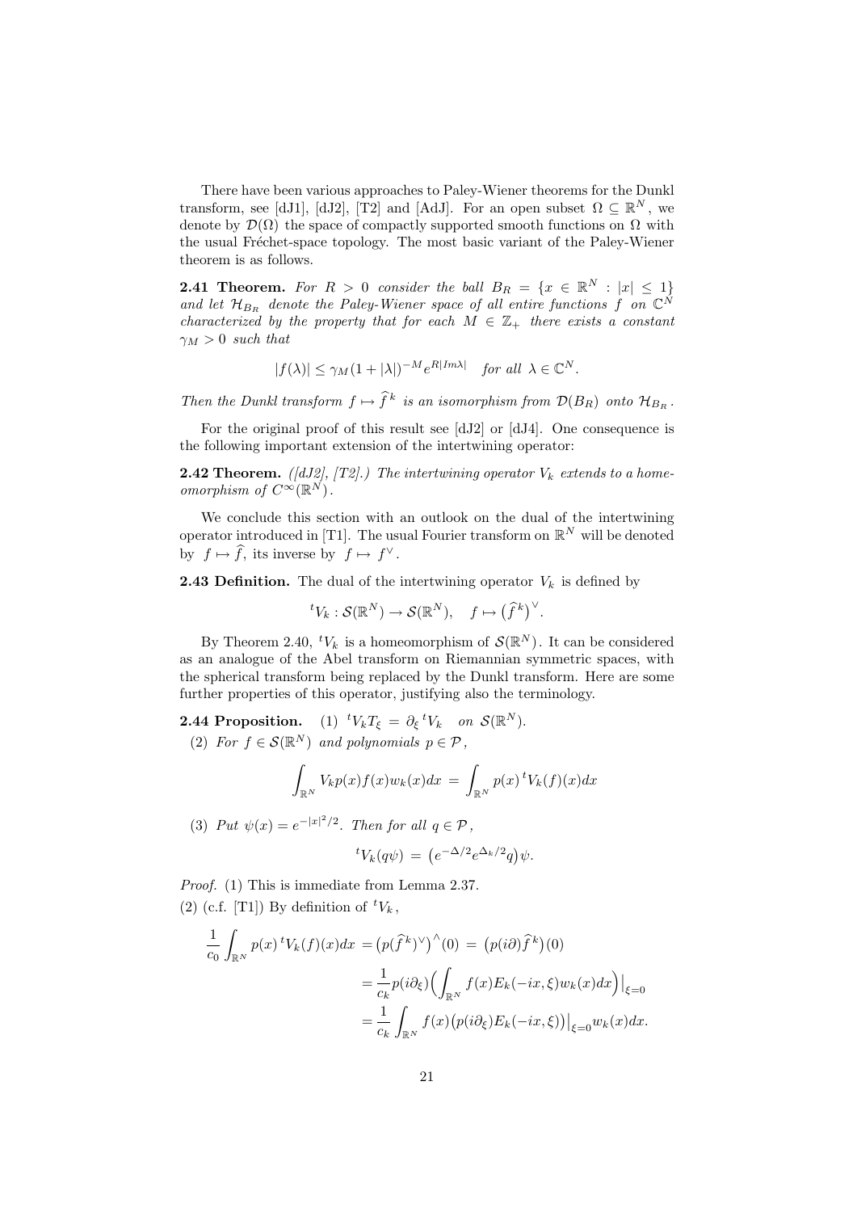There have been various approaches to Paley-Wiener theorems for the Dunkl transform, see [dJ1], [dJ2], [T2] and [AdJ]. For an open subset $\Omega \subseteq \mathbb{R}^N$, we denote by $\mathcal{D}(\Omega)$ the space of compactly supported smooth functions on $\Omega$ with the usual Fréchet-space topology. The most basic variant of the Paley-Wiener theorem is as follows.

**2.41 Theorem.** *For $R > 0$ consider the ball $B_R = \{x \in \mathbb{R}^N : |x| \leq 1\}$ and let $\mathcal{H}_{B_R}$ denote the Paley-Wiener space of all entire functions $f$ on $\mathbb{C}^N$ characterized by the property that for each $M \in \mathbb{Z}_+$ there exists a constant $\gamma_M > 0$ such that*

$$|f(\lambda)| \leq \gamma_M (1 + |\lambda|)^{-M} e^{R|Im\lambda|} \quad \text{for all } \lambda \in \mathbb{C}^N.$$

*Then the Dunkl transform $f \mapsto \widehat{f}^{\,k}$ is an isomorphism from $\mathcal{D}(B_R)$ onto $\mathcal{H}_{B_R}$.*

For the original proof of this result see [dJ2] or [dJ4]. One consequence is the following important extension of the intertwining operator:

**2.42 Theorem.** *([dJ2], [T2].) The intertwining operator $V_k$ extends to a homeomorphism of $C^\infty(\mathbb{R}^N)$.*

We conclude this section with an outlook on the dual of the intertwining operator introduced in [T1]. The usual Fourier transform on $\mathbb{R}^N$ will be denoted by $f \mapsto \widehat{f}$, its inverse by $f \mapsto f^\vee$.

**2.43 Definition.** The dual of the intertwining operator $V_k$ is defined by

$${}^tV_k : \mathcal{S}(\mathbb{R}^N) \to \mathcal{S}(\mathbb{R}^N), \quad f \mapsto \big(\widehat{f}^{\,k}\big)^\vee.$$

By Theorem 2.40, ${}^tV_k$ is a homeomorphism of $\mathcal{S}(\mathbb{R}^N)$. It can be considered as an analogue of the Abel transform on Riemannian symmetric spaces, with the spherical transform being replaced by the Dunkl transform. Here are some further properties of this operator, justifying also the terminology.

**2.44 Proposition.** (1) ${}^tV_k T_\xi = \partial_\xi \, {}^tV_k$ *on* $\mathcal{S}(\mathbb{R}^N)$.

(2) *For $f \in \mathcal{S}(\mathbb{R}^N)$ and polynomials $p \in \mathcal{P}$,*

$$\int_{\mathbb{R}^N} V_k p(x) f(x) w_k(x) dx \,=\, \int_{\mathbb{R}^N} p(x)\, {}^tV_k(f)(x) dx$$

(3) *Put $\psi(x) = e^{-|x|^2/2}$. Then for all $q \in \mathcal{P}$,*

$${}^tV_k(q\psi) \,=\, \big(e^{-\Delta/2} e^{\Delta_k/2} q\big)\psi.$$

*Proof.* (1) This is immediate from Lemma 2.37.

(2) (c.f. [T1]) By definition of ${}^tV_k$,

$$\begin{aligned}
\frac{1}{c_0}\int_{\mathbb{R}^N} p(x)\, {}^tV_k(f)(x) dx &= \big(p(\widehat{f}^{\,k})^\vee\big)^\wedge(0) \,=\, \big(p(i\partial)\widehat{f}^{\,k}\big)(0) \\
&= \frac{1}{c_k} p(i\partial_\xi)\Big(\int_{\mathbb{R}^N} f(x) E_k(-ix,\xi) w_k(x) dx\Big)\Big|_{\xi=0} \\
&= \frac{1}{c_k}\int_{\mathbb{R}^N} f(x)\big(p(i\partial_\xi) E_k(-ix,\xi)\big)\big|_{\xi=0} w_k(x) dx.
\end{aligned}$$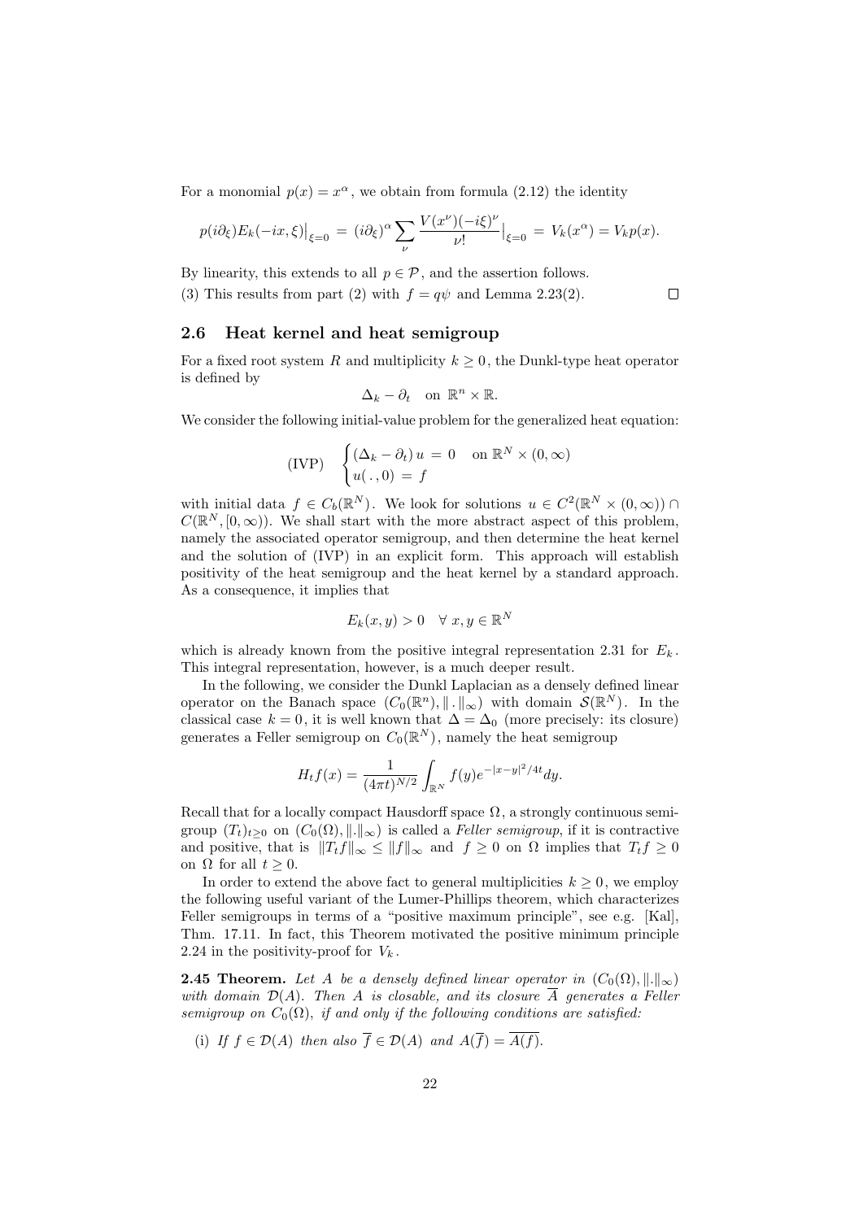For a monomial $p(x) = x^\alpha$, we obtain from formula (2.12) the identity

$$p(i\partial_\xi)E_k(-ix,\xi)\big|_{\xi=0} = (i\partial_\xi)^\alpha \sum_\nu \frac{V(x^\nu)(-i\xi)^\nu}{\nu!}\big|_{\xi=0} = V_k(x^\alpha) = V_k p(x).$$

By linearity, this extends to all $p \in \mathcal{P}$, and the assertion follows.

(3) This results from part (2) with $f = q\psi$ and Lemma 2.23(2). $\square$

## 2.6 Heat kernel and heat semigroup

For a fixed root system $R$ and multiplicity $k \geq 0$, the Dunkl-type heat operator is defined by

$$\Delta_k - \partial_t \quad \text{on } \mathbb{R}^n \times \mathbb{R}.$$

We consider the following initial-value problem for the generalized heat equation:

$$\text{(IVP)} \quad \begin{cases} (\Delta_k - \partial_t)\, u = 0 & \text{on } \mathbb{R}^N \times (0,\infty) \\ u(\,.\,,0) = f \end{cases}$$

with initial data $f \in C_b(\mathbb{R}^N)$. We look for solutions $u \in C^2(\mathbb{R}^N \times (0,\infty)) \cap C(\mathbb{R}^N, [0,\infty))$. We shall start with the more abstract aspect of this problem, namely the associated operator semigroup, and then determine the heat kernel and the solution of (IVP) in an explicit form. This approach will establish positivity of the heat semigroup and the heat kernel by a standard approach. As a consequence, it implies that

$$E_k(x,y) > 0 \quad \forall\, x, y \in \mathbb{R}^N$$

which is already known from the positive integral representation 2.31 for $E_k$. This integral representation, however, is a much deeper result.

In the following, we consider the Dunkl Laplacian as a densely defined linear operator on the Banach space $(C_0(\mathbb{R}^n), \|\,.\,\|_\infty)$ with domain $\mathcal{S}(\mathbb{R}^N)$. In the classical case $k = 0$, it is well known that $\Delta = \Delta_0$ (more precisely: its closure) generates a Feller semigroup on $C_0(\mathbb{R}^N)$, namely the heat semigroup

$$H_t f(x) = \frac{1}{(4\pi t)^{N/2}} \int_{\mathbb{R}^N} f(y) e^{-|x-y|^2/4t} dy.$$

Recall that for a locally compact Hausdorff space $\Omega$, a strongly continuous semigroup $(T_t)_{t\geq 0}$ on $(C_0(\Omega), \|.\|_\infty)$ is called a *Feller semigroup*, if it is contractive and positive, that is $\|T_t f\|_\infty \leq \|f\|_\infty$ and $f \geq 0$ on $\Omega$ implies that $T_t f \geq 0$ on $\Omega$ for all $t \geq 0$.

In order to extend the above fact to general multiplicities $k \geq 0$, we employ the following useful variant of the Lumer-Phillips theorem, which characterizes Feller semigroups in terms of a "positive maximum principle", see e.g. [Kal], Thm. 17.11. In fact, this Theorem motivated the positive minimum principle 2.24 in the positivity-proof for $V_k$.

**2.45 Theorem.** *Let $A$ be a densely defined linear operator in $(C_0(\Omega), \|.\|_\infty)$ with domain $\mathcal{D}(A)$. Then $A$ is closable, and its closure $\overline{A}$ generates a Feller semigroup on $C_0(\Omega)$, if and only if the following conditions are satisfied:*

(i) *If $f \in \mathcal{D}(A)$ then also $\overline{f} \in \mathcal{D}(A)$ and $A(\overline{f}) = \overline{A(f)}$.*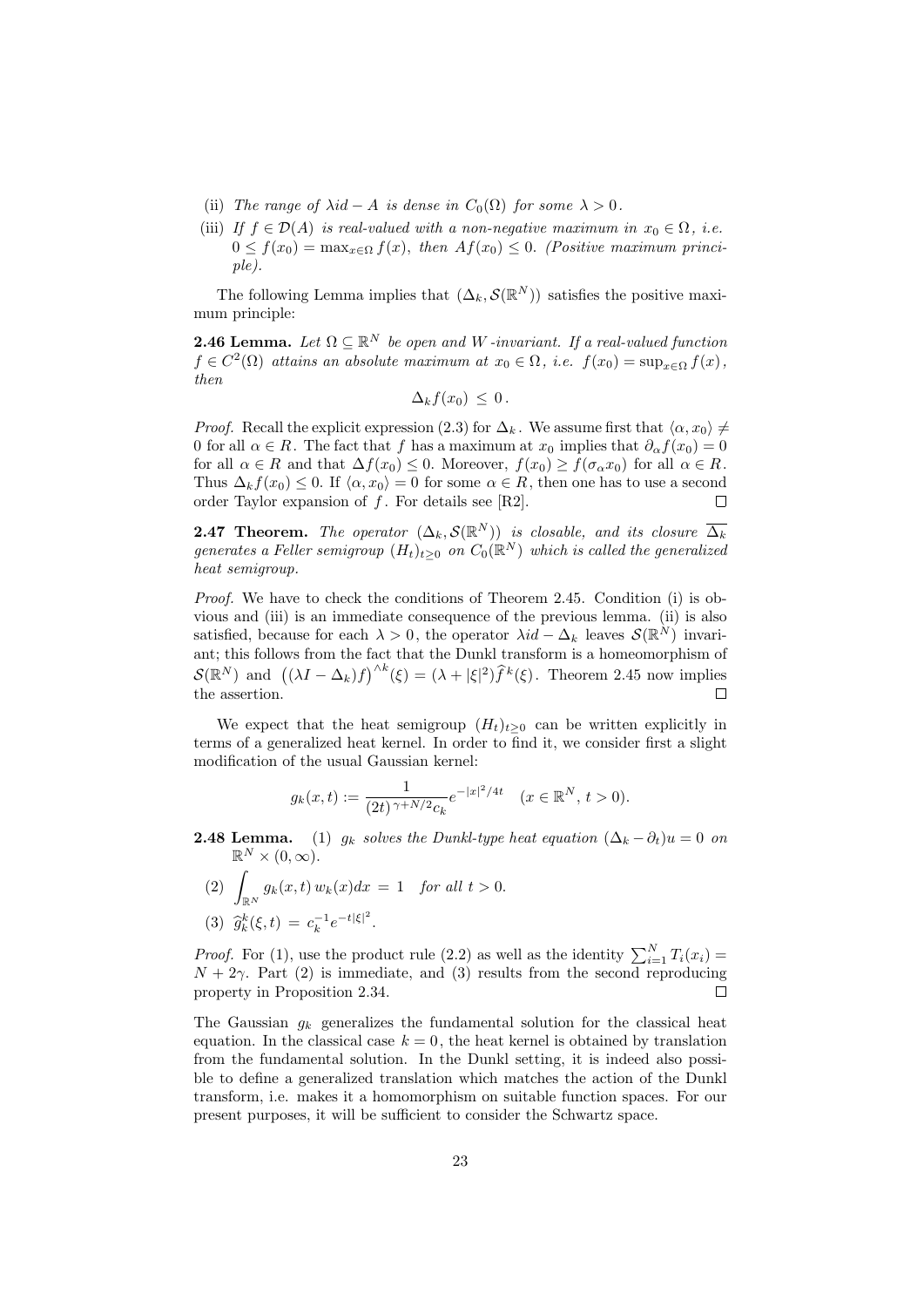(ii) *The range of $\lambda id - A$ is dense in $C_0(\Omega)$ for some $\lambda > 0$.*

(iii) *If $f \in \mathcal{D}(A)$ is real-valued with a non-negative maximum in $x_0 \in \Omega$, i.e. $0 \leq f(x_0) = \max_{x\in\Omega} f(x)$, then $Af(x_0) \leq 0$. (Positive maximum principle).*

The following Lemma implies that $(\Delta_k, \mathcal{S}(\mathbb{R}^N))$ satisfies the positive maximum principle:

**2.46 Lemma.** *Let $\Omega \subseteq \mathbb{R}^N$ be open and $W$-invariant. If a real-valued function $f \in C^2(\Omega)$ attains an absolute maximum at $x_0 \in \Omega$, i.e. $f(x_0) = \sup_{x\in\Omega} f(x)$, then*

$$\Delta_k f(x_0) \leq 0.$$

*Proof.* Recall the explicit expression (2.3) for $\Delta_k$. We assume first that $\langle \alpha, x_0\rangle \neq 0$ for all $\alpha \in R$. The fact that $f$ has a maximum at $x_0$ implies that $\partial_\alpha f(x_0) = 0$ for all $\alpha \in R$ and that $\Delta f(x_0) \leq 0$. Moreover, $f(x_0) \geq f(\sigma_\alpha x_0)$ for all $\alpha \in R$. Thus $\Delta_k f(x_0) \leq 0$. If $\langle \alpha, x_0\rangle = 0$ for some $\alpha \in R$, then one has to use a second order Taylor expansion of $f$. For details see [R2]. □

**2.47 Theorem.** *The operator $(\Delta_k, \mathcal{S}(\mathbb{R}^N))$ is closable, and its closure $\overline{\Delta_k}$ generates a Feller semigroup $(H_t)_{t\geq 0}$ on $C_0(\mathbb{R}^N)$ which is called the generalized heat semigroup.*

*Proof.* We have to check the conditions of Theorem 2.45. Condition (i) is obvious and (iii) is an immediate consequence of the previous lemma. (ii) is also satisfied, because for each $\lambda > 0$, the operator $\lambda id - \Delta_k$ leaves $\mathcal{S}(\mathbb{R}^N)$ invariant; this follows from the fact that the Dunkl transform is a homeomorphism of $\mathcal{S}(\mathbb{R}^N)$ and $\big((\lambda I - \Delta_k)f\big)^{\wedge k}(\xi) = (\lambda + |\xi|^2)\widehat{f}^k(\xi)$. Theorem 2.45 now implies the assertion. □

We expect that the heat semigroup $(H_t)_{t\geq 0}$ can be written explicitly in terms of a generalized heat kernel. In order to find it, we consider first a slight modification of the usual Gaussian kernel:

$$g_k(x,t) := \frac{1}{(2t)^{\gamma+N/2}c_k} e^{-|x|^2/4t} \quad (x \in \mathbb{R}^N,\, t > 0).$$

**2.48 Lemma.** (1) *$g_k$ solves the Dunkl-type heat equation $(\Delta_k - \partial_t)u = 0$ on $\mathbb{R}^N \times (0,\infty)$.*

(2) $\displaystyle\int_{\mathbb{R}^N} g_k(x,t)\, w_k(x)dx = 1$ *for all $t > 0$.*

(3) $\widehat{g}_k^k(\xi,t) = c_k^{-1} e^{-t|\xi|^2}$.

*Proof.* For (1), use the product rule (2.2) as well as the identity $\sum_{i=1}^N T_i(x_i) = N + 2\gamma$. Part (2) is immediate, and (3) results from the second reproducing property in Proposition 2.34. □

The Gaussian $g_k$ generalizes the fundamental solution for the classical heat equation. In the classical case $k = 0$, the heat kernel is obtained by translation from the fundamental solution. In the Dunkl setting, it is indeed also possible to define a generalized translation which matches the action of the Dunkl transform, i.e. makes it a homomorphism on suitable function spaces. For our present purposes, it will be sufficient to consider the Schwartz space.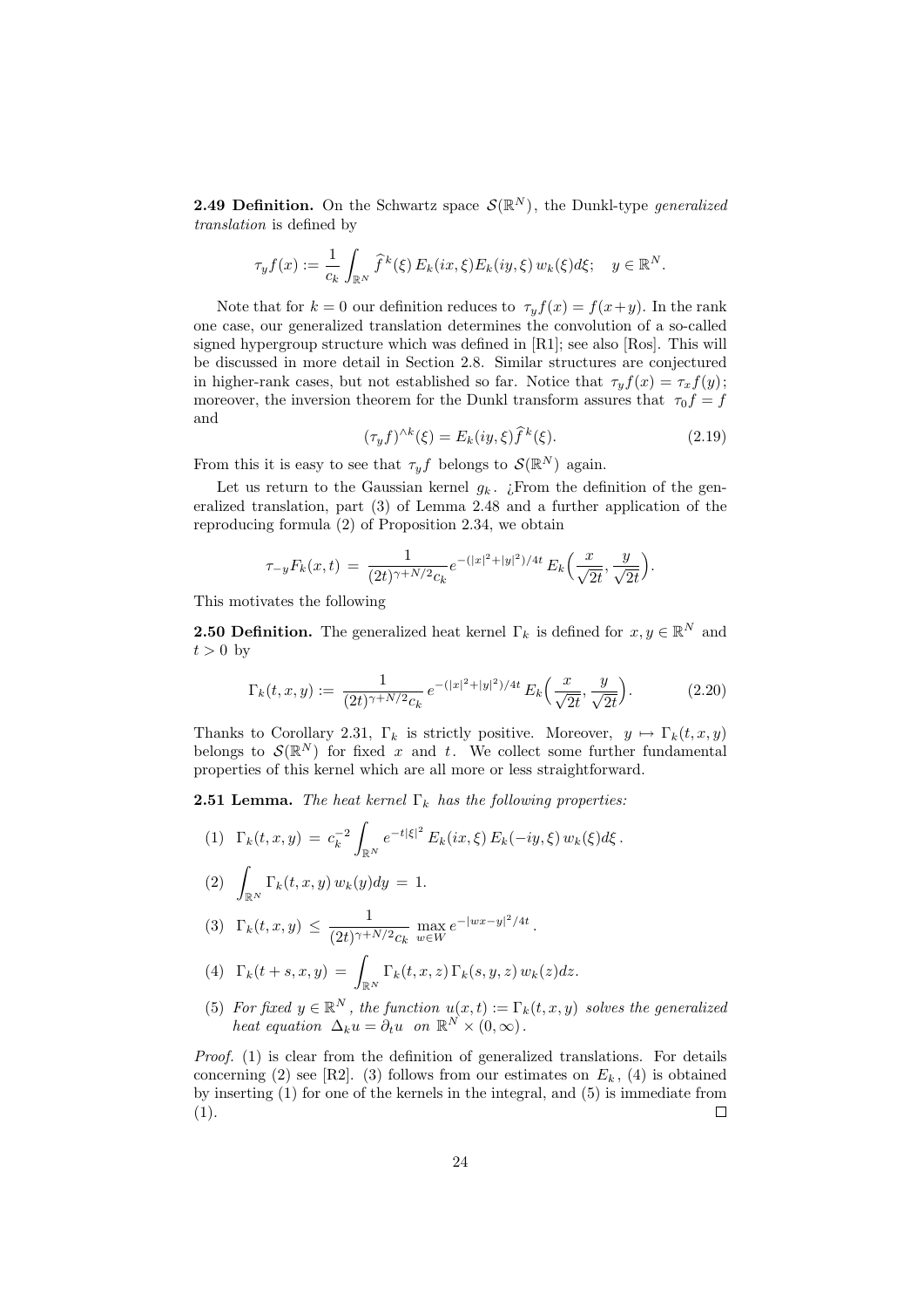**2.49 Definition.** On the Schwartz space $\mathcal{S}(\mathbb{R}^N)$, the Dunkl-type *generalized translation* is defined by

$$\tau_y f(x) := \frac{1}{c_k}\int_{\mathbb{R}^N} \widehat{f}^{\,k}(\xi)\, E_k(ix,\xi)E_k(iy,\xi)\, w_k(\xi)d\xi; \quad y \in \mathbb{R}^N.$$

Note that for $k = 0$ our definition reduces to $\tau_y f(x) = f(x+y)$. In the rank one case, our generalized translation determines the convolution of a so-called signed hypergroup structure which was defined in [R1]; see also [Ros]. This will be discussed in more detail in Section 2.8. Similar structures are conjectured in higher-rank cases, but not established so far. Notice that $\tau_y f(x) = \tau_x f(y)$; moreover, the inversion theorem for the Dunkl transform assures that $\tau_0 f = f$ and

$$(\tau_y f)^{\wedge k}(\xi) = E_k(iy,\xi)\widehat{f}^{\,k}(\xi). \tag{2.19}$$

From this it is easy to see that $\tau_y f$ belongs to $\mathcal{S}(\mathbb{R}^N)$ again.

Let us return to the Gaussian kernel $g_k$. ¿From the definition of the generalized translation, part (3) of Lemma 2.48 and a further application of the reproducing formula (2) of Proposition 2.34, we obtain

$$\tau_{-y}F_k(x,t) \,=\, \frac{1}{(2t)^{\gamma+N/2}c_k}\, e^{-(|x|^2+|y|^2)/4t}\, E_k\Big(\frac{x}{\sqrt{2t}}, \frac{y}{\sqrt{2t}}\Big).$$

This motivates the following

**2.50 Definition.** The generalized heat kernel $\Gamma_k$ is defined for $x, y \in \mathbb{R}^N$ and $t > 0$ by

$$\Gamma_k(t,x,y) := \,\frac{1}{(2t)^{\gamma+N/2}c_k}\, e^{-(|x|^2+|y|^2)/4t}\, E_k\Big(\frac{x}{\sqrt{2t}}, \frac{y}{\sqrt{2t}}\Big). \tag{2.20}$$

Thanks to Corollary 2.31, $\Gamma_k$ is strictly positive. Moreover, $y \mapsto \Gamma_k(t,x,y)$ belongs to $\mathcal{S}(\mathbb{R}^N)$ for fixed $x$ and $t$. We collect some further fundamental properties of this kernel which are all more or less straightforward.

**2.51 Lemma.** *The heat kernel $\Gamma_k$ has the following properties:*

(1) $\Gamma_k(t,x,y) \,=\, c_k^{-2}\displaystyle\int_{\mathbb{R}^N} e^{-t|\xi|^2}\, E_k(ix,\xi)\, E_k(-iy,\xi)\, w_k(\xi)d\xi\,.$

(2) $\displaystyle\int_{\mathbb{R}^N} \Gamma_k(t,x,y)\, w_k(y)dy \,=\, 1.$

(3) $\Gamma_k(t,x,y) \,\leq\, \dfrac{1}{(2t)^{\gamma+N/2}c_k}\, \max\limits_{w\in W} e^{-|wx-y|^2/4t}\,.$

(4) $\Gamma_k(t+s,x,y) \,=\, \displaystyle\int_{\mathbb{R}^N} \Gamma_k(t,x,z)\, \Gamma_k(s,y,z)\, w_k(z)dz.$

(5) *For fixed $y \in \mathbb{R}^N$, the function $u(x,t) := \Gamma_k(t,x,y)$ solves the generalized heat equation $\Delta_k u = \partial_t u$ on $\mathbb{R}^N \times (0,\infty)$.*

*Proof.* (1) is clear from the definition of generalized translations. For details concerning (2) see [R2]. (3) follows from our estimates on $E_k$, (4) is obtained by inserting (1) for one of the kernels in the integral, and (5) is immediate from (1). $\square$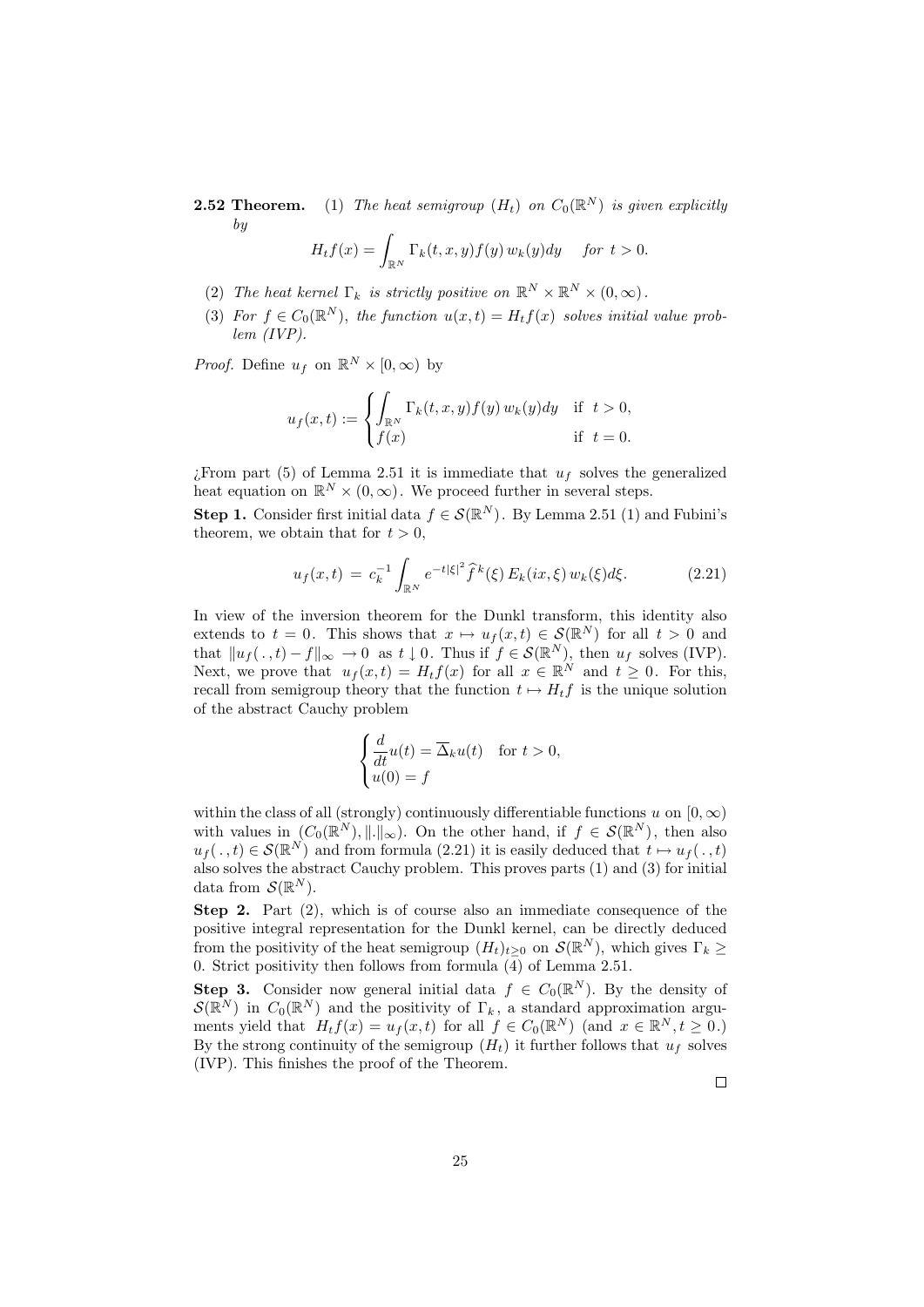**2.52 Theorem.** (1) *The heat semigroup $(H_t)$ on $C_0(\mathbb{R}^N)$ is given explicitly by*

$$H_t f(x) = \int_{\mathbb{R}^N} \Gamma_k(t,x,y) f(y)\, w_k(y) dy \quad \text{for } t > 0.$$

(2) *The heat kernel $\Gamma_k$ is strictly positive on $\mathbb{R}^N \times \mathbb{R}^N \times (0,\infty)$.*

(3) *For $f \in C_0(\mathbb{R}^N)$, the function $u(x,t) = H_t f(x)$ solves initial value problem (IVP).*

*Proof.* Define $u_f$ on $\mathbb{R}^N \times [0,\infty)$ by

$$u_f(x,t) := \begin{cases} \displaystyle\int_{\mathbb{R}^N} \Gamma_k(t,x,y) f(y)\, w_k(y) dy & \text{if } t > 0, \\ f(x) & \text{if } t = 0. \end{cases}$$

¿From part (5) of Lemma 2.51 it is immediate that $u_f$ solves the generalized heat equation on $\mathbb{R}^N \times (0,\infty)$. We proceed further in several steps.

**Step 1.** Consider first initial data $f \in \mathcal{S}(\mathbb{R}^N)$. By Lemma 2.51 (1) and Fubini's theorem, we obtain that for $t > 0$,

$$u_f(x,t) = c_k^{-1} \int_{\mathbb{R}^N} e^{-t|\xi|^2} \widehat{f}^k(\xi)\, E_k(ix,\xi)\, w_k(\xi) d\xi. \tag{2.21}$$

In view of the inversion theorem for the Dunkl transform, this identity also extends to $t = 0$. This shows that $x \mapsto u_f(x,t) \in \mathcal{S}(\mathbb{R}^N)$ for all $t > 0$ and that $\|u_f(\,.\,,t) - f\|_\infty \to 0$ as $t \downarrow 0$. Thus if $f \in \mathcal{S}(\mathbb{R}^N)$, then $u_f$ solves (IVP). Next, we prove that $u_f(x,t) = H_t f(x)$ for all $x \in \mathbb{R}^N$ and $t \geq 0$. For this, recall from semigroup theory that the function $t \mapsto H_t f$ is the unique solution of the abstract Cauchy problem

$$\begin{cases} \dfrac{d}{dt} u(t) = \overline{\Delta}_k u(t) & \text{for } t > 0, \\ u(0) = f \end{cases}$$

within the class of all (strongly) continuously differentiable functions $u$ on $[0,\infty)$ with values in $(C_0(\mathbb{R}^N), \|.\|_\infty)$. On the other hand, if $f \in \mathcal{S}(\mathbb{R}^N)$, then also $u_f(\,.\,,t) \in \mathcal{S}(\mathbb{R}^N)$ and from formula (2.21) it is easily deduced that $t \mapsto u_f(\,.\,,t)$ also solves the abstract Cauchy problem. This proves parts (1) and (3) for initial data from $\mathcal{S}(\mathbb{R}^N)$.

**Step 2.** Part (2), which is of course also an immediate consequence of the positive integral representation for the Dunkl kernel, can be directly deduced from the positivity of the heat semigroup $(H_t)_{t\geq 0}$ on $\mathcal{S}(\mathbb{R}^N)$, which gives $\Gamma_k \geq 0$. Strict positivity then follows from formula (4) of Lemma 2.51.

**Step 3.** Consider now general initial data $f \in C_0(\mathbb{R}^N)$. By the density of $\mathcal{S}(\mathbb{R}^N)$ in $C_0(\mathbb{R}^N)$ and the positivity of $\Gamma_k$, a standard approximation arguments yield that $H_t f(x) = u_f(x,t)$ for all $f \in C_0(\mathbb{R}^N)$ (and $x \in \mathbb{R}^N, t \geq 0$.) By the strong continuity of the semigroup $(H_t)$ it further follows that $u_f$ solves (IVP). This finishes the proof of the Theorem.

□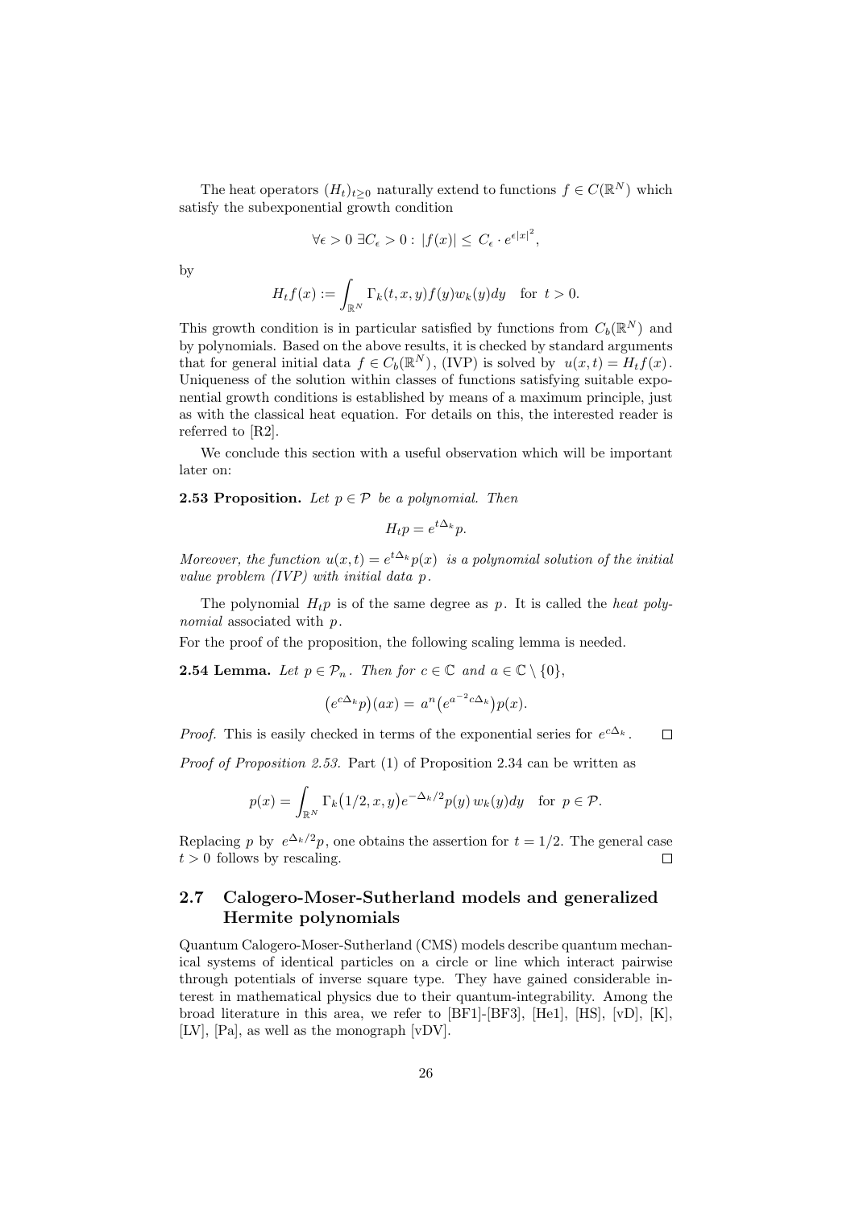The heat operators $(H_t)_{t\geq 0}$ naturally extend to functions $f \in C(\mathbb{R}^N)$ which satisfy the subexponential growth condition

$$\forall \epsilon > 0 \;\exists C_\epsilon > 0 : \; |f(x)| \leq \; C_\epsilon \cdot e^{\epsilon |x|^2},$$

by

$$H_t f(x) := \int_{\mathbb{R}^N} \Gamma_k(t, x, y) f(y) w_k(y) dy \quad \text{for } \; t > 0.$$

This growth condition is in particular satisfied by functions from $C_b(\mathbb{R}^N)$ and by polynomials. Based on the above results, it is checked by standard arguments that for general initial data $f \in C_b(\mathbb{R}^N)$, (IVP) is solved by $u(x,t) = H_t f(x)$. Uniqueness of the solution within classes of functions satisfying suitable exponential growth conditions is established by means of a maximum principle, just as with the classical heat equation. For details on this, the interested reader is referred to [R2].

We conclude this section with a useful observation which will be important later on:

**2.53 Proposition.** *Let $p \in \mathcal{P}$ be a polynomial. Then*

$$H_t p = e^{t\Delta_k} p.$$

*Moreover, the function $u(x,t) = e^{t\Delta_k} p(x)$ is a polynomial solution of the initial value problem (IVP) with initial data $p$.*

The polynomial $H_t p$ is of the same degree as $p$. It is called the *heat polynomial* associated with $p$.

For the proof of the proposition, the following scaling lemma is needed.

**2.54 Lemma.** *Let $p \in \mathcal{P}_n$. Then for $c \in \mathbb{C}$ and $a \in \mathbb{C} \setminus \{0\}$,*

$$\big(e^{c\Delta_k} p\big)(ax) = \; a^n \big(e^{a^{-2} c \Delta_k}\big) p(x).$$

*Proof.* This is easily checked in terms of the exponential series for $e^{c\Delta_k}$. ∎

*Proof of Proposition 2.53.* Part (1) of Proposition 2.34 can be written as

$$p(x) = \int_{\mathbb{R}^N} \Gamma_k\big(1/2, x, y\big) e^{-\Delta_k/2} p(y) \, w_k(y) dy \quad \text{for } \; p \in \mathcal{P}.$$

Replacing $p$ by $e^{\Delta_k/2} p$, one obtains the assertion for $t = 1/2$. The general case $t > 0$ follows by rescaling. ∎

## 2.7 Calogero-Moser-Sutherland models and generalized Hermite polynomials

Quantum Calogero-Moser-Sutherland (CMS) models describe quantum mechanical systems of identical particles on a circle or line which interact pairwise through potentials of inverse square type. They have gained considerable interest in mathematical physics due to their quantum-integrability. Among the broad literature in this area, we refer to [BF1]-[BF3], [He1], [HS], [vD], [K], [LV], [Pa], as well as the monograph [vDV].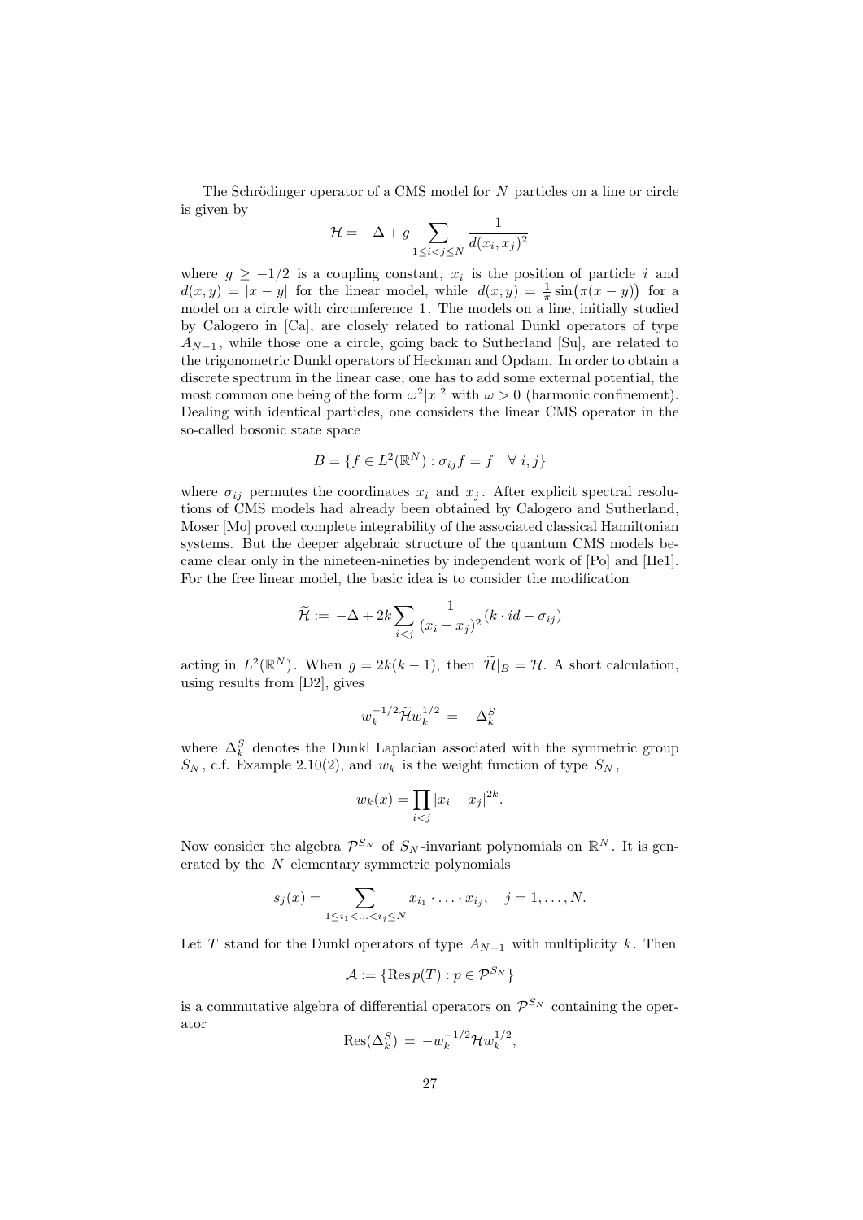The Schrödinger operator of a CMS model for $N$ particles on a line or circle is given by

$$\mathcal{H} = -\Delta + g \sum_{1 \leq i < j \leq N} \frac{1}{d(x_i, x_j)^2}$$

where $g \geq -1/2$ is a coupling constant, $x_i$ is the position of particle $i$ and $d(x,y) = |x-y|$ for the linear model, while $d(x,y) = \frac{1}{\pi}\sin\big(\pi(x-y)\big)$ for a model on a circle with circumference $1$. The models on a line, initially studied by Calogero in [Ca], are closely related to rational Dunkl operators of type $A_{N-1}$, while those one a circle, going back to Sutherland [Su], are related to the trigonometric Dunkl operators of Heckman and Opdam. In order to obtain a discrete spectrum in the linear case, one has to add some external potential, the most common one being of the form $\omega^2|x|^2$ with $\omega > 0$ (harmonic confinement). Dealing with identical particles, one considers the linear CMS operator in the so-called bosonic state space

$$B = \{f \in L^2(\mathbb{R}^N) : \sigma_{ij} f = f \quad \forall\, i,j\}$$

where $\sigma_{ij}$ permutes the coordinates $x_i$ and $x_j$. After explicit spectral resolutions of CMS models had already been obtained by Calogero and Sutherland, Moser [Mo] proved complete integrability of the associated classical Hamiltonian systems. But the deeper algebraic structure of the quantum CMS models became clear only in the nineteen-nineties by independent work of [Po] and [He1]. For the free linear model, the basic idea is to consider the modification

$$\widetilde{\mathcal{H}} := -\Delta + 2k \sum_{i<j} \frac{1}{(x_i - x_j)^2}(k \cdot id - \sigma_{ij})$$

acting in $L^2(\mathbb{R}^N)$. When $g = 2k(k-1)$, then $\widetilde{\mathcal{H}}|_B = \mathcal{H}$. A short calculation, using results from [D2], gives

$$w_k^{-1/2} \widetilde{\mathcal{H}} w_k^{1/2} = -\Delta_k^S$$

where $\Delta_k^S$ denotes the Dunkl Laplacian associated with the symmetric group $S_N$, c.f. Example 2.10(2), and $w_k$ is the weight function of type $S_N$,

$$w_k(x) = \prod_{i<j} |x_i - x_j|^{2k}.$$

Now consider the algebra $\mathcal{P}^{S_N}$ of $S_N$-invariant polynomials on $\mathbb{R}^N$. It is generated by the $N$ elementary symmetric polynomials

$$s_j(x) = \sum_{1 \leq i_1 < \ldots < i_j \leq N} x_{i_1} \cdot \ldots \cdot x_{i_j}, \quad j = 1, \ldots, N.$$

Let $T$ stand for the Dunkl operators of type $A_{N-1}$ with multiplicity $k$. Then

$$\mathcal{A} := \{\operatorname{Res} p(T) : p \in \mathcal{P}^{S_N}\}$$

is a commutative algebra of differential operators on $\mathcal{P}^{S_N}$ containing the operator

$$\operatorname{Res}(\Delta_k^S) = -w_k^{-1/2} \mathcal{H} w_k^{1/2},$$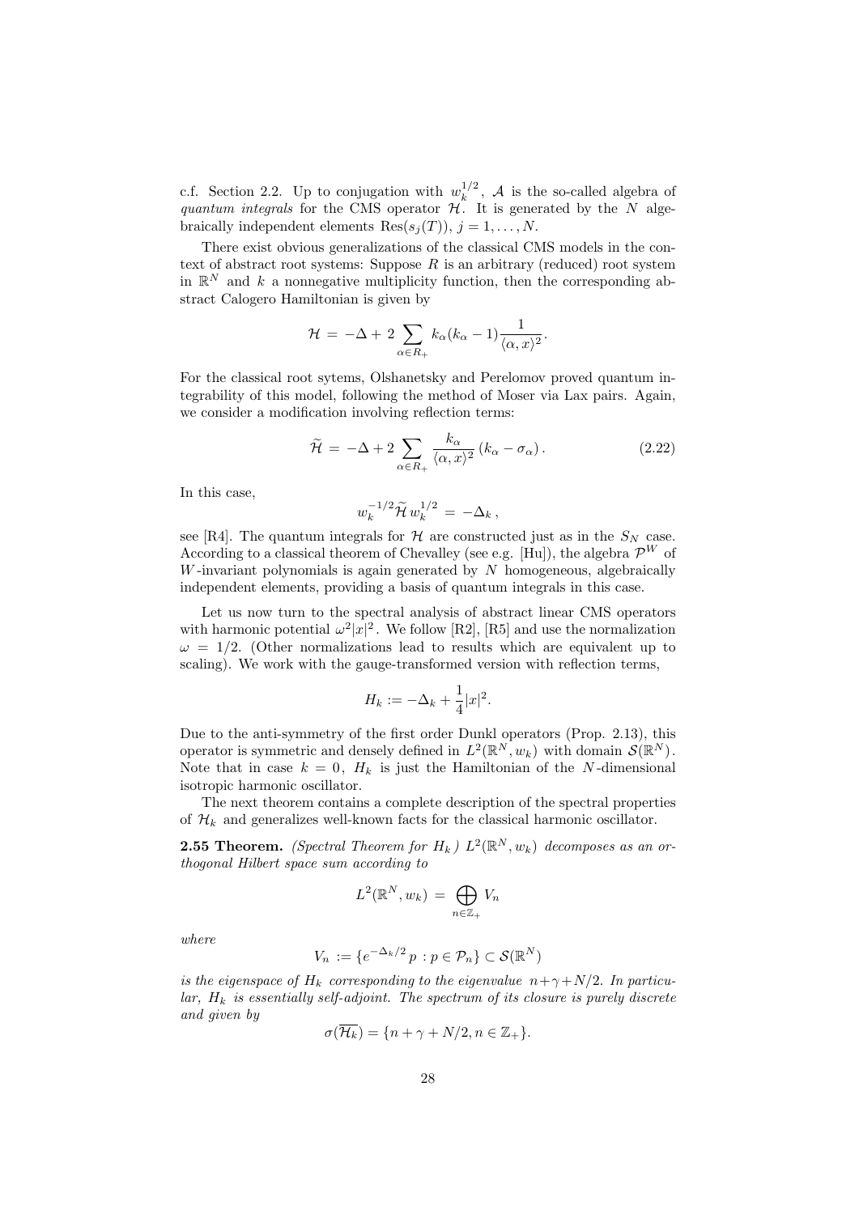c.f. Section 2.2. Up to conjugation with $w_k^{1/2}$, $\mathcal{A}$ is the so-called algebra of *quantum integrals* for the CMS operator $\mathcal{H}$. It is generated by the $N$ algebraically independent elements $\mathrm{Res}(s_j(T))$, $j = 1, \ldots, N$.

There exist obvious generalizations of the classical CMS models in the context of abstract root systems: Suppose $R$ is an arbitrary (reduced) root system in $\mathbb{R}^N$ and $k$ a nonnegative multiplicity function, then the corresponding abstract Calogero Hamiltonian is given by

$$\mathcal{H} \,=\, -\Delta + \,2 \sum_{\alpha \in R_+} k_\alpha (k_\alpha - 1) \frac{1}{\langle \alpha, x \rangle^2}.$$

For the classical root sytems, Olshanetsky and Perelomov proved quantum integrability of this model, following the method of Moser via Lax pairs. Again, we consider a modification involving reflection terms:

$$\widetilde{\mathcal{H}} \,=\, -\Delta + 2 \sum_{\alpha \in R_+} \frac{k_\alpha}{\langle \alpha, x \rangle^2} \left( k_\alpha - \sigma_\alpha \right). \tag{2.22}$$

In this case,

$$w_k^{-1/2} \widetilde{\mathcal{H}}\, w_k^{1/2} \,=\, -\Delta_k \,,$$

see [R4]. The quantum integrals for $\mathcal{H}$ are constructed just as in the $S_N$ case. According to a classical theorem of Chevalley (see e.g. [Hu]), the algebra $\mathcal{P}^W$ of $W$-invariant polynomials is again generated by $N$ homogeneous, algebraically independent elements, providing a basis of quantum integrals in this case.

Let us now turn to the spectral analysis of abstract linear CMS operators with harmonic potential $\omega^2 |x|^2$. We follow [R2], [R5] and use the normalization $\omega = 1/2$. (Other normalizations lead to results which are equivalent up to scaling). We work with the gauge-transformed version with reflection terms,

$$H_k := -\Delta_k + \frac{1}{4}|x|^2.$$

Due to the anti-symmetry of the first order Dunkl operators (Prop. 2.13), this operator is symmetric and densely defined in $L^2(\mathbb{R}^N, w_k)$ with domain $\mathcal{S}(\mathbb{R}^N)$. Note that in case $k = 0$, $H_k$ is just the Hamiltonian of the $N$-dimensional isotropic harmonic oscillator.

The next theorem contains a complete description of the spectral properties of $\mathcal{H}_k$ and generalizes well-known facts for the classical harmonic oscillator.

**2.55 Theorem.** *(Spectral Theorem for $H_k$) $L^2(\mathbb{R}^N, w_k)$ decomposes as an orthogonal Hilbert space sum according to*

$$L^2(\mathbb{R}^N, w_k) \,=\, \bigoplus_{n \in \mathbb{Z}_+} V_n$$

*where*

$$V_n := \{ e^{-\Delta_k/2}\, p \,:\, p \in \mathcal{P}_n \} \subset \mathcal{S}(\mathbb{R}^N)$$

*is the eigenspace of $H_k$ corresponding to the eigenvalue $n + \gamma + N/2$. In particular, $H_k$ is essentially self-adjoint. The spectrum of its closure is purely discrete and given by*

$$\sigma(\overline{\mathcal{H}_k}) = \{ n + \gamma + N/2, n \in \mathbb{Z}_+ \}.$$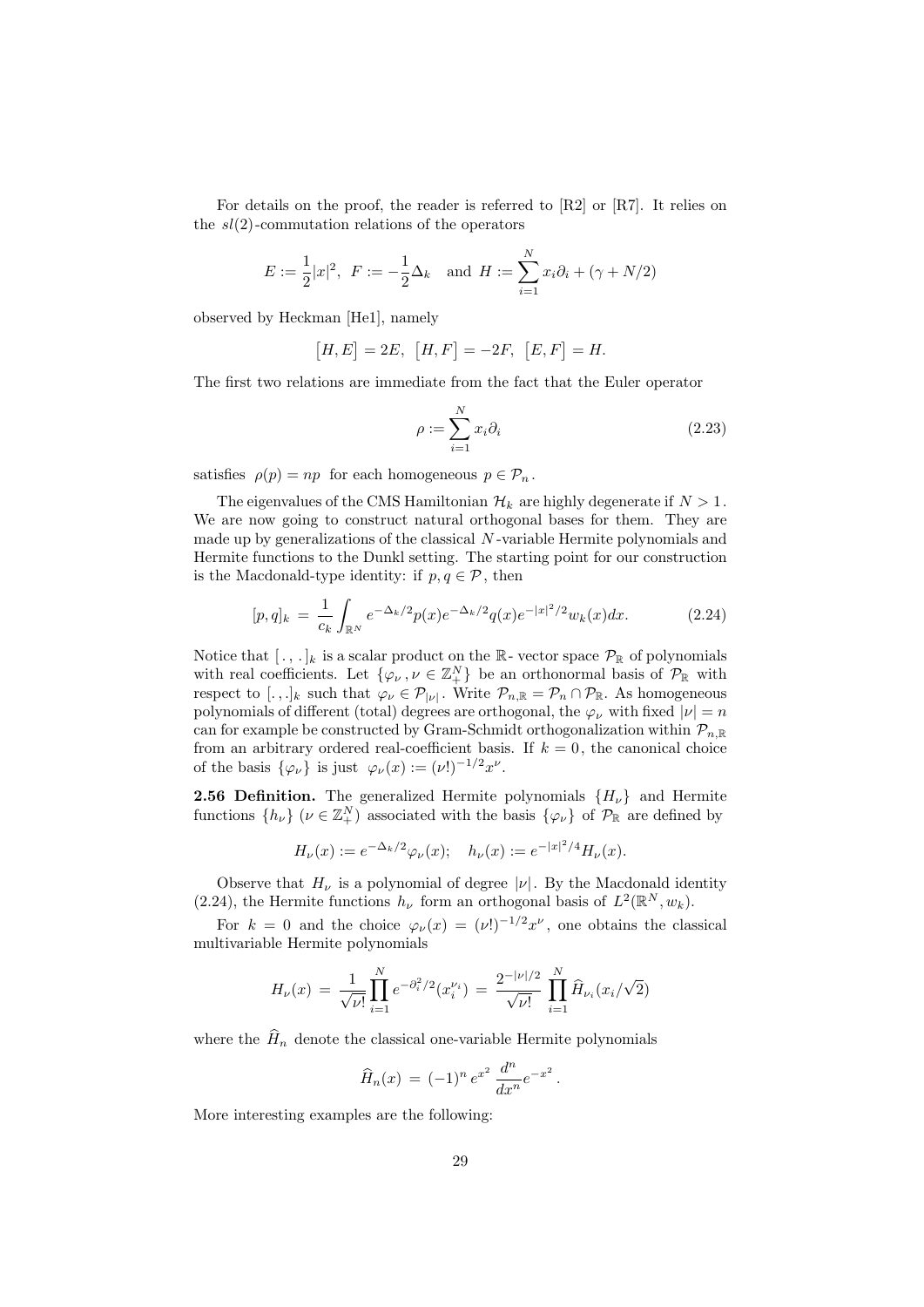For details on the proof, the reader is referred to [R2] or [R7]. It relies on the $sl(2)$-commutation relations of the operators

$$E := \frac{1}{2}|x|^2, \;\; F := -\frac{1}{2}\Delta_k \quad \text{and } H := \sum_{i=1}^{N} x_i\partial_i + (\gamma + N/2)$$

observed by Heckman [He1], namely

$$\big[H, E\big] = 2E, \;\; \big[H, F\big] = -2F, \;\; \big[E, F\big] = H.$$

The first two relations are immediate from the fact that the Euler operator

$$\rho := \sum_{i=1}^{N} x_i\partial_i \tag{2.23}$$

satisfies $\rho(p) = np$ for each homogeneous $p \in \mathcal{P}_n$.

The eigenvalues of the CMS Hamiltonian $\mathcal{H}_k$ are highly degenerate if $N > 1$. We are now going to construct natural orthogonal bases for them. They are made up by generalizations of the classical $N$-variable Hermite polynomials and Hermite functions to the Dunkl setting. The starting point for our construction is the Macdonald-type identity: if $p, q \in \mathcal{P}$, then

$$[p, q]_k \,=\, \frac{1}{c_k}\int_{\mathbb{R}^N} e^{-\Delta_k/2}p(x)e^{-\Delta_k/2}q(x)e^{-|x|^2/2}w_k(x)dx. \tag{2.24}$$

Notice that $[\,.\,,\,.\,]_k$ is a scalar product on the $\mathbb{R}$- vector space $\mathcal{P}_\mathbb{R}$ of polynomials with real coefficients. Let $\{\varphi_\nu\,, \nu \in \mathbb{Z}_+^N\}$ be an orthonormal basis of $\mathcal{P}_\mathbb{R}$ with respect to $[.\,,.]_k$ such that $\varphi_\nu \in \mathcal{P}_{|\nu|}$. Write $\mathcal{P}_{n,\mathbb{R}} = \mathcal{P}_n \cap \mathcal{P}_\mathbb{R}$. As homogeneous polynomials of different (total) degrees are orthogonal, the $\varphi_\nu$ with fixed $|\nu| = n$ can for example be constructed by Gram-Schmidt orthogonalization within $\mathcal{P}_{n,\mathbb{R}}$ from an arbitrary ordered real-coefficient basis. If $k = 0$, the canonical choice of the basis $\{\varphi_\nu\}$ is just $\varphi_\nu(x) := (\nu!)^{-1/2}x^\nu$.

**2.56 Definition.** The generalized Hermite polynomials $\{H_\nu\}$ and Hermite functions $\{h_\nu\}$ ($\nu \in \mathbb{Z}_+^N$) associated with the basis $\{\varphi_\nu\}$ of $\mathcal{P}_\mathbb{R}$ are defined by

$$H_\nu(x) := e^{-\Delta_k/2}\varphi_\nu(x); \quad h_\nu(x) := e^{-|x|^2/4}H_\nu(x).$$

Observe that $H_\nu$ is a polynomial of degree $|\nu|$. By the Macdonald identity (2.24), the Hermite functions $h_\nu$ form an orthogonal basis of $L^2(\mathbb{R}^N, w_k)$.

For $k = 0$ and the choice $\varphi_\nu(x) = (\nu!)^{-1/2}x^\nu$, one obtains the classical multivariable Hermite polynomials

$$H_\nu(x) \,=\, \frac{1}{\sqrt{\nu!}}\prod_{i=1}^{N} e^{-\partial_i^2/2}(x_i^{\nu_i}) \,=\, \frac{2^{-|\nu|/2}}{\sqrt{\nu!}}\,\prod_{i=1}^{N}\widehat{H}_{\nu_i}(x_i/\sqrt{2})$$

where the $\widehat{H}_n$ denote the classical one-variable Hermite polynomials

$$\widehat{H}_n(x) \,=\, (-1)^n\, e^{x^2}\,\frac{d^n}{dx^n}e^{-x^2}\,.$$

More interesting examples are the following: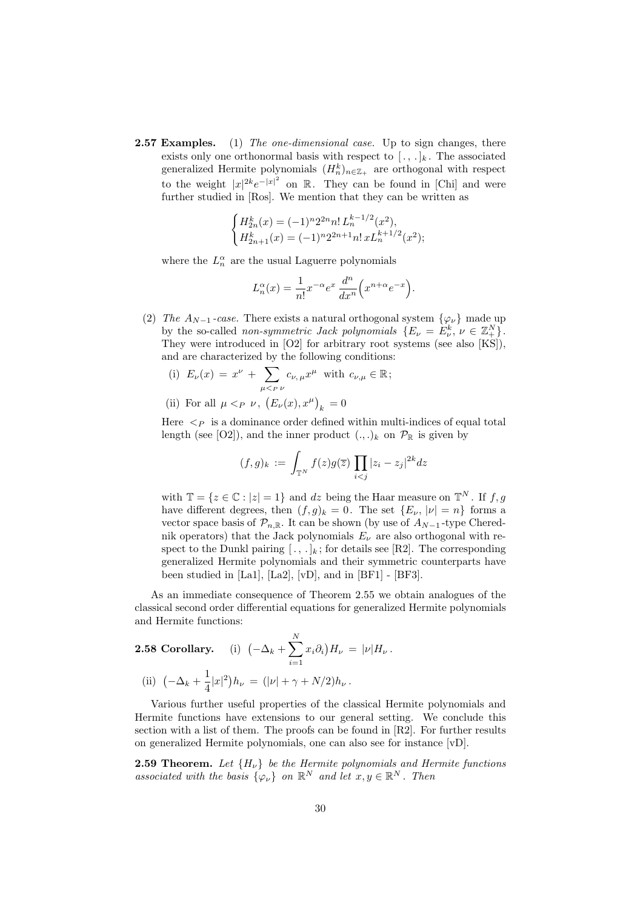**2.57 Examples.** (1) *The one-dimensional case.* Up to sign changes, there exists only one orthonormal basis with respect to $[\,.\,,\,.\,]_k$. The associated generalized Hermite polynomials $(H_n^k)_{n\in\mathbb{Z}_+}$ are orthogonal with respect to the weight $|x|^{2k}e^{-|x|^2}$ on $\mathbb{R}$. They can be found in [Chi] and were further studied in [Ros]. We mention that they can be written as

$$\begin{cases} H_{2n}^k(x) = (-1)^n 2^{2n} n!\, L_n^{k-1/2}(x^2), \\ H_{2n+1}^k(x) = (-1)^n 2^{2n+1} n!\, x L_n^{k+1/2}(x^2); \end{cases}$$

where the $L_n^\alpha$ are the usual Laguerre polynomials

$$L_n^\alpha(x) = \frac{1}{n!} x^{-\alpha} e^x \, \frac{d^n}{dx^n}\Big(x^{n+\alpha}e^{-x}\Big).$$

(2) *The $A_{N-1}$-case.* There exists a natural orthogonal system $\{\varphi_\nu\}$ made up by the so-called *non-symmetric Jack polynomials* $\{E_\nu = E_\nu^k,\, \nu \in \mathbb{Z}_+^N\}$. They were introduced in [O2] for arbitrary root systems (see also [KS]), and are characterized by the following conditions:

(i) $E_\nu(x) = x^\nu + \sum_{\mu <_P \nu} c_{\nu,\mu} x^\mu$ with $c_{\nu,\mu} \in \mathbb{R}$;

(ii) For all $\mu <_P \nu$, $\big(E_\nu(x), x^\mu\big)_k = 0$

Here $<_P$ is a dominance order defined within multi-indices of equal total length (see [O2]), and the inner product $(.,.)_k$ on $\mathcal{P}_\mathbb{R}$ is given by

$$(f,g)_k := \int_{\mathbb{T}^N} f(z)g(\overline{z}) \prod_{i<j} |z_i - z_j|^{2k} dz$$

with $\mathbb{T} = \{z \in \mathbb{C} : |z| = 1\}$ and $dz$ being the Haar measure on $\mathbb{T}^N$. If $f, g$ have different degrees, then $(f,g)_k = 0$. The set $\{E_\nu,\, |\nu| = n\}$ forms a vector space basis of $\mathcal{P}_{n,\mathbb{R}}$. It can be shown (by use of $A_{N-1}$-type Cherednik operators) that the Jack polynomials $E_\nu$ are also orthogonal with respect to the Dunkl pairing $[\,.\,,\,.\,]_k$; for details see [R2]. The corresponding generalized Hermite polynomials and their symmetric counterparts have been studied in [La1], [La2], [vD], and in [BF1] - [BF3].

As an immediate consequence of Theorem 2.55 we obtain analogues of the classical second order differential equations for generalized Hermite polynomials and Hermite functions:

**2.58 Corollary.** (i) $\big(-\Delta_k + \sum_{i=1}^N x_i \partial_i\big) H_\nu = |\nu| H_\nu$.

(ii) $\big(-\Delta_k + \frac{1}{4}|x|^2\big) h_\nu = (|\nu| + \gamma + N/2) h_\nu$.

Various further useful properties of the classical Hermite polynomials and Hermite functions have extensions to our general setting. We conclude this section with a list of them. The proofs can be found in [R2]. For further results on generalized Hermite polynomials, one can also see for instance [vD].

**2.59 Theorem.** *Let $\{H_\nu\}$ be the Hermite polynomials and Hermite functions associated with the basis $\{\varphi_\nu\}$ on $\mathbb{R}^N$ and let $x, y \in \mathbb{R}^N$. Then*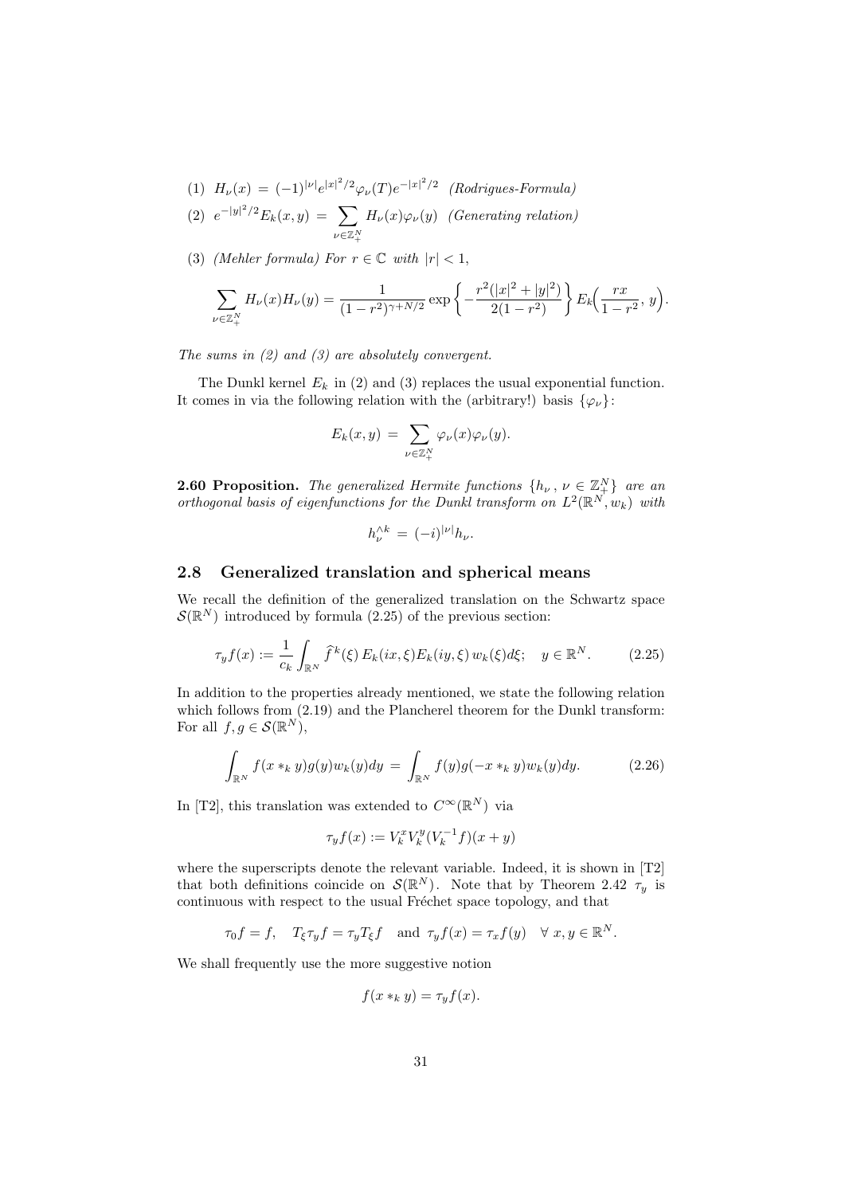(1) $H_\nu(x) = (-1)^{|\nu|} e^{|x|^2/2} \varphi_\nu(T) e^{-|x|^2/2}$ *(Rodrigues-Formula)*

(2) $e^{-|y|^2/2} E_k(x,y) = \sum_{\nu \in \mathbb{Z}_+^N} H_\nu(x) \varphi_\nu(y)$ *(Generating relation)*

(3) *(Mehler formula) For $r \in \mathbb{C}$ with $|r| < 1$,*

$$\sum_{\nu \in \mathbb{Z}_+^N} H_\nu(x) H_\nu(y) = \frac{1}{(1-r^2)^{\gamma+N/2}} \exp\left\{ -\frac{r^2(|x|^2+|y|^2)}{2(1-r^2)} \right\} E_k\Big(\frac{rx}{1-r^2}, y\Big).$$

*The sums in (2) and (3) are absolutely convergent.*

The Dunkl kernel $E_k$ in (2) and (3) replaces the usual exponential function. It comes in via the following relation with the (arbitrary!) basis $\{\varphi_\nu\}$:

$$E_k(x,y) = \sum_{\nu \in \mathbb{Z}_+^N} \varphi_\nu(x) \varphi_\nu(y).$$

**2.60 Proposition.** *The generalized Hermite functions $\{h_\nu, \, \nu \in \mathbb{Z}_+^N\}$ are an orthogonal basis of eigenfunctions for the Dunkl transform on $L^2(\mathbb{R}^N, w_k)$ with*

$$h_\nu^{\wedge k} = (-i)^{|\nu|} h_\nu.$$

## 2.8 Generalized translation and spherical means

We recall the definition of the generalized translation on the Schwartz space $\mathcal{S}(\mathbb{R}^N)$ introduced by formula (2.25) of the previous section:

$$\tau_y f(x) := \frac{1}{c_k} \int_{\mathbb{R}^N} \widehat{f}^k(\xi)\, E_k(ix,\xi) E_k(iy,\xi)\, w_k(\xi) d\xi; \quad y \in \mathbb{R}^N. \tag{2.25}$$

In addition to the properties already mentioned, we state the following relation which follows from (2.19) and the Plancherel theorem for the Dunkl transform: For all $f, g \in \mathcal{S}(\mathbb{R}^N)$,

$$\int_{\mathbb{R}^N} f(x *_k y) g(y) w_k(y) dy = \int_{\mathbb{R}^N} f(y) g(-x *_k y) w_k(y) dy. \tag{2.26}$$

In [T2], this translation was extended to $C^\infty(\mathbb{R}^N)$ via

$$\tau_y f(x) := V_k^x V_k^y (V_k^{-1} f)(x+y)$$

where the superscripts denote the relevant variable. Indeed, it is shown in [T2] that both definitions coincide on $\mathcal{S}(\mathbb{R}^N)$. Note that by Theorem 2.42 $\tau_y$ is continuous with respect to the usual Fréchet space topology, and that

$$\tau_0 f = f, \quad T_\xi \tau_y f = \tau_y T_\xi f \quad \text{and} \quad \tau_y f(x) = \tau_x f(y) \quad \forall\, x, y \in \mathbb{R}^N.$$

We shall frequently use the more suggestive notion

$$f(x *_k y) = \tau_y f(x).$$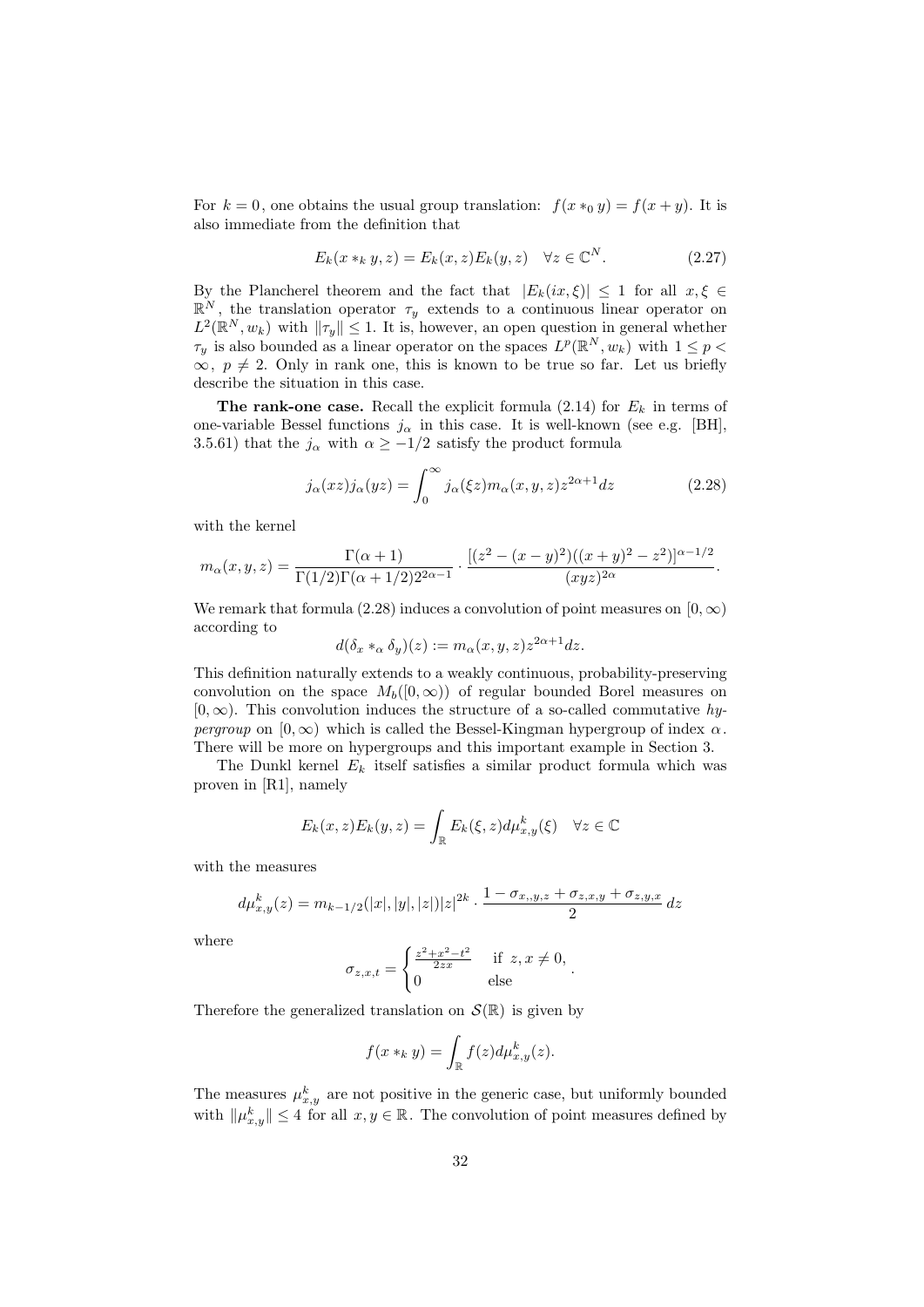For $k = 0$, one obtains the usual group translation: $f(x *_0 y) = f(x + y)$. It is also immediate from the definition that

$$E_k(x *_k y, z) = E_k(x, z)E_k(y, z) \quad \forall z \in \mathbb{C}^N. \tag{2.27}$$

By the Plancherel theorem and the fact that $|E_k(ix, \xi)| \leq 1$ for all $x, \xi \in \mathbb{R}^N$, the translation operator $\tau_y$ extends to a continuous linear operator on $L^2(\mathbb{R}^N, w_k)$ with $\|\tau_y\| \leq 1$. It is, however, an open question in general whether $\tau_y$ is also bounded as a linear operator on the spaces $L^p(\mathbb{R}^N, w_k)$ with $1 \leq p < \infty$, $p \neq 2$. Only in rank one, this is known to be true so far. Let us briefly describe the situation in this case.

**The rank-one case.** Recall the explicit formula (2.14) for $E_k$ in terms of one-variable Bessel functions $j_\alpha$ in this case. It is well-known (see e.g. [BH], 3.5.61) that the $j_\alpha$ with $\alpha \geq -1/2$ satisfy the product formula

$$j_\alpha(xz)j_\alpha(yz) = \int_0^\infty j_\alpha(\xi z) m_\alpha(x, y, z) z^{2\alpha+1} dz \tag{2.28}$$

with the kernel

$$m_\alpha(x, y, z) = \frac{\Gamma(\alpha + 1)}{\Gamma(1/2)\Gamma(\alpha + 1/2)2^{2\alpha-1}} \cdot \frac{[(z^2 - (x - y)^2)((x + y)^2 - z^2)]^{\alpha-1/2}}{(xyz)^{2\alpha}}.$$

We remark that formula (2.28) induces a convolution of point measures on $[0, \infty)$ according to

$$d(\delta_x *_\alpha \delta_y)(z) := m_\alpha(x, y, z) z^{2\alpha+1} dz.$$

This definition naturally extends to a weakly continuous, probability-preserving convolution on the space $M_b([0, \infty))$ of regular bounded Borel measures on $[0, \infty)$. This convolution induces the structure of a so-called commutative *hypergroup* on $[0, \infty)$ which is called the Bessel-Kingman hypergroup of index $\alpha$. There will be more on hypergroups and this important example in Section 3.

The Dunkl kernel $E_k$ itself satisfies a similar product formula which was proven in [R1], namely

$$E_k(x, z)E_k(y, z) = \int_{\mathbb{R}} E_k(\xi, z) d\mu_{x,y}^k(\xi) \quad \forall z \in \mathbb{C}$$

with the measures

$$d\mu_{x,y}^k(z) = m_{k-1/2}(|x|, |y|, |z|)|z|^{2k} \cdot \frac{1 - \sigma_{x,,y,z} + \sigma_{z,x,y} + \sigma_{z,y,x}}{2} \, dz$$

where

$$\sigma_{z,x,t} = \begin{cases} \frac{z^2+x^2-t^2}{2zx} & \text{if } z, x \neq 0, \\ 0 & \text{else} \end{cases}.$$

Therefore the generalized translation on $\mathcal{S}(\mathbb{R})$ is given by

$$f(x *_k y) = \int_{\mathbb{R}} f(z) d\mu_{x,y}^k(z).$$

The measures $\mu_{x,y}^k$ are not positive in the generic case, but uniformly bounded with $\|\mu_{x,y}^k\| \leq 4$ for all $x, y \in \mathbb{R}$. The convolution of point measures defined by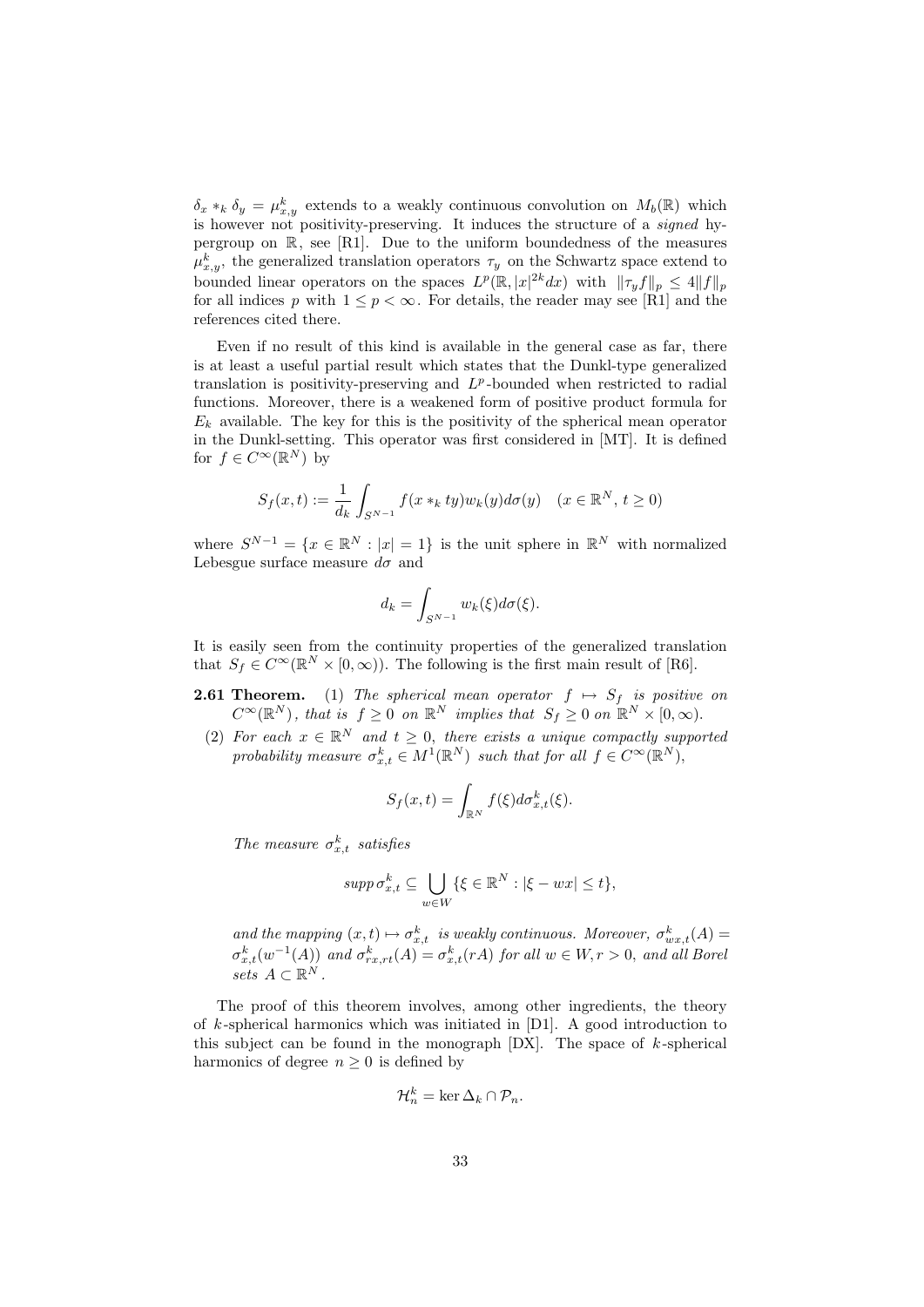$\delta_x *_k \delta_y = \mu_{x,y}^k$ extends to a weakly continuous convolution on $M_b(\mathbb{R})$ which is however not positivity-preserving. It induces the structure of a *signed* hypergroup on $\mathbb{R}$, see [R1]. Due to the uniform boundedness of the measures $\mu_{x,y}^k$, the generalized translation operators $\tau_y$ on the Schwartz space extend to bounded linear operators on the spaces $L^p(\mathbb{R}, |x|^{2k}dx)$ with $\|\tau_y f\|_p \leq 4\|f\|_p$ for all indices $p$ with $1 \leq p < \infty$. For details, the reader may see [R1] and the references cited there.

Even if no result of this kind is available in the general case as far, there is at least a useful partial result which states that the Dunkl-type generalized translation is positivity-preserving and $L^p$-bounded when restricted to radial functions. Moreover, there is a weakened form of positive product formula for $E_k$ available. The key for this is the positivity of the spherical mean operator in the Dunkl-setting. This operator was first considered in [MT]. It is defined for $f \in C^\infty(\mathbb{R}^N)$ by

$$S_f(x,t) := \frac{1}{d_k} \int_{S^{N-1}} f(x *_k ty) w_k(y) d\sigma(y) \quad (x \in \mathbb{R}^N,\, t \geq 0)$$

where $S^{N-1} = \{x \in \mathbb{R}^N : |x| = 1\}$ is the unit sphere in $\mathbb{R}^N$ with normalized Lebesgue surface measure $d\sigma$ and

$$d_k = \int_{S^{N-1}} w_k(\xi) d\sigma(\xi).$$

It is easily seen from the continuity properties of the generalized translation that $S_f \in C^\infty(\mathbb{R}^N \times [0,\infty))$. The following is the first main result of [R6].

**2.61 Theorem.** (1) *The spherical mean operator $f \mapsto S_f$ is positive on $C^\infty(\mathbb{R}^N)$, that is $f \geq 0$ on $\mathbb{R}^N$ implies that $S_f \geq 0$ on $\mathbb{R}^N \times [0,\infty)$.*

(2) *For each $x \in \mathbb{R}^N$ and $t \geq 0$, there exists a unique compactly supported probability measure $\sigma_{x,t}^k \in M^1(\mathbb{R}^N)$ such that for all $f \in C^\infty(\mathbb{R}^N)$,*

$$S_f(x,t) = \int_{\mathbb{R}^N} f(\xi) d\sigma_{x,t}^k(\xi).$$

*The measure $\sigma_{x,t}^k$ satisfies*

$$supp\, \sigma_{x,t}^k \subseteq \bigcup_{w \in W} \{\xi \in \mathbb{R}^N : |\xi - wx| \leq t\},$$

*and the mapping $(x,t) \mapsto \sigma_{x,t}^k$ is weakly continuous. Moreover, $\sigma_{wx,t}^k(A) = \sigma_{x,t}^k(w^{-1}(A))$ and $\sigma_{rx,rt}^k(A) = \sigma_{x,t}^k(rA)$ for all $w \in W, r > 0$, and all Borel sets $A \subset \mathbb{R}^N$.*

The proof of this theorem involves, among other ingredients, the theory of $k$-spherical harmonics which was initiated in [D1]. A good introduction to this subject can be found in the monograph [DX]. The space of $k$-spherical harmonics of degree $n \geq 0$ is defined by

$$\mathcal{H}_n^k = \ker \Delta_k \cap \mathcal{P}_n.$$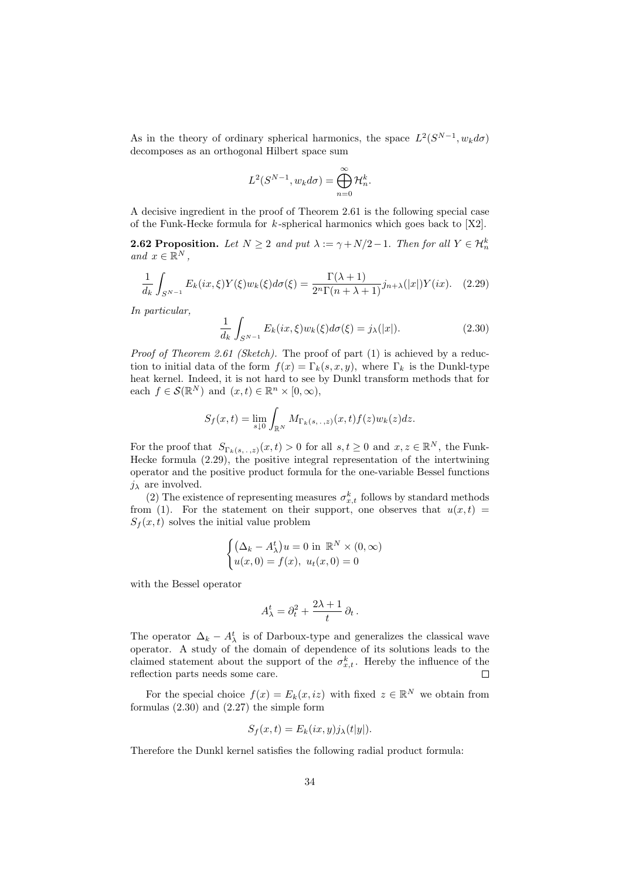As in the theory of ordinary spherical harmonics, the space $L^2(S^{N-1}, w_k d\sigma)$ decomposes as an orthogonal Hilbert space sum

$$L^2(S^{N-1}, w_k d\sigma) = \bigoplus_{n=0}^{\infty} \mathcal{H}_n^k.$$

A decisive ingredient in the proof of Theorem 2.61 is the following special case of the Funk-Hecke formula for $k$-spherical harmonics which goes back to [X2].

**2.62 Proposition.** *Let $N \geq 2$ and put $\lambda := \gamma + N/2 - 1$. Then for all $Y \in \mathcal{H}_n^k$ and $x \in \mathbb{R}^N$,*

$$\frac{1}{d_k} \int_{S^{N-1}} E_k(ix, \xi) Y(\xi) w_k(\xi) d\sigma(\xi) = \frac{\Gamma(\lambda+1)}{2^n \Gamma(n+\lambda+1)} j_{n+\lambda}(|x|) Y(ix). \quad (2.29)$$

*In particular,*

$$\frac{1}{d_k} \int_{S^{N-1}} E_k(ix, \xi) w_k(\xi) d\sigma(\xi) = j_\lambda(|x|). \quad (2.30)$$

*Proof of Theorem 2.61 (Sketch).* The proof of part (1) is achieved by a reduction to initial data of the form $f(x) = \Gamma_k(s, x, y)$, where $\Gamma_k$ is the Dunkl-type heat kernel. Indeed, it is not hard to see by Dunkl transform methods that for each $f \in \mathcal{S}(\mathbb{R}^N)$ and $(x,t) \in \mathbb{R}^n \times [0, \infty)$,

$$S_f(x,t) = \lim_{s \downarrow 0} \int_{\mathbb{R}^N} M_{\Gamma_k(s,\,.\,,z)}(x,t) f(z) w_k(z) dz.$$

For the proof that $S_{\Gamma_k(s,\,.\,,z)}(x,t) > 0$ for all $s, t \geq 0$ and $x, z \in \mathbb{R}^N$, the Funk-Hecke formula (2.29), the positive integral representation of the intertwining operator and the positive product formula for the one-variable Bessel functions $j_\lambda$ are involved.

(2) The existence of representing measures $\sigma_{x,t}^k$ follows by standard methods from (1). For the statement on their support, one observes that $u(x,t) = S_f(x,t)$ solves the initial value problem

$$\begin{cases} \big(\Delta_k - A_\lambda^t\big) u = 0 \text{ in } \mathbb{R}^N \times (0, \infty) \\ u(x, 0) = f(x), \; u_t(x, 0) = 0 \end{cases}$$

with the Bessel operator

$$A_\lambda^t = \partial_t^2 + \frac{2\lambda + 1}{t}\, \partial_t\,.$$

The operator $\Delta_k - A_\lambda^t$ is of Darboux-type and generalizes the classical wave operator. A study of the domain of dependence of its solutions leads to the claimed statement about the support of the $\sigma_{x,t}^k$. Hereby the influence of the reflection parts needs some care. □

For the special choice $f(x) = E_k(x, iz)$ with fixed $z \in \mathbb{R}^N$ we obtain from formulas (2.30) and (2.27) the simple form

$$S_f(x,t) = E_k(ix, y) j_\lambda(t|y|).$$

Therefore the Dunkl kernel satisfies the following radial product formula: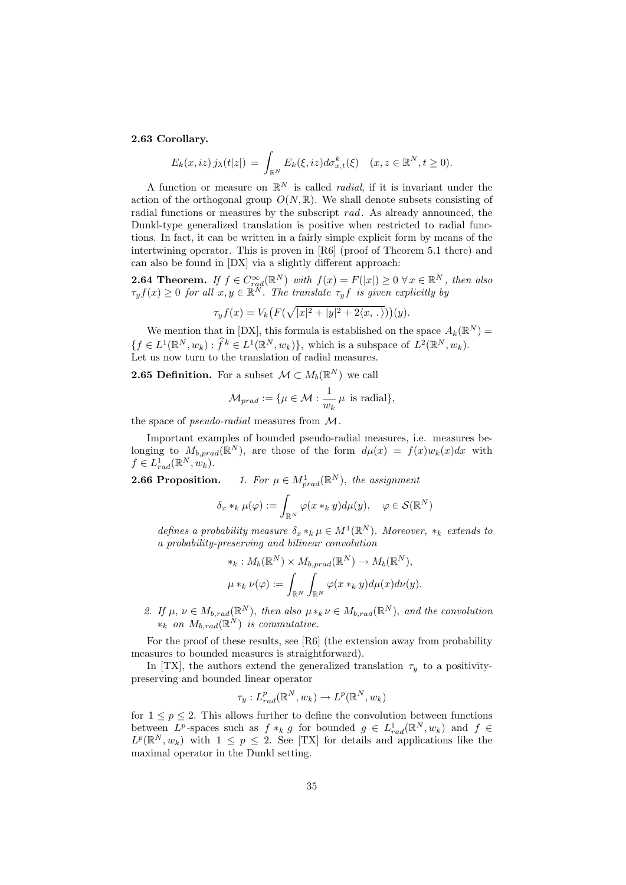**2.63 Corollary.**

$$E_k(x, iz)\, j_\lambda(t|z|) \,=\, \int_{\mathbb{R}^N} E_k(\xi, iz) d\sigma_{x,t}^k(\xi) \quad (x, z \in \mathbb{R}^N, t \geq 0).$$

A function or measure on $\mathbb{R}^N$ is called *radial*, if it is invariant under the action of the orthogonal group $O(N, \mathbb{R})$. We shall denote subsets consisting of radial functions or measures by the subscript *rad*. As already announced, the Dunkl-type generalized translation is positive when restricted to radial functions. In fact, it can be written in a fairly simple explicit form by means of the intertwining operator. This is proven in [R6] (proof of Theorem 5.1 there) and can also be found in [DX] via a slightly different approach:

**2.64 Theorem.** *If $f \in C^\infty_{rad}(\mathbb{R}^N)$ with $f(x) = F(|x|) \geq 0 \;\forall\, x \in \mathbb{R}^N$, then also $\tau_y f(x) \geq 0$ for all $x, y \in \mathbb{R}^N$. The translate $\tau_y f$ is given explicitly by*

$$\tau_y f(x) = V_k\big(F(\sqrt{|x|^2 + |y|^2 + 2\langle x, .\rangle})\big)(y).$$

We mention that in [DX], this formula is established on the space $A_k(\mathbb{R}^N) = \{f \in L^1(\mathbb{R}^N, w_k) : \widehat{f}^k \in L^1(\mathbb{R}^N, w_k)\}$, which is a subspace of $L^2(\mathbb{R}^N, w_k)$. Let us now turn to the translation of radial measures.

**2.65 Definition.** For a subset $\mathcal{M} \subset M_b(\mathbb{R}^N)$ we call

$$\mathcal{M}_{prad} := \{\mu \in \mathcal{M} : \frac{1}{w_k}\, \mu \text{ is radial}\},$$

the space of *pseudo-radial* measures from $\mathcal{M}$.

Important examples of bounded pseudo-radial measures, i.e. measures belonging to $M_{b,prad}(\mathbb{R}^N)$, are those of the form $d\mu(x) = f(x) w_k(x) dx$ with $f \in L^1_{rad}(\mathbb{R}^N, w_k)$.

**2.66 Proposition.**

1. *For $\mu \in M^1_{prad}(\mathbb{R}^N)$, the assignment*

   $$\delta_x *_k \mu(\varphi) := \int_{\mathbb{R}^N} \varphi(x *_k y) d\mu(y), \quad \varphi \in \mathcal{S}(\mathbb{R}^N)$$

   *defines a probability measure $\delta_x *_k \mu \in M^1(\mathbb{R}^N)$. Moreover, $*_k$ extends to a probability-preserving and bilinear convolution*

   $$*_k : M_b(\mathbb{R}^N) \times M_{b,prad}(\mathbb{R}^N) \to M_b(\mathbb{R}^N),$$
   $$\mu *_k \nu(\varphi) := \int_{\mathbb{R}^N} \int_{\mathbb{R}^N} \varphi(x *_k y) d\mu(x) d\nu(y).$$

2. *If $\mu, \nu \in M_{b,rad}(\mathbb{R}^N)$, then also $\mu *_k \nu \in M_{b,rad}(\mathbb{R}^N)$, and the convolution $*_k$ on $M_{b,rad}(\mathbb{R}^N)$ is commutative.*

For the proof of these results, see [R6] (the extension away from probability measures to bounded measures is straightforward).

In [TX], the authors extend the generalized translation $\tau_y$ to a positivity-preserving and bounded linear operator

$$\tau_y : L^p_{rad}(\mathbb{R}^N, w_k) \to L^p(\mathbb{R}^N, w_k)$$

for $1 \leq p \leq 2$. This allows further to define the convolution between functions between $L^p$-spaces such as $f *_k g$ for bounded $g \in L^1_{rad}(\mathbb{R}^N, w_k)$ and $f \in L^p(\mathbb{R}^N, w_k)$ with $1 \leq p \leq 2$. See [TX] for details and applications like the maximal operator in the Dunkl setting.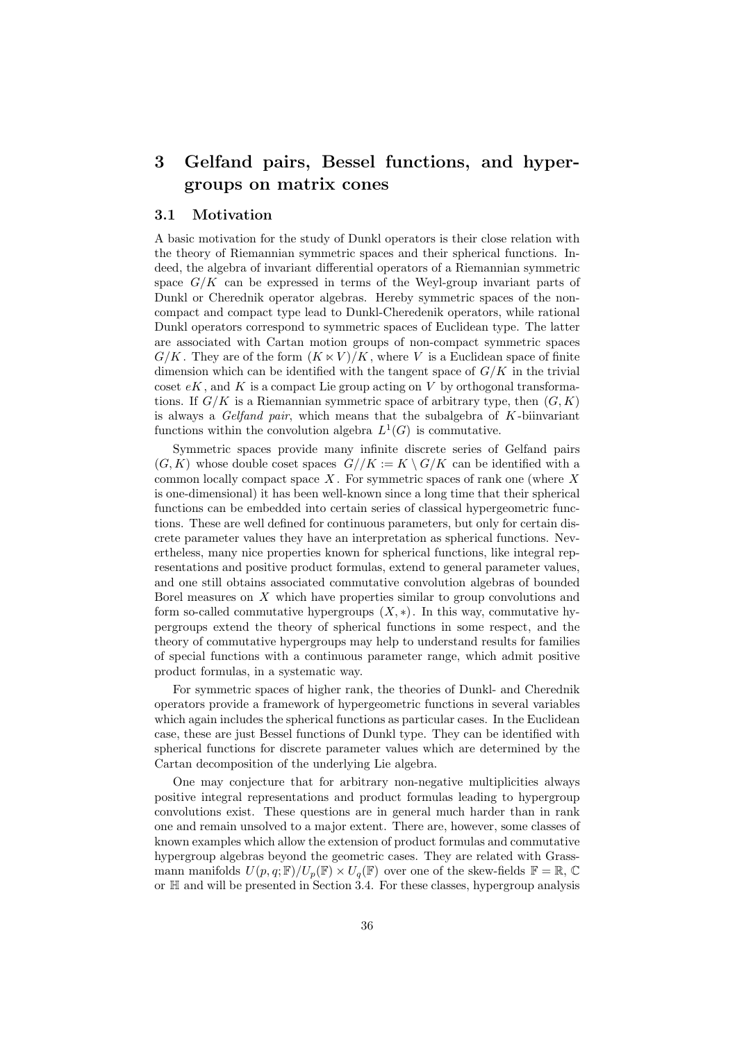# 3 Gelfand pairs, Bessel functions, and hypergroups on matrix cones

## 3.1 Motivation

A basic motivation for the study of Dunkl operators is their close relation with the theory of Riemannian symmetric spaces and their spherical functions. Indeed, the algebra of invariant differential operators of a Riemannian symmetric space $G/K$ can be expressed in terms of the Weyl-group invariant parts of Dunkl or Cherednik operator algebras. Hereby symmetric spaces of the noncompact and compact type lead to Dunkl-Cheredenik operators, while rational Dunkl operators correspond to symmetric spaces of Euclidean type. The latter are associated with Cartan motion groups of non-compact symmetric spaces $G/K$. They are of the form $(K \ltimes V)/K$, where $V$ is a Euclidean space of finite dimension which can be identified with the tangent space of $G/K$ in the trivial coset $eK$, and $K$ is a compact Lie group acting on $V$ by orthogonal transformations. If $G/K$ is a Riemannian symmetric space of arbitrary type, then $(G, K)$ is always a *Gelfand pair*, which means that the subalgebra of $K$-biinvariant functions within the convolution algebra $L^1(G)$ is commutative.

Symmetric spaces provide many infinite discrete series of Gelfand pairs $(G, K)$ whose double coset spaces $G//K := K \setminus G/K$ can be identified with a common locally compact space $X$. For symmetric spaces of rank one (where $X$ is one-dimensional) it has been well-known since a long time that their spherical functions can be embedded into certain series of classical hypergeometric functions. These are well defined for continuous parameters, but only for certain discrete parameter values they have an interpretation as spherical functions. Nevertheless, many nice properties known for spherical functions, like integral representations and positive product formulas, extend to general parameter values, and one still obtains associated commutative convolution algebras of bounded Borel measures on $X$ which have properties similar to group convolutions and form so-called commutative hypergroups $(X, *)$. In this way, commutative hypergroups extend the theory of spherical functions in some respect, and the theory of commutative hypergroups may help to understand results for families of special functions with a continuous parameter range, which admit positive product formulas, in a systematic way.

For symmetric spaces of higher rank, the theories of Dunkl- and Cherednik operators provide a framework of hypergeometric functions in several variables which again includes the spherical functions as particular cases. In the Euclidean case, these are just Bessel functions of Dunkl type. They can be identified with spherical functions for discrete parameter values which are determined by the Cartan decomposition of the underlying Lie algebra.

One may conjecture that for arbitrary non-negative multiplicities always positive integral representations and product formulas leading to hypergroup convolutions exist. These questions are in general much harder than in rank one and remain unsolved to a major extent. There are, however, some classes of known examples which allow the extension of product formulas and commutative hypergroup algebras beyond the geometric cases. They are related with Grassmann manifolds $U(p, q; \mathbb{F})/U_p(\mathbb{F}) \times U_q(\mathbb{F})$ over one of the skew-fields $\mathbb{F} = \mathbb{R}$, $\mathbb{C}$ or $\mathbb{H}$ and will be presented in Section 3.4. For these classes, hypergroup analysis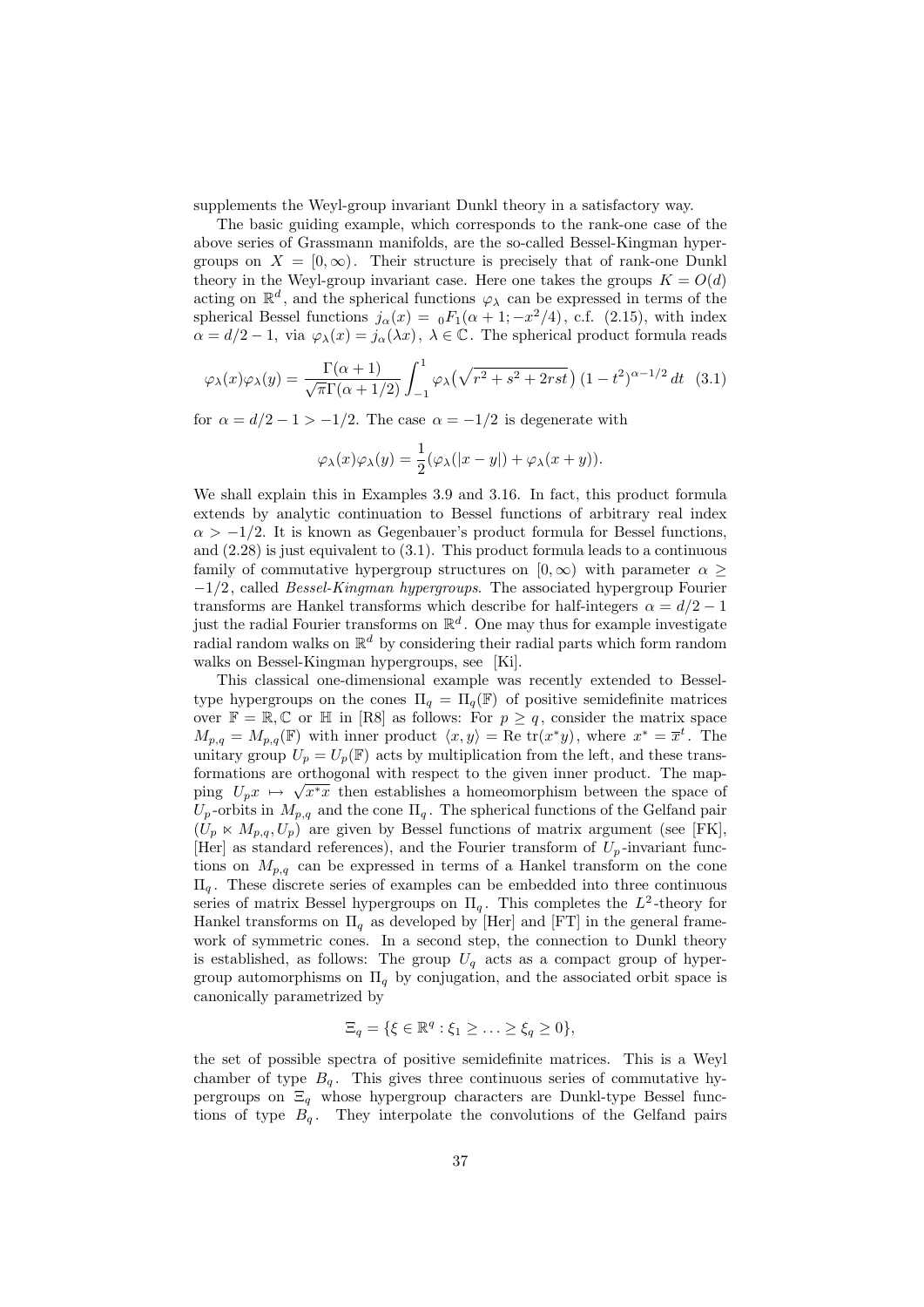supplements the Weyl-group invariant Dunkl theory in a satisfactory way.

The basic guiding example, which corresponds to the rank-one case of the above series of Grassmann manifolds, are the so-called Bessel-Kingman hypergroups on $X = [0,\infty)$. Their structure is precisely that of rank-one Dunkl theory in the Weyl-group invariant case. Here one takes the groups $K = O(d)$ acting on $\mathbb{R}^d$, and the spherical functions $\varphi_\lambda$ can be expressed in terms of the spherical Bessel functions $j_\alpha(x) = {}_0F_1(\alpha+1; -x^2/4)$, c.f. (2.15), with index $\alpha = d/2 - 1$, via $\varphi_\lambda(x) = j_\alpha(\lambda x)$, $\lambda \in \mathbb{C}$. The spherical product formula reads

$$\varphi_\lambda(x)\varphi_\lambda(y) = \frac{\Gamma(\alpha+1)}{\sqrt{\pi}\Gamma(\alpha+1/2)} \int_{-1}^{1} \varphi_\lambda\big(\sqrt{r^2+s^2+2rst}\big)\,(1-t^2)^{\alpha-1/2}\,dt \quad (3.1)$$

for $\alpha = d/2 - 1 > -1/2$. The case $\alpha = -1/2$ is degenerate with

$$\varphi_\lambda(x)\varphi_\lambda(y) = \frac{1}{2}(\varphi_\lambda(|x-y|) + \varphi_\lambda(x+y)).$$

We shall explain this in Examples 3.9 and 3.16. In fact, this product formula extends by analytic continuation to Bessel functions of arbitrary real index $\alpha > -1/2$. It is known as Gegenbauer's product formula for Bessel functions, and (2.28) is just equivalent to (3.1). This product formula leads to a continuous family of commutative hypergroup structures on $[0,\infty)$ with parameter $\alpha \geq -1/2$, called *Bessel-Kingman hypergroups*. The associated hypergroup Fourier transforms are Hankel transforms which describe for half-integers $\alpha = d/2 - 1$ just the radial Fourier transforms on $\mathbb{R}^d$. One may thus for example investigate radial random walks on $\mathbb{R}^d$ by considering their radial parts which form random walks on Bessel-Kingman hypergroups, see [Ki].

This classical one-dimensional example was recently extended to Bessel-type hypergroups on the cones $\Pi_q = \Pi_q(\mathbb{F})$ of positive semidefinite matrices over $\mathbb{F} = \mathbb{R}, \mathbb{C}$ or $\mathbb{H}$ in [R8] as follows: For $p \geq q$, consider the matrix space $M_{p,q} = M_{p,q}(\mathbb{F})$ with inner product $\langle x, y\rangle = \text{Re tr}(x^*y)$, where $x^* = \overline{x}^t$. The unitary group $U_p = U_p(\mathbb{F})$ acts by multiplication from the left, and these transformations are orthogonal with respect to the given inner product. The mapping $U_p x \mapsto \sqrt{x^*x}$ then establishes a homeomorphism between the space of $U_p$-orbits in $M_{p,q}$ and the cone $\Pi_q$. The spherical functions of the Gelfand pair $(U_p \ltimes M_{p,q}, U_p)$ are given by Bessel functions of matrix argument (see [FK], [Her] as standard references), and the Fourier transform of $U_p$-invariant functions on $M_{p,q}$ can be expressed in terms of a Hankel transform on the cone $\Pi_q$. These discrete series of examples can be embedded into three continuous series of matrix Bessel hypergroups on $\Pi_q$. This completes the $L^2$-theory for Hankel transforms on $\Pi_q$ as developed by [Her] and [FT] in the general framework of symmetric cones. In a second step, the connection to Dunkl theory is established, as follows: The group $U_q$ acts as a compact group of hypergroup automorphisms on $\Pi_q$ by conjugation, and the associated orbit space is canonically parametrized by

$$\Xi_q = \{\xi \in \mathbb{R}^q : \xi_1 \geq \ldots \geq \xi_q \geq 0\},$$

the set of possible spectra of positive semidefinite matrices. This is a Weyl chamber of type $B_q$. This gives three continuous series of commutative hypergroups on $\Xi_q$ whose hypergroup characters are Dunkl-type Bessel functions of type $B_q$. They interpolate the convolutions of the Gelfand pairs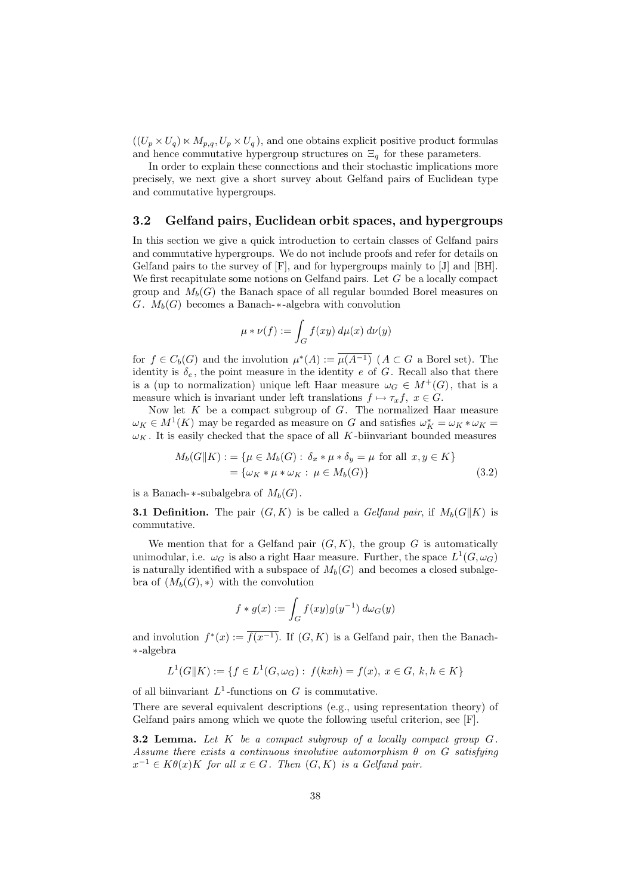$((U_p \times U_q) \ltimes M_{p,q}, U_p \times U_q)$, and one obtains explicit positive product formulas and hence commutative hypergroup structures on $\Xi_q$ for these parameters.

In order to explain these connections and their stochastic implications more precisely, we next give a short survey about Gelfand pairs of Euclidean type and commutative hypergroups.

### 3.2 Gelfand pairs, Euclidean orbit spaces, and hypergroups

In this section we give a quick introduction to certain classes of Gelfand pairs and commutative hypergroups. We do not include proofs and refer for details on Gelfand pairs to the survey of [F], and for hypergroups mainly to [J] and [BH]. We first recapitulate some notions on Gelfand pairs. Let $G$ be a locally compact group and $M_b(G)$ the Banach space of all regular bounded Borel measures on $G$. $M_b(G)$ becomes a Banach-$*$-algebra with convolution

$$\mu * \nu(f) := \int_G f(xy)\, d\mu(x)\, d\nu(y)$$

for $f \in C_b(G)$ and the involution $\mu^*(A) := \overline{\mu(A^{-1})}$ ($A \subset G$ a Borel set). The identity is $\delta_e$, the point measure in the identity $e$ of $G$. Recall also that there is a (up to normalization) unique left Haar measure $\omega_G \in M^+(G)$, that is a measure which is invariant under left translations $f \mapsto \tau_x f,\ x \in G$.

Now let $K$ be a compact subgroup of $G$. The normalized Haar measure $\omega_K \in M^1(K)$ may be regarded as measure on $G$ and satisfies $\omega_K^* = \omega_K * \omega_K = \omega_K$. It is easily checked that the space of all $K$-biinvariant bounded measures

$$\begin{aligned} M_b(G\|K) :&= \{\mu \in M_b(G):\ \delta_x * \mu * \delta_y = \mu \text{ for all } x, y \in K\} \\ &= \{\omega_K * \mu * \omega_K:\ \mu \in M_b(G)\} \end{aligned} \tag{3.2}$$

is a Banach-$*$-subalgebra of $M_b(G)$.

**3.1 Definition.** The pair $(G, K)$ is be called a *Gelfand pair*, if $M_b(G\|K)$ is commutative.

We mention that for a Gelfand pair $(G, K)$, the group $G$ is automatically unimodular, i.e. $\omega_G$ is also a right Haar measure. Further, the space $L^1(G, \omega_G)$ is naturally identified with a subspace of $M_b(G)$ and becomes a closed subalgebra of $(M_b(G), *)$ with the convolution

$$f * g(x) := \int_G f(xy) g(y^{-1})\, d\omega_G(y)$$

and involution $f^*(x) := \overline{f(x^{-1})}$. If $(G, K)$ is a Gelfand pair, then the Banach-$*$-algebra

$$L^1(G\|K) := \{f \in L^1(G, \omega_G):\ f(kxh) = f(x),\ x \in G,\ k, h \in K\}$$

of all biinvariant $L^1$-functions on $G$ is commutative.

There are several equivalent descriptions (e.g., using representation theory) of Gelfand pairs among which we quote the following useful criterion, see [F].

**3.2 Lemma.** *Let $K$ be a compact subgroup of a locally compact group $G$. Assume there exists a continuous involutive automorphism $\theta$ on $G$ satisfying $x^{-1} \in K\theta(x)K$ for all $x \in G$. Then $(G, K)$ is a Gelfand pair.*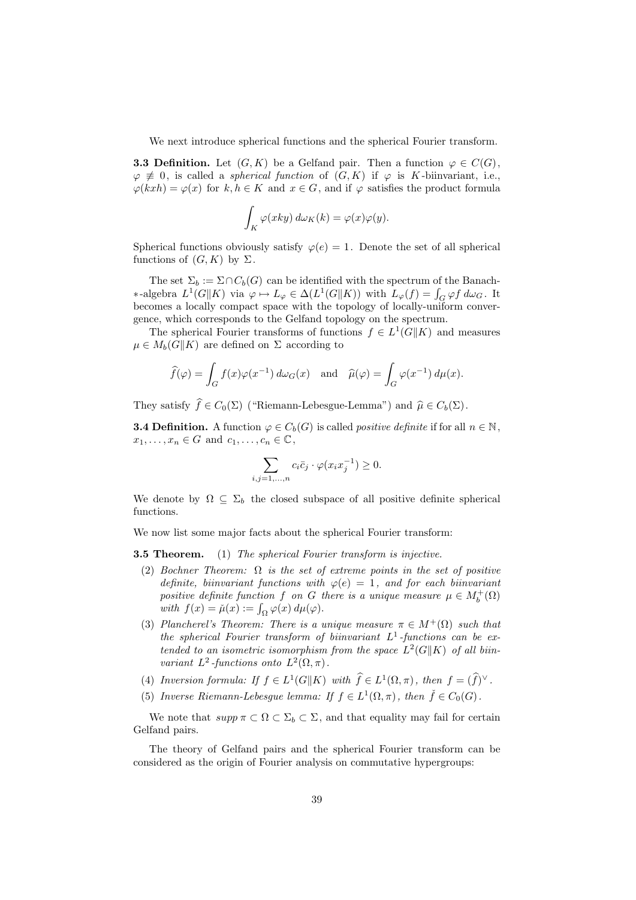We next introduce spherical functions and the spherical Fourier transform.

**3.3 Definition.** Let $(G,K)$ be a Gelfand pair. Then a function $\varphi \in C(G)$, $\varphi \not\equiv 0$, is called a *spherical function* of $(G,K)$ if $\varphi$ is $K$-biinvariant, i.e., $\varphi(kxh) = \varphi(x)$ for $k,h \in K$ and $x \in G$, and if $\varphi$ satisfies the product formula

$$\int_K \varphi(xky)\, d\omega_K(k) = \varphi(x)\varphi(y).$$

Spherical functions obviously satisfy $\varphi(e) = 1$. Denote the set of all spherical functions of $(G,K)$ by $\Sigma$.

The set $\Sigma_b := \Sigma \cap C_b(G)$ can be identified with the spectrum of the Banach-$*$-algebra $L^1(G\|K)$ via $\varphi \mapsto L_\varphi \in \Delta(L^1(G\|K))$ with $L_\varphi(f) = \int_G \varphi f \, d\omega_G$. It becomes a locally compact space with the topology of locally-uniform convergence, which corresponds to the Gelfand topology on the spectrum.

The spherical Fourier transforms of functions $f \in L^1(G\|K)$ and measures $\mu \in M_b(G\|K)$ are defined on $\Sigma$ according to

$$\widehat{f}(\varphi) = \int_G f(x)\varphi(x^{-1})\, d\omega_G(x) \quad \text{and} \quad \widehat{\mu}(\varphi) = \int_G \varphi(x^{-1})\, d\mu(x).$$

They satisfy $\widehat{f} \in C_0(\Sigma)$ ("Riemann-Lebesgue-Lemma") and $\widehat{\mu} \in C_b(\Sigma)$.

**3.4 Definition.** A function $\varphi \in C_b(G)$ is called *positive definite* if for all $n \in \mathbb{N}$, $x_1, \ldots, x_n \in G$ and $c_1, \ldots, c_n \in \mathbb{C}$,

$$\sum_{i,j=1,\ldots,n} c_i \bar{c}_j \cdot \varphi(x_i x_j^{-1}) \geq 0.$$

We denote by $\Omega \subseteq \Sigma_b$ the closed subspace of all positive definite spherical functions.

We now list some major facts about the spherical Fourier transform:

**3.5 Theorem.** (1) *The spherical Fourier transform is injective.*

(2) *Bochner Theorem: $\Omega$ is the set of extreme points in the set of positive definite, biinvariant functions with $\varphi(e) = 1$, and for each biinvariant positive definite function $f$ on $G$ there is a unique measure $\mu \in M_b^+(\Omega)$ with $f(x) = \check{\mu}(x) := \int_\Omega \varphi(x)\, d\mu(\varphi)$.*

(3) *Plancherel's Theorem: There is a unique measure $\pi \in M^+(\Omega)$ such that the spherical Fourier transform of biinvariant $L^1$-functions can be extended to an isometric isomorphism from the space $L^2(G\|K)$ of all biinvariant $L^2$-functions onto $L^2(\Omega, \pi)$.*

(4) *Inversion formula: If $f \in L^1(G\|K)$ with $\widehat{f} \in L^1(\Omega, \pi)$, then $f = (\widehat{f})^\vee$.*

(5) *Inverse Riemann-Lebesgue lemma: If $f \in L^1(\Omega, \pi)$, then $\check{f} \in C_0(G)$.*

We note that $supp\, \pi \subset \Omega \subset \Sigma_b \subset \Sigma$, and that equality may fail for certain Gelfand pairs.

The theory of Gelfand pairs and the spherical Fourier transform can be considered as the origin of Fourier analysis on commutative hypergroups: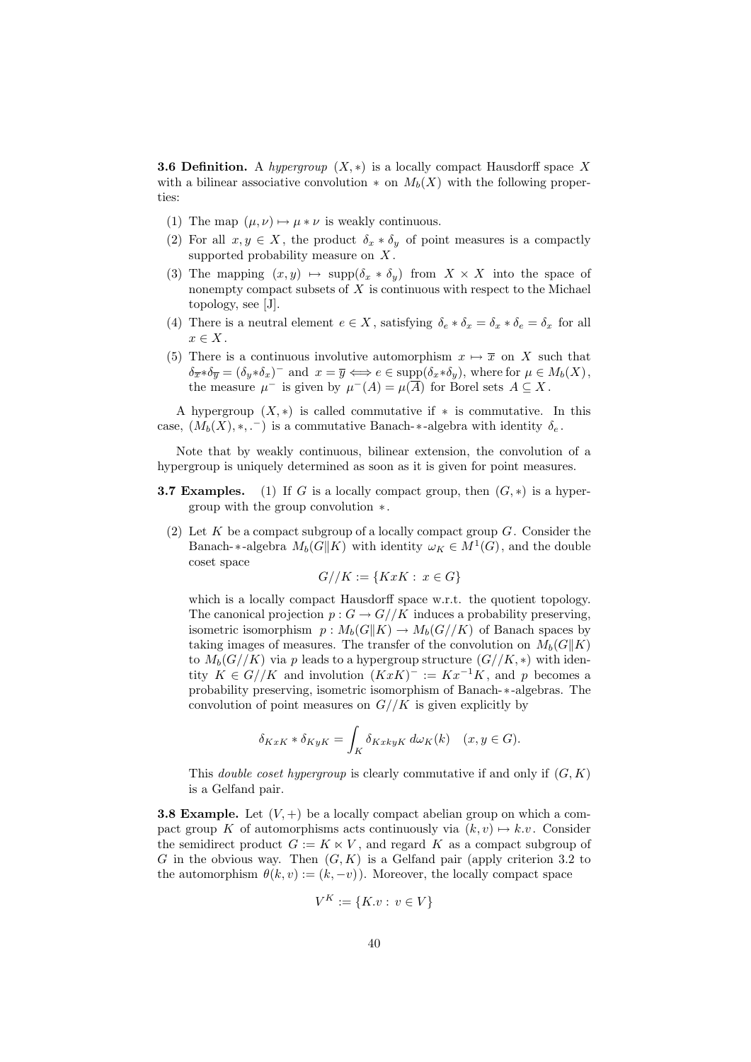**3.6 Definition.** A *hypergroup* $(X, *)$ is a locally compact Hausdorff space $X$ with a bilinear associative convolution $*$ on $M_b(X)$ with the following properties:

(1) The map $(\mu, \nu) \mapsto \mu * \nu$ is weakly continuous.

(2) For all $x, y \in X$, the product $\delta_x * \delta_y$ of point measures is a compactly supported probability measure on $X$.

(3) The mapping $(x, y) \mapsto \text{supp}(\delta_x * \delta_y)$ from $X \times X$ into the space of nonempty compact subsets of $X$ is continuous with respect to the Michael topology, see [J].

(4) There is a neutral element $e \in X$, satisfying $\delta_e * \delta_x = \delta_x * \delta_e = \delta_x$ for all $x \in X$.

(5) There is a continuous involutive automorphism $x \mapsto \overline{x}$ on $X$ such that $\delta_{\overline{x}} * \delta_{\overline{y}} = (\delta_y * \delta_x)^-$ and $x = \overline{y} \Longleftrightarrow e \in \text{supp}(\delta_x * \delta_y)$, where for $\mu \in M_b(X)$, the measure $\mu^-$ is given by $\mu^-(A) = \mu(\overline{A})$ for Borel sets $A \subseteq X$.

A hypergroup $(X, *)$ is called commutative if $*$ is commutative. In this case, $(M_b(X), *, .^-)$ is a commutative Banach-$*$-algebra with identity $\delta_e$.

Note that by weakly continuous, bilinear extension, the convolution of a hypergroup is uniquely determined as soon as it is given for point measures.

**3.7 Examples.** (1) If $G$ is a locally compact group, then $(G, *)$ is a hypergroup with the group convolution $*$.

(2) Let $K$ be a compact subgroup of a locally compact group $G$. Consider the Banach-$*$-algebra $M_b(G\|K)$ with identity $\omega_K \in M^1(G)$, and the double coset space

$$G//K := \{KxK : x \in G\}$$

which is a locally compact Hausdorff space w.r.t. the quotient topology. The canonical projection $p : G \to G//K$ induces a probability preserving, isometric isomorphism $p : M_b(G\|K) \to M_b(G//K)$ of Banach spaces by taking images of measures. The transfer of the convolution on $M_b(G\|K)$ to $M_b(G//K)$ via $p$ leads to a hypergroup structure $(G//K, *)$ with identity $K \in G//K$ and involution $(KxK)^- := Kx^{-1}K$, and $p$ becomes a probability preserving, isometric isomorphism of Banach-$*$-algebras. The convolution of point measures on $G//K$ is given explicitly by

$$\delta_{KxK} * \delta_{KyK} = \int_K \delta_{KxkyK}\, d\omega_K(k) \quad (x, y \in G).$$

This *double coset hypergroup* is clearly commutative if and only if $(G, K)$ is a Gelfand pair.

**3.8 Example.** Let $(V, +)$ be a locally compact abelian group on which a compact group $K$ of automorphisms acts continuously via $(k, v) \mapsto k.v$. Consider the semidirect product $G := K \ltimes V$, and regard $K$ as a compact subgroup of $G$ in the obvious way. Then $(G, K)$ is a Gelfand pair (apply criterion 3.2 to the automorphism $\theta(k, v) := (k, -v)$). Moreover, the locally compact space

$$V^K := \{K.v : v \in V\}$$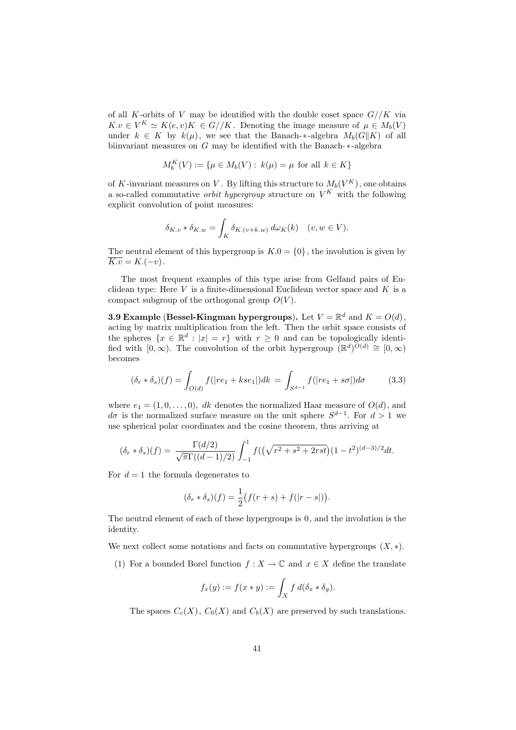of all $K$-orbits of $V$ may be identified with the double coset space $G//K$ via $K.v \in V^K \simeq K(e,v)K \in G//K$. Denoting the image measure of $\mu \in M_b(V)$ under $k \in K$ by $k(\mu)$, we see that the Banach-$*$-algebra $M_b(G\|K)$ of all biinvariant measures on $G$ may be identified with the Banach-$*$-algebra

$$M_b^K(V) := \{\mu \in M_b(V) : \; k(\mu) = \mu \text{ for all } k \in K\}$$

of $K$-invariant measures on $V$. By lifting this structure to $M_b(V^K)$, one obtains a so-called commutative *orbit hypergroup* structure on $V^K$ with the following explicit convolution of point measures:

$$\delta_{K.v} * \delta_{K.w} = \int_K \delta_{K.(v+k.w)} \, d\omega_K(k) \quad (v, w \in V).$$

The neutral element of this hypergroup is $K.0 = \{0\}$, the involution is given by $\overline{K.v} = K.(-v)$.

The most frequent examples of this type arise from Gelfand pairs of Euclidean type: Here $V$ is a finite-dimensional Euclidean vector space and $K$ is a compact subgroup of the orthogonal group $O(V)$.

**3.9 Example (Bessel-Kingman hypergroups).** Let $V = \mathbb{R}^d$ and $K = O(d)$, acting by matrix multiplication from the left. Then the orbit space consists of the spheres $\{x \in \mathbb{R}^d : |x| = r\}$ with $r \geq 0$ and can be topologically identified with $[0, \infty)$. The convolution of the orbit hypergroup $(\mathbb{R}^d)^{O(d)} \cong [0, \infty)$ becomes

$$(\delta_r * \delta_s)(f) = \int_{O(d)} f(|re_1 + kse_1|)dk \, = \int_{S^{d-1}} f(|re_1 + s\sigma|)d\sigma \qquad (3.3)$$

where $e_1 = (1, 0, \ldots, 0)$, $dk$ denotes the normalized Haar measure of $O(d)$, and $d\sigma$ is the normalized surface measure on the unit sphere $S^{d-1}$. For $d > 1$ we use spherical polar coordinates and the cosine theorem, thus arriving at

$$(\delta_r * \delta_s)(f) = \frac{\Gamma(d/2)}{\sqrt{\pi}\Gamma((d-1)/2)} \int_{-1}^1 f(\big(\sqrt{r^2 + s^2 + 2rst}\big)(1 - t^2)^{(d-3)/2} dt.$$

For $d = 1$ the formula degenerates to

$$(\delta_r * \delta_s)(f) = \frac{1}{2}\big(f(r+s) + f(|r-s|)\big).$$

The neutral element of each of these hypergroups is $0$, and the involution is the identity.

We next collect some notations and facts on commutative hypergroups $(X, *)$.

(1) For a bounded Borel function $f : X \to \mathbb{C}$ and $x \in X$ define the translate

$$f_x(y) := f(x * y) := \int_X f \, d(\delta_x * \delta_y).$$

The spaces $C_c(X)$, $C_0(X)$ and $C_b(X)$ are preserved by such translations.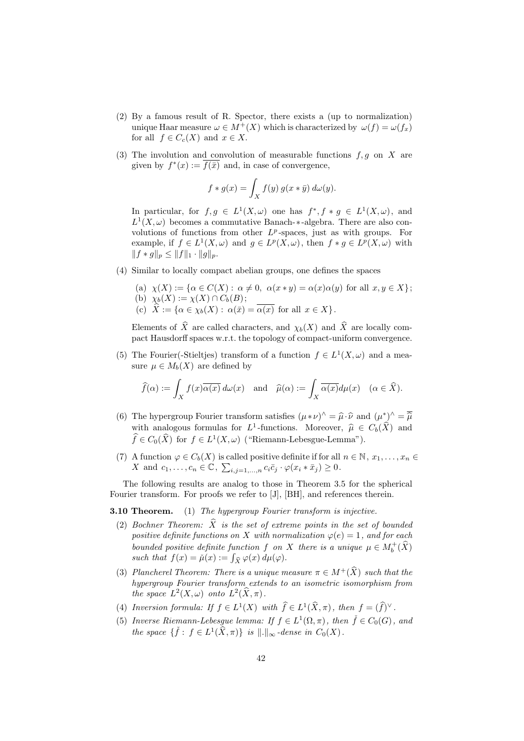(2) By a famous result of R. Spector, there exists a (up to normalization) unique Haar measure $\omega \in M^+(X)$ which is characterized by $\omega(f) = \omega(f_x)$ for all $f \in C_c(X)$ and $x \in X$.

(3) The involution and convolution of measurable functions $f, g$ on $X$ are given by $f^*(x) := \overline{f(\bar{x})}$ and, in case of convergence,

$$f * g(x) = \int_X f(y)\, g(x * \bar{y})\, d\omega(y).$$

In particular, for $f, g \in L^1(X, \omega)$ one has $f^*, f * g \in L^1(X, \omega)$, and $L^1(X, \omega)$ becomes a commutative Banach-$*$-algebra. There are also convolutions of functions from other $L^p$-spaces, just as with groups. For example, if $f \in L^1(X, \omega)$ and $g \in L^p(X, \omega)$, then $f * g \in L^p(X, \omega)$ with $\|f * g\|_p \leq \|f\|_1 \cdot \|g\|_p$.

(4) Similar to locally compact abelian groups, one defines the spaces

(a) $\chi(X) := \{\alpha \in C(X) :\ \alpha \neq 0,\ \alpha(x * y) = \alpha(x)\alpha(y) \text{ for all } x, y \in X\}$;
(b) $\chi_b(X) := \chi(X) \cap C_b(B)$;
(c) $\widehat{X} := \{\alpha \in \chi_b(X) :\ \alpha(\bar{x}) = \overline{\alpha(x)} \text{ for all } x \in X\}$.

Elements of $\widehat{X}$ are called characters, and $\chi_b(X)$ and $\widehat{X}$ are locally compact Hausdorff spaces w.r.t. the topology of compact-uniform convergence.

(5) The Fourier(-Stieltjes) transform of a function $f \in L^1(X, \omega)$ and a measure $\mu \in M_b(X)$ are defined by

$$\widehat{f}(\alpha) := \int_X f(x)\overline{\alpha(x)}\, d\omega(x) \quad \text{and} \quad \widehat{\mu}(\alpha) := \int_X \overline{\alpha(x)} d\mu(x) \quad (\alpha \in \widehat{X}).$$

(6) The hypergroup Fourier transform satisfies $(\mu * \nu)^\wedge = \widehat{\mu} \cdot \widehat{\nu}$ and $(\mu^*)^\wedge = \overline{\widehat{\mu}}$ with analogous formulas for $L^1$-functions. Moreover, $\widehat{\mu} \in C_b(\widehat{X})$ and $\widehat{f} \in C_0(\widehat{X})$ for $f \in L^1(X, \omega)$ ("Riemann-Lebesgue-Lemma").

(7) A function $\varphi \in C_b(X)$ is called positive definite if for all $n \in \mathbb{N}$, $x_1, \ldots, x_n \in X$ and $c_1, \ldots, c_n \in \mathbb{C}$, $\sum_{i,j=1,\ldots,n} c_i \bar{c}_j \cdot \varphi(x_i * \bar{x}_j) \geq 0$.

The following results are analog to those in Theorem 3.5 for the spherical Fourier transform. For proofs we refer to [J], [BH], and references therein.

**3.10 Theorem.** (1) *The hypergroup Fourier transform is injective.*

(2) *Bochner Theorem: $\widehat{X}$ is the set of extreme points in the set of bounded positive definite functions on $X$ with normalization $\varphi(e) = 1$, and for each bounded positive definite function $f$ on $X$ there is a unique $\mu \in M_b^+(\widehat{X})$ such that $f(x) = \check{\mu}(x) := \int_{\widehat{X}} \varphi(x)\, d\mu(\varphi)$.*

(3) *Plancherel Theorem: There is a unique measure $\pi \in M^+(\widehat{X})$ such that the hypergroup Fourier transform extends to an isometric isomorphism from the space $L^2(X, \omega)$ onto $L^2(\widehat{X}, \pi)$.*

(4) *Inversion formula: If $f \in L^1(X)$ with $\widehat{f} \in L^1(\widehat{X}, \pi)$, then $f = (\widehat{f})^\vee$.*

(5) *Inverse Riemann-Lebesgue lemma: If $f \in L^1(\Omega, \pi)$, then $\check{f} \in C_0(G)$, and the space $\{\check{f} :\ f \in L^1(\widehat{X}, \pi)\}$ is $\|.\|_\infty$-dense in $C_0(X)$.*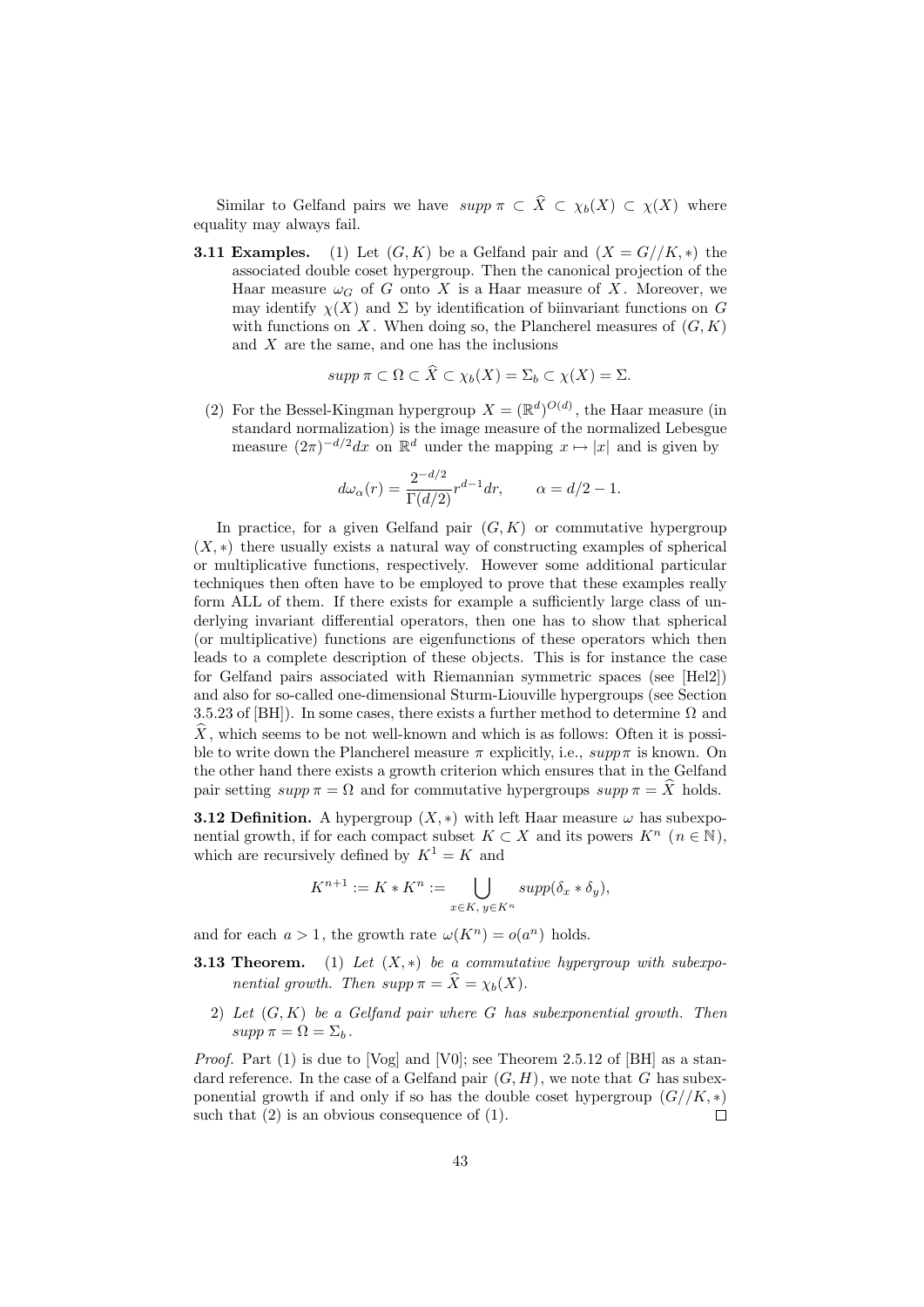Similar to Gelfand pairs we have $supp\, \pi \subset \widehat{X} \subset \chi_b(X) \subset \chi(X)$ where equality may always fail.

**3.11 Examples.** (1) Let $(G, K)$ be a Gelfand pair and $(X = G//K, *)$ the associated double coset hypergroup. Then the canonical projection of the Haar measure $\omega_G$ of $G$ onto $X$ is a Haar measure of $X$. Moreover, we may identify $\chi(X)$ and $\Sigma$ by identification of biinvariant functions on $G$ with functions on $X$. When doing so, the Plancherel measures of $(G, K)$ and $X$ are the same, and one has the inclusions

$$supp\, \pi \subset \Omega \subset \widehat{X} \subset \chi_b(X) = \Sigma_b \subset \chi(X) = \Sigma.$$

(2) For the Bessel-Kingman hypergroup $X = (\mathbb{R}^d)^{O(d)}$, the Haar measure (in standard normalization) is the image measure of the normalized Lebesgue measure $(2\pi)^{-d/2}dx$ on $\mathbb{R}^d$ under the mapping $x \mapsto |x|$ and is given by

$$d\omega_\alpha(r) = \frac{2^{-d/2}}{\Gamma(d/2)} r^{d-1} dr, \qquad \alpha = d/2 - 1.$$

In practice, for a given Gelfand pair $(G, K)$ or commutative hypergroup $(X, *)$ there usually exists a natural way of constructing examples of spherical or multiplicative functions, respectively. However some additional particular techniques then often have to be employed to prove that these examples really form ALL of them. If there exists for example a sufficiently large class of underlying invariant differential operators, then one has to show that spherical (or multiplicative) functions are eigenfunctions of these operators which then leads to a complete description of these objects. This is for instance the case for Gelfand pairs associated with Riemannian symmetric spaces (see [Hel2]) and also for so-called one-dimensional Sturm-Liouville hypergroups (see Section 3.5.23 of [BH]). In some cases, there exists a further method to determine $\Omega$ and $\widehat{X}$, which seems to be not well-known and which is as follows: Often it is possible to write down the Plancherel measure $\pi$ explicitly, i.e., $supp\,\pi$ is known. On the other hand there exists a growth criterion which ensures that in the Gelfand pair setting $supp\, \pi = \Omega$ and for commutative hypergroups $supp\, \pi = \widehat{X}$ holds.

**3.12 Definition.** A hypergroup $(X, *)$ with left Haar measure $\omega$ has subexponential growth, if for each compact subset $K \subset X$ and its powers $K^n$ $(n \in \mathbb{N})$, which are recursively defined by $K^1 = K$ and

$$K^{n+1} := K * K^n := \bigcup_{x \in K,\, y \in K^n} supp(\delta_x * \delta_y),$$

and for each $a > 1$, the growth rate $\omega(K^n) = o(a^n)$ holds.

**3.13 Theorem.** (1) *Let $(X, *)$ be a commutative hypergroup with subexponential growth. Then $supp\, \pi = \widehat{X} = \chi_b(X)$.*

2) *Let $(G, K)$ be a Gelfand pair where $G$ has subexponential growth. Then $supp\, \pi = \Omega = \Sigma_b$.*

*Proof.* Part (1) is due to [Vog] and [V0]; see Theorem 2.5.12 of [BH] as a standard reference. In the case of a Gelfand pair $(G, H)$, we note that $G$ has subexponential growth if and only if so has the double coset hypergroup $(G//K, *)$ such that (2) is an obvious consequence of (1). $\square$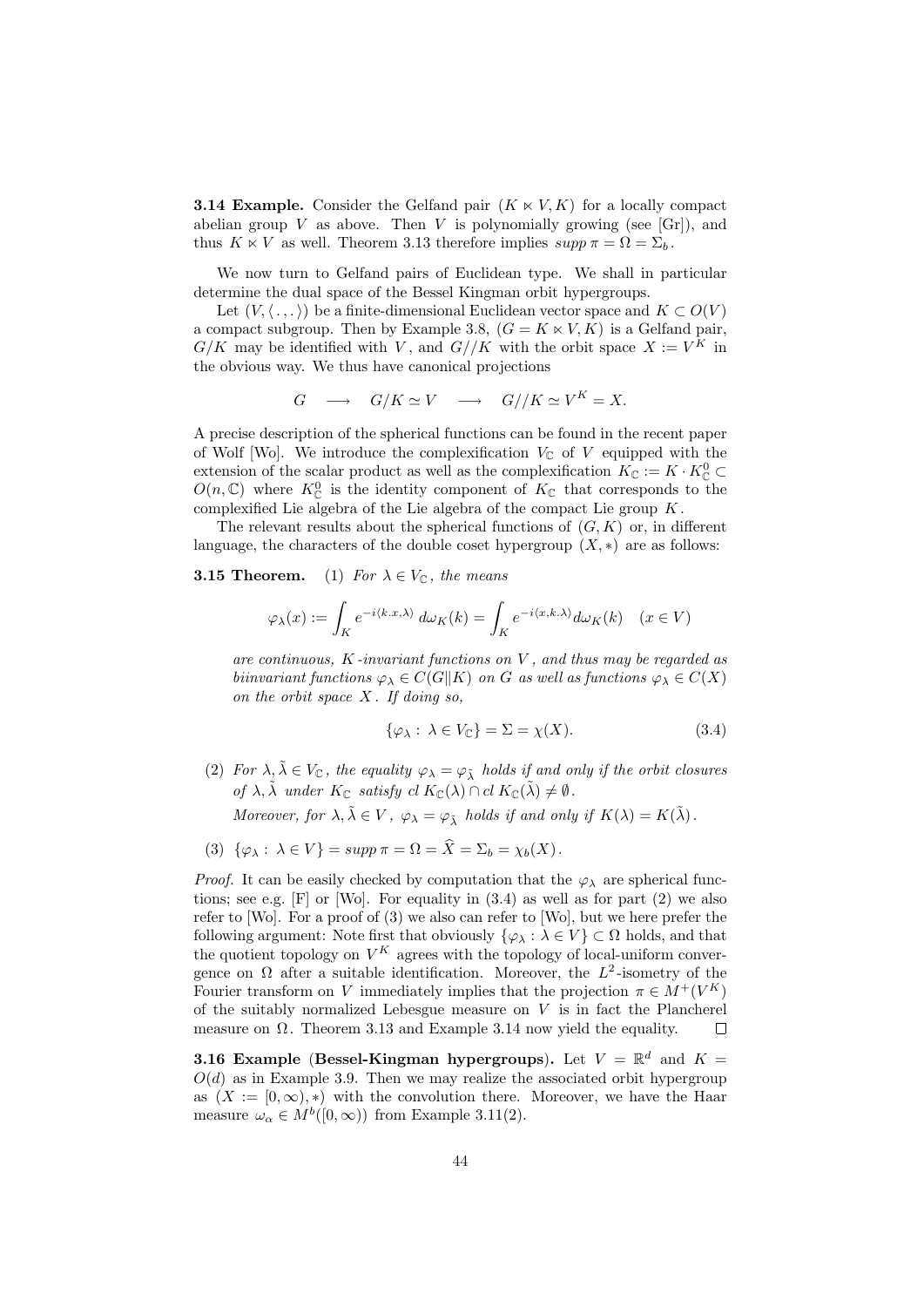**3.14 Example.** Consider the Gelfand pair $(K \ltimes V, K)$ for a locally compact abelian group $V$ as above. Then $V$ is polynomially growing (see [Gr]), and thus $K \ltimes V$ as well. Theorem 3.13 therefore implies $supp\,\pi = \Omega = \Sigma_b$.

We now turn to Gelfand pairs of Euclidean type. We shall in particular determine the dual space of the Bessel Kingman orbit hypergroups.

Let $(V, \langle\,.\,,.\,\rangle)$ be a finite-dimensional Euclidean vector space and $K \subset O(V)$ a compact subgroup. Then by Example 3.8, $(G = K \ltimes V, K)$ is a Gelfand pair, $G/K$ may be identified with $V$, and $G//K$ with the orbit space $X := V^K$ in the obvious way. We thus have canonical projections

$$G \quad \longrightarrow \quad G/K \simeq V \quad \longrightarrow \quad G//K \simeq V^K = X.$$

A precise description of the spherical functions can be found in the recent paper of Wolf [Wo]. We introduce the complexification $V_{\mathbb{C}}$ of $V$ equipped with the extension of the scalar product as well as the complexification $K_{\mathbb{C}} := K \cdot K_{\mathbb{C}}^0 \subset O(n, \mathbb{C})$ where $K_{\mathbb{C}}^0$ is the identity component of $K_{\mathbb{C}}$ that corresponds to the complexified Lie algebra of the Lie algebra of the compact Lie group $K$.

The relevant results about the spherical functions of $(G, K)$ or, in different language, the characters of the double coset hypergroup $(X, *)$ are as follows:

**3.15 Theorem.** (1) *For $\lambda \in V_{\mathbb{C}}$, the means*

$$\varphi_\lambda(x) := \int_K e^{-i\langle k.x, \lambda\rangle}\, d\omega_K(k) = \int_K e^{-i\langle x, k.\lambda\rangle} d\omega_K(k) \quad (x \in V)$$

*are continuous, $K$-invariant functions on $V$, and thus may be regarded as biinvariant functions $\varphi_\lambda \in C(G\|K)$ on $G$ as well as functions $\varphi_\lambda \in C(X)$ on the orbit space $X$. If doing so,*

$$\{\varphi_\lambda :\ \lambda \in V_{\mathbb{C}}\} = \Sigma = \chi(X). \tag{3.4}$$

(2) *For $\lambda, \tilde\lambda \in V_{\mathbb{C}}$, the equality $\varphi_\lambda = \varphi_{\tilde\lambda}$ holds if and only if the orbit closures of $\lambda, \tilde\lambda$ under $K_{\mathbb{C}}$ satisfy $cl\, K_{\mathbb{C}}(\lambda) \cap cl\, K_{\mathbb{C}}(\tilde\lambda) \neq \emptyset$.*

*Moreover, for $\lambda, \tilde\lambda \in V$, $\varphi_\lambda = \varphi_{\tilde\lambda}$ holds if and only if $K(\lambda) = K(\tilde\lambda)$.*

(3) $\{\varphi_\lambda :\ \lambda \in V\} = supp\,\pi = \Omega = \widehat{X} = \Sigma_b = \chi_b(X)$.

*Proof.* It can be easily checked by computation that the $\varphi_\lambda$ are spherical functions; see e.g. [F] or [Wo]. For equality in (3.4) as well as for part (2) we also refer to [Wo]. For a proof of (3) we also can refer to [Wo], but we here prefer the following argument: Note first that obviously $\{\varphi_\lambda : \lambda \in V\} \subset \Omega$ holds, and that the quotient topology on $V^K$ agrees with the topology of local-uniform convergence on $\Omega$ after a suitable identification. Moreover, the $L^2$-isometry of the Fourier transform on $V$ immediately implies that the projection $\pi \in M^+(V^K)$ of the suitably normalized Lebesgue measure on $V$ is in fact the Plancherel measure on $\Omega$. Theorem 3.13 and Example 3.14 now yield the equality. $\square$

**3.16 Example (Bessel-Kingman hypergroups).** Let $V = \mathbb{R}^d$ and $K = O(d)$ as in Example 3.9. Then we may realize the associated orbit hypergroup as $(X := [0, \infty), *)$ with the convolution there. Moreover, we have the Haar measure $\omega_\alpha \in M^b([0, \infty))$ from Example 3.11(2).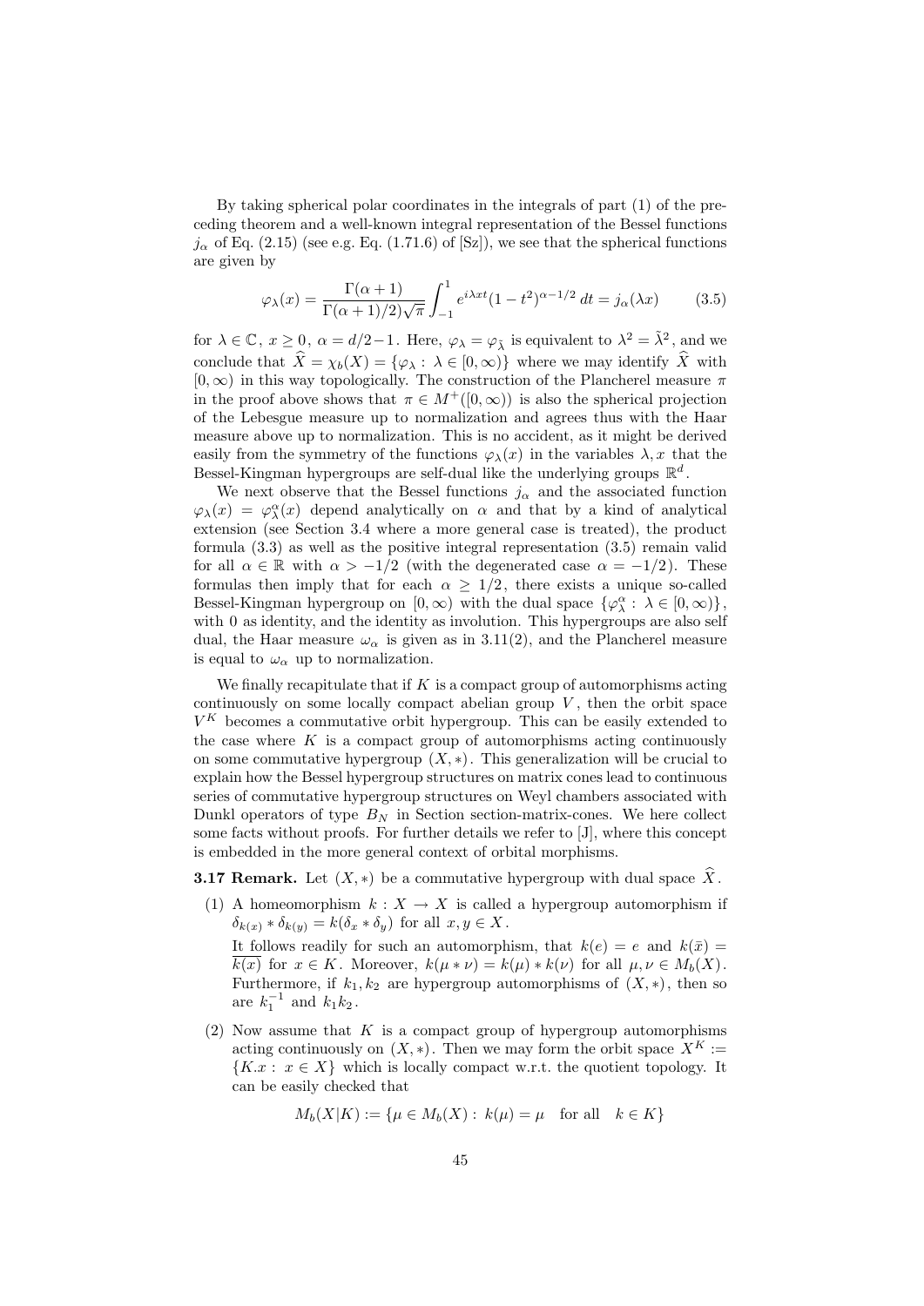By taking spherical polar coordinates in the integrals of part (1) of the preceding theorem and a well-known integral representation of the Bessel functions $j_\alpha$ of Eq. (2.15) (see e.g. Eq. (1.71.6) of [Sz]), we see that the spherical functions are given by

$$\varphi_\lambda(x) = \frac{\Gamma(\alpha+1)}{\Gamma(\alpha+1)/2)\sqrt{\pi}} \int_{-1}^{1} e^{i\lambda x t}(1-t^2)^{\alpha-1/2}\, dt = j_\alpha(\lambda x) \tag{3.5}$$

for $\lambda \in \mathbb{C},\ x \geq 0,\ \alpha = d/2-1$. Here, $\varphi_\lambda = \varphi_{\tilde{\lambda}}$ is equivalent to $\lambda^2 = \tilde{\lambda}^2$, and we conclude that $\widehat{X} = \chi_b(X) = \{\varphi_\lambda : \lambda \in [0,\infty)\}$ where we may identify $\widehat{X}$ with $[0,\infty)$ in this way topologically. The construction of the Plancherel measure $\pi$ in the proof above shows that $\pi \in M^+([0,\infty))$ is also the spherical projection of the Lebesgue measure up to normalization and agrees thus with the Haar measure above up to normalization. This is no accident, as it might be derived easily from the symmetry of the functions $\varphi_\lambda(x)$ in the variables $\lambda, x$ that the Bessel-Kingman hypergroups are self-dual like the underlying groups $\mathbb{R}^d$.

We next observe that the Bessel functions $j_\alpha$ and the associated function $\varphi_\lambda(x) = \varphi_\lambda^\alpha(x)$ depend analytically on $\alpha$ and that by a kind of analytical extension (see Section 3.4 where a more general case is treated), the product formula (3.3) as well as the positive integral representation (3.5) remain valid for all $\alpha \in \mathbb{R}$ with $\alpha > -1/2$ (with the degenerated case $\alpha = -1/2$). These formulas then imply that for each $\alpha \geq 1/2$, there exists a unique so-called Bessel-Kingman hypergroup on $[0,\infty)$ with the dual space $\{\varphi_\lambda^\alpha : \lambda \in [0,\infty)\}$, with 0 as identity, and the identity as involution. This hypergroups are also self dual, the Haar measure $\omega_\alpha$ is given as in 3.11(2), and the Plancherel measure is equal to $\omega_\alpha$ up to normalization.

We finally recapitulate that if $K$ is a compact group of automorphisms acting continuously on some locally compact abelian group $V$, then the orbit space $V^K$ becomes a commutative orbit hypergroup. This can be easily extended to the case where $K$ is a compact group of automorphisms acting continuously on some commutative hypergroup $(X,*)$. This generalization will be crucial to explain how the Bessel hypergroup structures on matrix cones lead to continuous series of commutative hypergroup structures on Weyl chambers associated with Dunkl operators of type $B_N$ in Section section-matrix-cones. We here collect some facts without proofs. For further details we refer to [J], where this concept is embedded in the more general context of orbital morphisms.

**3.17 Remark.** Let $(X,*)$ be a commutative hypergroup with dual space $\widehat{X}$.

(1) A homeomorphism $k : X \to X$ is called a hypergroup automorphism if $\delta_{k(x)} * \delta_{k(y)} = k(\delta_x * \delta_y)$ for all $x, y \in X$.

It follows readily for such an automorphism, that $k(e) = e$ and $k(\bar{x}) = \overline{k(x)}$ for $x \in K$. Moreover, $k(\mu * \nu) = k(\mu) * k(\nu)$ for all $\mu, \nu \in M_b(X)$. Furthermore, if $k_1, k_2$ are hypergroup automorphisms of $(X,*)$, then so are $k_1^{-1}$ and $k_1 k_2$.

(2) Now assume that $K$ is a compact group of hypergroup automorphisms acting continuously on $(X,*)$. Then we may form the orbit space $X^K := \{K.x : x \in X\}$ which is locally compact w.r.t. the quotient topology. It can be easily checked that

$$M_b(X|K) := \{\mu \in M_b(X) : k(\mu) = \mu \quad \text{for all} \quad k \in K\}$$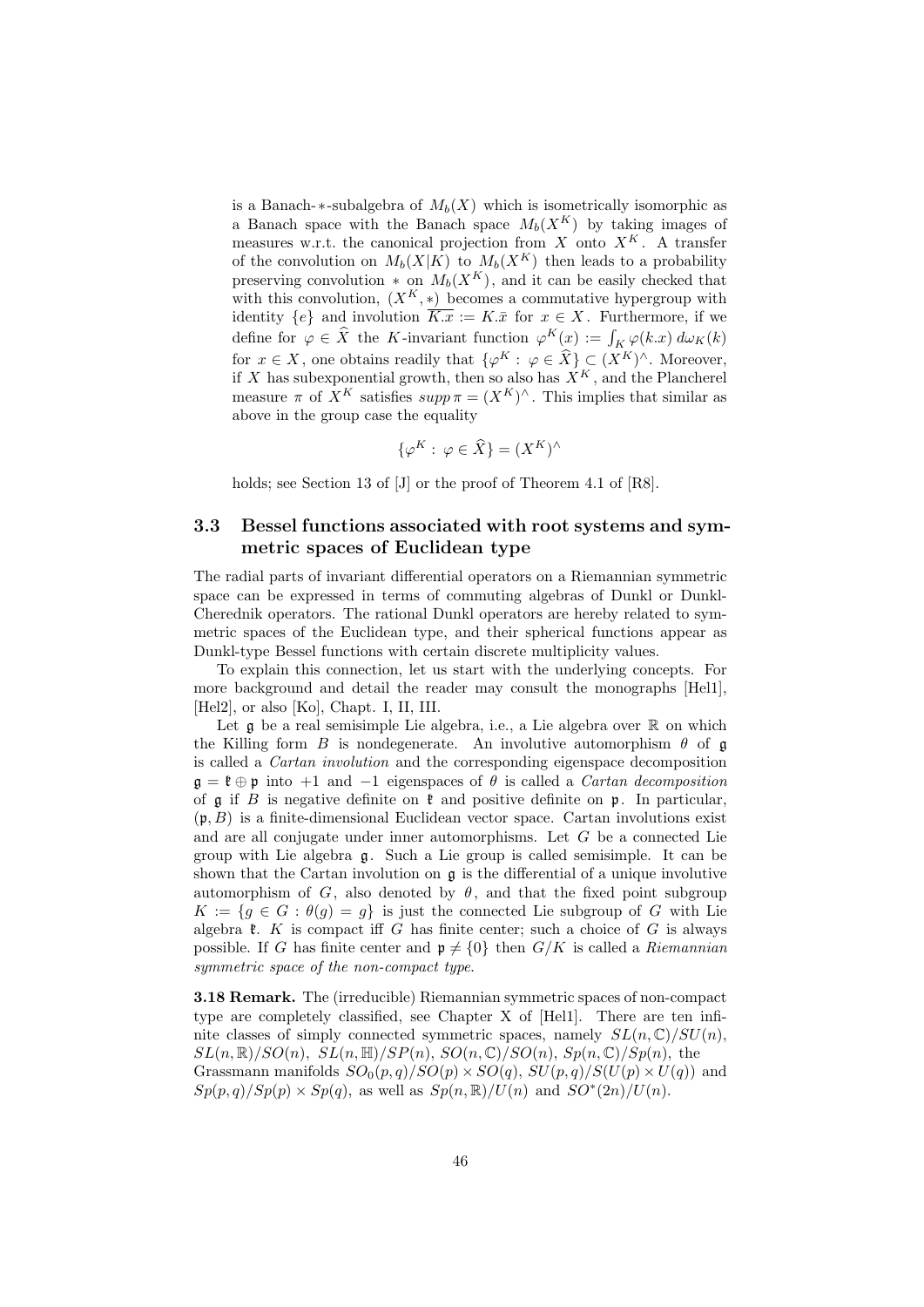is a Banach-$*$-subalgebra of $M_b(X)$ which is isometrically isomorphic as a Banach space with the Banach space $M_b(X^K)$ by taking images of measures w.r.t. the canonical projection from $X$ onto $X^K$. A transfer of the convolution on $M_b(X|K)$ to $M_b(X^K)$ then leads to a probability preserving convolution $*$ on $M_b(X^K)$, and it can be easily checked that with this convolution, $(X^K, *)$ becomes a commutative hypergroup with identity $\{e\}$ and involution $\overline{K.x} := K.\bar{x}$ for $x \in X$. Furthermore, if we define for $\varphi \in \widehat{X}$ the $K$-invariant function $\varphi^K(x) := \int_K \varphi(k.x)\, d\omega_K(k)$ for $x \in X$, one obtains readily that $\{\varphi^K : \varphi \in \widehat{X}\} \subset (X^K)^\wedge$. Moreover, if $X$ has subexponential growth, then so also has $X^K$, and the Plancherel measure $\pi$ of $X^K$ satisfies $supp\, \pi = (X^K)^\wedge$. This implies that similar as above in the group case the equality

$$\{\varphi^K : \varphi \in \widehat{X}\} = (X^K)^\wedge$$

holds; see Section 13 of [J] or the proof of Theorem 4.1 of [R8].

### 3.3 Bessel functions associated with root systems and symmetric spaces of Euclidean type

The radial parts of invariant differential operators on a Riemannian symmetric space can be expressed in terms of commuting algebras of Dunkl or Dunkl-Cherednik operators. The rational Dunkl operators are hereby related to symmetric spaces of the Euclidean type, and their spherical functions appear as Dunkl-type Bessel functions with certain discrete multiplicity values.

To explain this connection, let us start with the underlying concepts. For more background and detail the reader may consult the monographs [Hel1], [Hel2], or also [Ko], Chapt. I, II, III.

Let $\mathfrak{g}$ be a real semisimple Lie algebra, i.e., a Lie algebra over $\mathbb{R}$ on which the Killing form $B$ is nondegenerate. An involutive automorphism $\theta$ of $\mathfrak{g}$ is called a *Cartan involution* and the corresponding eigenspace decomposition $\mathfrak{g} = \mathfrak{k} \oplus \mathfrak{p}$ into $+1$ and $-1$ eigenspaces of $\theta$ is called a *Cartan decomposition* of $\mathfrak{g}$ if $B$ is negative definite on $\mathfrak{k}$ and positive definite on $\mathfrak{p}$. In particular, $(\mathfrak{p}, B)$ is a finite-dimensional Euclidean vector space. Cartan involutions exist and are all conjugate under inner automorphisms. Let $G$ be a connected Lie group with Lie algebra $\mathfrak{g}$. Such a Lie group is called semisimple. It can be shown that the Cartan involution on $\mathfrak{g}$ is the differential of a unique involutive automorphism of $G$, also denoted by $\theta$, and that the fixed point subgroup $K := \{g \in G : \theta(g) = g\}$ is just the connected Lie subgroup of $G$ with Lie algebra $\mathfrak{k}$. $K$ is compact iff $G$ has finite center; such a choice of $G$ is always possible. If $G$ has finite center and $\mathfrak{p} \neq \{0\}$ then $G/K$ is called a *Riemannian symmetric space of the non-compact type.*

**3.18 Remark.** The (irreducible) Riemannian symmetric spaces of non-compact type are completely classified, see Chapter X of [Hel1]. There are ten infinite classes of simply connected symmetric spaces, namely $SL(n,\mathbb{C})/SU(n)$, $SL(n,\mathbb{R})/SO(n)$, $SL(n,\mathbb{H})/SP(n)$, $SO(n,\mathbb{C})/SO(n)$, $Sp(n,\mathbb{C})/Sp(n)$, the Grassmann manifolds $SO_0(p,q)/SO(p) \times SO(q)$, $SU(p,q)/S(U(p) \times U(q))$ and $Sp(p,q)/Sp(p) \times Sp(q)$, as well as $Sp(n,\mathbb{R})/U(n)$ and $SO^*(2n)/U(n)$.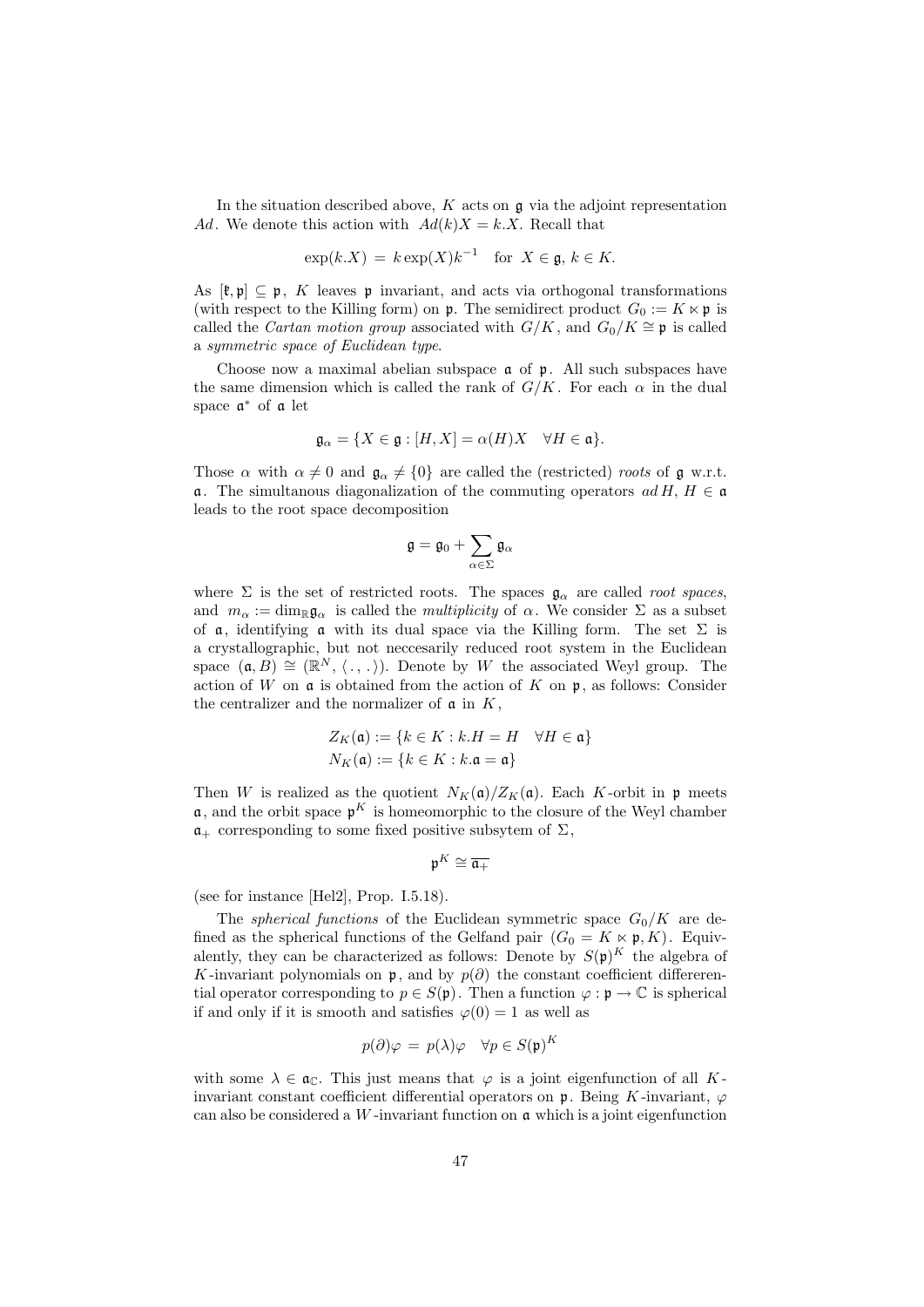In the situation described above, $K$ acts on $\mathfrak{g}$ via the adjoint representation $Ad$. We denote this action with $Ad(k)X = k.X$. Recall that

$$\exp(k.X) \,=\, k\exp(X)k^{-1} \quad \text{for } X \in \mathfrak{g},\, k \in K.$$

As $[\mathfrak{k}, \mathfrak{p}] \subseteq \mathfrak{p}$, $K$ leaves $\mathfrak{p}$ invariant, and acts via orthogonal transformations (with respect to the Killing form) on $\mathfrak{p}$. The semidirect product $G_0 := K \ltimes \mathfrak{p}$ is called the *Cartan motion group* associated with $G/K$, and $G_0/K \cong \mathfrak{p}$ is called a *symmetric space of Euclidean type*.

Choose now a maximal abelian subspace $\mathfrak{a}$ of $\mathfrak{p}$. All such subspaces have the same dimension which is called the rank of $G/K$. For each $\alpha$ in the dual space $\mathfrak{a}^*$ of $\mathfrak{a}$ let

$$\mathfrak{g}_\alpha = \{X \in \mathfrak{g} : [H, X] = \alpha(H)X \quad \forall H \in \mathfrak{a}\}.$$

Those $\alpha$ with $\alpha \neq 0$ and $\mathfrak{g}_\alpha \neq \{0\}$ are called the (restricted) *roots* of $\mathfrak{g}$ w.r.t. $\mathfrak{a}$. The simultanous diagonalization of the commuting operators $ad\, H$, $H \in \mathfrak{a}$ leads to the root space decomposition

$$\mathfrak{g} = \mathfrak{g}_0 + \sum_{\alpha \in \Sigma} \mathfrak{g}_\alpha$$

where $\Sigma$ is the set of restricted roots. The spaces $\mathfrak{g}_\alpha$ are called *root spaces*, and $m_\alpha := \dim_{\mathbb{R}} \mathfrak{g}_\alpha$ is called the *multiplicity* of $\alpha$. We consider $\Sigma$ as a subset of $\mathfrak{a}$, identifying $\mathfrak{a}$ with its dual space via the Killing form. The set $\Sigma$ is a crystallographic, but not neccesarily reduced root system in the Euclidean space $(\mathfrak{a}, B) \cong (\mathbb{R}^N, \langle\, .\, ,\, .\, \rangle)$. Denote by $W$ the associated Weyl group. The action of $W$ on $\mathfrak{a}$ is obtained from the action of $K$ on $\mathfrak{p}$, as follows: Consider the centralizer and the normalizer of $\mathfrak{a}$ in $K$,

$$Z_K(\mathfrak{a}) := \{k \in K : k.H = H \quad \forall H \in \mathfrak{a}\}$$
$$N_K(\mathfrak{a}) := \{k \in K : k.\mathfrak{a} = \mathfrak{a}\}$$

Then $W$ is realized as the quotient $N_K(\mathfrak{a})/Z_K(\mathfrak{a})$. Each $K$-orbit in $\mathfrak{p}$ meets $\mathfrak{a}$, and the orbit space $\mathfrak{p}^K$ is homeomorphic to the closure of the Weyl chamber $\mathfrak{a}_+$ corresponding to some fixed positive subsytem of $\Sigma$,

$$\mathfrak{p}^K \cong \overline{\mathfrak{a}_+}$$

(see for instance [Hel2], Prop. I.5.18).

The *spherical functions* of the Euclidean symmetric space $G_0/K$ are defined as the spherical functions of the Gelfand pair $(G_0 = K \ltimes \mathfrak{p}, K)$. Equivalently, they can be characterized as follows: Denote by $S(\mathfrak{p})^K$ the algebra of $K$-invariant polynomials on $\mathfrak{p}$, and by $p(\partial)$ the constant coefficient differerential operator corresponding to $p \in S(\mathfrak{p})$. Then a function $\varphi : \mathfrak{p} \to \mathbb{C}$ is spherical if and only if it is smooth and satisfies $\varphi(0) = 1$ as well as

$$p(\partial)\varphi \,=\, p(\lambda)\varphi \quad \forall p \in S(\mathfrak{p})^K$$

with some $\lambda \in \mathfrak{a}_{\mathbb{C}}$. This just means that $\varphi$ is a joint eigenfunction of all $K$-invariant constant coefficient differential operators on $\mathfrak{p}$. Being $K$-invariant, $\varphi$ can also be considered a $W$-invariant function on $\mathfrak{a}$ which is a joint eigenfunction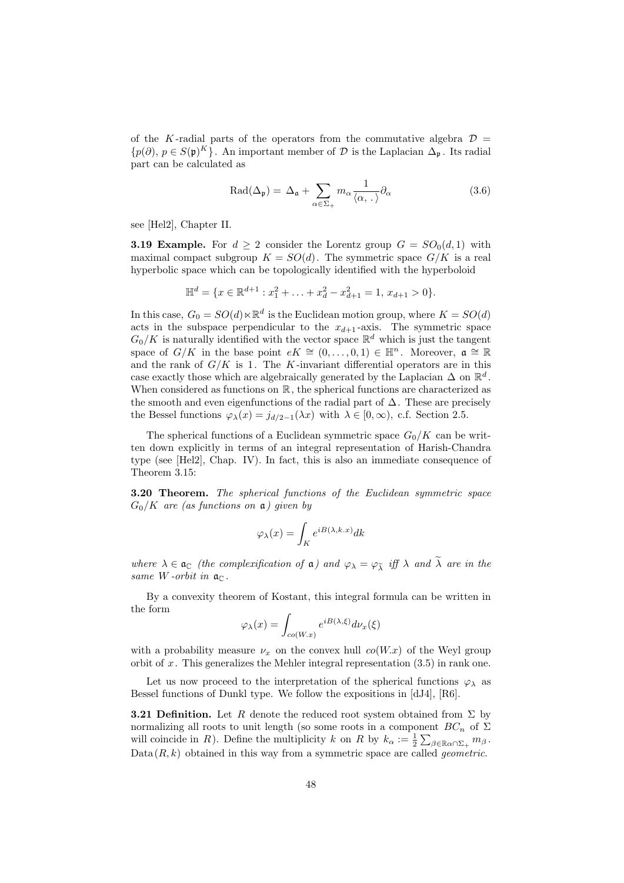of the $K$-radial parts of the operators from the commutative algebra $\mathcal{D} = \{p(\partial),\, p \in S(\mathfrak{p})^K\}$. An important member of $\mathcal{D}$ is the Laplacian $\Delta_{\mathfrak{p}}$. Its radial part can be calculated as

$$\mathrm{Rad}(\Delta_{\mathfrak{p}}) = \Delta_{\mathfrak{a}} + \sum_{\alpha \in \Sigma_+} m_\alpha \frac{1}{\langle \alpha, .\,\rangle} \partial_\alpha \tag{3.6}$$

see [Hel2], Chapter II.

**3.19 Example.** For $d \geq 2$ consider the Lorentz group $G = SO_0(d,1)$ with maximal compact subgroup $K = SO(d)$. The symmetric space $G/K$ is a real hyperbolic space which can be topologically identified with the hyperboloid

$$\mathbb{H}^d = \{x \in \mathbb{R}^{d+1} : x_1^2 + \ldots + x_d^2 - x_{d+1}^2 = 1,\ x_{d+1} > 0\}.$$

In this case, $G_0 = SO(d) \ltimes \mathbb{R}^d$ is the Euclidean motion group, where $K = SO(d)$ acts in the subspace perpendicular to the $x_{d+1}$-axis. The symmetric space $G_0/K$ is naturally identified with the vector space $\mathbb{R}^d$ which is just the tangent space of $G/K$ in the base point $eK \cong (0, \ldots, 0, 1) \in \mathbb{H}^n$. Moreover, $\mathfrak{a} \cong \mathbb{R}$ and the rank of $G/K$ is 1. The $K$-invariant differential operators are in this case exactly those which are algebraically generated by the Laplacian $\Delta$ on $\mathbb{R}^d$. When considered as functions on $\mathbb{R}$, the spherical functions are characterized as the smooth and even eigenfunctions of the radial part of $\Delta$. These are precisely the Bessel functions $\varphi_\lambda(x) = j_{d/2-1}(\lambda x)$ with $\lambda \in [0, \infty)$, c.f. Section 2.5.

The spherical functions of a Euclidean symmetric space $G_0/K$ can be written down explicitly in terms of an integral representation of Harish-Chandra type (see [Hel2], Chap. IV). In fact, this is also an immediate consequence of Theorem 3.15:

**3.20 Theorem.** *The spherical functions of the Euclidean symmetric space $G_0/K$ are (as functions on $\mathfrak{a}$) given by*

$$\varphi_\lambda(x) = \int_K e^{iB(\lambda, k.x)} dk$$

*where $\lambda \in \mathfrak{a}_{\mathbb{C}}$ (the complexification of $\mathfrak{a}$) and $\varphi_\lambda = \varphi_{\widetilde{\lambda}}$ iff $\lambda$ and $\widetilde{\lambda}$ are in the same $W$-orbit in $\mathfrak{a}_{\mathbb{C}}$.*

By a convexity theorem of Kostant, this integral formula can be written in the form

$$\varphi_\lambda(x) = \int_{co(W.x)} e^{iB(\lambda, \xi)} d\nu_x(\xi)$$

with a probability measure $\nu_x$ on the convex hull $co(W.x)$ of the Weyl group orbit of $x$. This generalizes the Mehler integral representation (3.5) in rank one.

Let us now proceed to the interpretation of the spherical functions $\varphi_\lambda$ as Bessel functions of Dunkl type. We follow the expositions in [dJ4], [R6].

**3.21 Definition.** Let $R$ denote the reduced root system obtained from $\Sigma$ by normalizing all roots to unit length (so some roots in a component $BC_n$ of $\Sigma$ will coincide in $R$). Define the multiplicity $k$ on $R$ by $k_\alpha := \frac{1}{2} \sum_{\beta \in \mathbb{R}\alpha \cap \Sigma_+} m_\beta$. $\mathrm{Data}(R, k)$ obtained in this way from a symmetric space are called *geometric*.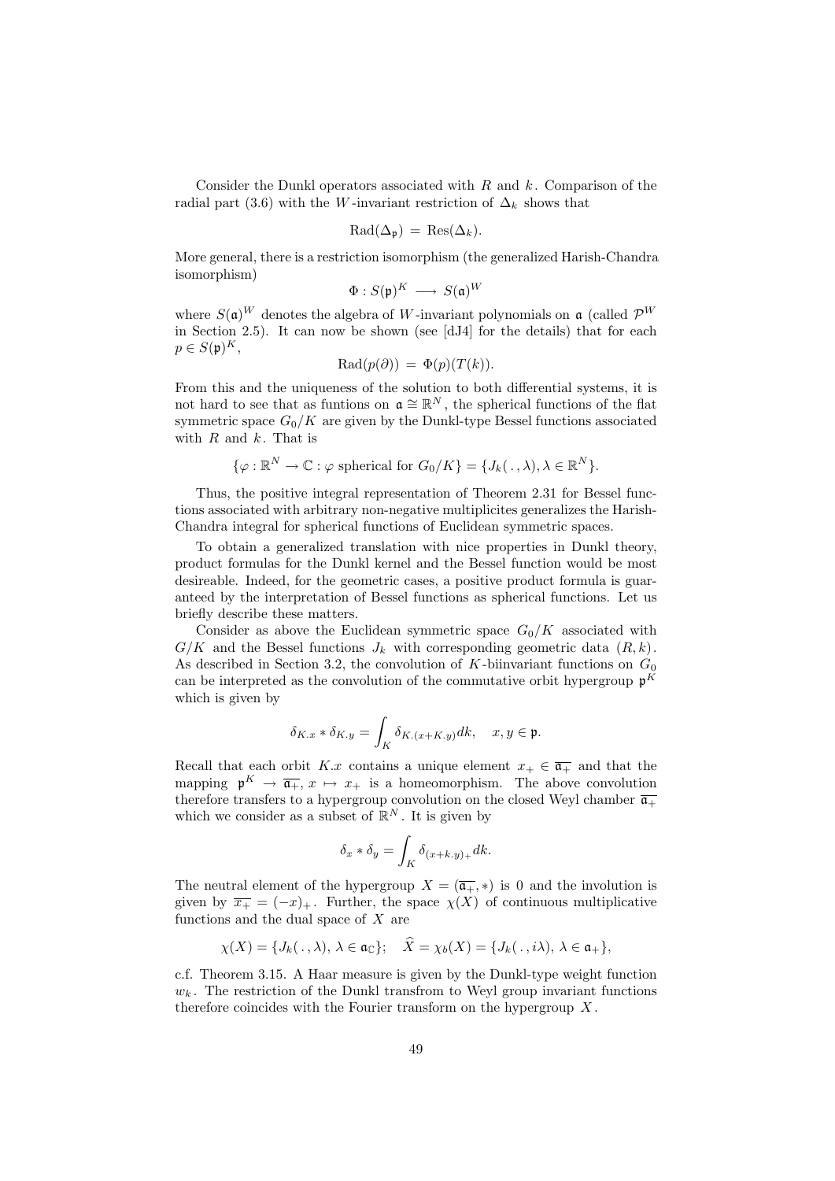Consider the Dunkl operators associated with $R$ and $k$. Comparison of the radial part (3.6) with the $W$-invariant restriction of $\Delta_k$ shows that

$$\mathrm{Rad}(\Delta_{\mathfrak{p}}) \,=\, \mathrm{Res}(\Delta_k).$$

More general, there is a restriction isomorphism (the generalized Harish-Chandra isomorphism)

$$\Phi : S(\mathfrak{p})^K \longrightarrow S(\mathfrak{a})^W$$

where $S(\mathfrak{a})^W$ denotes the algebra of $W$-invariant polynomials on $\mathfrak{a}$ (called $\mathcal{P}^W$ in Section 2.5). It can now be shown (see [dJ4] for the details) that for each $p \in S(\mathfrak{p})^K$,

$$\mathrm{Rad}(p(\partial)) \,=\, \Phi(p)(T(k)).$$

From this and the uniqueness of the solution to both differential systems, it is not hard to see that as funtions on $\mathfrak{a} \cong \mathbb{R}^N$, the spherical functions of the flat symmetric space $G_0/K$ are given by the Dunkl-type Bessel functions associated with $R$ and $k$. That is

$$\{\varphi : \mathbb{R}^N \to \mathbb{C} : \varphi \text{ spherical for } G_0/K\} = \{J_k(\,.\,,\lambda), \lambda \in \mathbb{R}^N\}.$$

Thus, the positive integral representation of Theorem 2.31 for Bessel functions associated with arbitrary non-negative multiplicites generalizes the Harish-Chandra integral for spherical functions of Euclidean symmetric spaces.

To obtain a generalized translation with nice properties in Dunkl theory, product formulas for the Dunkl kernel and the Bessel function would be most desireable. Indeed, for the geometric cases, a positive product formula is guaranteed by the interpretation of Bessel functions as spherical functions. Let us briefly describe these matters.

Consider as above the Euclidean symmetric space $G_0/K$ associated with $G/K$ and the Bessel functions $J_k$ with corresponding geometric data $(R, k)$. As described in Section 3.2, the convolution of $K$-biinvariant functions on $G_0$ can be interpreted as the convolution of the commutative orbit hypergroup $\mathfrak{p}^K$ which is given by

$$\delta_{K.x} * \delta_{K.y} = \int_K \delta_{K.(x+K.y)} dk, \quad x, y \in \mathfrak{p}.$$

Recall that each orbit $K.x$ contains a unique element $x_+ \in \overline{\mathfrak{a}_+}$ and that the mapping $\mathfrak{p}^K \to \overline{\mathfrak{a}_+}$, $x \mapsto x_+$ is a homeomorphism. The above convolution therefore transfers to a hypergroup convolution on the closed Weyl chamber $\overline{\mathfrak{a}_+}$ which we consider as a subset of $\mathbb{R}^N$. It is given by

$$\delta_x * \delta_y = \int_K \delta_{(x+k.y)_+} dk.$$

The neutral element of the hypergroup $X = (\overline{\mathfrak{a}_+}, *)$ is 0 and the involution is given by $\overline{x_+} = (-x)_+$. Further, the space $\chi(X)$ of continuous multiplicative functions and the dual space of $X$ are

$$\chi(X) = \{J_k(\,.\,,\lambda),\, \lambda \in \mathfrak{a}_{\mathbb{C}}\}; \quad \widehat{X} = \chi_b(X) = \{J_k(\,.\,,i\lambda),\, \lambda \in \mathfrak{a}_+\},$$

c.f. Theorem 3.15. A Haar measure is given by the Dunkl-type weight function $w_k$. The restriction of the Dunkl transfrom to Weyl group invariant functions therefore coincides with the Fourier transform on the hypergroup $X$.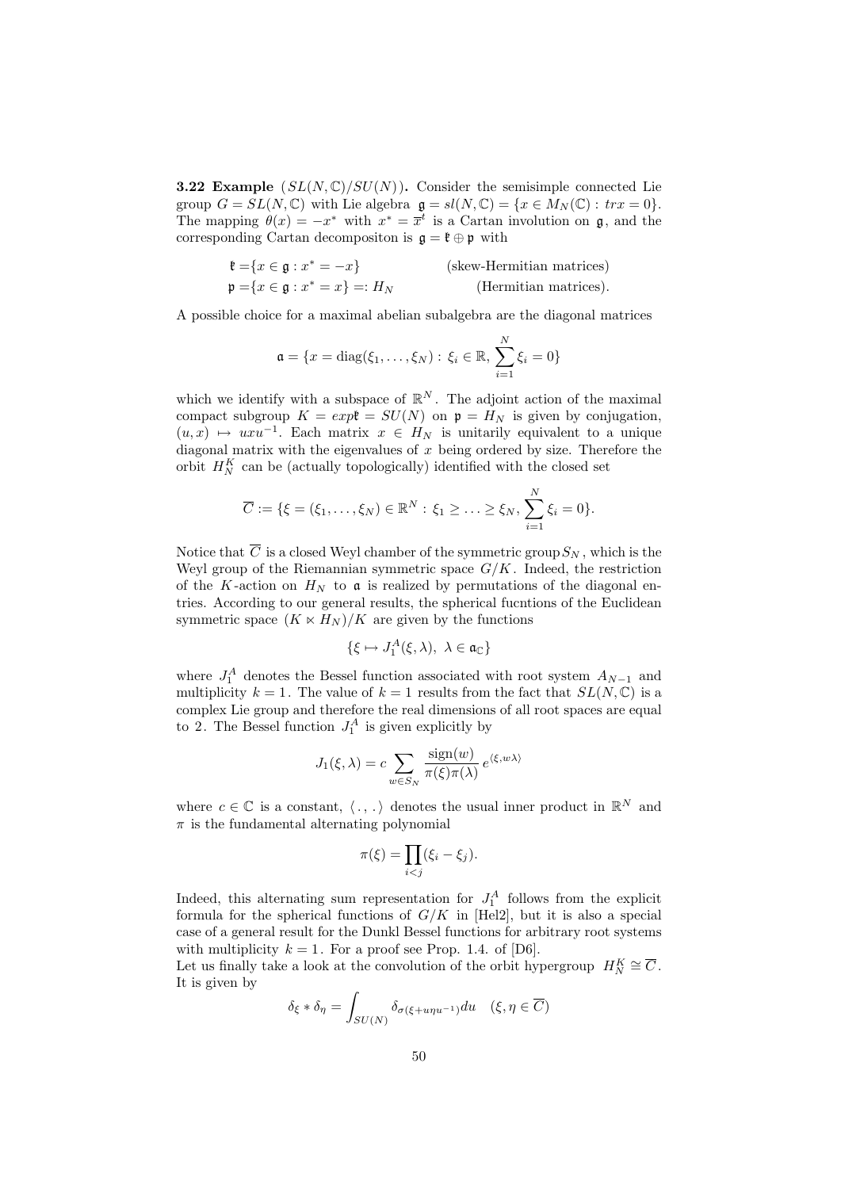**3.22 Example** $(SL(N,\mathbb{C})/SU(N))$**.** Consider the semisimple connected Lie group $G = SL(N,\mathbb{C})$ with Lie algebra $\mathfrak{g} = sl(N,\mathbb{C}) = \{x \in M_N(\mathbb{C}) : trx = 0\}$. The mapping $\theta(x) = -x^*$ with $x^* = \overline{x}^t$ is a Cartan involution on $\mathfrak{g}$, and the corresponding Cartan decompositon is $\mathfrak{g} = \mathfrak{k} \oplus \mathfrak{p}$ with

$$\begin{aligned} \mathfrak{k} =& \{x \in \mathfrak{g} : x^* = -x\} \qquad\qquad \text{(skew-Hermitian matrices)} \\ \mathfrak{p} =& \{x \in \mathfrak{g} : x^* = x\} =: H_N \qquad\qquad \text{(Hermitian matrices).} \end{aligned}$$

A possible choice for a maximal abelian subalgebra are the diagonal matrices

$$\mathfrak{a} = \{x = \mathrm{diag}(\xi_1, \ldots, \xi_N) : \xi_i \in \mathbb{R}, \sum_{i=1}^N \xi_i = 0\}$$

which we identify with a subspace of $\mathbb{R}^N$. The adjoint action of the maximal compact subgroup $K = exp\mathfrak{k} = SU(N)$ on $\mathfrak{p} = H_N$ is given by conjugation, $(u,x) \mapsto uxu^{-1}$. Each matrix $x \in H_N$ is unitarily equivalent to a unique diagonal matrix with the eigenvalues of $x$ being ordered by size. Therefore the orbit $H_N^K$ can be (actually topologically) identified with the closed set

$$\overline{C} := \{\xi = (\xi_1, \ldots, \xi_N) \in \mathbb{R}^N : \xi_1 \geq \ldots \geq \xi_N, \sum_{i=1}^N \xi_i = 0\}.$$

Notice that $\overline{C}$ is a closed Weyl chamber of the symmetric group $S_N$, which is the Weyl group of the Riemannian symmetric space $G/K$. Indeed, the restriction of the $K$-action on $H_N$ to $\mathfrak{a}$ is realized by permutations of the diagonal entries. According to our general results, the spherical fucntions of the Euclidean symmetric space $(K \ltimes H_N)/K$ are given by the functions

$$\{\xi \mapsto J_1^A(\xi, \lambda),\ \lambda \in \mathfrak{a}_{\mathbb{C}}\}$$

where $J_1^A$ denotes the Bessel function associated with root system $A_{N-1}$ and multiplicity $k = 1$. The value of $k = 1$ results from the fact that $SL(N,\mathbb{C})$ is a complex Lie group and therefore the real dimensions of all root spaces are equal to 2. The Bessel function $J_1^A$ is given explicitly by

$$J_1(\xi, \lambda) = c \sum_{w \in S_N} \frac{\mathrm{sign}(w)}{\pi(\xi)\pi(\lambda)} e^{\langle \xi, w\lambda \rangle}$$

where $c \in \mathbb{C}$ is a constant, $\langle\, .\, ,\, .\, \rangle$ denotes the usual inner product in $\mathbb{R}^N$ and $\pi$ is the fundamental alternating polynomial

$$\pi(\xi) = \prod_{i<j} (\xi_i - \xi_j).$$

Indeed, this alternating sum representation for $J_1^A$ follows from the explicit formula for the spherical functions of $G/K$ in [Hel2], but it is also a special case of a general result for the Dunkl Bessel functions for arbitrary root systems with multiplicity $k = 1$. For a proof see Prop. 1.4. of [D6].
Let us finally take a look at the convolution of the orbit hypergroup $H_N^K \cong \overline{C}$. It is given by

$$\delta_\xi * \delta_\eta = \int_{SU(N)} \delta_{\sigma(\xi + u\eta u^{-1})} du \quad (\xi, \eta \in \overline{C})$$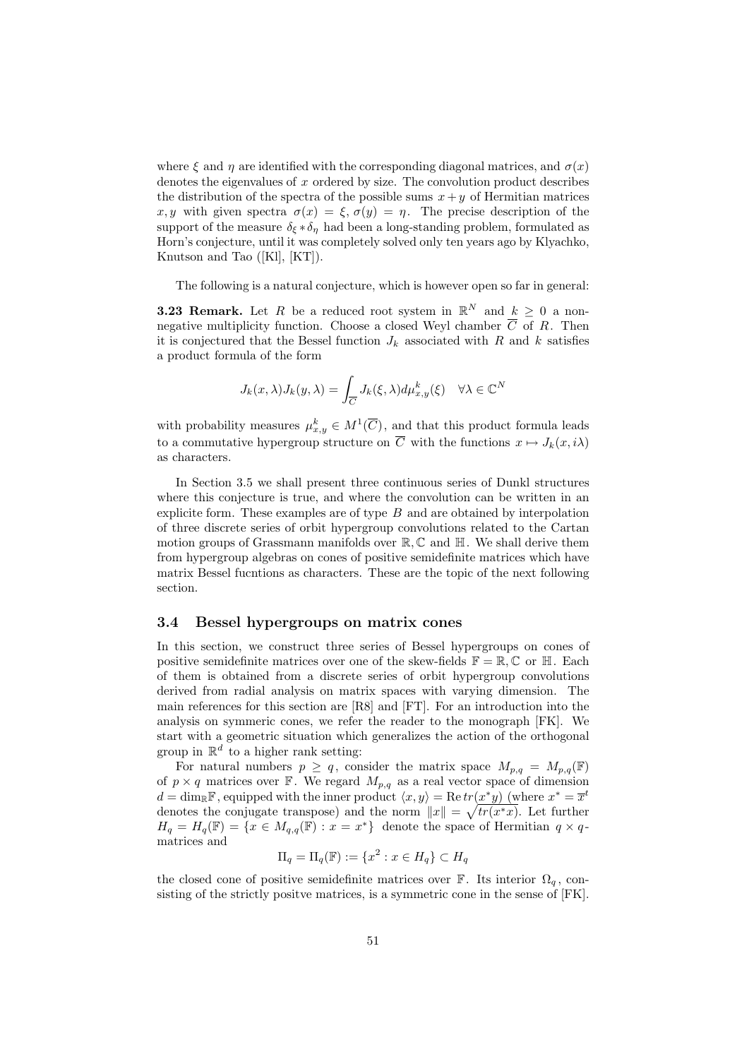where $\xi$ and $\eta$ are identified with the corresponding diagonal matrices, and $\sigma(x)$ denotes the eigenvalues of $x$ ordered by size. The convolution product describes the distribution of the spectra of the possible sums $x+y$ of Hermitian matrices $x, y$ with given spectra $\sigma(x) = \xi$, $\sigma(y) = \eta$. The precise description of the support of the measure $\delta_\xi * \delta_\eta$ had been a long-standing problem, formulated as Horn's conjecture, until it was completely solved only ten years ago by Klyachko, Knutson and Tao ([Kl], [KT]).

The following is a natural conjecture, which is however open so far in general:

**3.23 Remark.** Let $R$ be a reduced root system in $\mathbb{R}^N$ and $k \geq 0$ a non-negative multiplicity function. Choose a closed Weyl chamber $\overline{C}$ of $R$. Then it is conjectured that the Bessel function $J_k$ associated with $R$ and $k$ satisfies a product formula of the form

$$J_k(x,\lambda)J_k(y,\lambda) = \int_{\overline{C}} J_k(\xi,\lambda)d\mu_{x,y}^k(\xi) \quad \forall \lambda \in \mathbb{C}^N$$

with probability measures $\mu_{x,y}^k \in M^1(\overline{C})$, and that this product formula leads to a commutative hypergroup structure on $\overline{C}$ with the functions $x \mapsto J_k(x, i\lambda)$ as characters.

In Section 3.5 we shall present three continuous series of Dunkl structures where this conjecture is true, and where the convolution can be written in an explicite form. These examples are of type $B$ and are obtained by interpolation of three discrete series of orbit hypergroup convolutions related to the Cartan motion groups of Grassmann manifolds over $\mathbb{R}, \mathbb{C}$ and $\mathbb{H}$. We shall derive them from hypergroup algebras on cones of positive semidefinite matrices which have matrix Bessel fucntions as characters. These are the topic of the next following section.

### 3.4 Bessel hypergroups on matrix cones

In this section, we construct three series of Bessel hypergroups on cones of positive semidefinite matrices over one of the skew-fields $\mathbb{F} = \mathbb{R}, \mathbb{C}$ or $\mathbb{H}$. Each of them is obtained from a discrete series of orbit hypergroup convolutions derived from radial analysis on matrix spaces with varying dimension. The main references for this section are [R8] and [FT]. For an introduction into the analysis on symmeric cones, we refer the reader to the monograph [FK]. We start with a geometric situation which generalizes the action of the orthogonal group in $\mathbb{R}^d$ to a higher rank setting:

For natural numbers $p \geq q$, consider the matrix space $M_{p,q} = M_{p,q}(\mathbb{F})$ of $p \times q$ matrices over $\mathbb{F}$. We regard $M_{p,q}$ as a real vector space of dimension $d = \dim_\mathbb{R}\mathbb{F}$, equipped with the inner product $\langle x, y\rangle = \operatorname{Re} tr(x^*y)$ (where $x^* = \overline{x}^t$ denotes the conjugate transpose) and the norm $\|x\| = \sqrt{tr(x^*x)}$. Let further $H_q = H_q(\mathbb{F}) = \{x \in M_{q,q}(\mathbb{F}) : x = x^*\}$ denote the space of Hermitian $q \times q$-matrices and

$$\Pi_q = \Pi_q(\mathbb{F}) := \{x^2 : x \in H_q\} \subset H_q$$

the closed cone of positive semidefinite matrices over $\mathbb{F}$. Its interior $\Omega_q$, consisting of the strictly positve matrices, is a symmetric cone in the sense of [FK].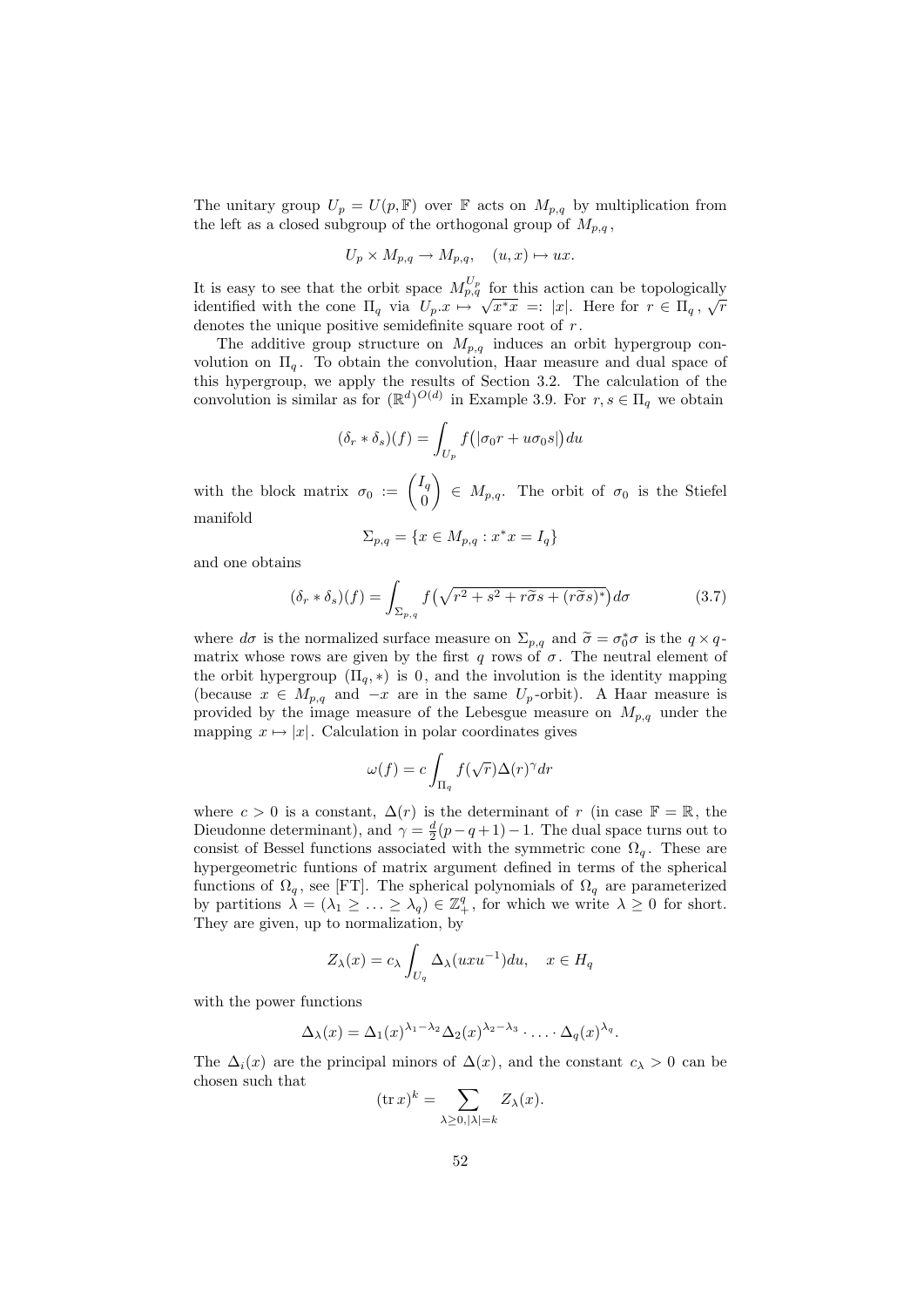The unitary group $U_p = U(p, \mathbb{F})$ over $\mathbb{F}$ acts on $M_{p,q}$ by multiplication from the left as a closed subgroup of the orthogonal group of $M_{p,q}$,

$$U_p \times M_{p,q} \to M_{p,q}, \quad (u, x) \mapsto ux.$$

It is easy to see that the orbit space $M_{p,q}^{U_p}$ for this action can be topologically identified with the cone $\Pi_q$ via $U_p.x \mapsto \sqrt{x^*x} =: |x|$. Here for $r \in \Pi_q$, $\sqrt{r}$ denotes the unique positive semidefinite square root of $r$.

The additive group structure on $M_{p,q}$ induces an orbit hypergroup convolution on $\Pi_q$. To obtain the convolution, Haar measure and dual space of this hypergroup, we apply the results of Section 3.2. The calculation of the convolution is similar as for $(\mathbb{R}^d)^{O(d)}$ in Example 3.9. For $r, s \in \Pi_q$ we obtain

$$(\delta_r * \delta_s)(f) = \int_{U_p} f\big(|\sigma_0 r + u\sigma_0 s|\big)\, du$$

with the block matrix $\sigma_0 := \begin{pmatrix} I_q \\ 0 \end{pmatrix} \in M_{p,q}$. The orbit of $\sigma_0$ is the Stiefel manifold

$$\Sigma_{p,q} = \{x \in M_{p,q} : x^*x = I_q\}$$

and one obtains

$$(\delta_r * \delta_s)(f) = \int_{\Sigma_{p,q}} f\big(\sqrt{r^2 + s^2 + r\widetilde{\sigma}s + (r\widetilde{\sigma}s)^*}\big)\, d\sigma \tag{3.7}$$

where $d\sigma$ is the normalized surface measure on $\Sigma_{p,q}$ and $\widetilde{\sigma} = \sigma_0^*\sigma$ is the $q \times q$-matrix whose rows are given by the first $q$ rows of $\sigma$. The neutral element of the orbit hypergroup $(\Pi_q, *)$ is $0$, and the involution is the identity mapping (because $x \in M_{p,q}$ and $-x$ are in the same $U_p$-orbit). A Haar measure is provided by the image measure of the Lebesgue measure on $M_{p,q}$ under the mapping $x \mapsto |x|$. Calculation in polar coordinates gives

$$\omega(f) = c \int_{\Pi_q} f(\sqrt{r})\Delta(r)^\gamma dr$$

where $c > 0$ is a constant, $\Delta(r)$ is the determinant of $r$ (in case $\mathbb{F} = \mathbb{R}$, the Dieudonne determinant), and $\gamma = \frac{d}{2}(p - q + 1) - 1$. The dual space turns out to consist of Bessel functions associated with the symmetric cone $\Omega_q$. These are hypergeometric funtions of matrix argument defined in terms of the spherical functions of $\Omega_q$, see [FT]. The spherical polynomials of $\Omega_q$ are parameterized by partitions $\lambda = (\lambda_1 \geq \ldots \geq \lambda_q) \in \mathbb{Z}_+^q$, for which we write $\lambda \geq 0$ for short. They are given, up to normalization, by

$$Z_\lambda(x) = c_\lambda \int_{U_q} \Delta_\lambda(uxu^{-1})du, \quad x \in H_q$$

with the power functions

$$\Delta_\lambda(x) = \Delta_1(x)^{\lambda_1 - \lambda_2}\Delta_2(x)^{\lambda_2 - \lambda_3} \cdot \ldots \cdot \Delta_q(x)^{\lambda_q}.$$

The $\Delta_i(x)$ are the principal minors of $\Delta(x)$, and the constant $c_\lambda > 0$ can be chosen such that

$$(\operatorname{tr} x)^k = \sum_{\lambda \geq 0, |\lambda| = k} Z_\lambda(x).$$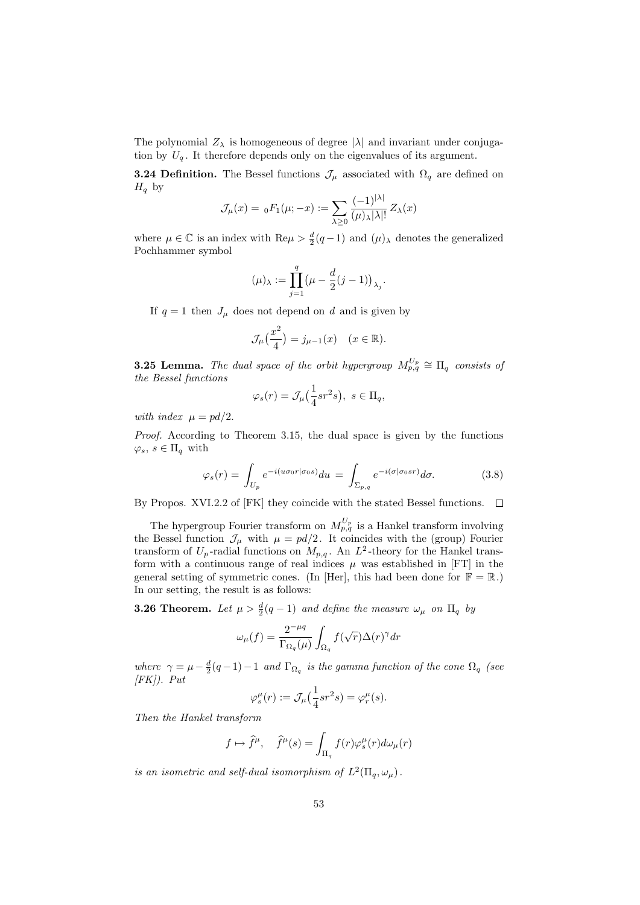The polynomial $Z_\lambda$ is homogeneous of degree $|\lambda|$ and invariant under conjugation by $U_q$. It therefore depends only on the eigenvalues of its argument.

**3.24 Definition.** The Bessel functions $\mathcal{J}_\mu$ associated with $\Omega_q$ are defined on $H_q$ by

$$\mathcal{J}_\mu(x) = {}_0F_1(\mu; -x) := \sum_{\lambda \geq 0} \frac{(-1)^{|\lambda|}}{(\mu)_\lambda |\lambda|!} Z_\lambda(x)$$

where $\mu \in \mathbb{C}$ is an index with $\text{Re}\mu > \frac{d}{2}(q-1)$ and $(\mu)_\lambda$ denotes the generalized Pochhammer symbol

$$(\mu)_\lambda := \prod_{j=1}^{q} \big(\mu - \frac{d}{2}(j-1)\big)_{\lambda_j}.$$

If $q = 1$ then $J_\mu$ does not depend on $d$ and is given by

$$\mathcal{J}_\mu\big(\frac{x^2}{4}\big) = j_{\mu-1}(x) \quad (x \in \mathbb{R}).$$

**3.25 Lemma.** *The dual space of the orbit hypergroup $M_{p,q}^{U_p} \cong \Pi_q$ consists of the Bessel functions*

$$\varphi_s(r) = \mathcal{J}_\mu\big(\frac{1}{4} sr^2 s\big), \ s \in \Pi_q,$$

*with index $\mu = pd/2$.*

*Proof.* According to Theorem 3.15, the dual space is given by the functions $\varphi_s$, $s \in \Pi_q$ with

$$\varphi_s(r) = \int_{U_p} e^{-i(u\sigma_0 r|\sigma_0 s)} du = \int_{\Sigma_{p,q}} e^{-i(\sigma|\sigma_0 sr)} d\sigma. \tag{3.8}$$

By Propos. XVI.2.2 of [FK] they coincide with the stated Bessel functions. $\square$

The hypergroup Fourier transform on $M_{p,q}^{U_p}$ is a Hankel transform involving the Bessel function $\mathcal{J}_\mu$ with $\mu = pd/2$. It coincides with the (group) Fourier transform of $U_p$-radial functions on $M_{p,q}$. An $L^2$-theory for the Hankel transform with a continuous range of real indices $\mu$ was established in [FT] in the general setting of symmetric cones. (In [Her], this had been done for $\mathbb{F} = \mathbb{R}$.) In our setting, the result is as follows:

**3.26 Theorem.** *Let $\mu > \frac{d}{2}(q-1)$ and define the measure $\omega_\mu$ on $\Pi_q$ by*

$$\omega_\mu(f) = \frac{2^{-\mu q}}{\Gamma_{\Omega_q}(\mu)} \int_{\Omega_q} f(\sqrt{r}) \Delta(r)^\gamma dr$$

*where $\gamma = \mu - \frac{d}{2}(q-1) - 1$ and $\Gamma_{\Omega_q}$ is the gamma function of the cone $\Omega_q$ (see [FK]). Put*

$$\varphi_s^\mu(r) := \mathcal{J}_\mu\big(\frac{1}{4} sr^2 s\big) = \varphi_r^\mu(s).$$

*Then the Hankel transform*

$$f \mapsto \widehat{f}^\mu, \quad \widehat{f}^\mu(s) = \int_{\Pi_q} f(r) \varphi_s^\mu(r) d\omega_\mu(r)$$

*is an isometric and self-dual isomorphism of $L^2(\Pi_q, \omega_\mu)$.*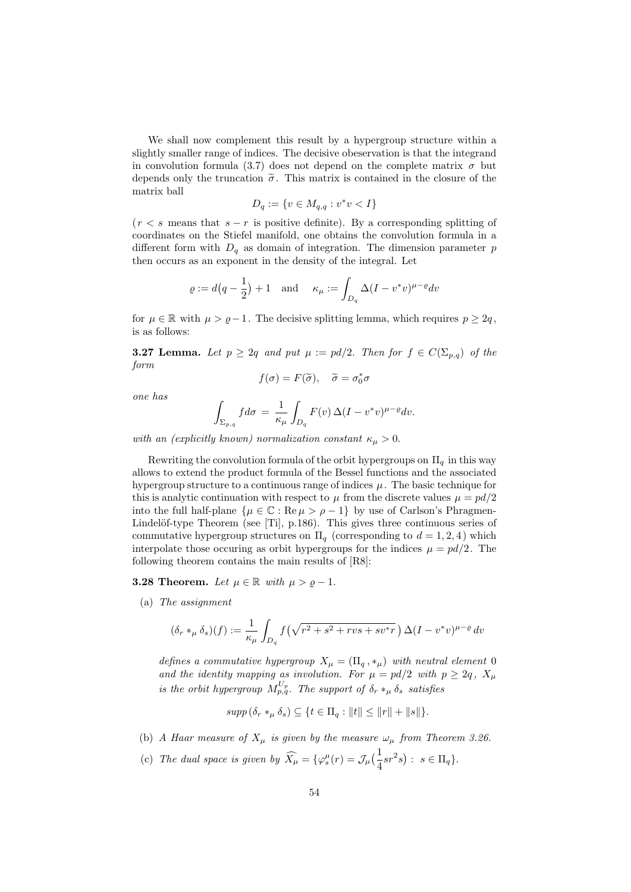We shall now complement this result by a hypergroup structure within a slightly smaller range of indices. The decisive obeservation is that the integrand in convolution formula (3.7) does not depend on the complete matrix $\sigma$ but depends only the truncation $\widetilde{\sigma}$. This matrix is contained in the closure of the matrix ball

$$D_q := \{v \in M_{q,q} : v^*v < I\}$$

($r < s$ means that $s - r$ is positive definite). By a corresponding splitting of coordinates on the Stiefel manifold, one obtains the convolution formula in a different form with $D_q$ as domain of integration. The dimension parameter $p$ then occurs as an exponent in the density of the integral. Let

$$\varrho := d\big(q - \frac{1}{2}\big) + 1 \quad \text{and} \quad \kappa_\mu := \int_{D_q} \Delta(I - v^*v)^{\mu - \varrho} dv$$

for $\mu \in \mathbb{R}$ with $\mu > \varrho - 1$. The decisive splitting lemma, which requires $p \geq 2q$, is as follows:

**3.27 Lemma.** *Let $p \geq 2q$ and put $\mu := pd/2$. Then for $f \in C(\Sigma_{p,q})$ of the form*

$$f(\sigma) = F(\widetilde{\sigma}), \quad \widetilde{\sigma} = \sigma_0^*\sigma$$

*one has*

$$\int_{\Sigma_{p,q}} f d\sigma \,=\, \frac{1}{\kappa_\mu} \int_{D_q} F(v)\, \Delta(I - v^*v)^{\mu - \varrho} dv.$$

*with an (explicitly known) normalization constant $\kappa_\mu > 0$.*

Rewriting the convolution formula of the orbit hypergroups on $\Pi_q$ in this way allows to extend the product formula of the Bessel functions and the associated hypergroup structure to a continuous range of indices $\mu$. The basic technique for this is analytic continuation with respect to $\mu$ from the discrete values $\mu = pd/2$ into the full half-plane $\{\mu \in \mathbb{C} : \operatorname{Re} \mu > \rho - 1\}$ by use of Carlson's Phragmen-Lindelöf-type Theorem (see [Ti], p.186). This gives three continuous series of commutative hypergroup structures on $\Pi_q$ (corresponding to $d = 1, 2, 4$) which interpolate those occuring as orbit hypergroups for the indices $\mu = pd/2$. The following theorem contains the main results of [R8]:

**3.28 Theorem.** *Let $\mu \in \mathbb{R}$ with $\mu > \varrho - 1$.*

(a) *The assignment*

$$(\delta_r *_\mu \delta_s)(f) := \frac{1}{\kappa_\mu} \int_{D_q} f\big(\sqrt{r^2 + s^2 + rvs + sv^*r}\,\big)\, \Delta(I - v^*v)^{\mu - \varrho}\, dv$$

*defines a commutative hypergroup $X_\mu = (\Pi_q\,, *_\mu)$ with neutral element $0$ and the identity mapping as involution. For $\mu = pd/2$ with $p \geq 2q$, $X_\mu$ is the orbit hypergroup $M_{p,q}^{U_p}$. The support of $\delta_r *_\mu \delta_s$ satisfies*

$$supp\,(\delta_r *_\mu \delta_s) \subseteq \{t \in \Pi_q : \|t\| \leq \|r\| + \|s\|\}.$$

(b) *A Haar measure of $X_\mu$ is given by the measure $\omega_\mu$ from Theorem 3.26.*

(c) *The dual space is given by $\widehat{X_\mu} = \{\varphi_s^\mu(r) = \mathcal{J}_\mu\big(\frac{1}{4}sr^2s\big) : \, s \in \Pi_q\}$.*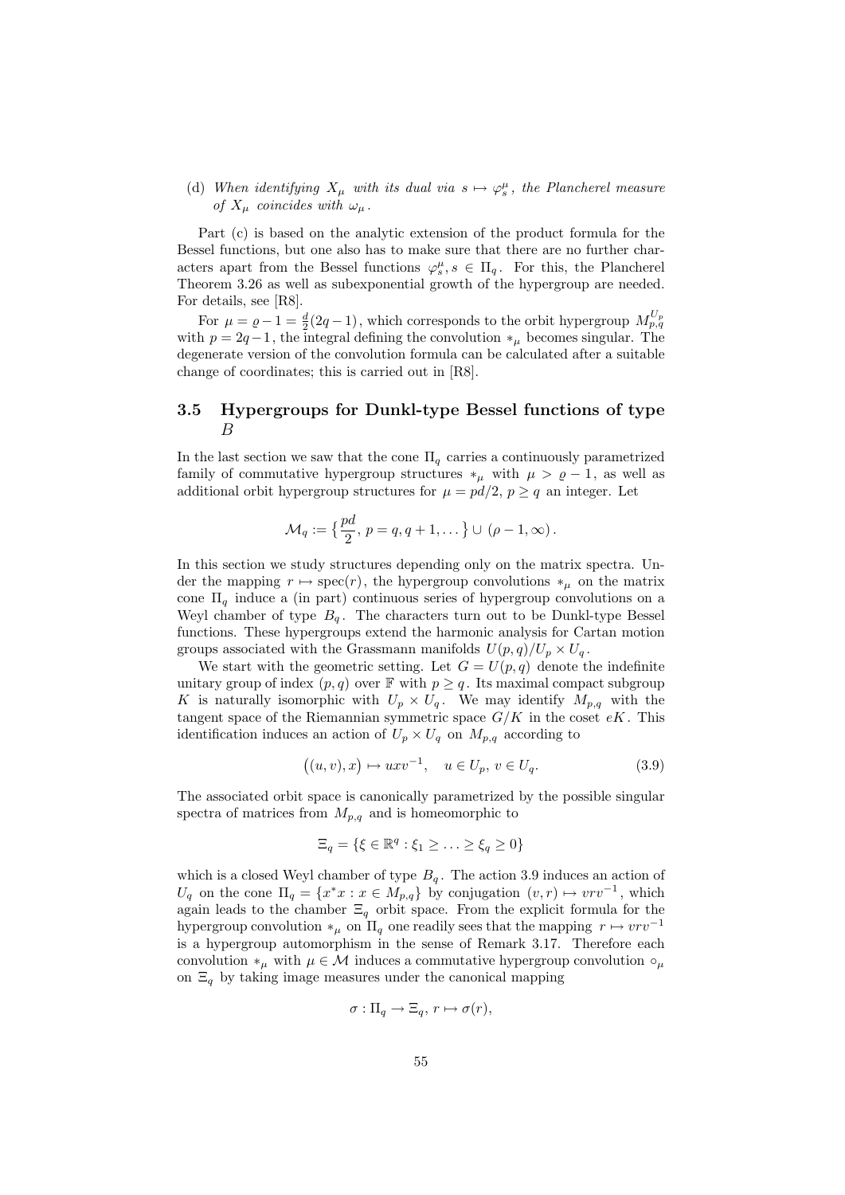(d) *When identifying $X_\mu$ with its dual via $s \mapsto \varphi_s^\mu$, the Plancherel measure of $X_\mu$ coincides with $\omega_\mu$.*

Part (c) is based on the analytic extension of the product formula for the Bessel functions, but one also has to make sure that there are no further characters apart from the Bessel functions $\varphi_s^\mu, s \in \Pi_q$. For this, the Plancherel Theorem 3.26 as well as subexponential growth of the hypergroup are needed. For details, see [R8].

For $\mu = \varrho - 1 = \frac{d}{2}(2q-1)$, which corresponds to the orbit hypergroup $M_{p,q}^{U_p}$ with $p = 2q-1$, the integral defining the convolution $*_\mu$ becomes singular. The degenerate version of the convolution formula can be calculated after a suitable change of coordinates; this is carried out in [R8].

### 3.5 Hypergroups for Dunkl-type Bessel functions of type $B$

In the last section we saw that the cone $\Pi_q$ carries a continuously parametrized family of commutative hypergroup structures $*_\mu$ with $\mu > \varrho - 1$, as well as additional orbit hypergroup structures for $\mu = pd/2$, $p \geq q$ an integer. Let

$$\mathcal{M}_q := \big\{\frac{pd}{2},\, p = q, q+1, \dots\big\} \cup (\rho - 1, \infty).$$

In this section we study structures depending only on the matrix spectra. Under the mapping $r \mapsto \mathrm{spec}(r)$, the hypergroup convolutions $*_\mu$ on the matrix cone $\Pi_q$ induce a (in part) continuous series of hypergroup convolutions on a Weyl chamber of type $B_q$. The characters turn out to be Dunkl-type Bessel functions. These hypergroups extend the harmonic analysis for Cartan motion groups associated with the Grassmann manifolds $U(p,q)/U_p \times U_q$.

We start with the geometric setting. Let $G = U(p,q)$ denote the indefinite unitary group of index $(p,q)$ over $\mathbb{F}$ with $p \geq q$. Its maximal compact subgroup $K$ is naturally isomorphic with $U_p \times U_q$. We may identify $M_{p,q}$ with the tangent space of the Riemannian symmetric space $G/K$ in the coset $eK$. This identification induces an action of $U_p \times U_q$ on $M_{p,q}$ according to

$$\big((u,v),x\big) \mapsto uxv^{-1}, \quad u \in U_p,\, v \in U_q. \tag{3.9}$$

The associated orbit space is canonically parametrized by the possible singular spectra of matrices from $M_{p,q}$ and is homeomorphic to

$$\Xi_q = \{\xi \in \mathbb{R}^q : \xi_1 \geq \ldots \geq \xi_q \geq 0\}$$

which is a closed Weyl chamber of type $B_q$. The action 3.9 induces an action of $U_q$ on the cone $\Pi_q = \{x^*x : x \in M_{p,q}\}$ by conjugation $(v,r) \mapsto vrv^{-1}$, which again leads to the chamber $\Xi_q$ orbit space. From the explicit formula for the hypergroup convolution $*_\mu$ on $\Pi_q$ one readily sees that the mapping $r \mapsto vrv^{-1}$ is a hypergroup automorphism in the sense of Remark 3.17. Therefore each convolution $*_\mu$ with $\mu \in \mathcal{M}$ induces a commutative hypergroup convolution $\circ_\mu$ on $\Xi_q$ by taking image measures under the canonical mapping

$$\sigma : \Pi_q \to \Xi_q,\, r \mapsto \sigma(r),$$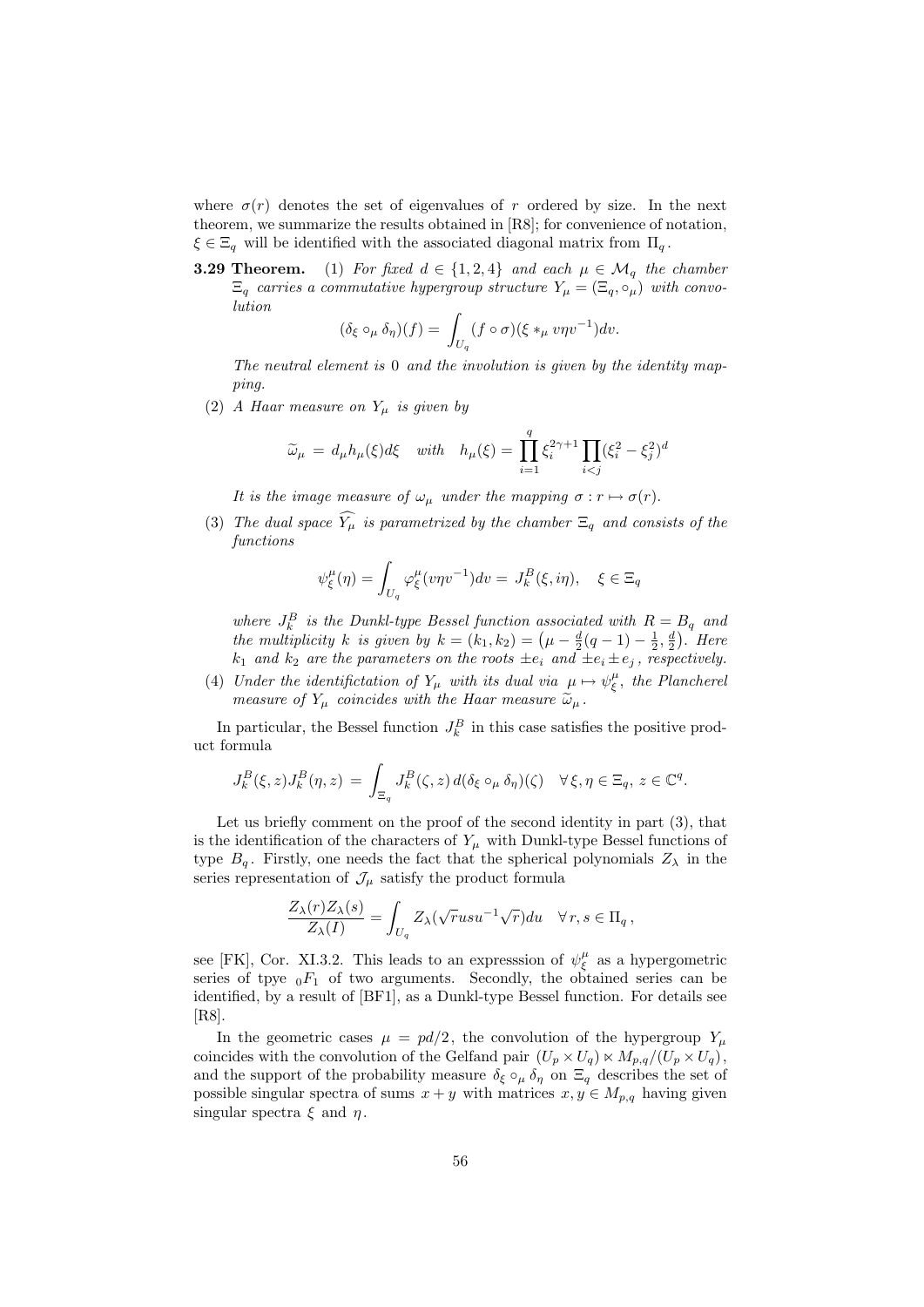where $\sigma(r)$ denotes the set of eigenvalues of $r$ ordered by size. In the next theorem, we summarize the results obtained in [R8]; for convenience of notation, $\xi \in \Xi_q$ will be identified with the associated diagonal matrix from $\Pi_q$.

**3.29 Theorem.** (1) *For fixed $d \in \{1,2,4\}$ and each $\mu \in \mathcal{M}_q$ the chamber $\Xi_q$ carries a commutative hypergroup structure $Y_\mu = (\Xi_q, \circ_\mu)$ with convolution*

$$(\delta_\xi \circ_\mu \delta_\eta)(f) = \int_{U_q} (f \circ \sigma)(\xi *_\mu v\eta v^{-1}) dv.$$

*The neutral element is 0 and the involution is given by the identity mapping.*

(2) *A Haar measure on $Y_\mu$ is given by*

$$\widetilde{\omega}_\mu \,=\, d_\mu h_\mu(\xi) d\xi \quad \text{with} \quad h_\mu(\xi) = \prod_{i=1}^q \xi_i^{2\gamma+1} \prod_{i<j} (\xi_i^2 - \xi_j^2)^d$$

*It is the image measure of $\omega_\mu$ under the mapping $\sigma: r \mapsto \sigma(r)$.*

(3) *The dual space $\widehat{Y_\mu}$ is parametrized by the chamber $\Xi_q$ and consists of the functions*

$$\psi_\xi^\mu(\eta) = \int_{U_q} \varphi_\xi^\mu(v\eta v^{-1}) dv = \, J_k^B(\xi, i\eta), \quad \xi \in \Xi_q$$

*where $J_k^B$ is the Dunkl-type Bessel function associated with $R = B_q$ and the multiplicity $k$ is given by $k = (k_1, k_2) = \big(\mu - \frac{d}{2}(q-1) - \frac{1}{2}, \frac{d}{2}\big)$. Here $k_1$ and $k_2$ are the parameters on the roots $\pm e_i$ and $\pm e_i \pm e_j$, respectively.*

(4) *Under the identifictation of $Y_\mu$ with its dual via $\mu \mapsto \psi_\xi^\mu$, the Plancherel measure of $Y_\mu$ coincides with the Haar measure $\widetilde{\omega}_\mu$.*

In particular, the Bessel function $J_k^B$ in this case satisfies the positive product formula

$$J_k^B(\xi, z) J_k^B(\eta, z) \,=\, \int_{\Xi_q} J_k^B(\zeta, z)\, d(\delta_\xi \circ_\mu \delta_\eta)(\zeta) \quad \forall \, \xi, \eta \in \Xi_q, \, z \in \mathbb{C}^q.$$

Let us briefly comment on the proof of the second identity in part (3), that is the identification of the characters of $Y_\mu$ with Dunkl-type Bessel functions of type $B_q$. Firstly, one needs the fact that the spherical polynomials $Z_\lambda$ in the series representation of $\mathcal{J}_\mu$ satisfy the product formula

$$\frac{Z_\lambda(r) Z_\lambda(s)}{Z_\lambda(I)} = \int_{U_q} Z_\lambda(\sqrt{r} usu^{-1} \sqrt{r}) du \quad \forall \, r, s \in \Pi_q \,,$$

see [FK], Cor. XI.3.2. This leads to an expresssion of $\psi_\xi^\mu$ as a hypergeometric series of tpye ${}_0F_1$ of two arguments. Secondly, the obtained series can be identified, by a result of [BF1], as a Dunkl-type Bessel function. For details see [R8].

In the geometric cases $\mu = pd/2$, the convolution of the hypergroup $Y_\mu$ coincides with the convolution of the Gelfand pair $(U_p \times U_q) \ltimes M_{p,q}/(U_p \times U_q)$, and the support of the probability measure $\delta_\xi \circ_\mu \delta_\eta$ on $\Xi_q$ describes the set of possible singular spectra of sums $x + y$ with matrices $x, y \in M_{p,q}$ having given singular spectra $\xi$ and $\eta$.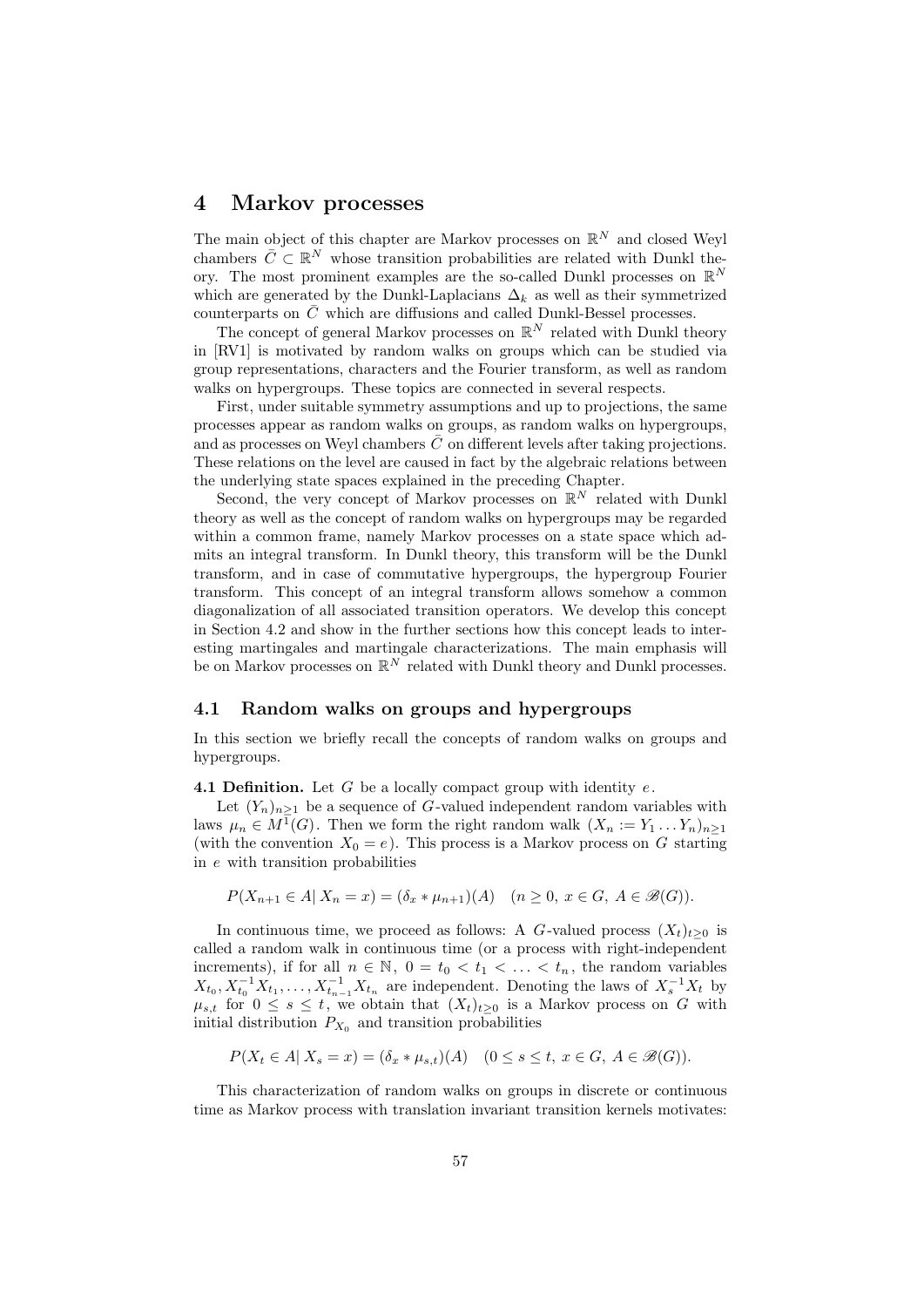# 4 Markov processes

The main object of this chapter are Markov processes on $\mathbb{R}^N$ and closed Weyl chambers $\bar{C} \subset \mathbb{R}^N$ whose transition probabilities are related with Dunkl theory. The most prominent examples are the so-called Dunkl processes on $\mathbb{R}^N$ which are generated by the Dunkl-Laplacians $\Delta_k$ as well as their symmetrized counterparts on $\bar{C}$ which are diffusions and called Dunkl-Bessel processes.

The concept of general Markov processes on $\mathbb{R}^N$ related with Dunkl theory in [RV1] is motivated by random walks on groups which can be studied via group representations, characters and the Fourier transform, as well as random walks on hypergroups. These topics are connected in several respects.

First, under suitable symmetry assumptions and up to projections, the same processes appear as random walks on groups, as random walks on hypergroups, and as processes on Weyl chambers $\bar{C}$ on different levels after taking projections. These relations on the level are caused in fact by the algebraic relations between the underlying state spaces explained in the preceding Chapter.

Second, the very concept of Markov processes on $\mathbb{R}^N$ related with Dunkl theory as well as the concept of random walks on hypergroups may be regarded within a common frame, namely Markov processes on a state space which admits an integral transform. In Dunkl theory, this transform will be the Dunkl transform, and in case of commutative hypergroups, the hypergroup Fourier transform. This concept of an integral transform allows somehow a common diagonalization of all associated transition operators. We develop this concept in Section 4.2 and show in the further sections how this concept leads to interesting martingales and martingale characterizations. The main emphasis will be on Markov processes on $\mathbb{R}^N$ related with Dunkl theory and Dunkl processes.

## 4.1 Random walks on groups and hypergroups

In this section we briefly recall the concepts of random walks on groups and hypergroups.

**4.1 Definition.** Let $G$ be a locally compact group with identity $e$.

Let $(Y_n)_{n\geq 1}$ be a sequence of $G$-valued independent random variables with laws $\mu_n \in M^1(G)$. Then we form the right random walk $(X_n := Y_1 \ldots Y_n)_{n\geq 1}$ (with the convention $X_0 = e$). This process is a Markov process on $G$ starting in $e$ with transition probabilities

$$P(X_{n+1} \in A|\, X_n = x) = (\delta_x * \mu_{n+1})(A) \quad (n \geq 0,\ x \in G,\ A \in \mathscr{B}(G)).$$

In continuous time, we proceed as follows: A $G$-valued process $(X_t)_{t\geq 0}$ is called a random walk in continuous time (or a process with right-independent increments), if for all $n \in \mathbb{N}$, $0 = t_0 < t_1 < \ldots < t_n$, the random variables $X_{t_0}, X_{t_0}^{-1}X_{t_1}, \ldots, X_{t_{n-1}}^{-1}X_{t_n}$ are independent. Denoting the laws of $X_s^{-1}X_t$ by $\mu_{s,t}$ for $0 \leq s \leq t$, we obtain that $(X_t)_{t\geq 0}$ is a Markov process on $G$ with initial distribution $P_{X_0}$ and transition probabilities

$$P(X_t \in A|\, X_s = x) = (\delta_x * \mu_{s,t})(A) \quad (0 \leq s \leq t,\ x \in G,\ A \in \mathscr{B}(G)).$$

This characterization of random walks on groups in discrete or continuous time as Markov process with translation invariant transition kernels motivates: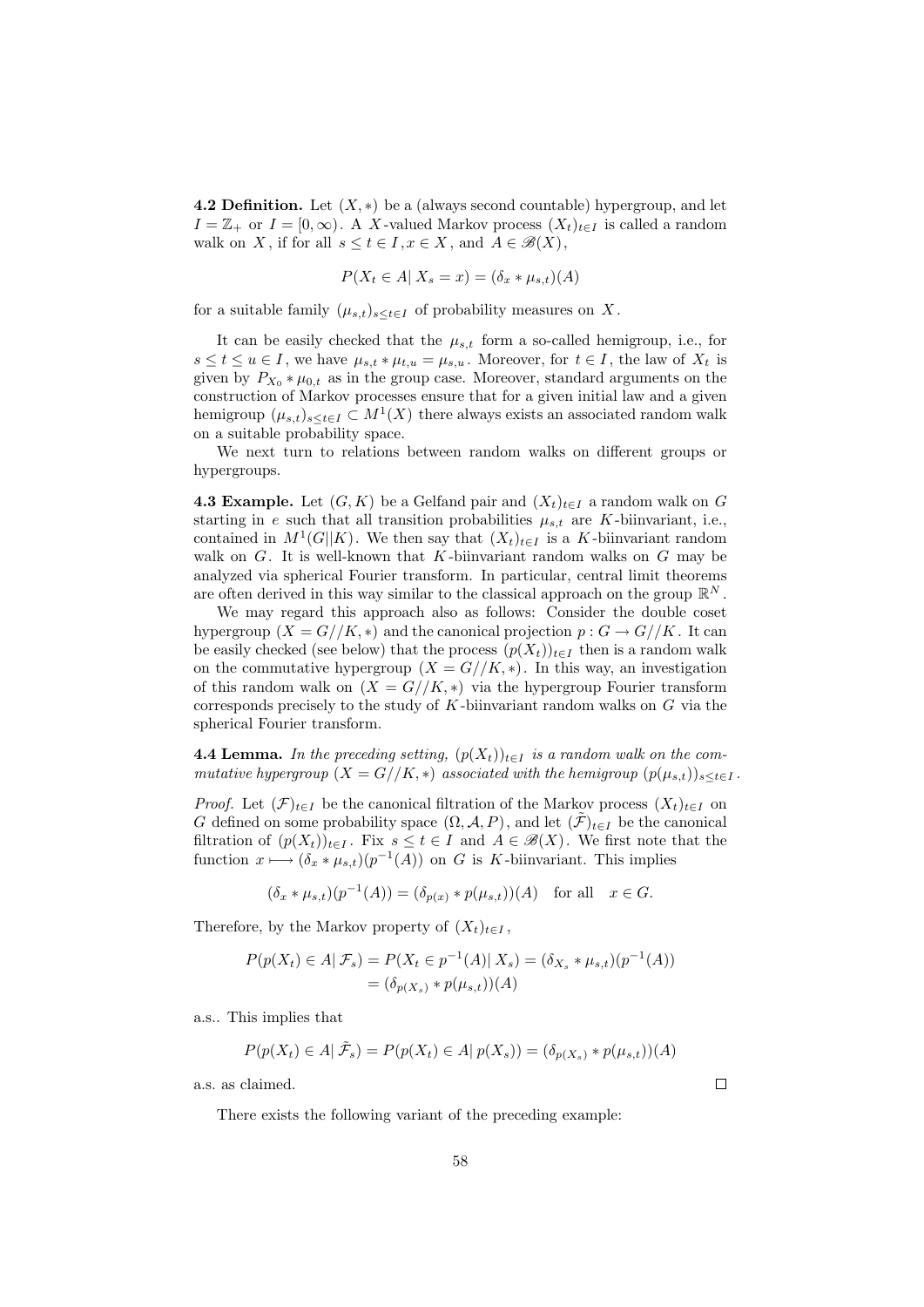**4.2 Definition.** Let $(X, *)$ be a (always second countable) hypergroup, and let $I = \mathbb{Z}_+$ or $I = [0, \infty)$. A $X$-valued Markov process $(X_t)_{t \in I}$ is called a random walk on $X$, if for all $s \le t \in I, x \in X$, and $A \in \mathscr{B}(X)$,

$$P(X_t \in A | \, X_s = x) = (\delta_x * \mu_{s,t})(A)$$

for a suitable family $(\mu_{s,t})_{s \le t \in I}$ of probability measures on $X$.

It can be easily checked that the $\mu_{s,t}$ form a so-called hemigroup, i.e., for $s \le t \le u \in I$, we have $\mu_{s,t} * \mu_{t,u} = \mu_{s,u}$. Moreover, for $t \in I$, the law of $X_t$ is given by $P_{X_0} * \mu_{0,t}$ as in the group case. Moreover, standard arguments on the construction of Markov processes ensure that for a given initial law and a given hemigroup $(\mu_{s,t})_{s \le t \in I} \subset M^1(X)$ there always exists an associated random walk on a suitable probability space.

We next turn to relations between random walks on different groups or hypergroups.

**4.3 Example.** Let $(G, K)$ be a Gelfand pair and $(X_t)_{t \in I}$ a random walk on $G$ starting in $e$ such that all transition probabilities $\mu_{s,t}$ are $K$-biinvariant, i.e., contained in $M^1(G||K)$. We then say that $(X_t)_{t \in I}$ is a $K$-biinvariant random walk on $G$. It is well-known that $K$-biinvariant random walks on $G$ may be analyzed via spherical Fourier transform. In particular, central limit theorems are often derived in this way similar to the classical approach on the group $\mathbb{R}^N$.

We may regard this approach also as follows: Consider the double coset hypergroup $(X = G//K, *)$ and the canonical projection $p : G \to G//K$. It can be easily checked (see below) that the process $(p(X_t))_{t \in I}$ then is a random walk on the commutative hypergroup $(X = G//K, *)$. In this way, an investigation of this random walk on $(X = G//K, *)$ via the hypergroup Fourier transform corresponds precisely to the study of $K$-biinvariant random walks on $G$ via the spherical Fourier transform.

**4.4 Lemma.** *In the preceding setting, $(p(X_t))_{t \in I}$ is a random walk on the commutative hypergroup $(X = G//K, *)$ associated with the hemigroup $(p(\mu_{s,t}))_{s \le t \in I}$.*

*Proof.* Let $(\mathcal{F})_{t \in I}$ be the canonical filtration of the Markov process $(X_t)_{t \in I}$ on $G$ defined on some probability space $(\Omega, \mathcal{A}, P)$, and let $(\tilde{\mathcal{F}})_{t \in I}$ be the canonical filtration of $(p(X_t))_{t \in I}$. Fix $s \le t \in I$ and $A \in \mathscr{B}(X)$. We first note that the function $x \longmapsto (\delta_x * \mu_{s,t})(p^{-1}(A))$ on $G$ is $K$-biinvariant. This implies

$$(\delta_x * \mu_{s,t})(p^{-1}(A)) = (\delta_{p(x)} * p(\mu_{s,t}))(A) \quad \text{for all} \quad x \in G.$$

Therefore, by the Markov property of $(X_t)_{t \in I}$,

$$\begin{aligned} P(p(X_t) \in A | \, \mathcal{F}_s) &= P(X_t \in p^{-1}(A) | \, X_s) = (\delta_{X_s} * \mu_{s,t})(p^{-1}(A)) \\ &= (\delta_{p(X_s)} * p(\mu_{s,t}))(A) \end{aligned}$$

a.s.. This implies that

$$P(p(X_t) \in A | \, \tilde{\mathcal{F}}_s) = P(p(X_t) \in A | \, p(X_s)) = (\delta_{p(X_s)} * p(\mu_{s,t}))(A)$$

a.s. as claimed. □

There exists the following variant of the preceding example: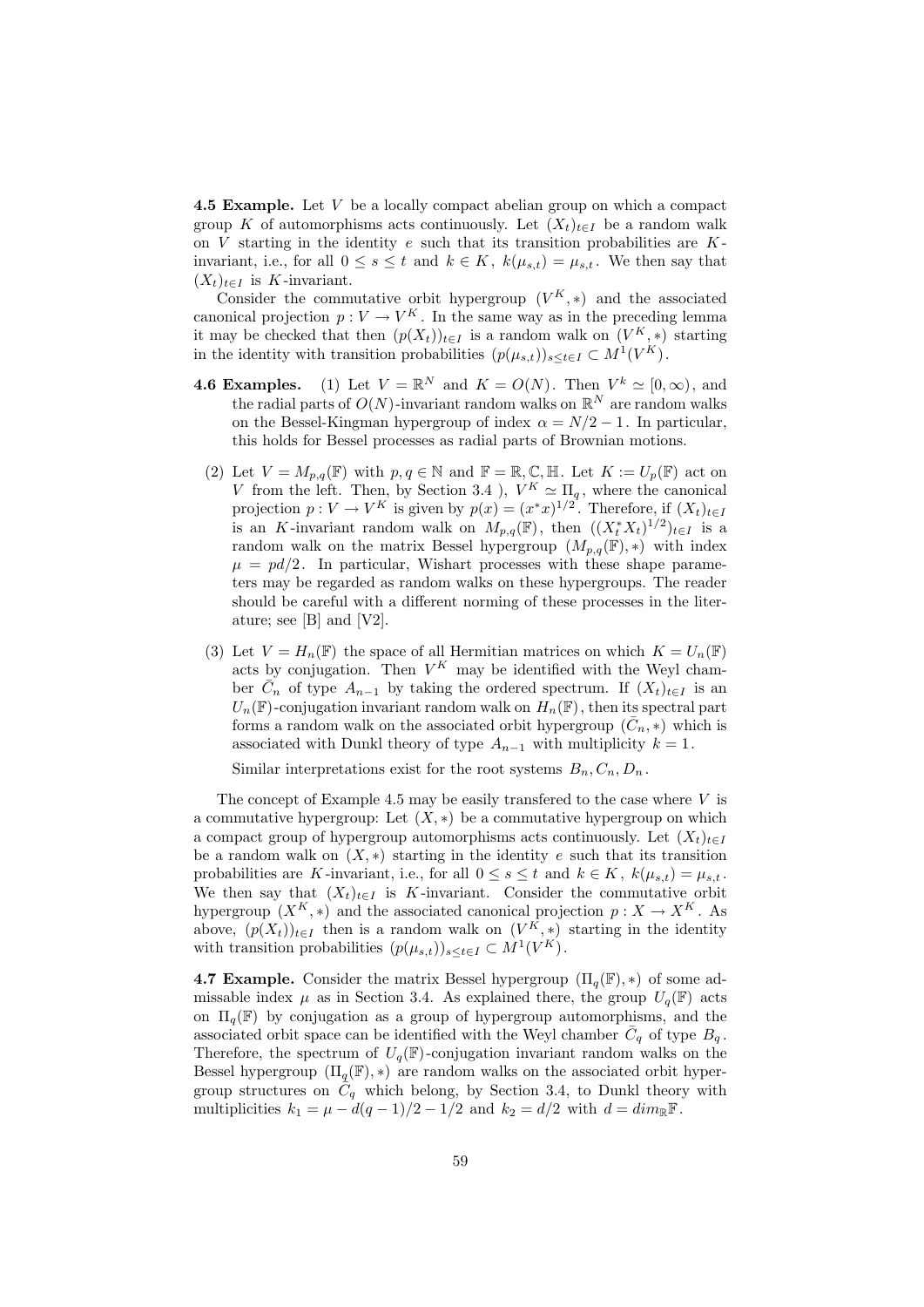**4.5 Example.** Let $V$ be a locally compact abelian group on which a compact group $K$ of automorphisms acts continuously. Let $(X_t)_{t\in I}$ be a random walk on $V$ starting in the identity $e$ such that its transition probabilities are $K$-invariant, i.e., for all $0 \le s \le t$ and $k \in K$, $k(\mu_{s,t}) = \mu_{s,t}$. We then say that $(X_t)_{t\in I}$ is $K$-invariant.

Consider the commutative orbit hypergroup $(V^K, *)$ and the associated canonical projection $p : V \to V^K$. In the same way as in the preceding lemma it may be checked that then $(p(X_t))_{t\in I}$ is a random walk on $(V^K, *)$ starting in the identity with transition probabilities $(p(\mu_{s,t}))_{s\le t\in I} \subset M^1(V^K)$.

**4.6 Examples.**

(1) Let $V = \mathbb{R}^N$ and $K = O(N)$. Then $V^k \simeq [0,\infty)$, and the radial parts of $O(N)$-invariant random walks on $\mathbb{R}^N$ are random walks on the Bessel-Kingman hypergroup of index $\alpha = N/2 - 1$. In particular, this holds for Bessel processes as radial parts of Brownian motions.

(2) Let $V = M_{p,q}(\mathbb{F})$ with $p, q \in \mathbb{N}$ and $\mathbb{F} = \mathbb{R}, \mathbb{C}, \mathbb{H}$. Let $K := U_p(\mathbb{F})$ act on $V$ from the left. Then, by Section 3.4 ), $V^K \simeq \Pi_q$, where the canonical projection $p : V \to V^K$ is given by $p(x) = (x^*x)^{1/2}$. Therefore, if $(X_t)_{t\in I}$ is an $K$-invariant random walk on $M_{p,q}(\mathbb{F})$, then $((X_t^* X_t)^{1/2})_{t\in I}$ is a random walk on the matrix Bessel hypergroup $(M_{p,q}(\mathbb{F}), *)$ with index $\mu = pd/2$. In particular, Wishart processes with these shape parameters may be regarded as random walks on these hypergroups. The reader should be careful with a different norming of these processes in the literature; see [B] and [V2].

(3) Let $V = H_n(\mathbb{F})$ the space of all Hermitian matrices on which $K = U_n(\mathbb{F})$ acts by conjugation. Then $V^K$ may be identified with the Weyl chamber $\bar{C}_n$ of type $A_{n-1}$ by taking the ordered spectrum. If $(X_t)_{t\in I}$ is an $U_n(\mathbb{F})$-conjugation invariant random walk on $H_n(\mathbb{F})$, then its spectral part forms a random walk on the associated orbit hypergroup $(\bar{C}_n, *)$ which is associated with Dunkl theory of type $A_{n-1}$ with multiplicity $k = 1$.

Similar interpretations exist for the root systems $B_n, C_n, D_n$.

The concept of Example 4.5 may be easily transfered to the case where $V$ is a commutative hypergroup: Let $(X, *)$ be a commutative hypergroup on which a compact group of hypergroup automorphisms acts continuously. Let $(X_t)_{t\in I}$ be a random walk on $(X, *)$ starting in the identity $e$ such that its transition probabilities are $K$-invariant, i.e., for all $0 \le s \le t$ and $k \in K$, $k(\mu_{s,t}) = \mu_{s,t}$. We then say that $(X_t)_{t\in I}$ is $K$-invariant. Consider the commutative orbit hypergroup $(X^K, *)$ and the associated canonical projection $p : X \to X^K$. As above, $(p(X_t))_{t\in I}$ then is a random walk on $(V^K, *)$ starting in the identity with transition probabilities $(p(\mu_{s,t}))_{s\le t\in I} \subset M^1(V^K)$.

**4.7 Example.** Consider the matrix Bessel hypergroup $(\Pi_q(\mathbb{F}), *)$ of some admissable index $\mu$ as in Section 3.4. As explained there, the group $U_q(\mathbb{F})$ acts on $\Pi_q(\mathbb{F})$ by conjugation as a group of hypergroup automorphisms, and the associated orbit space can be identified with the Weyl chamber $\bar{C}_q$ of type $B_q$. Therefore, the spectrum of $U_q(\mathbb{F})$-conjugation invariant random walks on the Bessel hypergroup $(\Pi_q(\mathbb{F}), *)$ are random walks on the associated orbit hypergroup structures on $\bar{C}_q$ which belong, by Section 3.4, to Dunkl theory with multiplicities $k_1 = \mu - d(q-1)/2 - 1/2$ and $k_2 = d/2$ with $d = dim_{\mathbb{R}}\mathbb{F}$.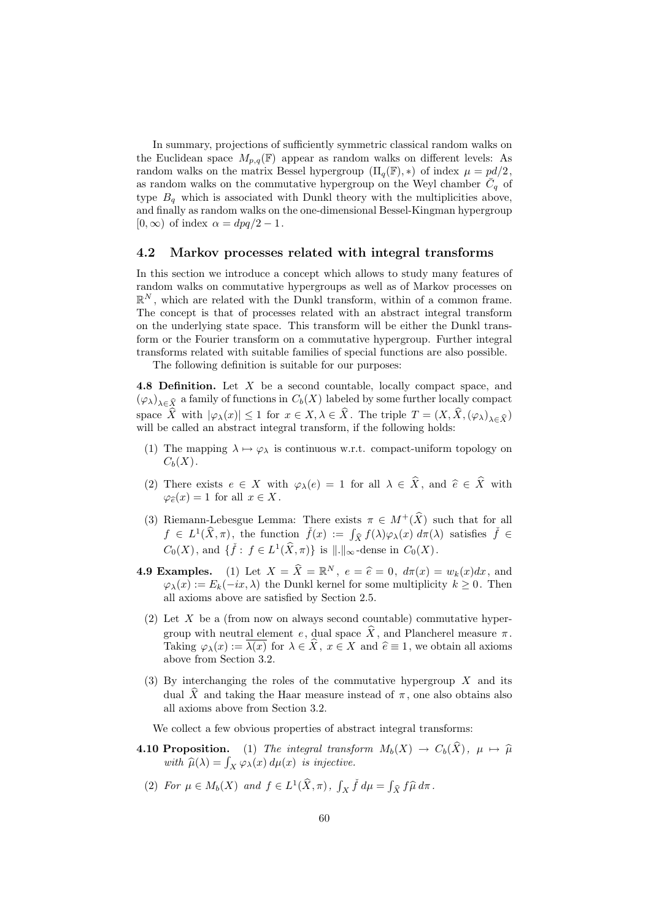In summary, projections of sufficiently symmetric classical random walks on the Euclidean space $M_{p,q}(\mathbb{F})$ appear as random walks on different levels: As random walks on the matrix Bessel hypergroup $(\Pi_q(\mathbb{F}), *)$ of index $\mu = pd/2$, as random walks on the commutative hypergroup on the Weyl chamber $\bar{C}_q$ of type $B_q$ which is associated with Dunkl theory with the multiplicities above, and finally as random walks on the one-dimensional Bessel-Kingman hypergroup $[0, \infty)$ of index $\alpha = dpq/2 - 1$.

### 4.2 Markov processes related with integral transforms

In this section we introduce a concept which allows to study many features of random walks on commutative hypergroups as well as of Markov processes on $\mathbb{R}^N$, which are related with the Dunkl transform, within of a common frame. The concept is that of processes related with an abstract integral transform on the underlying state space. This transform will be either the Dunkl transform or the Fourier transform on a commutative hypergroup. Further integral transforms related with suitable families of special functions are also possible.

The following definition is suitable for our purposes:

**4.8 Definition.** Let $X$ be a second countable, locally compact space, and $(\varphi_\lambda)_{\lambda \in \widehat{X}}$ a family of functions in $C_b(X)$ labeled by some further locally compact space $\widehat{X}$ with $|\varphi_\lambda(x)| \le 1$ for $x \in X, \lambda \in \widehat{X}$. The triple $T = (X, \widehat{X}, (\varphi_\lambda)_{\lambda \in \widehat{X}})$ will be called an abstract integral transform, if the following holds:

1. The mapping $\lambda \mapsto \varphi_\lambda$ is continuous w.r.t. compact-uniform topology on $C_b(X)$.
2. There exists $e \in X$ with $\varphi_\lambda(e) = 1$ for all $\lambda \in \widehat{X}$, and $\widehat{e} \in \widehat{X}$ with $\varphi_{\widehat{e}}(x) = 1$ for all $x \in X$.
3. Riemann-Lebesgue Lemma: There exists $\pi \in M^+(\widehat{X})$ such that for all $f \in L^1(\widehat{X}, \pi)$, the function $\check{f}(x) := \int_{\widehat{X}} f(\lambda)\varphi_\lambda(x)\, d\pi(\lambda)$ satisfies $\check{f} \in C_0(X)$, and $\{\check{f} : f \in L^1(\widehat{X}, \pi)\}$ is $\|.\|_\infty$-dense in $C_0(X)$.

**4.9 Examples.**

1. Let $X = \widehat{X} = \mathbb{R}^N$, $e = \widehat{e} = 0$, $d\pi(x) = w_k(x)dx$, and $\varphi_\lambda(x) := E_k(-ix, \lambda)$ the Dunkl kernel for some multiplicity $k \ge 0$. Then all axioms above are satisfied by Section 2.5.
2. Let $X$ be a (from now on always second countable) commutative hypergroup with neutral element $e$, dual space $\widehat{X}$, and Plancherel measure $\pi$. Taking $\varphi_\lambda(x) := \overline{\lambda(x)}$ for $\lambda \in \widehat{X}$, $x \in X$ and $\widehat{e} \equiv 1$, we obtain all axioms above from Section 3.2.
3. By interchanging the roles of the commutative hypergroup $X$ and its dual $\widehat{X}$ and taking the Haar measure instead of $\pi$, one also obtains also all axioms above from Section 3.2.

We collect a few obvious properties of abstract integral transforms:

**4.10 Proposition.**

1. *The integral transform $M_b(X) \to C_b(\widehat{X})$, $\mu \mapsto \widehat{\mu}$ with $\widehat{\mu}(\lambda) = \int_X \varphi_\lambda(x)\, d\mu(x)$ is injective.*
2. *For $\mu \in M_b(X)$ and $f \in L^1(\widehat{X}, \pi)$, $\int_X \check{f}\, d\mu = \int_{\widehat{X}} f\widehat{\mu}\, d\pi$.*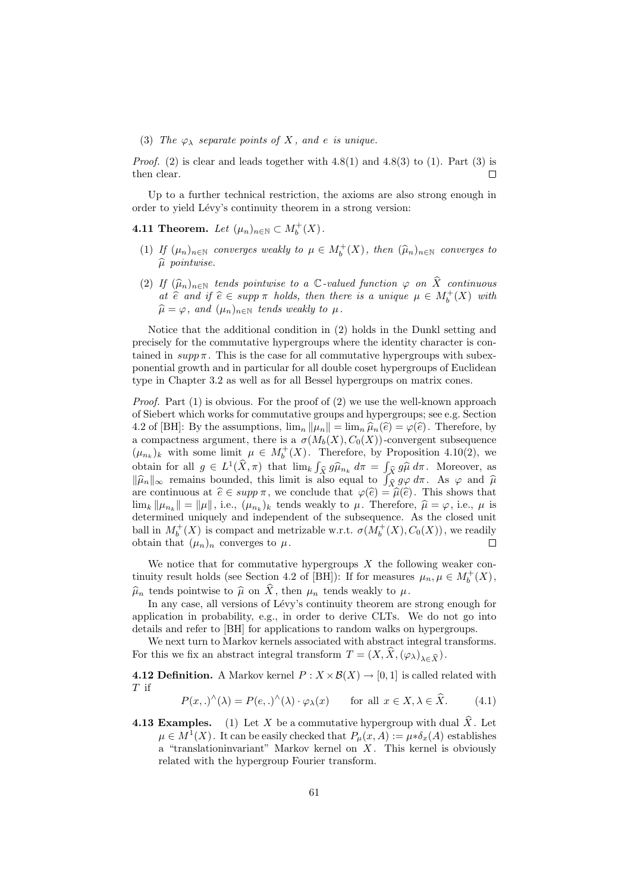(3) *The* $\varphi_\lambda$ *separate points of* $X$*, and* $e$ *is unique.*

*Proof.* (2) is clear and leads together with 4.8(1) and 4.8(3) to (1). Part (3) is then clear. □

Up to a further technical restriction, the axioms are also strong enough in order to yield Lévy's continuity theorem in a strong version:

**4.11 Theorem.** *Let* $(\mu_n)_{n\in\mathbb{N}} \subset M_b^+(X)$.

1. *If* $(\mu_n)_{n\in\mathbb{N}}$ *converges weakly to* $\mu \in M_b^+(X)$*, then* $(\widehat{\mu}_n)_{n\in\mathbb{N}}$ *converges to* $\widehat{\mu}$ *pointwise.*
2. *If* $(\widehat{\mu}_n)_{n\in\mathbb{N}}$ *tends pointwise to a* $\mathbb{C}$*-valued function* $\varphi$ *on* $\widehat{X}$ *continuous at* $\widehat{e}$ *and if* $\widehat{e} \in supp\,\pi$ *holds, then there is a unique* $\mu \in M_b^+(X)$ *with* $\widehat{\mu} = \varphi$*, and* $(\mu_n)_{n\in\mathbb{N}}$ *tends weakly to* $\mu$.

Notice that the additional condition in (2) holds in the Dunkl setting and precisely for the commutative hypergroups where the identity character is contained in $supp\,\pi$. This is the case for all commutative hypergroups with subexponential growth and in particular for all double coset hypergroups of Euclidean type in Chapter 3.2 as well as for all Bessel hypergroups on matrix cones.

*Proof.* Part (1) is obvious. For the proof of (2) we use the well-known approach of Siebert which works for commutative groups and hypergroups; see e.g. Section 4.2 of [BH]: By the assumptions, $\lim_n \|\mu_n\| = \lim_n \widehat{\mu}_n(\widehat{e}) = \varphi(\widehat{e})$. Therefore, by a compactness argument, there is a $\sigma(M_b(X), C_0(X))$-convergent subsequence $(\mu_{n_k})_k$ with some limit $\mu \in M_b^+(X)$. Therefore, by Proposition 4.10(2), we obtain for all $g \in L^1(\widehat{X}, \pi)$ that $\lim_k \int_{\widehat{X}} g\widehat{\mu}_{n_k}\, d\pi = \int_{\widehat{X}} g\widehat{\mu}\, d\pi$. Moreover, as $\|\widehat{\mu}_n\|_\infty$ remains bounded, this limit is also equal to $\int_{\widehat{X}} g\varphi\, d\pi$. As $\varphi$ and $\widehat{\mu}$ are continuous at $\widehat{e} \in supp\,\pi$, we conclude that $\varphi(\widehat{e}) = \widehat{\mu}(\widehat{e})$. This shows that $\lim_k \|\mu_{n_k}\| = \|\mu\|$, i.e., $(\mu_{n_k})_k$ tends weakly to $\mu$. Therefore, $\widehat{\mu} = \varphi$, i.e., $\mu$ is determined uniquely and independent of the subsequence. As the closed unit ball in $M_b^+(X)$ is compact and metrizable w.r.t. $\sigma(M_b^+(X), C_0(X))$, we readily obtain that $(\mu_n)_n$ converges to $\mu$. □

We notice that for commutative hypergroups $X$ the following weaker continuity result holds (see Section 4.2 of [BH]): If for measures $\mu_n, \mu \in M_b^+(X)$, $\widehat{\mu}_n$ tends pointwise to $\widehat{\mu}$ on $\widehat{X}$, then $\mu_n$ tends weakly to $\mu$.

In any case, all versions of Lévy's continuity theorem are strong enough for application in probability, e.g., in order to derive CLTs. We do not go into details and refer to [BH] for applications to random walks on hypergroups.

We next turn to Markov kernels associated with abstract integral transforms. For this we fix an abstract integral transform $T = (X, \widehat{X}, (\varphi_\lambda)_{\lambda\in\widehat{X}})$.

**4.12 Definition.** A Markov kernel $P : X \times \mathcal{B}(X) \to [0,1]$ is called related with $T$ if

$$P(x,.)^\wedge(\lambda) = P(e,.)^\wedge(\lambda) \cdot \varphi_\lambda(x) \qquad \text{for all } x \in X, \lambda \in \widehat{X}. \tag{4.1}$$

**4.13 Examples.** (1) Let $X$ be a commutative hypergroup with dual $\widehat{X}$. Let $\mu \in M^1(X)$. It can be easily checked that $P_\mu(x, A) := \mu * \delta_x(A)$ establishes a "translationinvariant" Markov kernel on $X$. This kernel is obviously related with the hypergroup Fourier transform.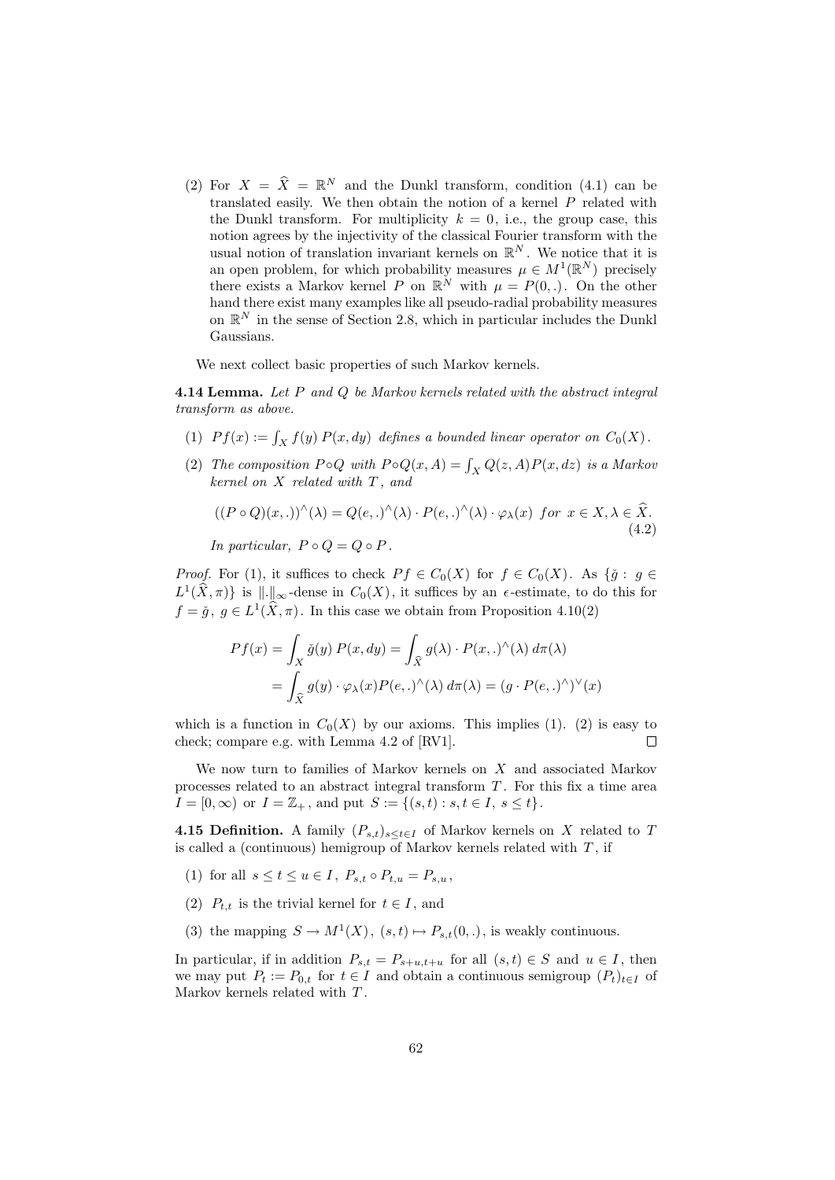(2) For $X = \widehat{X} = \mathbb{R}^N$ and the Dunkl transform, condition (4.1) can be translated easily. We then obtain the notion of a kernel $P$ related with the Dunkl transform. For multiplicity $k = 0$, i.e., the group case, this notion agrees by the injectivity of the classical Fourier transform with the usual notion of translation invariant kernels on $\mathbb{R}^N$. We notice that it is an open problem, for which probability measures $\mu \in M^1(\mathbb{R}^N)$ precisely there exists a Markov kernel $P$ on $\mathbb{R}^N$ with $\mu = P(0,.)$. On the other hand there exist many examples like all pseudo-radial probability measures on $\mathbb{R}^N$ in the sense of Section 2.8, which in particular includes the Dunkl Gaussians.

We next collect basic properties of such Markov kernels.

**4.14 Lemma.** *Let $P$ and $Q$ be Markov kernels related with the abstract integral transform as above.*

1. *$Pf(x) := \int_X f(y)\, P(x, dy)$ defines a bounded linear operator on $C_0(X)$.*
2. *The composition $P \circ Q$ with $P \circ Q(x, A) = \int_X Q(z, A) P(x, dz)$ is a Markov kernel on $X$ related with $T$, and*

$$((P \circ Q)(x, .))^\wedge(\lambda) = Q(e, .)^\wedge(\lambda) \cdot P(e, .)^\wedge(\lambda) \cdot \varphi_\lambda(x) \;\; for \;\; x \in X, \lambda \in \widehat{X}. \tag{4.2}$$

*In particular, $P \circ Q = Q \circ P$.*

*Proof.* For (1), it suffices to check $Pf \in C_0(X)$ for $f \in C_0(X)$. As $\{\check{g} : g \in L^1(\widehat{X}, \pi)\}$ is $\|.\|_\infty$-dense in $C_0(X)$, it suffices by an $\epsilon$-estimate, to do this for $f = \check{g}$, $g \in L^1(\widehat{X}, \pi)$. In this case we obtain from Proposition 4.10(2)

$$\begin{aligned} Pf(x) &= \int_X \check{g}(y)\, P(x, dy) = \int_{\widehat{X}} g(\lambda) \cdot P(x, .)^\wedge(\lambda)\, d\pi(\lambda) \\ &= \int_{\widehat{X}} g(y) \cdot \varphi_\lambda(x) P(e, .)^\wedge(\lambda)\, d\pi(\lambda) = (g \cdot P(e, .)^\wedge)^\vee(x) \end{aligned}$$

which is a function in $C_0(X)$ by our axioms. This implies (1). (2) is easy to check; compare e.g. with Lemma 4.2 of [RV1]. $\square$

We now turn to families of Markov kernels on $X$ and associated Markov processes related to an abstract integral transform $T$. For this fix a time area $I = [0, \infty)$ or $I = \mathbb{Z}_+$, and put $S := \{(s, t) : s, t \in I,\ s \leq t\}$.

**4.15 Definition.** A family $(P_{s,t})_{s \leq t \in I}$ of Markov kernels on $X$ related to $T$ is called a (continuous) hemigroup of Markov kernels related with $T$, if

1. for all $s \leq t \leq u \in I$, $P_{s,t} \circ P_{t,u} = P_{s,u}$,
2. $P_{t,t}$ is the trivial kernel for $t \in I$, and
3. the mapping $S \to M^1(X)$, $(s, t) \mapsto P_{s,t}(0, .)$, is weakly continuous.

In particular, if in addition $P_{s,t} = P_{s+u,t+u}$ for all $(s, t) \in S$ and $u \in I$, then we may put $P_t := P_{0,t}$ for $t \in I$ and obtain a continuous semigroup $(P_t)_{t \in I}$ of Markov kernels related with $T$.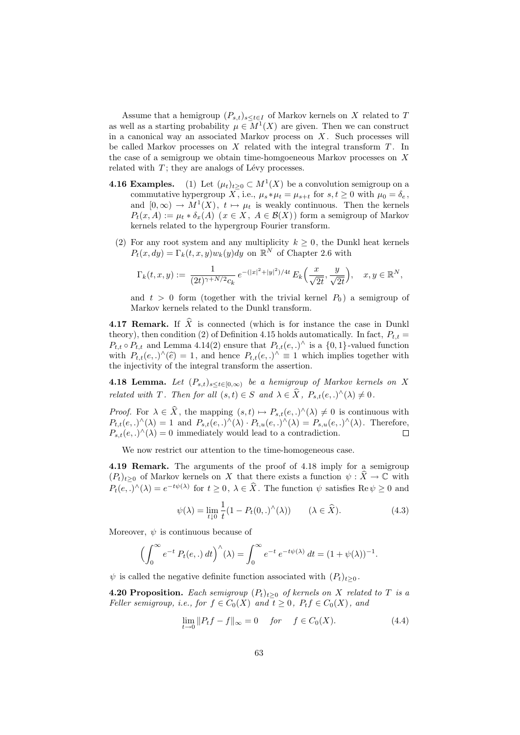Assume that a hemigroup $(P_{s,t})_{s\le t\in I}$ of Markov kernels on $X$ related to $T$ as well as a starting probability $\mu \in M^1(X)$ are given. Then we can construct in a canonical way an associated Markov process on $X$. Such processes will be called Markov processes on $X$ related with the integral transform $T$. In the case of a semigroup we obtain time-homgoeneous Markov processes on $X$ related with $T$; they are analogs of Lévy processes.

**4.16 Examples.** (1) Let $(\mu_t)_{t\ge 0} \subset M^1(X)$ be a convolution semigroup on a commutative hypergroup $X$, i.e., $\mu_s * \mu_t = \mu_{s+t}$ for $s,t \ge 0$ with $\mu_0 = \delta_e$, and $[0,\infty) \to M^1(X)$, $t \mapsto \mu_t$ is weakly continuous. Then the kernels $P_t(x,A) := \mu_t * \delta_x(A)$ $(x \in X,\ A \in \mathcal{B}(X))$ form a semigroup of Markov kernels related to the hypergroup Fourier transform.

(2) For any root system and any multiplicity $k \ge 0$, the Dunkl heat kernels $P_t(x,dy) = \Gamma_k(t,x,y)w_k(y)dy$ on $\mathbb{R}^N$ of Chapter 2.6 with

$$\Gamma_k(t,x,y) := \frac{1}{(2t)^{\gamma+N/2}c_k}\, e^{-(|x|^2+|y|^2)/4t}\, E_k\Big(\frac{x}{\sqrt{2t}}, \frac{y}{\sqrt{2t}}\Big), \quad x,y \in \mathbb{R}^N,$$

and $t > 0$ form (together with the trivial kernel $P_0$) a semigroup of Markov kernels related to the Dunkl transform.

**4.17 Remark.** If $\widehat{X}$ is connected (which is for instance the case in Dunkl theory), then condition (2) of Definition 4.15 holds automatically. In fact, $P_{t,t} = P_{t,t} \circ P_{t,t}$ and Lemma 4.14(2) ensure that $P_{t,t}(e,.)^\wedge$ is a $\{0,1\}$-valued function with $P_{t,t}(e,.)^\wedge(\widehat{e}) = 1$, and hence $P_{t,t}(e,.)^\wedge \equiv 1$ which implies together with the injectivity of the integral transform the assertion.

**4.18 Lemma.** *Let $(P_{s,t})_{s\le t\in[0,\infty)}$ be a hemigroup of Markov kernels on $X$ related with $T$. Then for all $(s,t) \in S$ and $\lambda \in \widehat{X}$, $P_{s,t}(e,.)^\wedge(\lambda) \neq 0$.*

*Proof.* For $\lambda \in \widehat{X}$, the mapping $(s,t) \mapsto P_{s,t}(e,.)^\wedge(\lambda) \neq 0$ is continuous with $P_{t,t}(e,.)^\wedge(\lambda) = 1$ and $P_{s,t}(e,.)^\wedge(\lambda) \cdot P_{t,u}(e,.)^\wedge(\lambda) = P_{s,u}(e,.)^\wedge(\lambda)$. Therefore, $P_{s,t}(e,.)^\wedge(\lambda) = 0$ immediately would lead to a contradiction. $\square$

We now restrict our attention to the time-homogeneous case.

**4.19 Remark.** The arguments of the proof of 4.18 imply for a semigroup $(P_t)_{t\ge 0}$ of Markov kernels on $X$ that there exists a function $\psi : \widehat{X} \to \mathbb{C}$ with $P_t(e,.)^\wedge(\lambda) = e^{-t\psi(\lambda)}$ for $t \ge 0$, $\lambda \in \widehat{X}$. The function $\psi$ satisfies $\operatorname{Re}\psi \ge 0$ and

$$\psi(\lambda) = \lim_{t\downarrow 0} \frac{1}{t}(1 - P_t(0,.)^\wedge(\lambda)) \qquad (\lambda \in \widehat{X}). \tag{4.3}$$

Moreover, $\psi$ is continuous because of

$$\Big(\int_0^\infty e^{-t}\, P_t(e,.)\, dt\Big)^\wedge(\lambda) = \int_0^\infty e^{-t}\, e^{-t\psi(\lambda)}\, dt = (1+\psi(\lambda))^{-1}.$$

$\psi$ is called the negative definite function associated with $(P_t)_{t\ge 0}$.

**4.20 Proposition.** *Each semigroup $(P_t)_{t\ge 0}$ of kernels on $X$ related to $T$ is a Feller semigroup, i.e., for $f \in C_0(X)$ and $t \ge 0$, $P_t f \in C_0(X)$, and*

$$\lim_{t\to 0} \|P_t f - f\|_\infty = 0 \quad \text{for} \quad f \in C_0(X). \tag{4.4}$$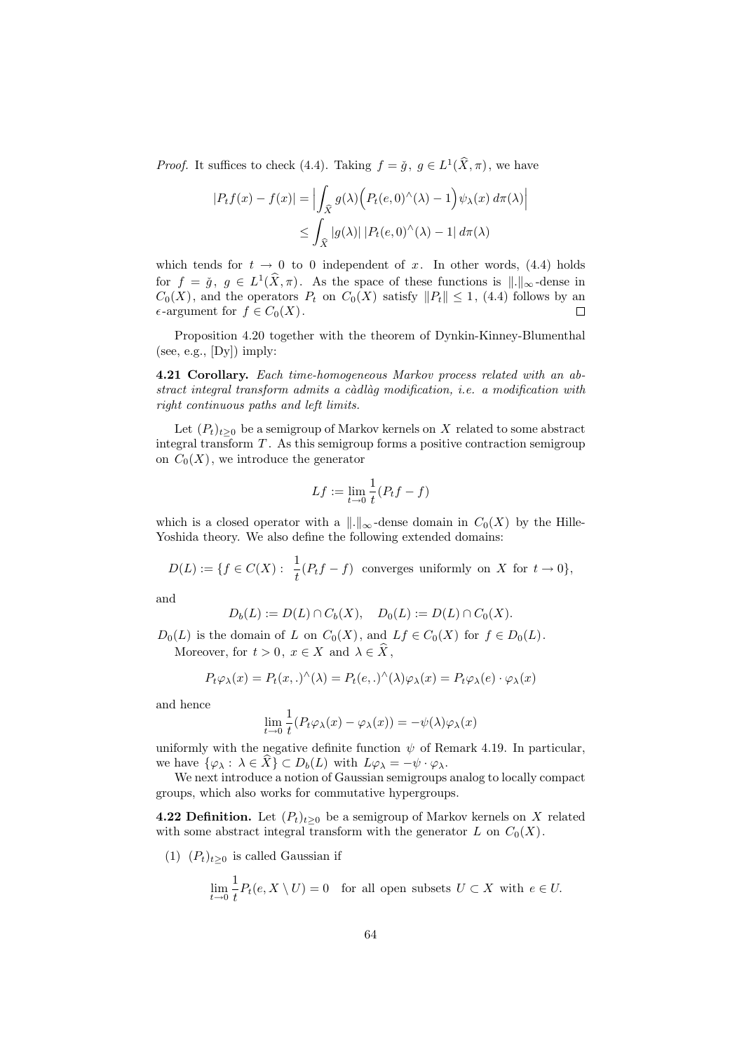*Proof.* It suffices to check (4.4). Taking $f = \check{g},\ g \in L^1(\widehat{X}, \pi)$, we have

$$|P_t f(x) - f(x)| = \Big| \int_{\widehat{X}} g(\lambda) \Big( P_t(e,0)^\wedge(\lambda) - 1 \Big) \psi_\lambda(x)\, d\pi(\lambda) \Big|$$
$$\leq \int_{\widehat{X}} |g(\lambda)|\, |P_t(e,0)^\wedge(\lambda) - 1|\, d\pi(\lambda)$$

which tends for $t \to 0$ to 0 independent of $x$. In other words, (4.4) holds for $f = \check{g},\ g \in L^1(\widehat{X}, \pi)$. As the space of these functions is $\|.\|_\infty$-dense in $C_0(X)$, and the operators $P_t$ on $C_0(X)$ satisfy $\|P_t\| \leq 1$, (4.4) follows by an $\epsilon$-argument for $f \in C_0(X)$. □

Proposition 4.20 together with the theorem of Dynkin-Kinney-Blumenthal (see, e.g., [Dy]) imply:

**4.21 Corollary.** *Each time-homogeneous Markov process related with an abstract integral transform admits a càdlàg modification, i.e. a modification with right continuous paths and left limits.*

Let $(P_t)_{t\geq 0}$ be a semigroup of Markov kernels on $X$ related to some abstract integral transform $T$. As this semigroup forms a positive contraction semigroup on $C_0(X)$, we introduce the generator

$$Lf := \lim_{t\to 0} \frac{1}{t}(P_t f - f)$$

which is a closed operator with a $\|.\|_\infty$-dense domain in $C_0(X)$ by the Hille-Yoshida theory. We also define the following extended domains:

$$D(L) := \{ f \in C(X) :\ \frac{1}{t}(P_t f - f) \ \text{ converges uniformly on } X \text{ for } t \to 0 \},$$

and

$$D_b(L) := D(L) \cap C_b(X), \quad D_0(L) := D(L) \cap C_0(X).$$

$D_0(L)$ is the domain of $L$ on $C_0(X)$, and $Lf \in C_0(X)$ for $f \in D_0(L)$.

Moreover, for $t > 0$, $x \in X$ and $\lambda \in \widehat{X}$,

$$P_t \varphi_\lambda(x) = P_t(x,.)^\wedge(\lambda) = P_t(e,.)^\wedge(\lambda)\varphi_\lambda(x) = P_t\varphi_\lambda(e) \cdot \varphi_\lambda(x)$$

and hence

$$\lim_{t\to 0} \frac{1}{t}(P_t\varphi_\lambda(x) - \varphi_\lambda(x)) = -\psi(\lambda)\varphi_\lambda(x)$$

uniformly with the negative definite function $\psi$ of Remark 4.19. In particular, we have $\{\varphi_\lambda :\ \lambda \in \widehat{X}\} \subset D_b(L)$ with $L\varphi_\lambda = -\psi \cdot \varphi_\lambda$.

We next introduce a notion of Gaussian semigroups analog to locally compact groups, which also works for commutative hypergroups.

**4.22 Definition.** Let $(P_t)_{t\geq 0}$ be a semigroup of Markov kernels on $X$ related with some abstract integral transform with the generator $L$ on $C_0(X)$.

(1) $(P_t)_{t\geq 0}$ is called Gaussian if

$$\lim_{t\to 0} \frac{1}{t} P_t(e, X \setminus U) = 0 \quad \text{for all open subsets } U \subset X \text{ with } e \in U.$$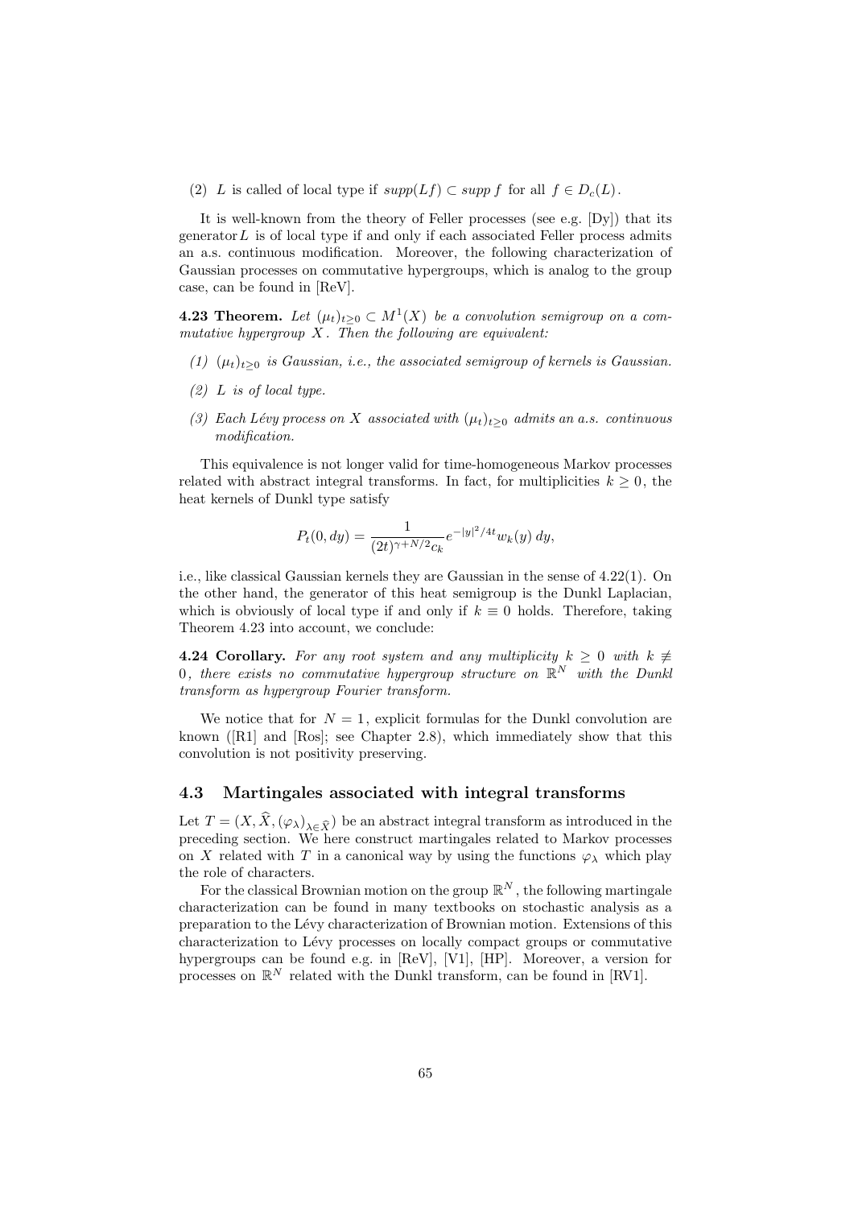(2) $L$ is called of local type if $supp(Lf) \subset supp\, f$ for all $f \in D_c(L)$.

It is well-known from the theory of Feller processes (see e.g. [Dy]) that its generator $L$ is of local type if and only if each associated Feller process admits an a.s. continuous modification. Moreover, the following characterization of Gaussian processes on commutative hypergroups, which is analog to the group case, can be found in [ReV].

**4.23 Theorem.** *Let $(\mu_t)_{t\geq 0} \subset M^1(X)$ be a convolution semigroup on a commutative hypergroup $X$. Then the following are equivalent:*

*(1) $(\mu_t)_{t\geq 0}$ is Gaussian, i.e., the associated semigroup of kernels is Gaussian.*

*(2) $L$ is of local type.*

*(3) Each Lévy process on $X$ associated with $(\mu_t)_{t\geq 0}$ admits an a.s. continuous modification.*

This equivalence is not longer valid for time-homogeneous Markov processes related with abstract integral transforms. In fact, for multiplicities $k \geq 0$, the heat kernels of Dunkl type satisfy

$$P_t(0, dy) = \frac{1}{(2t)^{\gamma+N/2} c_k} e^{-|y|^2/4t} w_k(y)\, dy,$$

i.e., like classical Gaussian kernels they are Gaussian in the sense of 4.22(1). On the other hand, the generator of this heat semigroup is the Dunkl Laplacian, which is obviously of local type if and only if $k \equiv 0$ holds. Therefore, taking Theorem 4.23 into account, we conclude:

**4.24 Corollary.** *For any root system and any multiplicity $k \geq 0$ with $k \not\equiv 0$, there exists no commutative hypergroup structure on $\mathbb{R}^N$ with the Dunkl transform as hypergroup Fourier transform.*

We notice that for $N = 1$, explicit formulas for the Dunkl convolution are known ([R1] and [Ros]; see Chapter 2.8), which immediately show that this convolution is not positivity preserving.

## 4.3 Martingales associated with integral transforms

Let $T = (X, \widehat{X}, (\varphi_\lambda)_{\lambda\in\widehat{X}})$ be an abstract integral transform as introduced in the preceding section. We here construct martingales related to Markov processes on $X$ related with $T$ in a canonical way by using the functions $\varphi_\lambda$ which play the role of characters.

For the classical Brownian motion on the group $\mathbb{R}^N$, the following martingale characterization can be found in many textbooks on stochastic analysis as a preparation to the Lévy characterization of Brownian motion. Extensions of this characterization to Lévy processes on locally compact groups or commutative hypergroups can be found e.g. in [ReV], [V1], [HP]. Moreover, a version for processes on $\mathbb{R}^N$ related with the Dunkl transform, can be found in [RV1].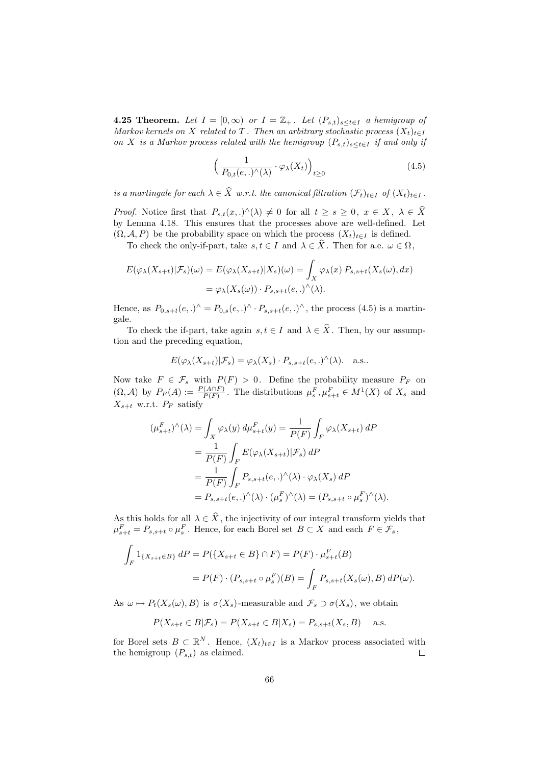**4.25 Theorem.** *Let $I = [0, \infty)$ or $I = \mathbb{Z}_+$. Let $(P_{s,t})_{s \le t \in I}$ a hemigroup of Markov kernels on $X$ related to $T$. Then an arbitrary stochastic process $(X_t)_{t \in I}$ on $X$ is a Markov process related with the hemigroup $(P_{s,t})_{s \le t \in I}$ if and only if*

$$\Big( \frac{1}{P_{0,t}(e,.)^\wedge(\lambda)} \cdot \varphi_\lambda(X_t) \Big)_{t \ge 0} \tag{4.5}$$

*is a martingale for each $\lambda \in \widehat{X}$ w.r.t. the canonical filtration $(\mathcal{F}_t)_{t \in I}$ of $(X_t)_{t \in I}$.*

*Proof.* Notice first that $P_{s,t}(x,.)^\wedge(\lambda) \ne 0$ for all $t \ge s \ge 0$, $x \in X$, $\lambda \in \widehat{X}$ by Lemma 4.18. This ensures that the processes above are well-defined. Let $(\Omega, \mathcal{A}, P)$ be the probability space on which the process $(X_t)_{t \in I}$ is defined.

To check the only-if-part, take $s, t \in I$ and $\lambda \in \widehat{X}$. Then for a.e. $\omega \in \Omega$,

$$\begin{aligned} E(\varphi_\lambda(X_{s+t})|\mathcal{F}_s)(\omega) &= E(\varphi_\lambda(X_{s+t})|X_s)(\omega) = \int_X \varphi_\lambda(x)\, P_{s,s+t}(X_s(\omega), dx) \\ &= \varphi_\lambda(X_s(\omega)) \cdot P_{s,s+t}(e,.)^\wedge(\lambda). \end{aligned}$$

Hence, as $P_{0,s+t}(e,.)^\wedge = P_{0,s}(e,.)^\wedge \cdot P_{s,s+t}(e,.)^\wedge$, the process (4.5) is a martingale.

To check the if-part, take again $s, t \in I$ and $\lambda \in \widehat{X}$. Then, by our assumption and the preceding equation,

$$E(\varphi_\lambda(X_{s+t})|\mathcal{F}_s) = \varphi_\lambda(X_s) \cdot P_{s,s+t}(e,.)^\wedge(\lambda). \quad \text{a.s..}$$

Now take $F \in \mathcal{F}_s$ with $P(F) > 0$. Define the probability measure $P_F$ on $(\Omega, \mathcal{A})$ by $P_F(A) := \frac{P(A \cap F)}{P(F)}$. The distributions $\mu_s^F, \mu_{s+t}^F \in M^1(X)$ of $X_s$ and $X_{s+t}$ w.r.t. $P_F$ satisfy

$$\begin{aligned} (\mu_{s+t}^F)^\wedge(\lambda) &= \int_X \varphi_\lambda(y)\, d\mu_{s+t}^F(y) = \frac{1}{P(F)} \int_F \varphi_\lambda(X_{s+t})\, dP \\ &= \frac{1}{P(F)} \int_F E(\varphi_\lambda(X_{s+t})|\mathcal{F}_s)\, dP \\ &= \frac{1}{P(F)} \int_F P_{s,s+t}(e,.)^\wedge(\lambda) \cdot \varphi_\lambda(X_s)\, dP \\ &= P_{s,s+t}(e,.)^\wedge(\lambda) \cdot (\mu_s^F)^\wedge(\lambda) = (P_{s,s+t} \circ \mu_s^F)^\wedge(\lambda). \end{aligned}$$

As this holds for all $\lambda \in \widehat{X}$, the injectivity of our integral transform yields that $\mu_{s+t}^F = P_{s,s+t} \circ \mu_s^F$. Hence, for each Borel set $B \subset X$ and each $F \in \mathcal{F}_s$,

$$\begin{aligned} \int_F 1_{\{X_{s+t} \in B\}}\, dP &= P(\{X_{s+t} \in B\} \cap F) = P(F) \cdot \mu_{s+t}^F(B) \\ &= P(F) \cdot (P_{s,s+t} \circ \mu_s^F)(B) = \int_F P_{s,s+t}(X_s(\omega), B)\, dP(\omega). \end{aligned}$$

As $\omega \mapsto P_t(X_s(\omega), B)$ is $\sigma(X_s)$-measurable and $\mathcal{F}_s \supset \sigma(X_s)$, we obtain

$$P(X_{s+t} \in B|\mathcal{F}_s) = P(X_{s+t} \in B|X_s) = P_{s,s+t}(X_s, B) \quad \text{a.s.}$$

for Borel sets $B \subset \mathbb{R}^N$. Hence, $(X_t)_{t \in I}$ is a Markov process associated with the hemigroup $(P_{s,t})$ as claimed. $\square$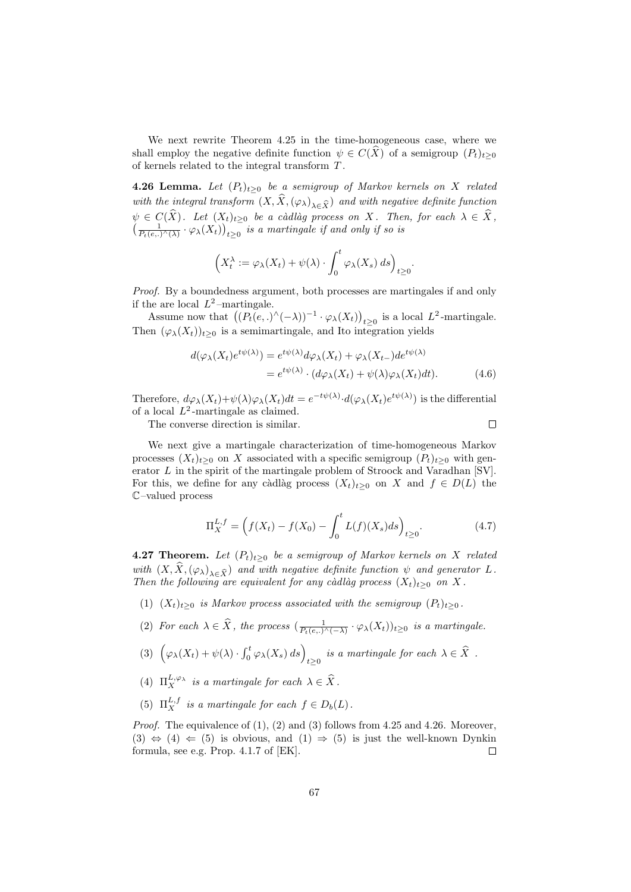We next rewrite Theorem 4.25 in the time-homogeneous case, where we shall employ the negative definite function $\psi \in C(\widehat{X})$ of a semigroup $(P_t)_{t\geq 0}$ of kernels related to the integral transform $T$.

**4.26 Lemma.** *Let $(P_t)_{t\geq 0}$ be a semigroup of Markov kernels on $X$ related with the integral transform $(X, \widehat{X}, (\varphi_\lambda)_{\lambda\in\widehat{X}})$ and with negative definite function $\psi \in C(\widehat{X})$. Let $(X_t)_{t\geq 0}$ be a càdlàg process on $X$. Then, for each $\lambda \in \widehat{X}$, $\left(\frac{1}{P_t(e,.)^\wedge(\lambda)} \cdot \varphi_\lambda(X_t)\right)_{t\geq 0}$ is a martingale if and only if so is*

$$\Big(X_t^\lambda := \varphi_\lambda(X_t) + \psi(\lambda) \cdot \int_0^t \varphi_\lambda(X_s)\, ds\Big)_{t\geq 0}.$$

*Proof.* By a boundedness argument, both processes are martingales if and only if the are local $L^2$–martingale.

Assume now that $\left((P_t(e,.)^\wedge(-\lambda))^{-1} \cdot \varphi_\lambda(X_t)\right)_{t\geq 0}$ is a local $L^2$-martingale. Then $(\varphi_\lambda(X_t))_{t\geq 0}$ is a semimartingale, and Ito integration yields

$$\begin{aligned} d(\varphi_\lambda(X_t)e^{t\psi(\lambda)}) &= e^{t\psi(\lambda)} d\varphi_\lambda(X_t) + \varphi_\lambda(X_{t-}) de^{t\psi(\lambda)} \\ &= e^{t\psi(\lambda)} \cdot (d\varphi_\lambda(X_t) + \psi(\lambda)\varphi_\lambda(X_t)dt). \end{aligned} \tag{4.6}$$

Therefore, $d\varphi_\lambda(X_t) + \psi(\lambda)\varphi_\lambda(X_t)dt = e^{-t\psi(\lambda)} \cdot d(\varphi_\lambda(X_t)e^{t\psi(\lambda)})$ is the differential of a local $L^2$-martingale as claimed.

The converse direction is similar. □

We next give a martingale characterization of time-homogeneous Markov processes $(X_t)_{t\geq 0}$ on $X$ associated with a specific semigroup $(P_t)_{t\geq 0}$ with generator $L$ in the spirit of the martingale problem of Stroock and Varadhan [SV]. For this, we define for any càdlàg process $(X_t)_{t\geq 0}$ on $X$ and $f \in D(L)$ the $\mathbb{C}$–valued process

$$\Pi_X^{L,f} = \Big(f(X_t) - f(X_0) - \int_0^t L(f)(X_s) ds\Big)_{t\geq 0}. \tag{4.7}$$

**4.27 Theorem.** *Let $(P_t)_{t\geq 0}$ be a semigroup of Markov kernels on $X$ related with $(X, \widehat{X}, (\varphi_\lambda)_{\lambda\in\widehat{X}})$ and with negative definite function $\psi$ and generator $L$. Then the following are equivalent for any càdlàg process $(X_t)_{t\geq 0}$ on $X$.*

1. *$(X_t)_{t\geq 0}$ is Markov process associated with the semigroup $(P_t)_{t\geq 0}$.*
2. *For each $\lambda \in \widehat{X}$, the process $(\frac{1}{P_t(e,.)^\wedge(-\lambda)} \cdot \varphi_\lambda(X_t))_{t\geq 0}$ is a martingale.*
3. *$\Big(\varphi_\lambda(X_t) + \psi(\lambda) \cdot \int_0^t \varphi_\lambda(X_s)\, ds\Big)_{t\geq 0}$ is a martingale for each $\lambda \in \widehat{X}$.*
4. *$\Pi_X^{L,\varphi_\lambda}$ is a martingale for each $\lambda \in \widehat{X}$.*
5. *$\Pi_X^{L,f}$ is a martingale for each $f \in D_b(L)$.*

*Proof.* The equivalence of (1), (2) and (3) follows from 4.25 and 4.26. Moreover, (3) $\Leftrightarrow$ (4) $\Leftarrow$ (5) is obvious, and (1) $\Rightarrow$ (5) is just the well-known Dynkin formula, see e.g. Prop. 4.1.7 of [EK]. □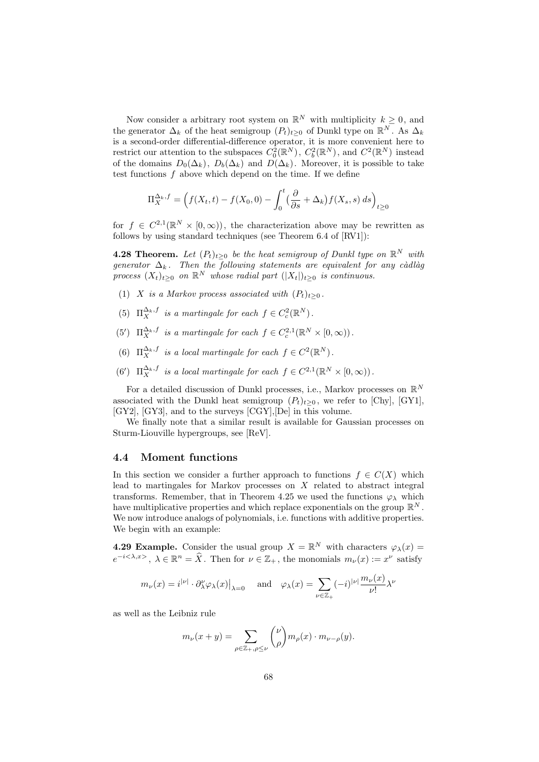Now consider a arbitrary root system on $\mathbb{R}^N$ with multiplicity $k \geq 0$, and the generator $\Delta_k$ of the heat semigroup $(P_t)_{t\geq 0}$ of Dunkl type on $\mathbb{R}^N$. As $\Delta_k$ is a second-order differential-difference operator, it is more convenient here to restrict our attention to the subspaces $C_0^2(\mathbb{R}^N)$, $C_b^2(\mathbb{R}^N)$, and $C^2(\mathbb{R}^N)$ instead of the domains $D_0(\Delta_k)$, $D_b(\Delta_k)$ and $D(\Delta_k)$. Moreover, it is possible to take test functions $f$ above which depend on the time. If we define

$$\Pi_X^{\Delta_k,f} = \Big( f(X_t,t) - f(X_0,0) - \int_0^t \big(\frac{\partial}{\partial s} + \Delta_k\big) f(X_s,s)\, ds \Big)_{t\geq 0}$$

for $f \in C^{2,1}(\mathbb{R}^N \times [0,\infty))$, the characterization above may be rewritten as follows by using standard techniques (see Theorem 6.4 of [RV1]):

**4.28 Theorem.** *Let $(P_t)_{t\geq 0}$ be the heat semigroup of Dunkl type on $\mathbb{R}^N$ with generator $\Delta_k$. Then the following statements are equivalent for any càdlàg process $(X_t)_{t\geq 0}$ on $\mathbb{R}^N$ whose radial part $(|X_t|)_{t\geq 0}$ is continuous.*

(1) *$X$ is a Markov process associated with $(P_t)_{t\geq 0}$.*

(5) *$\Pi_X^{\Delta_k,f}$ is a martingale for each $f \in C_c^2(\mathbb{R}^N)$.*

(5′) *$\Pi_X^{\Delta_k,f}$ is a martingale for each $f \in C_c^{2,1}(\mathbb{R}^N \times [0,\infty))$.*

(6) *$\Pi_X^{\Delta_k,f}$ is a local martingale for each $f \in C^2(\mathbb{R}^N)$.*

(6′) *$\Pi_X^{\Delta_k,f}$ is a local martingale for each $f \in C^{2,1}(\mathbb{R}^N \times [0,\infty))$.*

For a detailed discussion of Dunkl processes, i.e., Markov processes on $\mathbb{R}^N$ associated with the Dunkl heat semigroup $(P_t)_{t\geq 0}$, we refer to [Chy], [GY1], [GY2], [GY3], and to the surveys [CGY],[De] in this volume.

We finally note that a similar result is available for Gaussian processes on Sturm-Liouville hypergroups, see [ReV].

## 4.4 Moment functions

In this section we consider a further approach to functions $f \in C(X)$ which lead to martingales for Markov processes on $X$ related to abstract integral transforms. Remember, that in Theorem 4.25 we used the functions $\varphi_\lambda$ which have multiplicative properties and which replace exponentials on the group $\mathbb{R}^N$. We now introduce analogs of polynomials, i.e. functions with additive properties. We begin with an example:

**4.29 Example.** Consider the usual group $X = \mathbb{R}^N$ with characters $\varphi_\lambda(x) = e^{-i<\lambda,x>}$, $\lambda \in \mathbb{R}^n = \widehat{X}$. Then for $\nu \in \mathbb{Z}_+$, the monomials $m_\nu(x) := x^\nu$ satisfy

$$m_\nu(x) = i^{|\nu|} \cdot \partial_\lambda^\nu \varphi_\lambda(x)\big|_{\lambda=0} \quad \text{and} \quad \varphi_\lambda(x) = \sum_{\nu\in\mathbb{Z}_+} (-i)^{|\nu|} \frac{m_\nu(x)}{\nu!} \lambda^\nu$$

as well as the Leibniz rule

$$m_\nu(x+y) = \sum_{\rho\in\mathbb{Z}_+,\rho\leq\nu} \binom{\nu}{\rho} m_\rho(x) \cdot m_{\nu-\rho}(y).$$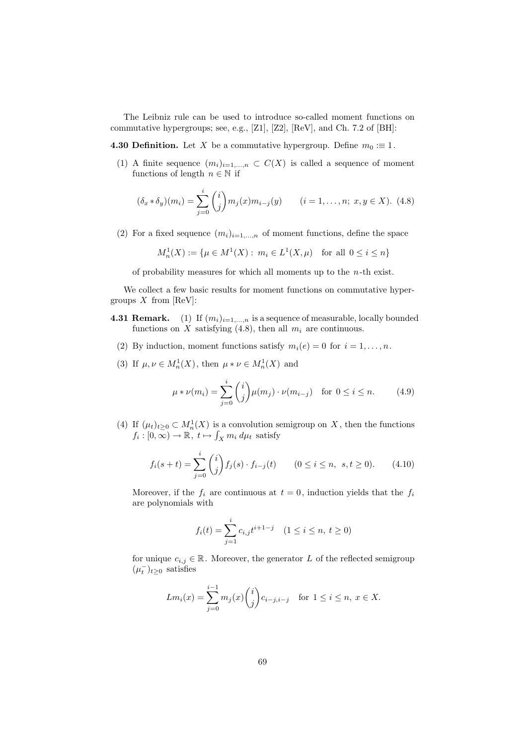The Leibniz rule can be used to introduce so-called moment functions on commutative hypergroups; see, e.g., [Z1], [Z2], [ReV], and Ch. 7.2 of [BH]:

**4.30 Definition.** Let $X$ be a commutative hypergroup. Define $m_0 :\equiv 1$.

(1) A finite sequence $(m_i)_{i=1,\ldots,n} \subset C(X)$ is called a sequence of moment functions of length $n \in \mathbb{N}$ if

$$(\delta_x * \delta_y)(m_i) = \sum_{j=0}^{i} \binom{i}{j} m_j(x) m_{i-j}(y) \qquad (i = 1, \ldots, n;\ x, y \in X). \tag{4.8}$$

(2) For a fixed sequence $(m_i)_{i=1,\ldots,n}$ of moment functions, define the space

$$M_n^1(X) := \{\mu \in M^1(X) :\ m_i \in L^1(X, \mu) \quad \text{for all } 0 \le i \le n\}$$

of probability measures for which all moments up to the $n$-th exist.

We collect a few basic results for moment functions on commutative hypergroups $X$ from [ReV]:

**4.31 Remark.** (1) If $(m_i)_{i=1,\ldots,n}$ is a sequence of measurable, locally bounded functions on $X$ satisfying (4.8), then all $m_i$ are continuous.

(2) By induction, moment functions satisfy $m_i(e) = 0$ for $i = 1, \ldots, n$.

(3) If $\mu, \nu \in M_n^1(X)$, then $\mu * \nu \in M_n^1(X)$ and

$$\mu * \nu(m_i) = \sum_{j=0}^{i} \binom{i}{j} \mu(m_j) \cdot \nu(m_{i-j}) \quad \text{for } 0 \le i \le n. \tag{4.9}$$

(4) If $(\mu_t)_{t \ge 0} \subset M_n^1(X)$ is a convolution semigroup on $X$, then the functions $f_i : [0, \infty) \to \mathbb{R},\ t \mapsto \int_X m_i \, d\mu_t$ satisfy

$$f_i(s + t) = \sum_{j=0}^{i} \binom{i}{j} f_j(s) \cdot f_{i-j}(t) \qquad (0 \le i \le n,\ \ s, t \ge 0). \tag{4.10}$$

Moreover, if the $f_i$ are continuous at $t = 0$, induction yields that the $f_i$ are polynomials with

$$f_i(t) = \sum_{j=1}^{i} c_{i,j} t^{i+1-j} \quad (1 \le i \le n,\ t \ge 0)$$

for unique $c_{i,j} \in \mathbb{R}$. Moreover, the generator $L$ of the reflected semigroup $(\mu_t^-)_{t \ge 0}$ satisfies

$$L m_i(x) = \sum_{j=0}^{i-1} m_j(x) \binom{i}{j} c_{i-j,i-j} \quad \text{for } 1 \le i \le n,\ x \in X.$$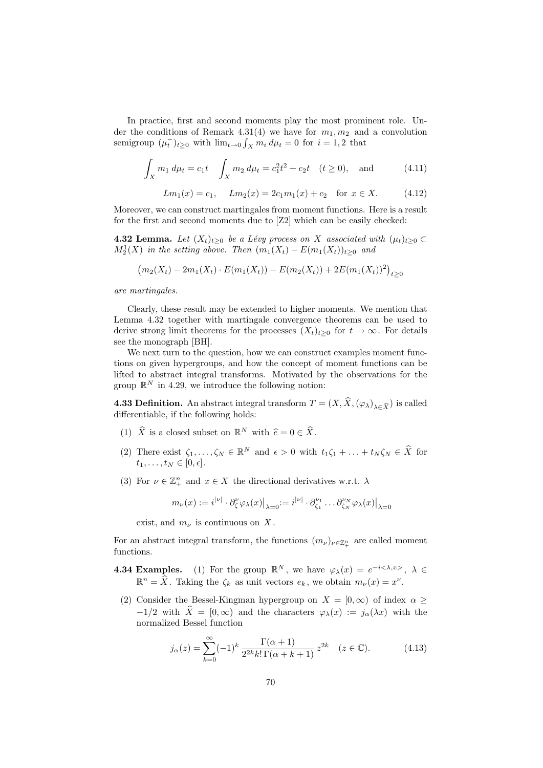In practice, first and second moments play the most prominent role. Under the conditions of Remark 4.31(4) we have for $m_1, m_2$ and a convolution semigroup $(\mu_t^-)_{t\geq 0}$ with $\lim_{t\to 0}\int_X m_i\, d\mu_t = 0$ for $i=1,2$ that

$$\int_X m_1\, d\mu_t = c_1 t \quad \int_X m_2\, d\mu_t = c_1^2 t^2 + c_2 t \quad (t\geq 0), \quad \text{and} \tag{4.11}$$

$$Lm_1(x) = c_1, \quad Lm_2(x) = 2c_1 m_1(x) + c_2 \quad \text{for } x\in X. \tag{4.12}$$

Moreover, we can construct martingales from moment functions. Here is a result for the first and second moments due to [Z2] which can be easily checked:

**4.32 Lemma.** *Let $(X_t)_{t\geq 0}$ be a Lévy process on $X$ associated with $(\mu_t)_{t\geq 0} \subset M_2^1(X)$ in the setting above. Then $(m_1(X_t) - E(m_1(X_t))_{t\geq 0}$ and*

$$\big(m_2(X_t) - 2m_1(X_t)\cdot E(m_1(X_t)) - E(m_2(X_t)) + 2E(m_1(X_t))^2\big)_{t\geq 0}$$

*are martingales.*

Clearly, these result may be extended to higher moments. We mention that Lemma 4.32 together with martingale convergence theorems can be used to derive strong limit theorems for the processes $(X_t)_{t\geq 0}$ for $t\to\infty$. For details see the monograph [BH].

We next turn to the question, how we can construct examples moment functions on given hypergroups, and how the concept of moment functions can be lifted to abstract integral transforms. Motivated by the observations for the group $\mathbb{R}^N$ in 4.29, we introduce the following notion:

**4.33 Definition.** An abstract integral transform $T = (X, \widehat{X}, (\varphi_\lambda)_{\lambda\in\widehat{X}})$ is called differentiable, if the following holds:

(1) $\widehat{X}$ is a closed subset on $\mathbb{R}^N$ with $\widehat{e} = 0 \in \widehat{X}$.

(2) There exist $\zeta_1, \ldots, \zeta_N \in \mathbb{R}^N$ and $\epsilon > 0$ with $t_1\zeta_1 + \ldots + t_N\zeta_N \in \widehat{X}$ for $t_1, \ldots, t_N \in [0, \epsilon]$.

(3) For $\nu \in \mathbb{Z}_+^n$ and $x\in X$ the directional derivatives w.r.t. $\lambda$

$$m_\nu(x) := i^{|\nu|}\cdot \partial_\zeta^\nu \varphi_\lambda(x)\big|_{\lambda=0} := i^{|\nu|}\cdot \partial_{\zeta_1}^{\nu_1}\ldots\partial_{\zeta_N}^{\nu_N}\varphi_\lambda(x)\big|_{\lambda=0}$$

exist, and $m_\nu$ is continuous on $X$.

For an abstract integral transform, the functions $(m_\nu)_{\nu\in\mathbb{Z}_+^n}$ are called moment functions.

**4.34 Examples.** (1) For the group $\mathbb{R}^N$, we have $\varphi_\lambda(x) = e^{-i<\lambda,x>}$, $\lambda\in\mathbb{R}^n = \widehat{X}$. Taking the $\zeta_k$ as unit vectors $e_k$, we obtain $m_\nu(x) = x^\nu$.

(2) Consider the Bessel-Kingman hypergroup on $X = [0,\infty)$ of index $\alpha \geq -1/2$ with $\widehat{X} = [0,\infty)$ and the characters $\varphi_\lambda(x) := j_\alpha(\lambda x)$ with the normalized Bessel function

$$j_\alpha(z) = \sum_{k=0}^{\infty} (-1)^k \frac{\Gamma(\alpha+1)}{2^{2k} k!\, \Gamma(\alpha+k+1)}\, z^{2k} \quad (z\in\mathbb{C}). \tag{4.13}$$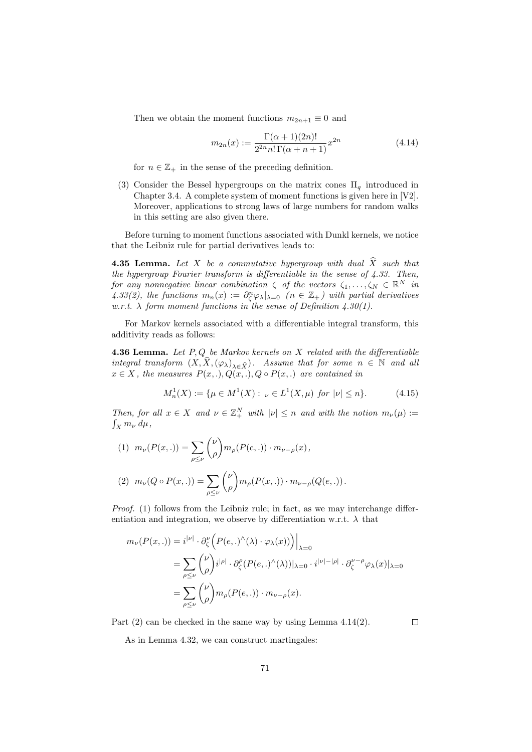Then we obtain the moment functions $m_{2n+1} \equiv 0$ and

$$m_{2n}(x) := \frac{\Gamma(\alpha+1)(2n)!}{2^{2n} n!\,\Gamma(\alpha+n+1)} x^{2n} \tag{4.14}$$

for $n \in \mathbb{Z}_+$ in the sense of the preceding definition.

(3) Consider the Bessel hypergroups on the matrix cones $\Pi_q$ introduced in Chapter 3.4. A complete system of moment functions is given here in [V2]. Moreover, applications to strong laws of large numbers for random walks in this setting are also given there.

Before turning to moment functions associated with Dunkl kernels, we notice that the Leibniz rule for partial derivatives leads to:

**4.35 Lemma.** *Let $X$ be a commutative hypergroup with dual $\widehat{X}$ such that the hypergroup Fourier transform is differentiable in the sense of 4.33. Then, for any nonnegative linear combination $\zeta$ of the vectors $\zeta_1, \ldots, \zeta_N \in \mathbb{R}^N$ in 4.33(2), the functions $m_n(x) := \partial_\zeta^n \varphi_\lambda|_{\lambda=0}$ ($n \in \mathbb{Z}_+$) with partial derivatives w.r.t. $\lambda$ form moment functions in the sense of Definition 4.30(1).*

For Markov kernels associated with a differentiable integral transform, this additivity reads as follows:

**4.36 Lemma.** *Let $P, Q$ be Markov kernels on $X$ related with the differentiable integral transform $(X, \widehat{X}, (\varphi_\lambda)_{\lambda \in \widehat{X}})$. Assume that for some $n \in \mathbb{N}$ and all $x \in X$, the measures $P(x,.), Q(x,.), Q \circ P(x,.)$ are contained in*

$$M_n^1(X) := \{\mu \in M^1(X) : {}_\nu \in L^1(X, \mu) \text{ for } |\nu| \le n\}. \tag{4.15}$$

*Then, for all $x \in X$ and $\nu \in \mathbb{Z}_+^N$ with $|\nu| \le n$ and with the notion $m_\nu(\mu) := \int_X m_\nu \, d\mu$,*

(1) $m_\nu(P(x,.)) = \sum_{\rho \le \nu} \binom{\nu}{\rho} m_\rho(P(e,.)) \cdot m_{\nu-\rho}(x)$,

(2) $m_\nu(Q \circ P(x,.)) = \sum_{\rho \le \nu} \binom{\nu}{\rho} m_\rho(P(x,.)) \cdot m_{\nu-\rho}(Q(e,.))$.

*Proof.* (1) follows from the Leibniz rule; in fact, as we may interchange differentiation and integration, we observe by differentiation w.r.t. $\lambda$ that

$$\begin{aligned}
m_\nu(P(x,.)) &= i^{|\nu|} \cdot \partial_\zeta^\nu \Big( P(e,.)^\wedge(\lambda) \cdot \varphi_\lambda(x) \Big) \Big|_{\lambda=0} \\
&= \sum_{\rho \le \nu} \binom{\nu}{\rho} i^{|\rho|} \cdot \partial_\zeta^\rho (P(e,.)^\wedge(\lambda))|_{\lambda=0} \cdot i^{|\nu|-|\rho|} \cdot \partial_\zeta^{\nu-\rho} \varphi_\lambda(x)|_{\lambda=0} \\
&= \sum_{\rho \le \nu} \binom{\nu}{\rho} m_\rho(P(e,.)) \cdot m_{\nu-\rho}(x).
\end{aligned}$$

Part (2) can be checked in the same way by using Lemma 4.14(2). $\square$

As in Lemma 4.32, we can construct martingales: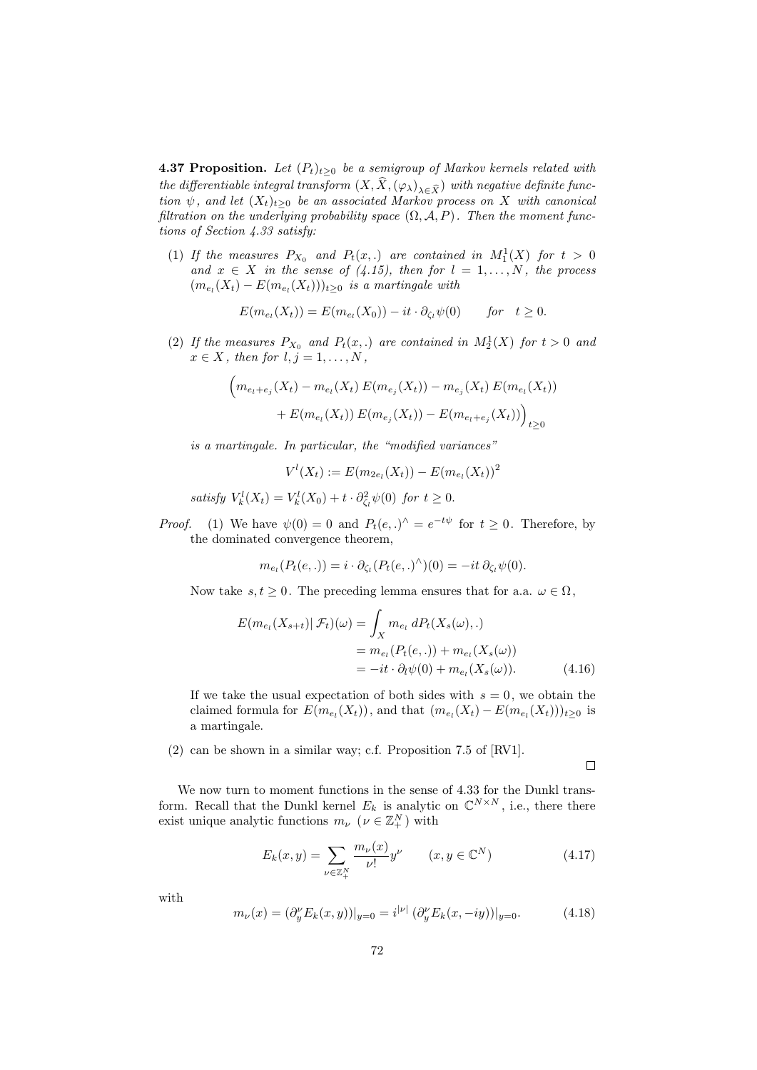**4.37 Proposition.** *Let $(P_t)_{t\ge 0}$ be a semigroup of Markov kernels related with the differentiable integral transform $(X, \widehat{X}, (\varphi_\lambda)_{\lambda\in\widehat{X}})$ with negative definite function $\psi$, and let $(X_t)_{t\ge0}$ be an associated Markov process on $X$ with canonical filtration on the underlying probability space $(\Omega, \mathcal{A}, P)$. Then the moment functions of Section 4.33 satisfy:*

(1) *If the measures $P_{X_0}$ and $P_t(x,.)$ are contained in $M_1^1(X)$ for $t > 0$ and $x \in X$ in the sense of (4.15), then for $l = 1, \ldots, N$, the process $(m_{e_l}(X_t) - E(m_{e_l}(X_t)))_{t\ge0}$ is a martingale with*

$$E(m_{e_l}(X_t)) = E(m_{e_l}(X_0)) - it\cdot \partial_{\zeta_l}\psi(0) \qquad for \quad t \ge 0.$$

(2) *If the measures $P_{X_0}$ and $P_t(x,.)$ are contained in $M_2^1(X)$ for $t>0$ and $x \in X$, then for $l, j = 1, \ldots, N$,*

$$\Big(m_{e_l+e_j}(X_t) - m_{e_l}(X_t)\, E(m_{e_j}(X_t)) - m_{e_j}(X_t)\, E(m_{e_l}(X_t)) \\ + E(m_{e_l}(X_t))\, E(m_{e_j}(X_t)) - E(m_{e_l+e_j}(X_t))\Big)_{t\ge0}$$

*is a martingale. In particular, the "modified variances"*

$$V^l(X_t) := E(m_{2e_l}(X_t)) - E(m_{e_l}(X_t))^2$$

*satisfy $V_k^l(X_t) = V_k^l(X_0) + t\cdot \partial^2_{\zeta_l}\psi(0)$ for $t \ge 0$.*

*Proof.* (1) We have $\psi(0) = 0$ and $P_t(e,.)^\wedge = e^{-t\psi}$ for $t\ge0$. Therefore, by the dominated convergence theorem,

$$m_{e_l}(P_t(e,.)) = i\cdot \partial_{\zeta_l}(P_t(e,.)^\wedge)(0) = -it\, \partial_{\zeta_l}\psi(0).$$

Now take $s,t\ge0$. The preceding lemma ensures that for a.a. $\omega\in\Omega$,

$$\begin{aligned} E(m_{e_l}(X_{s+t})|\,\mathcal{F}_t)(\omega) &= \int_X m_{e_l}\, dP_t(X_s(\omega),.) \\ &= m_{e_l}(P_t(e,.)) + m_{e_l}(X_s(\omega)) \\ &= -it\cdot \partial_l\psi(0) + m_{e_l}(X_s(\omega)). \end{aligned} \tag{4.16}$$

If we take the usual expectation of both sides with $s = 0$, we obtain the claimed formula for $E(m_{e_l}(X_t))$, and that $(m_{e_l}(X_t) - E(m_{e_l}(X_t)))_{t\ge0}$ is a martingale.

(2) can be shown in a similar way; c.f. Proposition 7.5 of [RV1].

□

We now turn to moment functions in the sense of 4.33 for the Dunkl transform. Recall that the Dunkl kernel $E_k$ is analytic on $\mathbb{C}^{N\times N}$, i.e., there there exist unique analytic functions $m_\nu$ ($\nu\in\mathbb{Z}_+^N$) with

$$E_k(x,y) = \sum_{\nu\in\mathbb{Z}_+^N} \frac{m_\nu(x)}{\nu!} y^\nu \qquad (x,y\in\mathbb{C}^N) \tag{4.17}$$

with

$$m_\nu(x) = (\partial_y^\nu E_k(x,y))|_{y=0} = i^{|\nu|}\,(\partial_y^\nu E_k(x,-iy))|_{y=0}. \tag{4.18}$$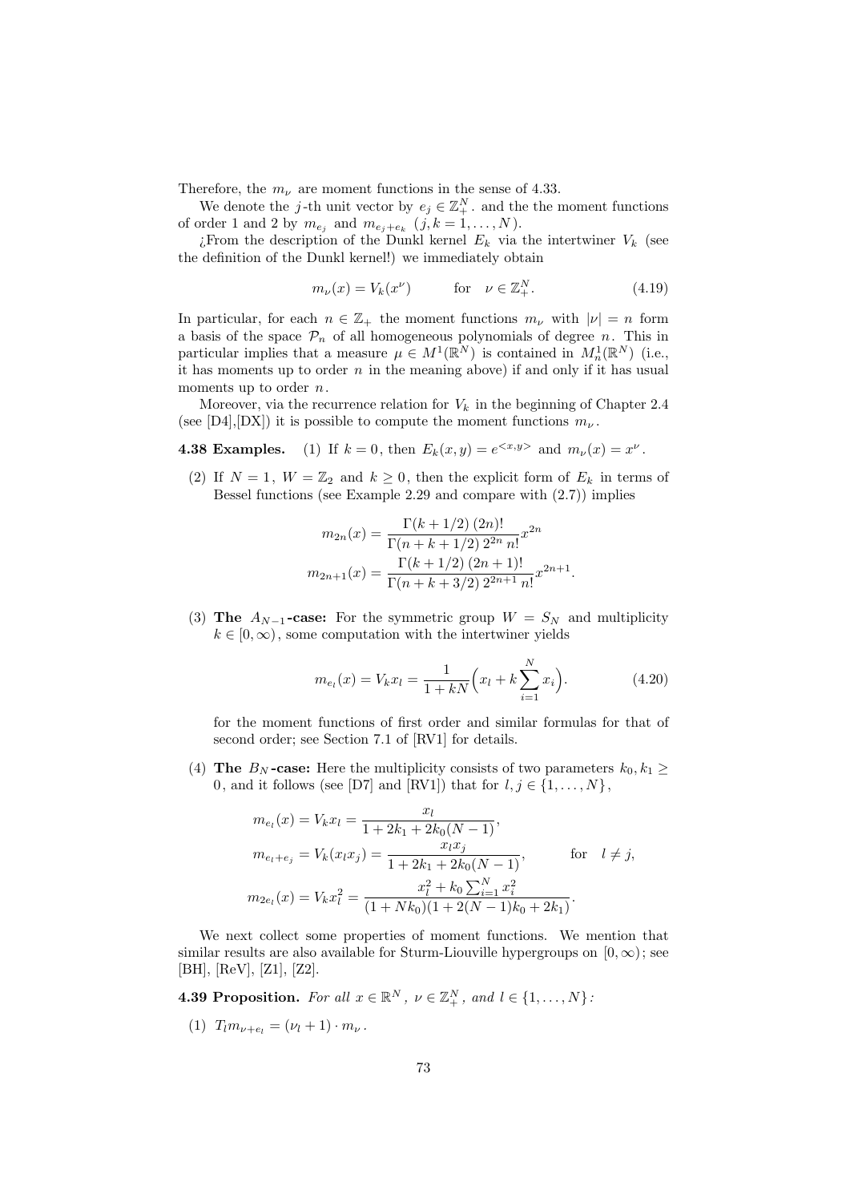Therefore, the $m_\nu$ are moment functions in the sense of 4.33.

We denote the $j$-th unit vector by $e_j \in \mathbb{Z}_+^N$. and the the moment functions of order 1 and 2 by $m_{e_j}$ and $m_{e_j+e_k}$ $(j,k = 1,\ldots,N)$.

¿From the description of the Dunkl kernel $E_k$ via the intertwiner $V_k$ (see the definition of the Dunkl kernel!) we immediately obtain

$$m_\nu(x) = V_k(x^\nu) \qquad \text{for} \quad \nu \in \mathbb{Z}_+^N. \tag{4.19}$$

In particular, for each $n \in \mathbb{Z}_+$ the moment functions $m_\nu$ with $|\nu| = n$ form a basis of the space $\mathcal{P}_n$ of all homogeneous polynomials of degree $n$. This in particular implies that a measure $\mu \in M^1(\mathbb{R}^N)$ is contained in $M_n^1(\mathbb{R}^N)$ (i.e., it has moments up to order $n$ in the meaning above) if and only if it has usual moments up to order $n$.

Moreover, via the recurrence relation for $V_k$ in the beginning of Chapter 2.4 (see [D4],[DX]) it is possible to compute the moment functions $m_\nu$.

**4.38 Examples.** (1) If $k = 0$, then $E_k(x,y) = e^{<x,y>}$ and $m_\nu(x) = x^\nu$.

(2) If $N = 1$, $W = \mathbb{Z}_2$ and $k \geq 0$, then the explicit form of $E_k$ in terms of Bessel functions (see Example 2.29 and compare with (2.7)) implies

$$m_{2n}(x) = \frac{\Gamma(k+1/2)\,(2n)!}{\Gamma(n+k+1/2)\,2^{2n}\,n!}x^{2n}$$
$$m_{2n+1}(x) = \frac{\Gamma(k+1/2)\,(2n+1)!}{\Gamma(n+k+3/2)\,2^{2n+1}\,n!}x^{2n+1}.$$

(3) **The $A_{N-1}$-case:** For the symmetric group $W = S_N$ and multiplicity $k \in [0,\infty)$, some computation with the intertwiner yields

$$m_{e_l}(x) = V_k x_l = \frac{1}{1+kN}\Big(x_l + k\sum_{i=1}^N x_i\Big). \tag{4.20}$$

for the moment functions of first order and similar formulas for that of second order; see Section 7.1 of [RV1] for details.

(4) **The $B_N$-case:** Here the multiplicity consists of two parameters $k_0, k_1 \geq 0$, and it follows (see [D7] and [RV1]) that for $l,j \in \{1,\ldots,N\}$,

$$m_{e_l}(x) = V_k x_l = \frac{x_l}{1+2k_1+2k_0(N-1)},$$
$$m_{e_l+e_j} = V_k(x_l x_j) = \frac{x_l x_j}{1+2k_1+2k_0(N-1)}, \qquad \text{for} \quad l \neq j,$$
$$m_{2e_l}(x) = V_k x_l^2 = \frac{x_l^2 + k_0\sum_{i=1}^N x_i^2}{(1+Nk_0)(1+2(N-1)k_0+2k_1)}.$$

We next collect some properties of moment functions. We mention that similar results are also available for Sturm-Liouville hypergroups on $[0,\infty)$; see [BH], [ReV], [Z1], [Z2].

**4.39 Proposition.** *For all $x \in \mathbb{R}^N$, $\nu \in \mathbb{Z}_+^N$, and $l \in \{1,\ldots,N\}$:*

(1) $T_l m_{\nu+e_l} = (\nu_l + 1)\cdot m_\nu$.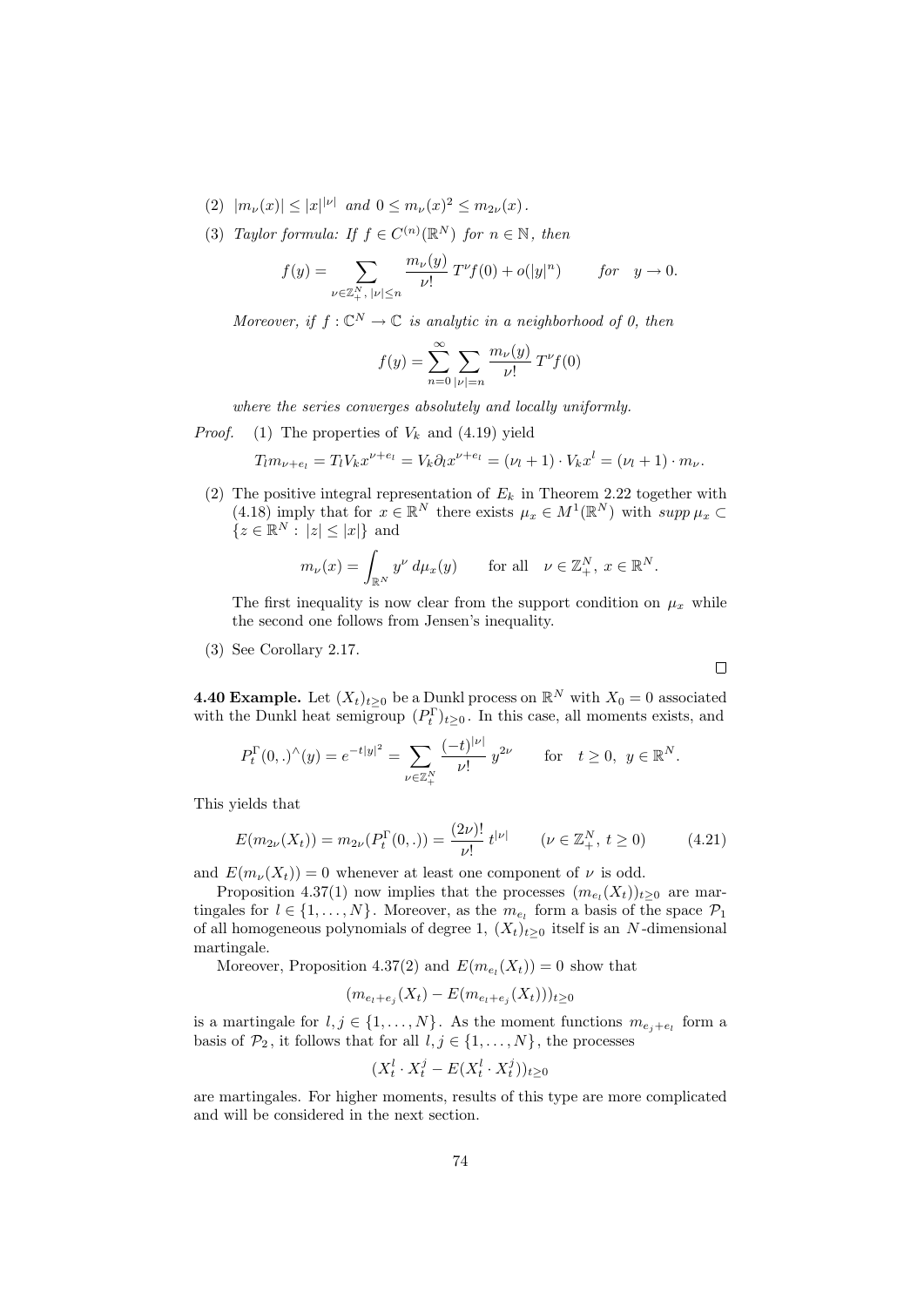(2) $|m_\nu(x)| \le |x|^{|\nu|}$ *and* $0 \le m_\nu(x)^2 \le m_{2\nu}(x)$.

(3) *Taylor formula: If* $f \in C^{(n)}(\mathbb{R}^N)$ *for* $n \in \mathbb{N}$, *then*

$$f(y) = \sum_{\nu \in \mathbb{Z}_+^N,\, |\nu| \le n} \frac{m_\nu(y)}{\nu!}\, T^\nu f(0) + o(|y|^n) \qquad \text{for} \quad y \to 0.$$

*Moreover, if* $f : \mathbb{C}^N \to \mathbb{C}$ *is analytic in a neighborhood of 0, then*

$$f(y) = \sum_{n=0}^{\infty} \sum_{|\nu|=n} \frac{m_\nu(y)}{\nu!}\, T^\nu f(0)$$

*where the series converges absolutely and locally uniformly.*

*Proof.* (1) The properties of $V_k$ and (4.19) yield

$$T_l m_{\nu+e_l} = T_l V_k x^{\nu+e_l} = V_k \partial_l x^{\nu+e_l} = (\nu_l + 1) \cdot V_k x^l = (\nu_l + 1) \cdot m_\nu.$$

(2) The positive integral representation of $E_k$ in Theorem 2.22 together with (4.18) imply that for $x \in \mathbb{R}^N$ there exists $\mu_x \in M^1(\mathbb{R}^N)$ with $supp\, \mu_x \subset \{z \in \mathbb{R}^N : |z| \le |x|\}$ and

$$m_\nu(x) = \int_{\mathbb{R}^N} y^\nu \, d\mu_x(y) \qquad \text{for all} \quad \nu \in \mathbb{Z}_+^N,\ x \in \mathbb{R}^N.$$

The first inequality is now clear from the support condition on $\mu_x$ while the second one follows from Jensen's inequality.

(3) See Corollary 2.17. $\square$

**4.40 Example.** Let $(X_t)_{t\ge0}$ be a Dunkl process on $\mathbb{R}^N$ with $X_0 = 0$ associated with the Dunkl heat semigroup $(P_t^\Gamma)_{t\ge0}$. In this case, all moments exists, and

$$P_t^\Gamma(0,.)^\wedge(y) = e^{-t|y|^2} = \sum_{\nu \in \mathbb{Z}_+^N} \frac{(-t)^{|\nu|}}{\nu!}\, y^{2\nu} \qquad \text{for} \quad t \ge 0,\ y \in \mathbb{R}^N.$$

This yields that

$$E(m_{2\nu}(X_t)) = m_{2\nu}(P_t^\Gamma(0,.)) = \frac{(2\nu)!}{\nu!}\, t^{|\nu|} \qquad (\nu \in \mathbb{Z}_+^N,\ t \ge 0) \tag{4.21}$$

and $E(m_\nu(X_t)) = 0$ whenever at least one component of $\nu$ is odd.

Proposition 4.37(1) now implies that the processes $(m_{e_l}(X_t))_{t\ge0}$ are martingales for $l \in \{1, \ldots, N\}$. Moreover, as the $m_{e_l}$ form a basis of the space $\mathcal{P}_1$ of all homogeneous polynomials of degree 1, $(X_t)_{t\ge0}$ itself is an $N$-dimensional martingale.

Moreover, Proposition 4.37(2) and $E(m_{e_l}(X_t)) = 0$ show that

$$(m_{e_l+e_j}(X_t) - E(m_{e_l+e_j}(X_t)))_{t\ge0}$$

is a martingale for $l, j \in \{1, \ldots, N\}$. As the moment functions $m_{e_j+e_l}$ form a basis of $\mathcal{P}_2$, it follows that for all $l, j \in \{1, \ldots, N\}$, the processes

$$(X_t^l \cdot X_t^j - E(X_t^l \cdot X_t^j))_{t\ge0}$$

are martingales. For higher moments, results of this type are more complicated and will be considered in the next section.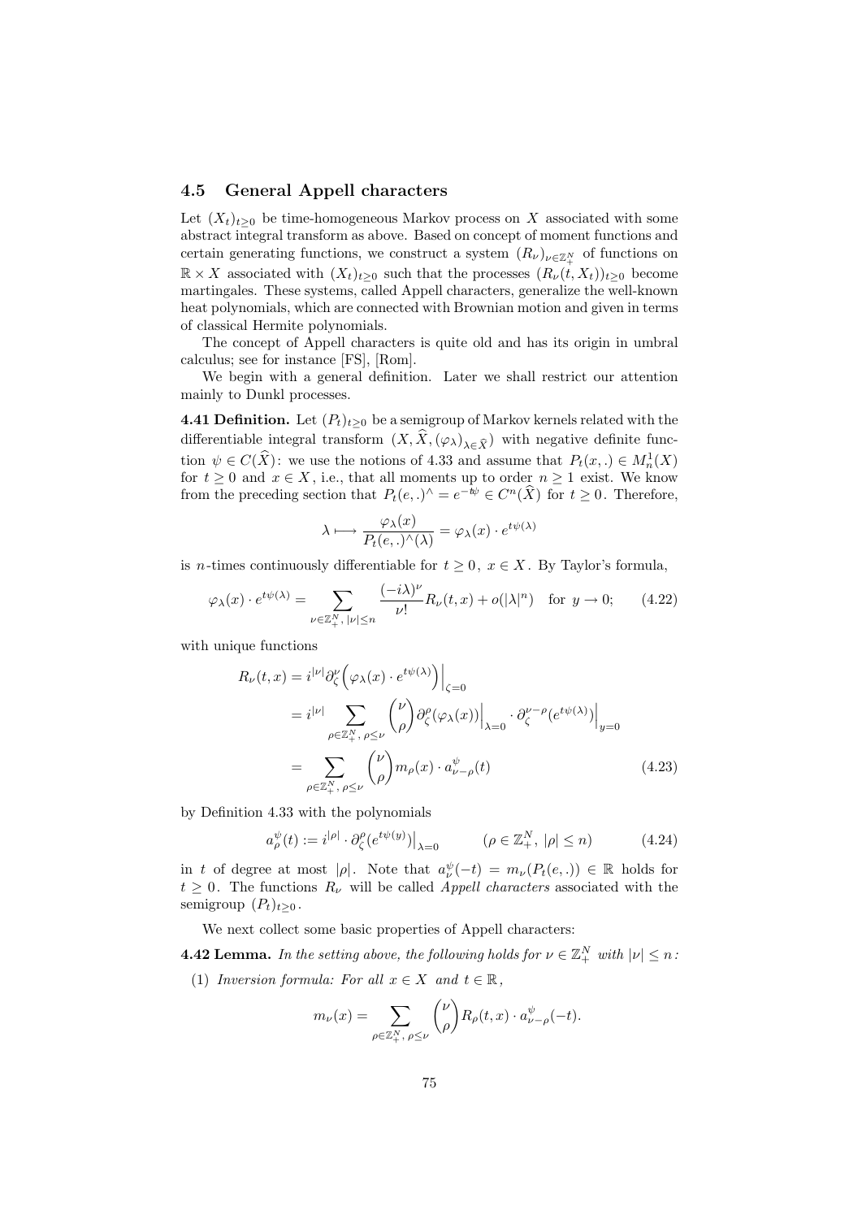## 4.5 General Appell characters

Let $(X_t)_{t\geq 0}$ be time-homogeneous Markov process on $X$ associated with some abstract integral transform as above. Based on concept of moment functions and certain generating functions, we construct a system $(R_\nu)_{\nu\in\mathbb{Z}_+^N}$ of functions on $\mathbb{R}\times X$ associated with $(X_t)_{t\geq 0}$ such that the processes $(R_\nu(t,X_t))_{t\geq 0}$ become martingales. These systems, called Appell characters, generalize the well-known heat polynomials, which are connected with Brownian motion and given in terms of classical Hermite polynomials.

The concept of Appell characters is quite old and has its origin in umbral calculus; see for instance [FS], [Rom].

We begin with a general definition. Later we shall restrict our attention mainly to Dunkl processes.

**4.41 Definition.** Let $(P_t)_{t\geq 0}$ be a semigroup of Markov kernels related with the differentiable integral transform $(X, \widehat{X}, (\varphi_\lambda)_{\lambda\in\widehat{X}})$ with negative definite function $\psi\in C(\widehat{X})$: we use the notions of 4.33 and assume that $P_t(x,.)\in M_n^1(X)$ for $t\geq 0$ and $x\in X$, i.e., that all moments up to order $n\geq 1$ exist. We know from the preceding section that $P_t(e,.)^\wedge = e^{-t\psi}\in C^n(\widehat{X})$ for $t\geq 0$. Therefore,

$$\lambda\longmapsto \frac{\varphi_\lambda(x)}{P_t(e,.)^\wedge(\lambda)} = \varphi_\lambda(x)\cdot e^{t\psi(\lambda)}$$

is $n$-times continuously differentiable for $t\geq 0$, $x\in X$. By Taylor's formula,

$$\varphi_\lambda(x)\cdot e^{t\psi(\lambda)} = \sum_{\nu\in\mathbb{Z}_+^N,\,|\nu|\leq n}\frac{(-i\lambda)^\nu}{\nu!}R_\nu(t,x) + o(|\lambda|^n) \quad \text{for } y\to 0; \tag{4.22}$$

with unique functions

$$\begin{aligned}
R_\nu(t,x) &= i^{|\nu|}\partial_\zeta^\nu\Big(\varphi_\lambda(x)\cdot e^{t\psi(\lambda)}\Big)\Big|_{\zeta=0}\\
&= i^{|\nu|}\sum_{\rho\in\mathbb{Z}_+^N,\,\rho\leq\nu}\binom{\nu}{\rho}\partial_\zeta^\rho(\varphi_\lambda(x))\Big|_{\lambda=0}\cdot\partial_\zeta^{\nu-\rho}(e^{t\psi(\lambda)})\Big|_{y=0}\\
&= \sum_{\rho\in\mathbb{Z}_+^N,\,\rho\leq\nu}\binom{\nu}{\rho}m_\rho(x)\cdot a_{\nu-\rho}^\psi(t)
\end{aligned} \tag{4.23}$$

by Definition 4.33 with the polynomials

$$a_\rho^\psi(t) := i^{|\rho|}\cdot\partial_\zeta^\rho(e^{t\psi(y)})\big|_{\lambda=0} \qquad (\rho\in\mathbb{Z}_+^N,\ |\rho|\leq n) \tag{4.24}$$

in $t$ of degree at most $|\rho|$. Note that $a_\nu^\psi(-t) = m_\nu(P_t(e,.))\in\mathbb{R}$ holds for $t\geq 0$. The functions $R_\nu$ will be called *Appell characters* associated with the semigroup $(P_t)_{t\geq 0}$.

We next collect some basic properties of Appell characters:

**4.42 Lemma.** *In the setting above, the following holds for $\nu\in\mathbb{Z}_+^N$ with $|\nu|\leq n$:*

(1) *Inversion formula: For all $x\in X$ and $t\in\mathbb{R}$,*

$$m_\nu(x) = \sum_{\rho\in\mathbb{Z}_+^N,\,\rho\leq\nu}\binom{\nu}{\rho}R_\rho(t,x)\cdot a_{\nu-\rho}^\psi(-t).$$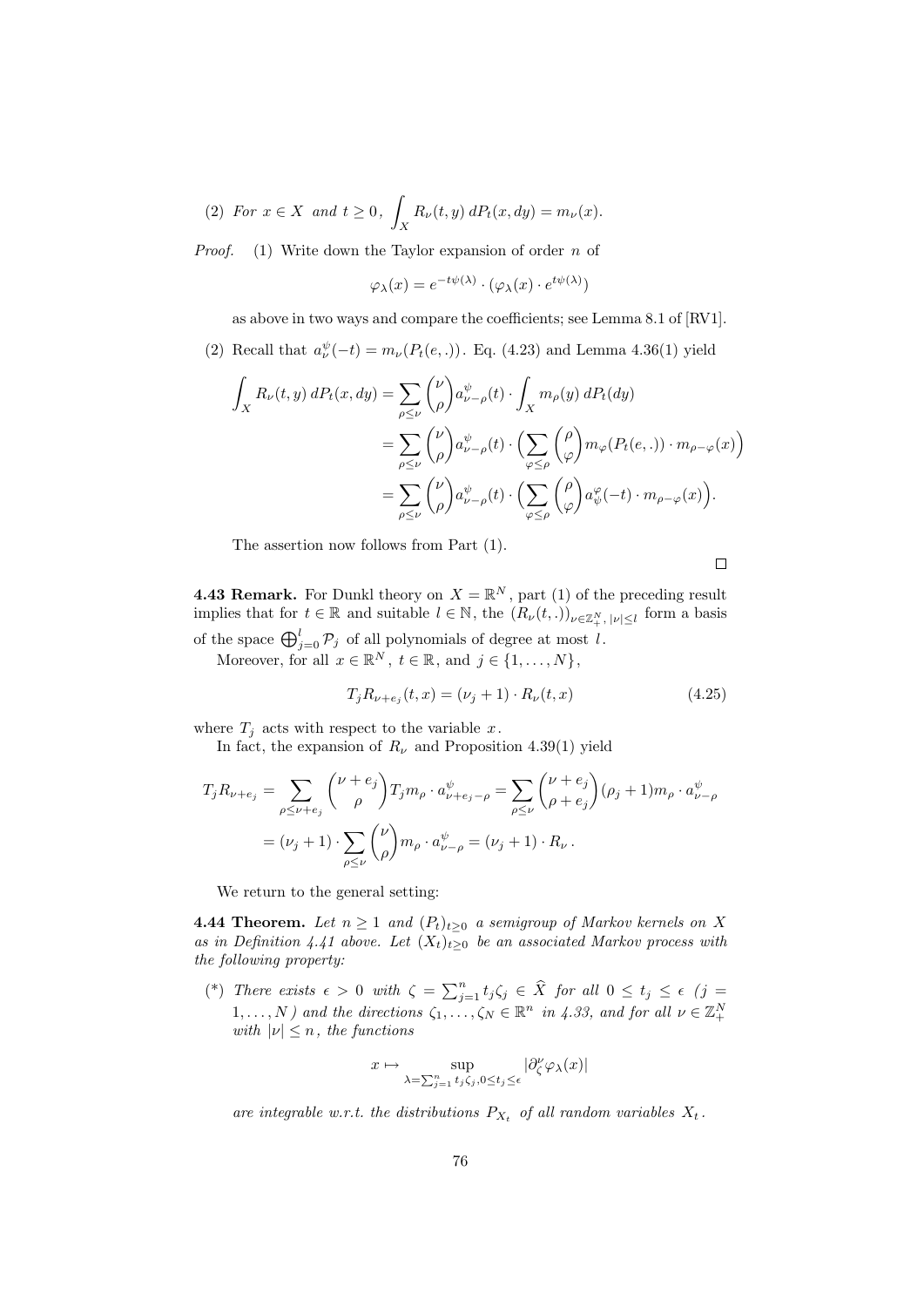(2) *For $x \in X$ and $t \geq 0$,* $\displaystyle\int_X R_\nu(t,y)\, dP_t(x,dy) = m_\nu(x).$

*Proof.* (1) Write down the Taylor expansion of order $n$ of

$$\varphi_\lambda(x) = e^{-t\psi(\lambda)} \cdot (\varphi_\lambda(x) \cdot e^{t\psi(\lambda)})$$

as above in two ways and compare the coefficients; see Lemma 8.1 of [RV1].

(2) Recall that $a_\nu^\psi(-t) = m_\nu(P_t(e,.))$. Eq. (4.23) and Lemma 4.36(1) yield

$$\begin{aligned}
\int_X R_\nu(t,y)\, dP_t(x,dy) &= \sum_{\rho \leq \nu} \binom{\nu}{\rho} a^\psi_{\nu-\rho}(t) \cdot \int_X m_\rho(y)\, dP_t(dy) \\
&= \sum_{\rho \leq \nu} \binom{\nu}{\rho} a^\psi_{\nu-\rho}(t) \cdot \Big( \sum_{\varphi \leq \rho} \binom{\rho}{\varphi} m_\varphi(P_t(e,.)) \cdot m_{\rho-\varphi}(x) \Big) \\
&= \sum_{\rho \leq \nu} \binom{\nu}{\rho} a^\psi_{\nu-\rho}(t) \cdot \Big( \sum_{\varphi \leq \rho} \binom{\rho}{\varphi} a^\varphi_\psi(-t) \cdot m_{\rho-\varphi}(x) \Big).
\end{aligned}$$

The assertion now follows from Part (1). $\square$

**4.43 Remark.** For Dunkl theory on $X = \mathbb{R}^N$, part (1) of the preceding result implies that for $t \in \mathbb{R}$ and suitable $l \in \mathbb{N}$, the $(R_\nu(t,.))_{\nu \in \mathbb{Z}_+^N,\, |\nu| \leq l}$ form a basis of the space $\bigoplus_{j=0}^{l} \mathcal{P}_j$ of all polynomials of degree at most $l$.

Moreover, for all $x \in \mathbb{R}^N$, $t \in \mathbb{R}$, and $j \in \{1, \ldots, N\}$,

$$T_j R_{\nu+e_j}(t,x) = (\nu_j + 1) \cdot R_\nu(t,x) \tag{4.25}$$

where $T_j$ acts with respect to the variable $x$.

In fact, the expansion of $R_\nu$ and Proposition 4.39(1) yield

$$\begin{aligned}
T_j R_{\nu+e_j} &= \sum_{\rho \leq \nu + e_j} \binom{\nu+e_j}{\rho} T_j m_\rho \cdot a^\psi_{\nu+e_j-\rho} = \sum_{\rho \leq \nu} \binom{\nu+e_j}{\rho+e_j} (\rho_j+1) m_\rho \cdot a^\psi_{\nu-\rho} \\
&= (\nu_j+1) \cdot \sum_{\rho \leq \nu} \binom{\nu}{\rho} m_\rho \cdot a^\psi_{\nu-\rho} = (\nu_j+1) \cdot R_\nu\,.
\end{aligned}$$

We return to the general setting:

**4.44 Theorem.** *Let $n \geq 1$ and $(P_t)_{t \geq 0}$ a semigroup of Markov kernels on $X$ as in Definition 4.41 above. Let $(X_t)_{t \geq 0}$ be an associated Markov process with the following property:*

(\*) *There exists $\epsilon > 0$ with $\zeta = \sum_{j=1}^n t_j \zeta_j \in \widehat{X}$ for all $0 \leq t_j \leq \epsilon$ ($j = 1, \ldots, N$) and the directions $\zeta_1, \ldots, \zeta_N \in \mathbb{R}^n$ in 4.33, and for all $\nu \in \mathbb{Z}_+^N$ with $|\nu| \leq n$, the functions*

$$x \mapsto \sup_{\lambda = \sum_{j=1}^n t_j \zeta_j,\, 0 \leq t_j \leq \epsilon} |\partial^\nu_\zeta \varphi_\lambda(x)|$$

*are integrable w.r.t. the distributions $P_{X_t}$ of all random variables $X_t$.*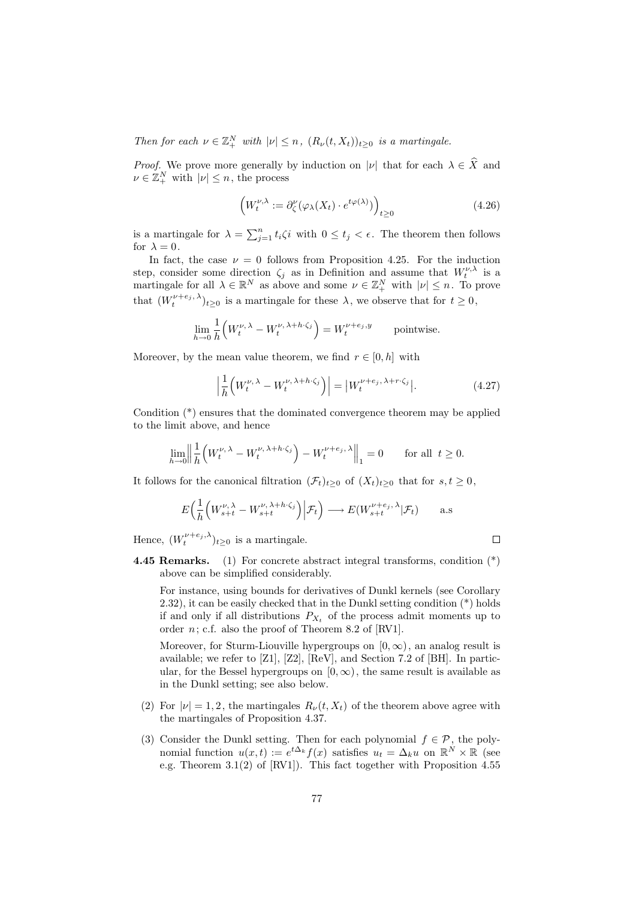*Then for each $\nu \in \mathbb{Z}_+^N$ with $|\nu| \le n$, $(R_\nu(t, X_t))_{t\ge 0}$ is a martingale.*

*Proof.* We prove more generally by induction on $|\nu|$ that for each $\lambda \in \widehat{X}$ and $\nu \in \mathbb{Z}_+^N$ with $|\nu| \le n$, the process

$$\Big(W_t^{\nu,\lambda} := \partial_\zeta^\nu(\varphi_\lambda(X_t) \cdot e^{t\varphi(\lambda)})\Big)_{t\ge 0} \tag{4.26}$$

is a martingale for $\lambda = \sum_{j=1}^n t_i \zeta i$ with $0 \le t_j < \epsilon$. The theorem then follows for $\lambda = 0$.

In fact, the case $\nu = 0$ follows from Proposition 4.25. For the induction step, consider some direction $\zeta_j$ as in Definition and assume that $W_t^{\nu,\lambda}$ is a martingale for all $\lambda \in \mathbb{R}^N$ as above and some $\nu \in \mathbb{Z}_+^N$ with $|\nu| < n$. To prove that $(W_t^{\nu+e_j,\lambda})_{t\ge0}$ is a martingale for these $\lambda$, we observe that for $t \ge 0$,

$$\lim_{h\to 0} \frac{1}{h}\Big(W_t^{\nu,\lambda} - W_t^{\nu,\lambda+h\cdot\zeta_j}\Big) = W_t^{\nu+e_j,y} \qquad \text{pointwise.}$$

Moreover, by the mean value theorem, we find $r \in [0, h]$ with

$$\Big|\frac{1}{h}\Big(W_t^{\nu,\lambda} - W_t^{\nu,\lambda+h\cdot\zeta_j}\Big)\Big| = \big|W_t^{\nu+e_j,\lambda+r\cdot\zeta_j}\big|. \tag{4.27}$$

Condition (*) ensures that the dominated convergence theorem may be applied to the limit above, and hence

$$\lim_{h\to0}\Big\|\frac{1}{h}\Big(W_t^{\nu,\lambda} - W_t^{\nu,\lambda+h\cdot\zeta_j}\Big) - W_t^{\nu+e_j,\lambda}\Big\|_1 = 0 \qquad \text{for all } t \ge 0.$$

It follows for the canonical filtration $(\mathcal{F}_t)_{t\ge0}$ of $(X_t)_{t\ge0}$ that for $s, t \ge 0$,

$$E\Big(\frac{1}{h}\Big(W_{s+t}^{\nu,\lambda} - W_{s+t}^{\nu,\lambda+h\cdot\zeta_j}\Big)\Big|\mathcal{F}_t\Big) \longrightarrow E(W_{s+t}^{\nu+e_j,\lambda}|\mathcal{F}_t) \qquad \text{a.s}$$

Hence, $(W_t^{\nu+e_j,\lambda})_{t\ge0}$ is a martingale. □

**4.45 Remarks.** (1) For concrete abstract integral transforms, condition (*) above can be simplified considerably.

For instance, using bounds for derivatives of Dunkl kernels (see Corollary 2.32), it can be easily checked that in the Dunkl setting condition (*) holds if and only if all distributions $P_{X_t}$ of the process admit moments up to order $n$; c.f. also the proof of Theorem 8.2 of [RV1].

Moreover, for Sturm-Liouville hypergroups on $[0,\infty)$, an analog result is available; we refer to [Z1], [Z2], [ReV], and Section 7.2 of [BH]. In particular, for the Bessel hypergroups on $[0,\infty)$, the same result is available as in the Dunkl setting; see also below.

(2) For $|\nu| = 1, 2$, the martingales $R_\nu(t, X_t)$ of the theorem above agree with the martingales of Proposition 4.37.

(3) Consider the Dunkl setting. Then for each polynomial $f \in \mathcal{P}$, the polynomial function $u(x,t) := e^{t\Delta_k} f(x)$ satisfies $u_t = \Delta_k u$ on $\mathbb{R}^N \times \mathbb{R}$ (see e.g. Theorem 3.1(2) of [RV1]). This fact together with Proposition 4.55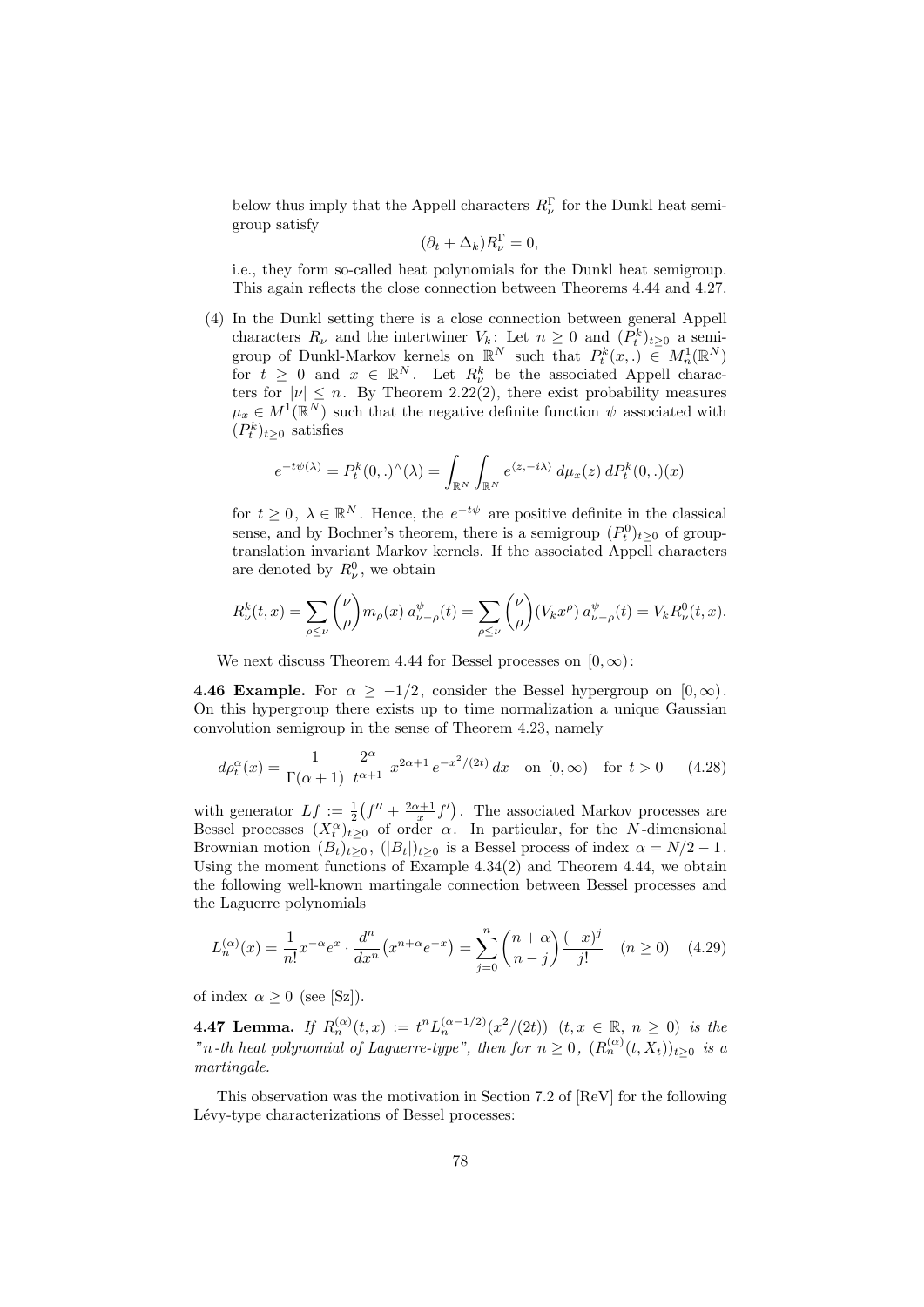below thus imply that the Appell characters $R_\nu^\Gamma$ for the Dunkl heat semigroup satisfy

$$(\partial_t + \Delta_k) R_\nu^\Gamma = 0,$$

i.e., they form so-called heat polynomials for the Dunkl heat semigroup. This again reflects the close connection between Theorems 4.44 and 4.27.

(4) In the Dunkl setting there is a close connection between general Appell characters $R_\nu$ and the intertwiner $V_k$: Let $n \geq 0$ and $(P_t^k)_{t\geq 0}$ a semigroup of Dunkl-Markov kernels on $\mathbb{R}^N$ such that $P_t^k(x,.) \in M_n^1(\mathbb{R}^N)$ for $t \geq 0$ and $x \in \mathbb{R}^N$. Let $R_\nu^k$ be the associated Appell characters for $|\nu| \leq n$. By Theorem 2.22(2), there exist probability measures $\mu_x \in M^1(\mathbb{R}^N)$ such that the negative definite function $\psi$ associated with $(P_t^k)_{t\geq 0}$ satisfies

$$e^{-t\psi(\lambda)} = P_t^k(0,.)^\wedge(\lambda) = \int_{\mathbb{R}^N} \int_{\mathbb{R}^N} e^{\langle z, -i\lambda\rangle} \, d\mu_x(z) \, dP_t^k(0,.)(x)$$

for $t \geq 0$, $\lambda \in \mathbb{R}^N$. Hence, the $e^{-t\psi}$ are positive definite in the classical sense, and by Bochner's theorem, there is a semigroup $(P_t^0)_{t\geq 0}$ of group-translation invariant Markov kernels. If the associated Appell characters are denoted by $R_\nu^0$, we obtain

$$R_\nu^k(t,x) = \sum_{\rho\leq\nu} \binom{\nu}{\rho} m_\rho(x)\, a_{\nu-\rho}^\psi(t) = \sum_{\rho\leq\nu} \binom{\nu}{\rho} (V_k x^\rho)\, a_{\nu-\rho}^\psi(t) = V_k R_\nu^0(t,x).$$

We next discuss Theorem 4.44 for Bessel processes on $[0,\infty)$:

**4.46 Example.** For $\alpha \geq -1/2$, consider the Bessel hypergroup on $[0,\infty)$. On this hypergroup there exists up to time normalization a unique Gaussian convolution semigroup in the sense of Theorem 4.23, namely

$$d\rho_t^\alpha(x) = \frac{1}{\Gamma(\alpha+1)} \, \frac{2^\alpha}{t^{\alpha+1}} \, x^{2\alpha+1} e^{-x^2/(2t)} \, dx \quad \text{on } [0,\infty) \quad \text{for } t > 0 \qquad (4.28)$$

with generator $Lf := \frac{1}{2}\big(f'' + \frac{2\alpha+1}{x} f'\big)$. The associated Markov processes are Bessel processes $(X_t^\alpha)_{t\geq 0}$ of order $\alpha$. In particular, for the $N$-dimensional Brownian motion $(B_t)_{t\geq 0}$, $(|B_t|)_{t\geq 0}$ is a Bessel process of index $\alpha = N/2 - 1$. Using the moment functions of Example 4.34(2) and Theorem 4.44, we obtain the following well-known martingale connection between Bessel processes and the Laguerre polynomials

$$L_n^{(\alpha)}(x) = \frac{1}{n!} x^{-\alpha} e^x \cdot \frac{d^n}{dx^n}\big(x^{n+\alpha} e^{-x}\big) = \sum_{j=0}^n \binom{n+\alpha}{n-j} \frac{(-x)^j}{j!} \quad (n \geq 0) \qquad (4.29)$$

of index $\alpha \geq 0$ (see [Sz]).

**4.47 Lemma.** *If $R_n^{(\alpha)}(t,x) := t^n L_n^{(\alpha-1/2)}(x^2/(2t))$ $(t,x \in \mathbb{R},\ n \geq 0)$ is the "n-th heat polynomial of Laguerre-type", then for $n \geq 0$, $(R_n^{(\alpha)}(t,X_t))_{t\geq 0}$ is a martingale.*

This observation was the motivation in Section 7.2 of [ReV] for the following Lévy-type characterizations of Bessel processes: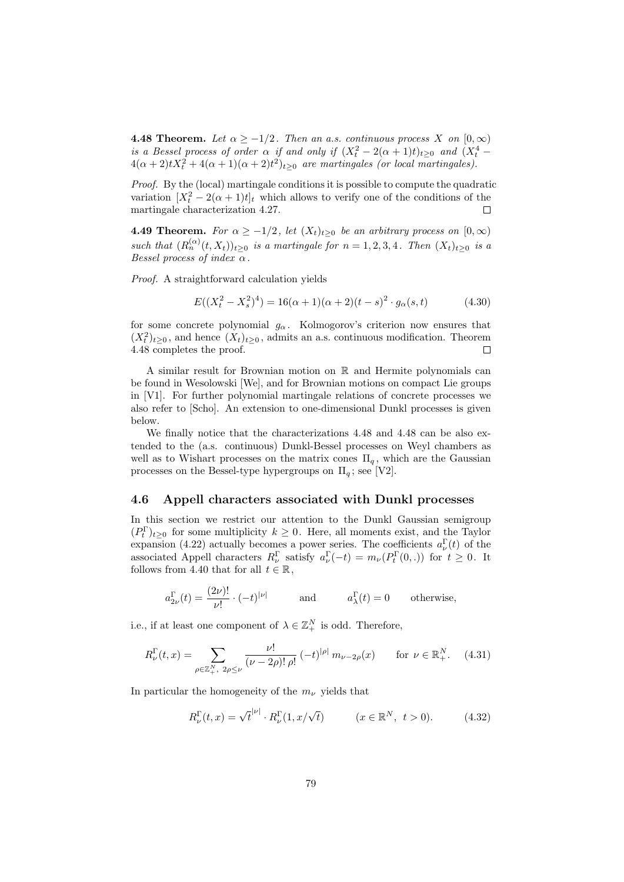**4.48 Theorem.** *Let $\alpha \geq -1/2$. Then an a.s. continuous process $X$ on $[0,\infty)$ is a Bessel process of order $\alpha$ if and only if $(X_t^2 - 2(\alpha+1)t)_{t\geq 0}$ and $(X_t^4 - 4(\alpha+2)tX_t^2 + 4(\alpha+1)(\alpha+2)t^2)_{t\geq 0}$ are martingales (or local martingales).*

*Proof.* By the (local) martingale conditions it is possible to compute the quadratic variation $[X_t^2 - 2(\alpha+1)t]_t$ which allows to verify one of the conditions of the martingale characterization 4.27. □

**4.49 Theorem.** *For $\alpha \geq -1/2$, let $(X_t)_{t\geq 0}$ be an arbitrary process on $[0,\infty)$ such that $(R_n^{(\alpha)}(t, X_t))_{t\geq 0}$ is a martingale for $n = 1,2,3,4$. Then $(X_t)_{t\geq 0}$ is a Bessel process of index $\alpha$.*

*Proof.* A straightforward calculation yields

$$E((X_t^2 - X_s^2)^4) = 16(\alpha+1)(\alpha+2)(t-s)^2 \cdot g_\alpha(s,t) \tag{4.30}$$

for some concrete polynomial $g_\alpha$. Kolmogorov's criterion now ensures that $(X_t^2)_{t\geq 0}$, and hence $(X_t)_{t\geq 0}$, admits an a.s. continuous modification. Theorem 4.48 completes the proof. □

A similar result for Brownian motion on $\mathbb{R}$ and Hermite polynomials can be found in Wesolowski [We], and for Brownian motions on compact Lie groups in [V1]. For further polynomial martingale relations of concrete processes we also refer to [Scho]. An extension to one-dimensional Dunkl processes is given below.

We finally notice that the characterizations 4.48 and 4.48 can be also extended to the (a.s. continuous) Dunkl-Bessel processes on Weyl chambers as well as to Wishart processes on the matrix cones $\Pi_q$, which are the Gaussian processes on the Bessel-type hypergroups on $\Pi_q$; see [V2].

## 4.6 Appell characters associated with Dunkl processes

In this section we restrict our attention to the Dunkl Gaussian semigroup $(P_t^\Gamma)_{t\geq 0}$ for some multiplicity $k \geq 0$. Here, all moments exist, and the Taylor expansion (4.22) actually becomes a power series. The coefficients $a_\nu^\Gamma(t)$ of the associated Appell characters $R_\nu^\Gamma$ satisfy $a_\nu^\Gamma(-t) = m_\nu(P_t^\Gamma(0,.))$ for $t \geq 0$. It follows from 4.40 that for all $t \in \mathbb{R}$,

$$a_{2\nu}^\Gamma(t) = \frac{(2\nu)!}{\nu!} \cdot (-t)^{|\nu|} \qquad \text{and} \qquad a_\lambda^\Gamma(t) = 0 \qquad \text{otherwise,}$$

i.e., if at least one component of $\lambda \in \mathbb{Z}_+^N$ is odd. Therefore,

$$R_\nu^\Gamma(t,x) = \sum_{\rho \in \mathbb{Z}_+^N,\ 2\rho \leq \nu} \frac{\nu!}{(\nu - 2\rho)!\,\rho!}\,(-t)^{|\rho|}\, m_{\nu-2\rho}(x) \qquad \text{for } \nu \in \mathbb{R}_+^N. \tag{4.31}$$

In particular the homogeneity of the $m_\nu$ yields that

$$R_\nu^\Gamma(t,x) = \sqrt{t}^{|\nu|} \cdot R_\nu^\Gamma(1, x/\sqrt{t}) \qquad (x \in \mathbb{R}^N,\ t > 0). \tag{4.32}$$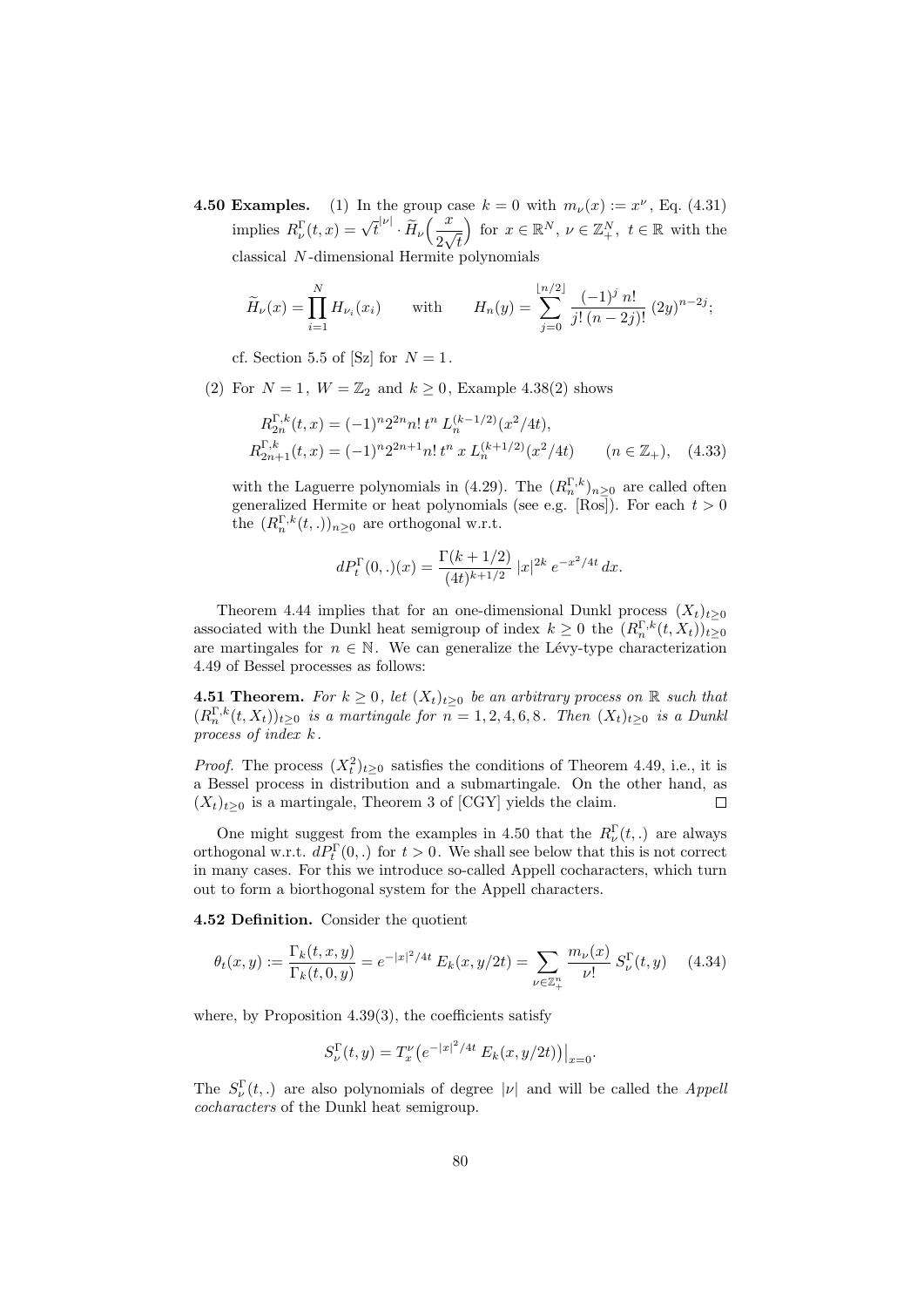**4.50 Examples.** (1) In the group case $k = 0$ with $m_\nu(x) := x^\nu$, Eq. (4.31) implies $R^\Gamma_\nu(t,x) = \sqrt{t}^{|\nu|} \cdot \widetilde{H}_\nu\Big(\dfrac{x}{2\sqrt{t}}\Big)$ for $x \in \mathbb{R}^N$, $\nu \in \mathbb{Z}_+^N$, $t \in \mathbb{R}$ with the classical $N$-dimensional Hermite polynomials

$$\widetilde{H}_\nu(x) = \prod_{i=1}^N H_{\nu_i}(x_i) \qquad \text{with} \qquad H_n(y) = \sum_{j=0}^{\lfloor n/2 \rfloor} \frac{(-1)^j \, n!}{j! \, (n-2j)!} \, (2y)^{n-2j};$$

cf. Section 5.5 of [Sz] for $N = 1$.

(2) For $N = 1$, $W = \mathbb{Z}_2$ and $k \geq 0$, Example 4.38(2) shows

$$\begin{aligned} R^{\Gamma,k}_{2n}(t,x) &= (-1)^n 2^{2n} n! \, t^n \, L_n^{(k-1/2)}(x^2/4t), \\ R^{\Gamma,k}_{2n+1}(t,x) &= (-1)^n 2^{2n+1} n! \, t^n \, x \, L_n^{(k+1/2)}(x^2/4t) \qquad (n \in \mathbb{Z}_+), \end{aligned} \quad (4.33)$$

with the Laguerre polynomials in (4.29). The $(R^{\Gamma,k}_n)_{n\geq 0}$ are called often generalized Hermite or heat polynomials (see e.g. [Ros]). For each $t > 0$ the $(R^{\Gamma,k}_n(t,.))_{n\geq 0}$ are orthogonal w.r.t.

$$dP^\Gamma_t(0,.)(x) = \frac{\Gamma(k+1/2)}{(4t)^{k+1/2}} \, |x|^{2k} \, e^{-x^2/4t} \, dx.$$

Theorem 4.44 implies that for an one-dimensional Dunkl process $(X_t)_{t\geq 0}$ associated with the Dunkl heat semigroup of index $k \geq 0$ the $(R^{\Gamma,k}_n(t,X_t))_{t\geq 0}$ are martingales for $n \in \mathbb{N}$. We can generalize the Lévy-type characterization 4.49 of Bessel processes as follows:

**4.51 Theorem.** *For $k \geq 0$, let $(X_t)_{t\geq 0}$ be an arbitrary process on $\mathbb{R}$ such that $(R^{\Gamma,k}_n(t,X_t))_{t\geq 0}$ is a martingale for $n = 1, 2, 4, 6, 8$. Then $(X_t)_{t\geq 0}$ is a Dunkl process of index $k$.*

*Proof.* The process $(X_t^2)_{t\geq 0}$ satisfies the conditions of Theorem 4.49, i.e., it is a Bessel process in distribution and a submartingale. On the other hand, as $(X_t)_{t\geq 0}$ is a martingale, Theorem 3 of [CGY] yields the claim. $\square$

One might suggest from the examples in 4.50 that the $R^\Gamma_\nu(t,.)$ are always orthogonal w.r.t. $dP^\Gamma_t(0,.)$ for $t > 0$. We shall see below that this is not correct in many cases. For this we introduce so-called Appell cocharacters, which turn out to form a biorthogonal system for the Appell characters.

**4.52 Definition.** Consider the quotient

$$\theta_t(x,y) := \frac{\Gamma_k(t,x,y)}{\Gamma_k(t,0,y)} = e^{-|x|^2/4t} \, E_k(x, y/2t) = \sum_{\nu \in \mathbb{Z}_+^n} \frac{m_\nu(x)}{\nu!} \, S^\Gamma_\nu(t,y) \quad (4.34)$$

where, by Proposition 4.39(3), the coefficients satisfy

$$S^\Gamma_\nu(t,y) = T_x^\nu \big(e^{-|x|^2/4t} \, E_k(x, y/2t)\big)\big|_{x=0}.$$

The $S^\Gamma_\nu(t,.)$ are also polynomials of degree $|\nu|$ and will be called the *Appell cocharacters* of the Dunkl heat semigroup.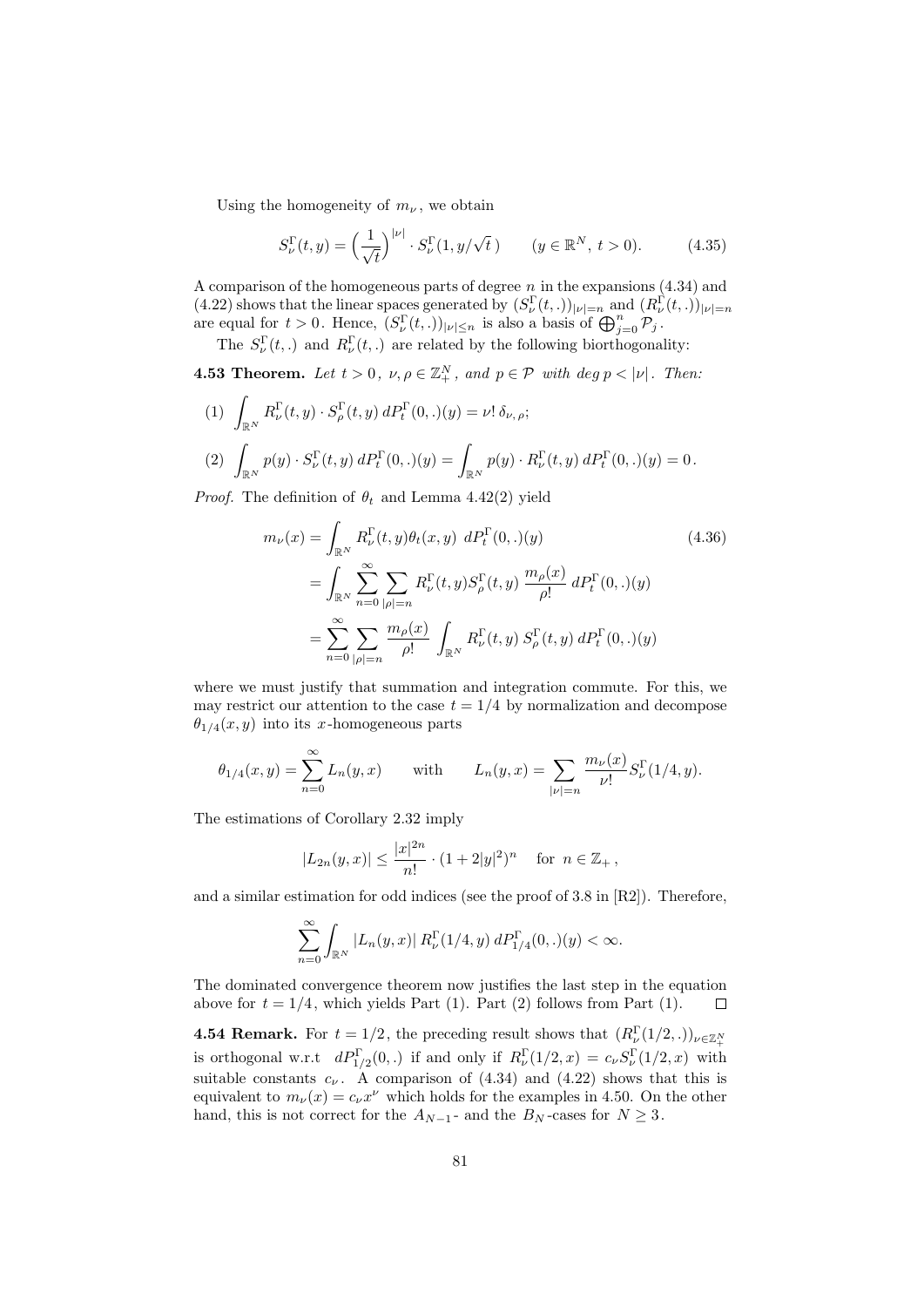Using the homogeneity of $m_\nu$, we obtain

$$S_\nu^\Gamma(t,y) = \Big(\frac{1}{\sqrt{t}}\Big)^{|\nu|} \cdot S_\nu^\Gamma(1, y/\sqrt{t}\,) \qquad (y \in \mathbb{R}^N,\ t>0). \tag{4.35}$$

A comparison of the homogeneous parts of degree $n$ in the expansions (4.34) and (4.22) shows that the linear spaces generated by $(S_\nu^\Gamma(t,.))_{|\nu|=n}$ and $(R_\nu^\Gamma(t,.))_{|\nu|=n}$ are equal for $t>0$. Hence, $(S_\nu^\Gamma(t,.))_{|\nu|\le n}$ is also a basis of $\bigoplus_{j=0}^n \mathcal{P}_j$.

The $S_\nu^\Gamma(t,.)$ and $R_\nu^\Gamma(t,.)$ are related by the following biorthogonality:

**4.53 Theorem.** *Let $t>0$, $\nu,\rho \in \mathbb{Z}_+^N$, and $p \in \mathcal{P}$ with $deg\, p < |\nu|$. Then:*

(1) $\displaystyle\int_{\mathbb{R}^N} R_\nu^\Gamma(t,y)\cdot S_\rho^\Gamma(t,y)\, dP_t^\Gamma(0,.)(y) = \nu!\, \delta_{\nu,\rho};$

(2) $\displaystyle\int_{\mathbb{R}^N} p(y)\cdot S_\nu^\Gamma(t,y)\, dP_t^\Gamma(0,.)(y) = \int_{\mathbb{R}^N} p(y)\cdot R_\nu^\Gamma(t,y)\, dP_t^\Gamma(0,.)(y) = 0.$

*Proof.* The definition of $\theta_t$ and Lemma 4.42(2) yield

$$\begin{aligned} m_\nu(x) &= \int_{\mathbb{R}^N} R_\nu^\Gamma(t,y)\theta_t(x,y)\ dP_t^\Gamma(0,.)(y) \\ &= \int_{\mathbb{R}^N} \sum_{n=0}^\infty \sum_{|\rho|=n} R_\nu^\Gamma(t,y) S_\rho^\Gamma(t,y)\ \frac{m_\rho(x)}{\rho!}\ dP_t^\Gamma(0,.)(y) \\ &= \sum_{n=0}^\infty \sum_{|\rho|=n} \frac{m_\rho(x)}{\rho!} \int_{\mathbb{R}^N} R_\nu^\Gamma(t,y)\, S_\rho^\Gamma(t,y)\, dP_t^\Gamma(0,.)(y) \end{aligned} \tag{4.36}$$

where we must justify that summation and integration commute. For this, we may restrict our attention to the case $t=1/4$ by normalization and decompose $\theta_{1/4}(x,y)$ into its $x$-homogeneous parts

$$\theta_{1/4}(x,y) = \sum_{n=0}^\infty L_n(y,x) \qquad \text{with} \qquad L_n(y,x) = \sum_{|\nu|=n} \frac{m_\nu(x)}{\nu!} S_\nu^\Gamma(1/4,y).$$

The estimations of Corollary 2.32 imply

$$|L_{2n}(y,x)| \le \frac{|x|^{2n}}{n!}\cdot (1+2|y|^2)^n \quad \text{for } n \in \mathbb{Z}_+,$$

and a similar estimation for odd indices (see the proof of 3.8 in [R2]). Therefore,

$$\sum_{n=0}^\infty \int_{\mathbb{R}^N} |L_n(y,x)|\, R_\nu^\Gamma(1/4,y)\, dP_{1/4}^\Gamma(0,.)(y) < \infty.$$

The dominated convergence theorem now justifies the last step in the equation above for $t=1/4$, which yields Part (1). Part (2) follows from Part (1). $\square$

**4.54 Remark.** For $t=1/2$, the preceding result shows that $(R_\nu^\Gamma(1/2,.))_{\nu\in\mathbb{Z}_+^N}$ is orthogonal w.r.t $dP_{1/2}^\Gamma(0,.)$ if and only if $R_\nu^\Gamma(1/2,x) = c_\nu S_\nu^\Gamma(1/2,x)$ with suitable constants $c_\nu$. A comparison of (4.34) and (4.22) shows that this is equivalent to $m_\nu(x) = c_\nu x^\nu$ which holds for the examples in 4.50. On the other hand, this is not correct for the $A_{N-1}$- and the $B_N$-cases for $N\ge 3$.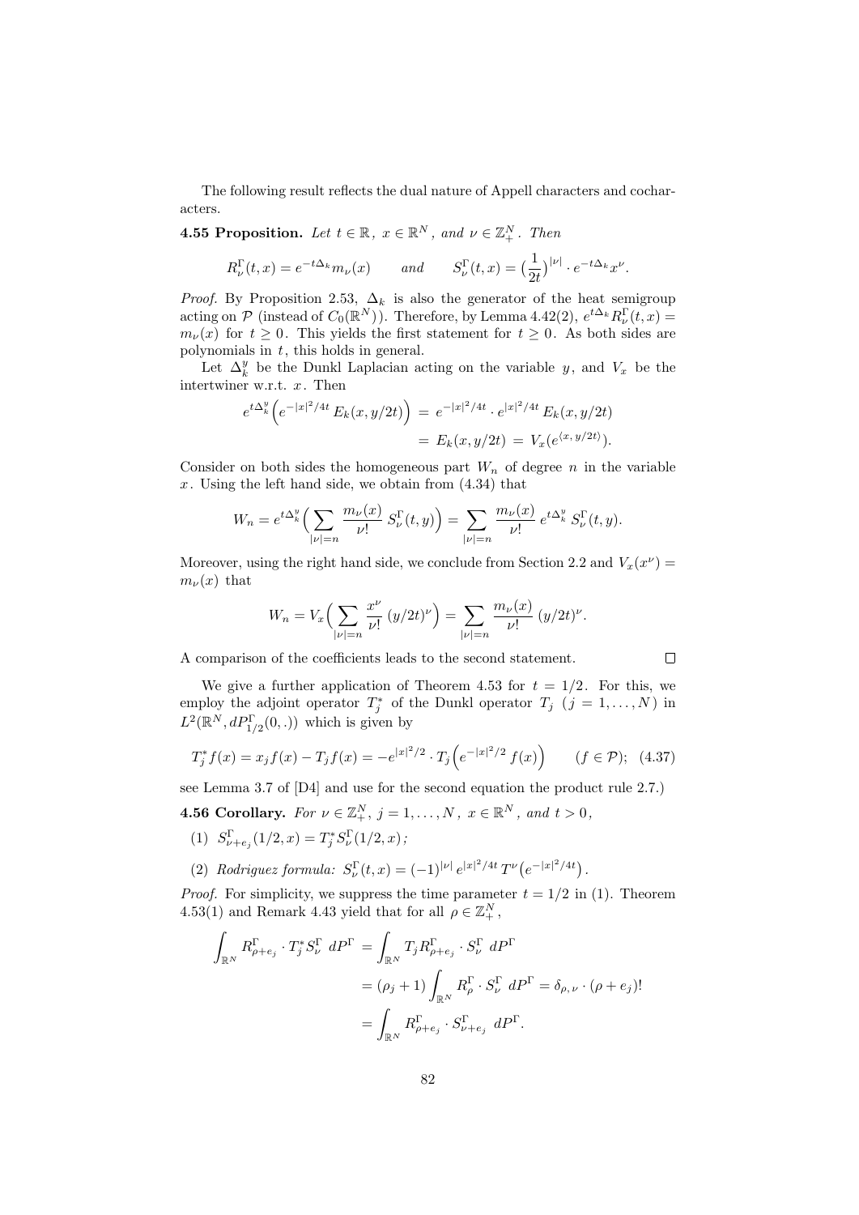The following result reflects the dual nature of Appell characters and cocharacters.

**4.55 Proposition.** *Let $t \in \mathbb{R}$, $x \in \mathbb{R}^N$, and $\nu \in \mathbb{Z}_+^N$. Then*

$$R_\nu^\Gamma(t,x) = e^{-t\Delta_k} m_\nu(x) \qquad \text{and} \qquad S_\nu^\Gamma(t,x) = \big(\frac{1}{2t}\big)^{|\nu|} \cdot e^{-t\Delta_k} x^\nu.$$

*Proof.* By Proposition 2.53, $\Delta_k$ is also the generator of the heat semigroup acting on $\mathcal{P}$ (instead of $C_0(\mathbb{R}^N)$). Therefore, by Lemma 4.42(2), $e^{t\Delta_k} R_\nu^\Gamma(t,x) = m_\nu(x)$ for $t \geq 0$. This yields the first statement for $t \geq 0$. As both sides are polynomials in $t$, this holds in general.

Let $\Delta_k^y$ be the Dunkl Laplacian acting on the variable $y$, and $V_x$ be the intertwiner w.r.t. $x$. Then

$$\begin{aligned} e^{t\Delta_k^y}\Big(e^{-|x|^2/4t}\, E_k(x, y/2t)\Big) &= e^{-|x|^2/4t} \cdot e^{|x|^2/4t}\, E_k(x,y/2t) \\ &= E_k(x,y/2t) = V_x(e^{\langle x,\, y/2t\rangle}). \end{aligned}$$

Consider on both sides the homogeneous part $W_n$ of degree $n$ in the variable $x$. Using the left hand side, we obtain from (4.34) that

$$W_n = e^{t\Delta_k^y}\Big(\sum_{|\nu|=n} \frac{m_\nu(x)}{\nu!}\, S_\nu^\Gamma(t,y)\Big) = \sum_{|\nu|=n} \frac{m_\nu(x)}{\nu!}\, e^{t\Delta_k^y}\, S_\nu^\Gamma(t,y).$$

Moreover, using the right hand side, we conclude from Section 2.2 and $V_x(x^\nu) = m_\nu(x)$ that

$$W_n = V_x\Big(\sum_{|\nu|=n} \frac{x^\nu}{\nu!}\, (y/2t)^\nu\Big) = \sum_{|\nu|=n} \frac{m_\nu(x)}{\nu!}\, (y/2t)^\nu.$$

A comparison of the coefficients leads to the second statement. $\square$

We give a further application of Theorem 4.53 for $t = 1/2$. For this, we employ the adjoint operator $T_j^*$ of the Dunkl operator $T_j$ $(j = 1, \ldots, N)$ in $L^2(\mathbb{R}^N, dP_{1/2}^\Gamma(0,.))$ which is given by

$$T_j^* f(x) = x_j f(x) - T_j f(x) = -e^{|x|^2/2} \cdot T_j\Big(e^{-|x|^2/2}\, f(x)\Big) \qquad (f \in \mathcal{P}); \quad (4.37)$$

see Lemma 3.7 of [D4] and use for the second equation the product rule 2.7.)

**4.56 Corollary.** *For $\nu \in \mathbb{Z}_+^N$, $j = 1, \ldots, N$, $x \in \mathbb{R}^N$, and $t > 0$,*

1. $S_{\nu+e_j}^\Gamma(1/2, x) = T_j^* S_\nu^\Gamma(1/2, x)$;
2. *Rodriguez formula:* $S_\nu^\Gamma(t,x) = (-1)^{|\nu|}\, e^{|x|^2/4t}\, T^\nu\big(e^{-|x|^2/4t}\big)$.

*Proof.* For simplicity, we suppress the time parameter $t = 1/2$ in (1). Theorem 4.53(1) and Remark 4.43 yield that for all $\rho \in \mathbb{Z}_+^N$,

$$\begin{aligned} \int_{\mathbb{R}^N} R_{\rho+e_j}^\Gamma \cdot T_j^* S_\nu^\Gamma \; dP^\Gamma &= \int_{\mathbb{R}^N} T_j R_{\rho+e_j}^\Gamma \cdot S_\nu^\Gamma \; dP^\Gamma \\ &= (\rho_j + 1) \int_{\mathbb{R}^N} R_\rho^\Gamma \cdot S_\nu^\Gamma \; dP^\Gamma = \delta_{\rho,\,\nu} \cdot (\rho + e_j)! \\ &= \int_{\mathbb{R}^N} R_{\rho+e_j}^\Gamma \cdot S_{\nu+e_j}^\Gamma \; dP^\Gamma. \end{aligned}$$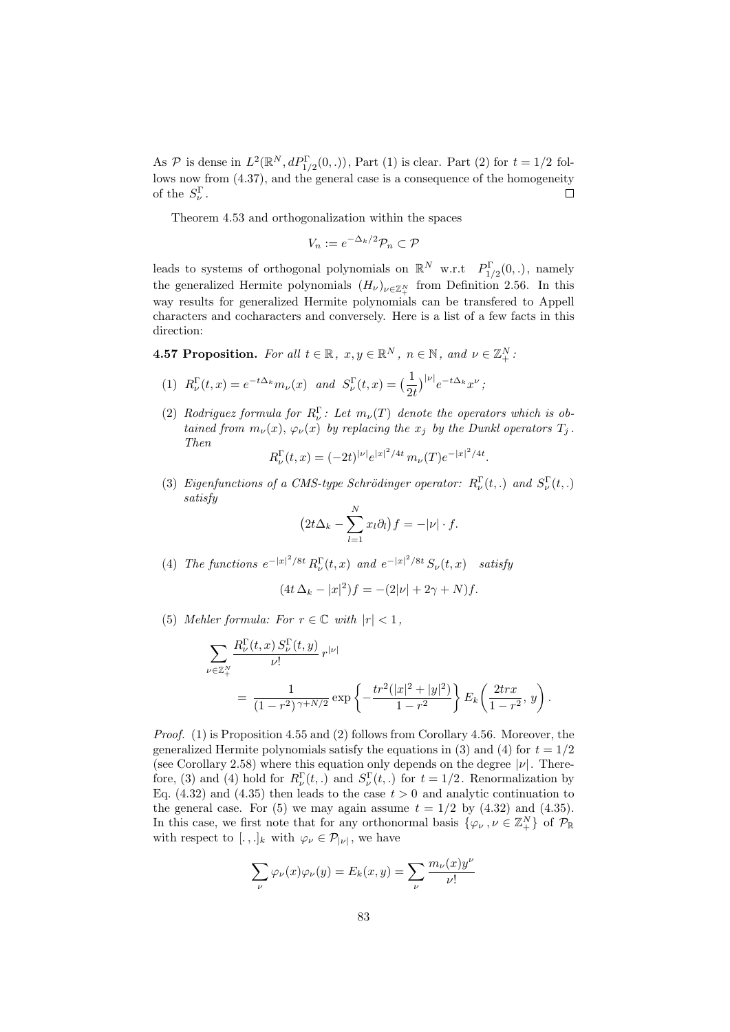As $\mathcal{P}$ is dense in $L^2(\mathbb{R}^N, dP_{1/2}^\Gamma(0,.))$, Part (1) is clear. Part (2) for $t = 1/2$ follows now from (4.37), and the general case is a consequence of the homogeneity of the $S_\nu^\Gamma$. □

Theorem 4.53 and orthogonalization within the spaces

$$V_n := e^{-\Delta_k/2}\mathcal{P}_n \subset \mathcal{P}$$

leads to systems of orthogonal polynomials on $\mathbb{R}^N$ w.r.t $P_{1/2}^\Gamma(0,.)$, namely the generalized Hermite polynomials $(H_\nu)_{\nu\in\mathbb{Z}_+^N}$ from Definition 2.56. In this way results for generalized Hermite polynomials can be transfered to Appell characters and cocharacters and conversely. Here is a list of a few facts in this direction:

**4.57 Proposition.** *For all $t \in \mathbb{R}$, $x, y \in \mathbb{R}^N$, $n \in \mathbb{N}$, and $\nu \in \mathbb{Z}_+^N$:*

(1) $R_\nu^\Gamma(t,x) = e^{-t\Delta_k} m_\nu(x)$ *and* $S_\nu^\Gamma(t,x) = \big(\frac{1}{2t}\big)^{|\nu|} e^{-t\Delta_k} x^\nu$*;*

(2) *Rodriguez formula for $R_\nu^\Gamma$: Let $m_\nu(T)$ denote the operators which is obtained from $m_\nu(x)$, $\varphi_\nu(x)$ by replacing the $x_j$ by the Dunkl operators $T_j$. Then*
$$R_\nu^\Gamma(t,x) = (-2t)^{|\nu|} e^{|x|^2/4t}\, m_\nu(T) e^{-|x|^2/4t}.$$

(3) *Eigenfunctions of a CMS-type Schrödinger operator: $R_\nu^\Gamma(t,.)$ and $S_\nu^\Gamma(t,.)$ satisfy*
$$\big(2t\Delta_k - \sum_{l=1}^N x_l \partial_l\big) f = -|\nu| \cdot f.$$

(4) *The functions $e^{-|x|^2/8t}\, R_\nu^\Gamma(t,x)$ and $e^{-|x|^2/8t}\, S_\nu(t,x)$ satisfy*
$$(4t\,\Delta_k - |x|^2) f = -(2|\nu| + 2\gamma + N) f.$$

(5) *Mehler formula: For $r \in \mathbb{C}$ with $|r| < 1$,*
$$\sum_{\nu\in\mathbb{Z}_+^N} \frac{R_\nu^\Gamma(t,x)\, S_\nu^\Gamma(t,y)}{\nu!}\, r^{|\nu|} = \frac{1}{(1-r^2)^{\gamma+N/2}} \exp\left\{-\frac{tr^2(|x|^2+|y|^2)}{1-r^2}\right\} E_k\left(\frac{2trx}{1-r^2},\, y\right).$$

*Proof.* (1) is Proposition 4.55 and (2) follows from Corollary 4.56. Moreover, the generalized Hermite polynomials satisfy the equations in (3) and (4) for $t = 1/2$ (see Corollary 2.58) where this equation only depends on the degree $|\nu|$. Therefore, (3) and (4) hold for $R_\nu^\Gamma(t,.)$ and $S_\nu^\Gamma(t,.)$ for $t = 1/2$. Renormalization by Eq. (4.32) and (4.35) then leads to the case $t > 0$ and analytic continuation to the general case. For (5) we may again assume $t = 1/2$ by (4.32) and (4.35). In this case, we first note that for any orthonormal basis $\{\varphi_\nu, \nu \in \mathbb{Z}_+^N\}$ of $\mathcal{P}_\mathbb{R}$ with respect to $[.,.]_k$ with $\varphi_\nu \in \mathcal{P}_{|\nu|}$, we have

$$\sum_\nu \varphi_\nu(x)\varphi_\nu(y) = E_k(x,y) = \sum_\nu \frac{m_\nu(x) y^\nu}{\nu!}$$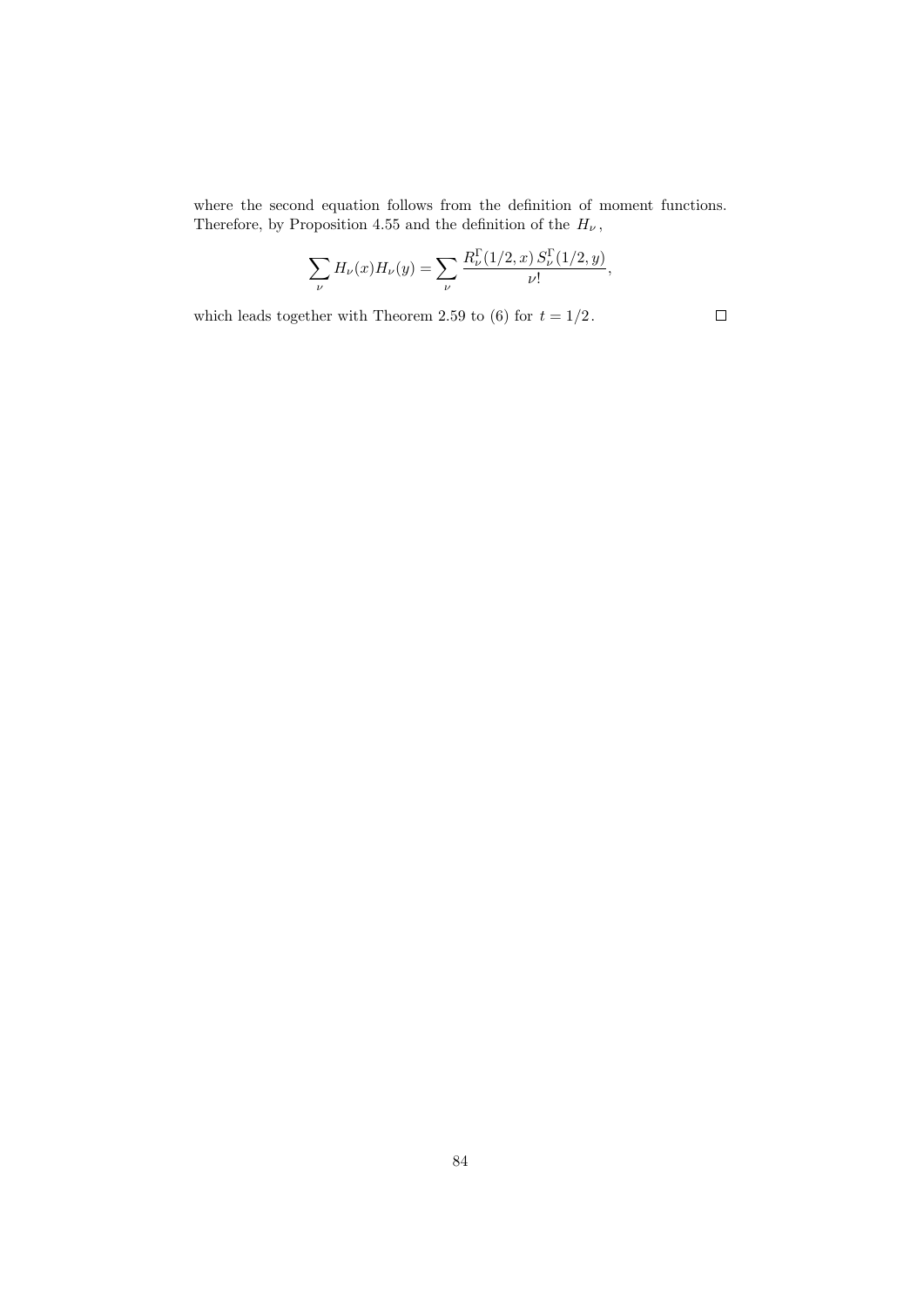where the second equation follows from the definition of moment functions. Therefore, by Proposition 4.55 and the definition of the $H_\nu$,

$$\sum_{\nu} H_\nu(x) H_\nu(y) = \sum_{\nu} \frac{R^\Gamma_\nu(1/2, x)\, S^\Gamma_\nu(1/2, y)}{\nu!},$$

which leads together with Theorem 2.59 to (6) for $t = 1/2$. □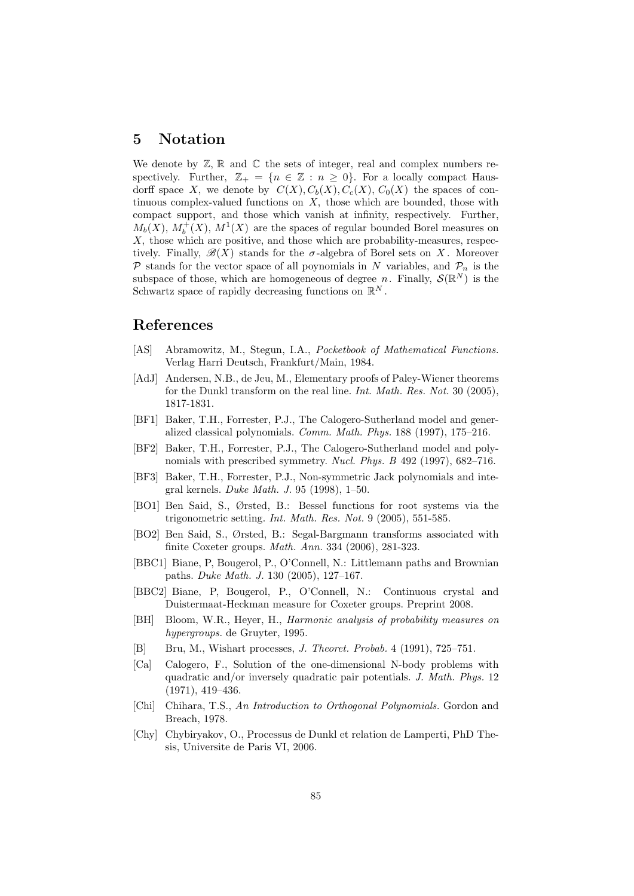## 5 Notation

We denote by $\mathbb{Z}$, $\mathbb{R}$ and $\mathbb{C}$ the sets of integer, real and complex numbers respectively. Further, $\mathbb{Z}_+ = \{n \in \mathbb{Z} : n \geq 0\}$. For a locally compact Hausdorff space $X$, we denote by $C(X), C_b(X), C_c(X), C_0(X)$ the spaces of continuous complex-valued functions on $X$, those which are bounded, those with compact support, and those which vanish at infinity, respectively. Further, $M_b(X)$, $M_b^+(X)$, $M^1(X)$ are the spaces of regular bounded Borel measures on $X$, those which are positive, and those which are probability-measures, respectively. Finally, $\mathscr{B}(X)$ stands for the $\sigma$-algebra of Borel sets on $X$. Moreover $\mathcal{P}$ stands for the vector space of all poynomials in $N$ variables, and $\mathcal{P}_n$ is the subspace of those, which are homogeneous of degree $n$. Finally, $\mathcal{S}(\mathbb{R}^N)$ is the Schwartz space of rapidly decreasing functions on $\mathbb{R}^N$.

## References

- [AS] Abramowitz, M., Stegun, I.A., *Pocketbook of Mathematical Functions.* Verlag Harri Deutsch, Frankfurt/Main, 1984.
- [AdJ] Andersen, N.B., de Jeu, M., Elementary proofs of Paley-Wiener theorems for the Dunkl transform on the real line. *Int. Math. Res. Not.* 30 (2005), 1817-1831.
- [BF1] Baker, T.H., Forrester, P.J., The Calogero-Sutherland model and generalized classical polynomials. *Comm. Math. Phys.* 188 (1997), 175–216.
- [BF2] Baker, T.H., Forrester, P.J., The Calogero-Sutherland model and polynomials with prescribed symmetry. *Nucl. Phys. B* 492 (1997), 682–716.
- [BF3] Baker, T.H., Forrester, P.J., Non-symmetric Jack polynomials and integral kernels. *Duke Math. J.* 95 (1998), 1–50.
- [BO1] Ben Said, S., Ørsted, B.: Bessel functions for root systems via the trigonometric setting. *Int. Math. Res. Not.* 9 (2005), 551-585.
- [BO2] Ben Said, S., Ørsted, B.: Segal-Bargmann transforms associated with finite Coxeter groups. *Math. Ann.* 334 (2006), 281-323.
- [BBC1] Biane, P, Bougerol, P., O'Connell, N.: Littlemann paths and Brownian paths. *Duke Math. J.* 130 (2005), 127–167.
- [BBC2] Biane, P, Bougerol, P., O'Connell, N.: Continuous crystal and Duistermaat-Heckman measure for Coxeter groups. Preprint 2008.
- [BH] Bloom, W.R., Heyer, H., *Harmonic analysis of probability measures on hypergroups.* de Gruyter, 1995.
- [B] Bru, M., Wishart processes, *J. Theoret. Probab.* 4 (1991), 725–751.
- [Ca] Calogero, F., Solution of the one-dimensional N-body problems with quadratic and/or inversely quadratic pair potentials. *J. Math. Phys.* 12 (1971), 419–436.
- [Chi] Chihara, T.S., *An Introduction to Orthogonal Polynomials.* Gordon and Breach, 1978.
- [Chy] Chybiryakov, O., Processus de Dunkl et relation de Lamperti, PhD Thesis, Universite de Paris VI, 2006.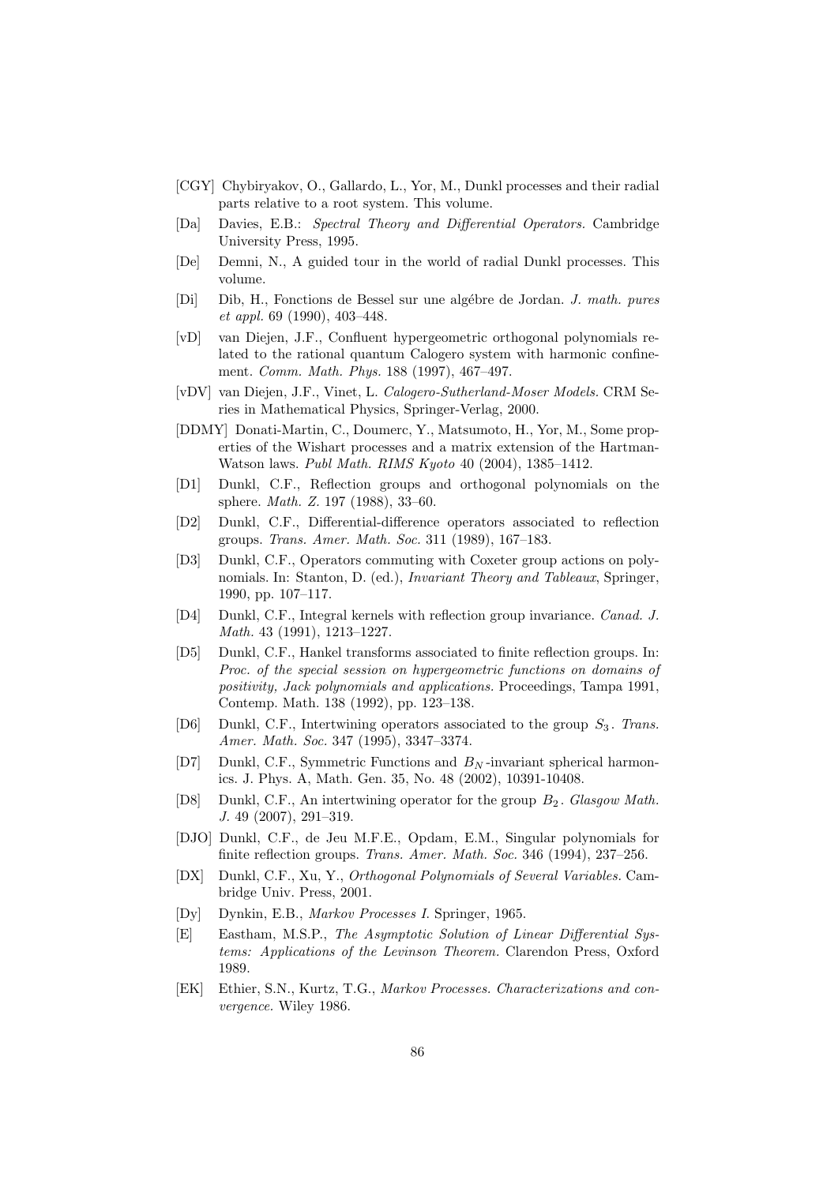- [CGY] Chybiryakov, O., Gallardo, L., Yor, M., Dunkl processes and their radial parts relative to a root system. This volume.
- [Da] Davies, E.B.: *Spectral Theory and Differential Operators.* Cambridge University Press, 1995.
- [De] Demni, N., A guided tour in the world of radial Dunkl processes. This volume.
- [Di] Dib, H., Fonctions de Bessel sur une algébre de Jordan. *J. math. pures et appl.* 69 (1990), 403–448.
- [vD] van Diejen, J.F., Confluent hypergeometric orthogonal polynomials related to the rational quantum Calogero system with harmonic confinement. *Comm. Math. Phys.* 188 (1997), 467–497.
- [vDV] van Diejen, J.F., Vinet, L. *Calogero-Sutherland-Moser Models.* CRM Series in Mathematical Physics, Springer-Verlag, 2000.
- [DDMY] Donati-Martin, C., Doumerc, Y., Matsumoto, H., Yor, M., Some properties of the Wishart processes and a matrix extension of the Hartman-Watson laws. *Publ Math. RIMS Kyoto* 40 (2004), 1385–1412.
- [D1] Dunkl, C.F., Reflection groups and orthogonal polynomials on the sphere. *Math. Z.* 197 (1988), 33–60.
- [D2] Dunkl, C.F., Differential-difference operators associated to reflection groups. *Trans. Amer. Math. Soc.* 311 (1989), 167–183.
- [D3] Dunkl, C.F., Operators commuting with Coxeter group actions on polynomials. In: Stanton, D. (ed.), *Invariant Theory and Tableaux*, Springer, 1990, pp. 107–117.
- [D4] Dunkl, C.F., Integral kernels with reflection group invariance. *Canad. J. Math.* 43 (1991), 1213–1227.
- [D5] Dunkl, C.F., Hankel transforms associated to finite reflection groups. In: *Proc. of the special session on hypergeometric functions on domains of positivity, Jack polynomials and applications.* Proceedings, Tampa 1991, Contemp. Math. 138 (1992), pp. 123–138.
- [D6] Dunkl, C.F., Intertwining operators associated to the group $S_3$. *Trans. Amer. Math. Soc.* 347 (1995), 3347–3374.
- [D7] Dunkl, C.F., Symmetric Functions and $B_N$-invariant spherical harmonics. J. Phys. A, Math. Gen. 35, No. 48 (2002), 10391-10408.
- [D8] Dunkl, C.F., An intertwining operator for the group $B_2$. *Glasgow Math. J.* 49 (2007), 291–319.
- [DJO] Dunkl, C.F., de Jeu M.F.E., Opdam, E.M., Singular polynomials for finite reflection groups. *Trans. Amer. Math. Soc.* 346 (1994), 237–256.
- [DX] Dunkl, C.F., Xu, Y., *Orthogonal Polynomials of Several Variables.* Cambridge Univ. Press, 2001.
- [Dy] Dynkin, E.B., *Markov Processes I.* Springer, 1965.
- [E] Eastham, M.S.P., *The Asymptotic Solution of Linear Differential Systems: Applications of the Levinson Theorem.* Clarendon Press, Oxford 1989.
- [EK] Ethier, S.N., Kurtz, T.G., *Markov Processes. Characterizations and convergence.* Wiley 1986.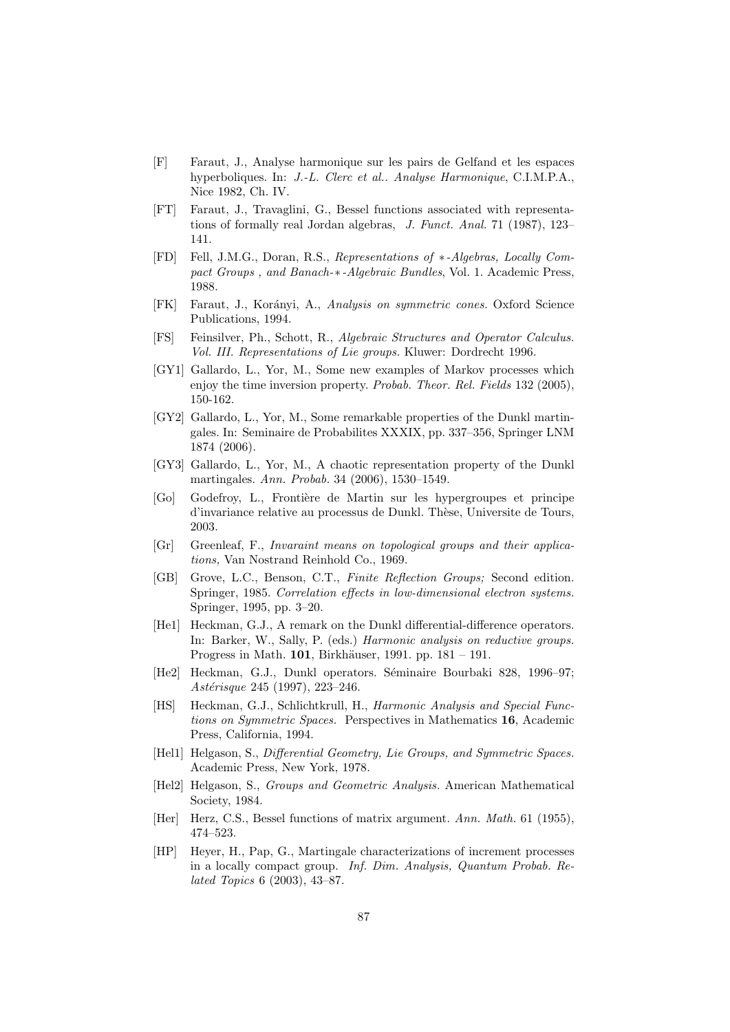[F] Faraut, J., Analyse harmonique sur les pairs de Gelfand et les espaces hyperboliques. In: *J.-L. Clerc et al.. Analyse Harmonique*, C.I.M.P.A., Nice 1982, Ch. IV.

[FT] Faraut, J., Travaglini, G., Bessel functions associated with representations of formally real Jordan algebras, *J. Funct. Anal.* 71 (1987), 123–141.

[FD] Fell, J.M.G., Doran, R.S., *Representations of ∗-Algebras, Locally Compact Groups , and Banach-∗-Algebraic Bundles*, Vol. 1. Academic Press, 1988.

[FK] Faraut, J., Korányi, A., *Analysis on symmetric cones.* Oxford Science Publications, 1994.

[FS] Feinsilver, Ph., Schott, R., *Algebraic Structures and Operator Calculus. Vol. III. Representations of Lie groups.* Kluwer: Dordrecht 1996.

[GY1] Gallardo, L., Yor, M., Some new examples of Markov processes which enjoy the time inversion property. *Probab. Theor. Rel. Fields* 132 (2005), 150-162.

[GY2] Gallardo, L., Yor, M., Some remarkable properties of the Dunkl martingales. In: Seminaire de Probabilites XXXIX, pp. 337–356, Springer LNM 1874 (2006).

[GY3] Gallardo, L., Yor, M., A chaotic representation property of the Dunkl martingales. *Ann. Probab.* 34 (2006), 1530–1549.

[Go] Godefroy, L., Frontière de Martin sur les hypergroupes et principe d'invariance relative au processus de Dunkl. Thèse, Universite de Tours, 2003.

[Gr] Greenleaf, F., *Invaraint means on topological groups and their applications,* Van Nostrand Reinhold Co., 1969.

[GB] Grove, L.C., Benson, C.T., *Finite Reflection Groups;* Second edition. Springer, 1985. *Correlation effects in low-dimensional electron systems.* Springer, 1995, pp. 3–20.

[He1] Heckman, G.J., A remark on the Dunkl differential-difference operators. In: Barker, W., Sally, P. (eds.) *Harmonic analysis on reductive groups.* Progress in Math. **101**, Birkhäuser, 1991. pp. 181 – 191.

[He2] Heckman, G.J., Dunkl operators. Séminaire Bourbaki 828, 1996–97; *Astérisque* 245 (1997), 223–246.

[HS] Heckman, G.J., Schlichtkrull, H., *Harmonic Analysis and Special Functions on Symmetric Spaces.* Perspectives in Mathematics **16**, Academic Press, California, 1994.

[Hel1] Helgason, S., *Differential Geometry, Lie Groups, and Symmetric Spaces.* Academic Press, New York, 1978.

[Hel2] Helgason, S., *Groups and Geometric Analysis.* American Mathematical Society, 1984.

[Her] Herz, C.S., Bessel functions of matrix argument. *Ann. Math.* 61 (1955), 474–523.

[HP] Heyer, H., Pap, G., Martingale characterizations of increment processes in a locally compact group. *Inf. Dim. Analysis, Quantum Probab. Related Topics* 6 (2003), 43–87.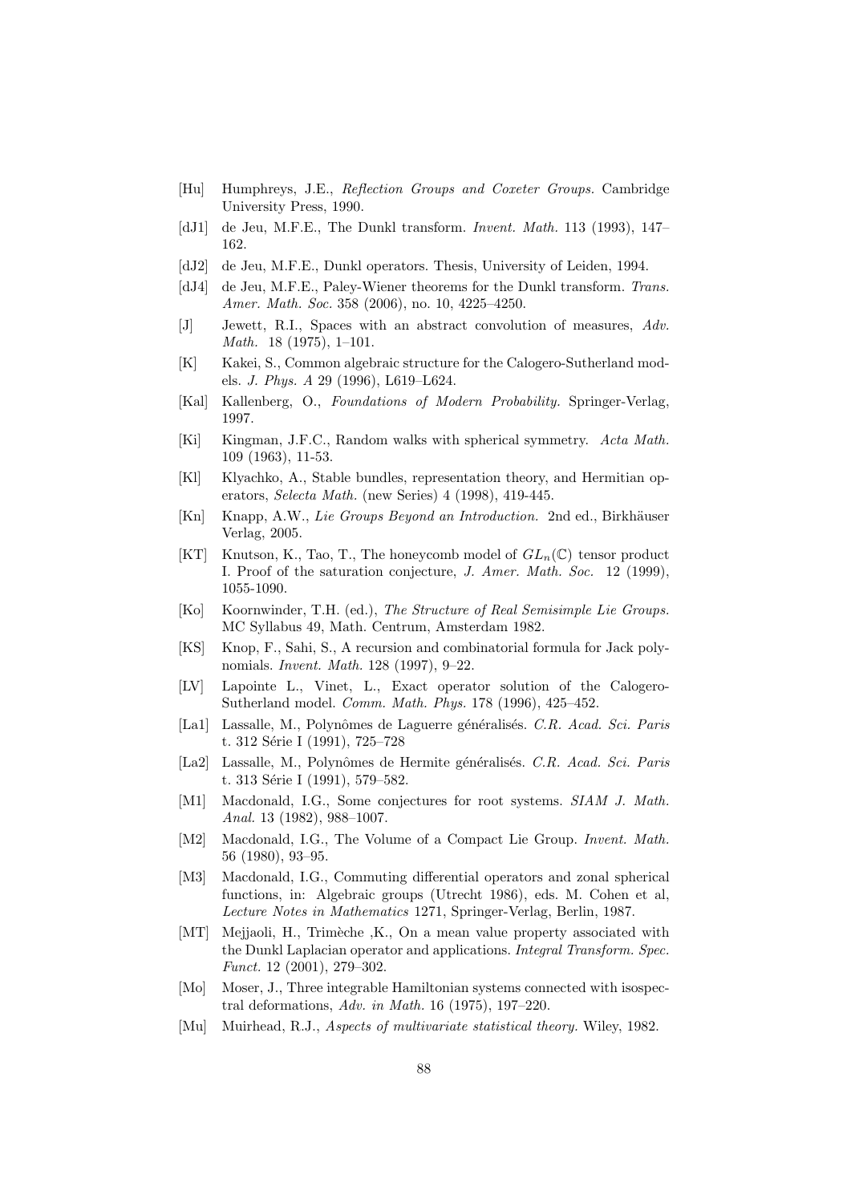[Hu] Humphreys, J.E., *Reflection Groups and Coxeter Groups.* Cambridge University Press, 1990.

[dJ1] de Jeu, M.F.E., The Dunkl transform. *Invent. Math.* 113 (1993), 147–162.

[dJ2] de Jeu, M.F.E., Dunkl operators. Thesis, University of Leiden, 1994.

[dJ4] de Jeu, M.F.E., Paley-Wiener theorems for the Dunkl transform. *Trans. Amer. Math. Soc.* 358 (2006), no. 10, 4225–4250.

[J] Jewett, R.I., Spaces with an abstract convolution of measures, *Adv. Math.* 18 (1975), 1–101.

[K] Kakei, S., Common algebraic structure for the Calogero-Sutherland models. *J. Phys. A* 29 (1996), L619–L624.

[Kal] Kallenberg, O., *Foundations of Modern Probability.* Springer-Verlag, 1997.

[Ki] Kingman, J.F.C., Random walks with spherical symmetry. *Acta Math.* 109 (1963), 11-53.

[Kl] Klyachko, A., Stable bundles, representation theory, and Hermitian operators, *Selecta Math.* (new Series) 4 (1998), 419-445.

[Kn] Knapp, A.W., *Lie Groups Beyond an Introduction.* 2nd ed., Birkhäuser Verlag, 2005.

[KT] Knutson, K., Tao, T., The honeycomb model of $GL_n(\mathbb{C})$ tensor product I. Proof of the saturation conjecture, *J. Amer. Math. Soc.* 12 (1999), 1055-1090.

[Ko] Koornwinder, T.H. (ed.), *The Structure of Real Semisimple Lie Groups.* MC Syllabus 49, Math. Centrum, Amsterdam 1982.

[KS] Knop, F., Sahi, S., A recursion and combinatorial formula for Jack polynomials. *Invent. Math.* 128 (1997), 9–22.

[LV] Lapointe L., Vinet, L., Exact operator solution of the Calogero-Sutherland model. *Comm. Math. Phys.* 178 (1996), 425–452.

[La1] Lassalle, M., Polynômes de Laguerre généralisés. *C.R. Acad. Sci. Paris* t. 312 Série I (1991), 725–728

[La2] Lassalle, M., Polynômes de Hermite généralisés. *C.R. Acad. Sci. Paris* t. 313 Série I (1991), 579–582.

[M1] Macdonald, I.G., Some conjectures for root systems. *SIAM J. Math. Anal.* 13 (1982), 988–1007.

[M2] Macdonald, I.G., The Volume of a Compact Lie Group. *Invent. Math.* 56 (1980), 93–95.

[M3] Macdonald, I.G., Commuting differential operators and zonal spherical functions, in: Algebraic groups (Utrecht 1986), eds. M. Cohen et al, *Lecture Notes in Mathematics* 1271, Springer-Verlag, Berlin, 1987.

[MT] Mejjaoli, H., Trimèche ,K., On a mean value property associated with the Dunkl Laplacian operator and applications. *Integral Transform. Spec. Funct.* 12 (2001), 279–302.

[Mo] Moser, J., Three integrable Hamiltonian systems connected with isospectral deformations, *Adv. in Math.* 16 (1975), 197–220.

[Mu] Muirhead, R.J., *Aspects of multivariate statistical theory.* Wiley, 1982.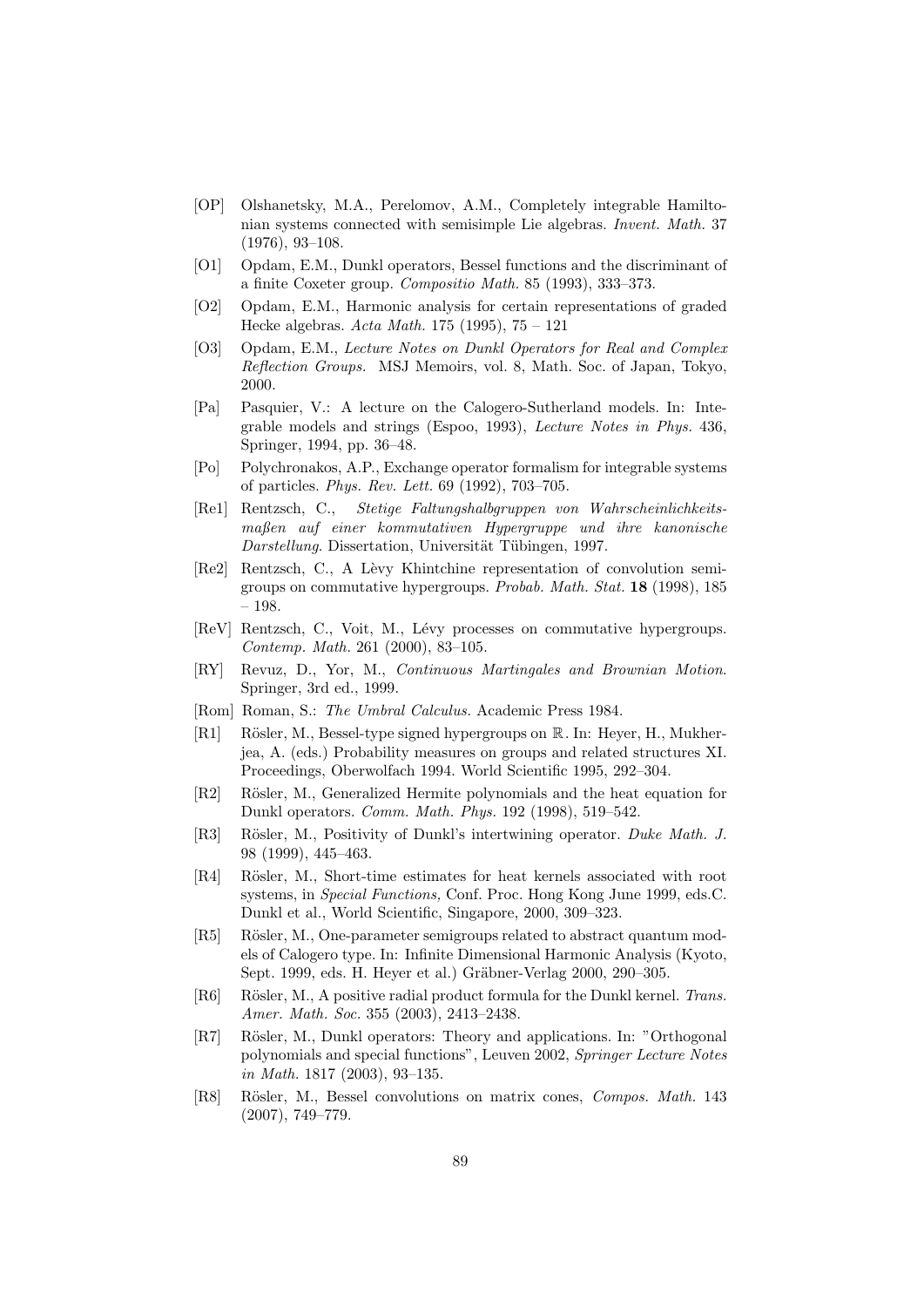[OP] Olshanetsky, M.A., Perelomov, A.M., Completely integrable Hamiltonian systems connected with semisimple Lie algebras. *Invent. Math.* 37 (1976), 93–108.

[O1] Opdam, E.M., Dunkl operators, Bessel functions and the discriminant of a finite Coxeter group. *Compositio Math.* 85 (1993), 333–373.

[O2] Opdam, E.M., Harmonic analysis for certain representations of graded Hecke algebras. *Acta Math.* 175 (1995), 75 – 121

[O3] Opdam, E.M., *Lecture Notes on Dunkl Operators for Real and Complex Reflection Groups.* MSJ Memoirs, vol. 8, Math. Soc. of Japan, Tokyo, 2000.

[Pa] Pasquier, V.: A lecture on the Calogero-Sutherland models. In: Integrable models and strings (Espoo, 1993), *Lecture Notes in Phys.* 436, Springer, 1994, pp. 36–48.

[Po] Polychronakos, A.P., Exchange operator formalism for integrable systems of particles. *Phys. Rev. Lett.* 69 (1992), 703–705.

[Re1] Rentzsch, C., *Stetige Faltungshalbgruppen von Wahrscheinlichkeitsmaßen auf einer kommutativen Hypergruppe und ihre kanonische Darstellung.* Dissertation, Universität Tübingen, 1997.

[Re2] Rentzsch, C., A Lèvy Khintchine representation of convolution semigroups on commutative hypergroups. *Probab. Math. Stat.* **18** (1998), 185 – 198.

[ReV] Rentzsch, C., Voit, M., Lévy processes on commutative hypergroups. *Contemp. Math.* 261 (2000), 83–105.

[RY] Revuz, D., Yor, M., *Continuous Martingales and Brownian Motion.* Springer, 3rd ed., 1999.

[Rom] Roman, S.: *The Umbral Calculus.* Academic Press 1984.

[R1] Rösler, M., Bessel-type signed hypergroups on $\mathbb{R}$. In: Heyer, H., Mukherjea, A. (eds.) Probability measures on groups and related structures XI. Proceedings, Oberwolfach 1994. World Scientific 1995, 292–304.

[R2] Rösler, M., Generalized Hermite polynomials and the heat equation for Dunkl operators. *Comm. Math. Phys.* 192 (1998), 519–542.

[R3] Rösler, M., Positivity of Dunkl's intertwining operator. *Duke Math. J.* 98 (1999), 445–463.

[R4] Rösler, M., Short-time estimates for heat kernels associated with root systems, in *Special Functions,* Conf. Proc. Hong Kong June 1999, eds.C. Dunkl et al., World Scientific, Singapore, 2000, 309–323.

[R5] Rösler, M., One-parameter semigroups related to abstract quantum models of Calogero type. In: Infinite Dimensional Harmonic Analysis (Kyoto, Sept. 1999, eds. H. Heyer et al.) Gräbner-Verlag 2000, 290–305.

[R6] Rösler, M., A positive radial product formula for the Dunkl kernel. *Trans. Amer. Math. Soc.* 355 (2003), 2413–2438.

[R7] Rösler, M., Dunkl operators: Theory and applications. In: "Orthogonal polynomials and special functions", Leuven 2002, *Springer Lecture Notes in Math.* 1817 (2003), 93–135.

[R8] Rösler, M., Bessel convolutions on matrix cones, *Compos. Math.* 143 (2007), 749–779.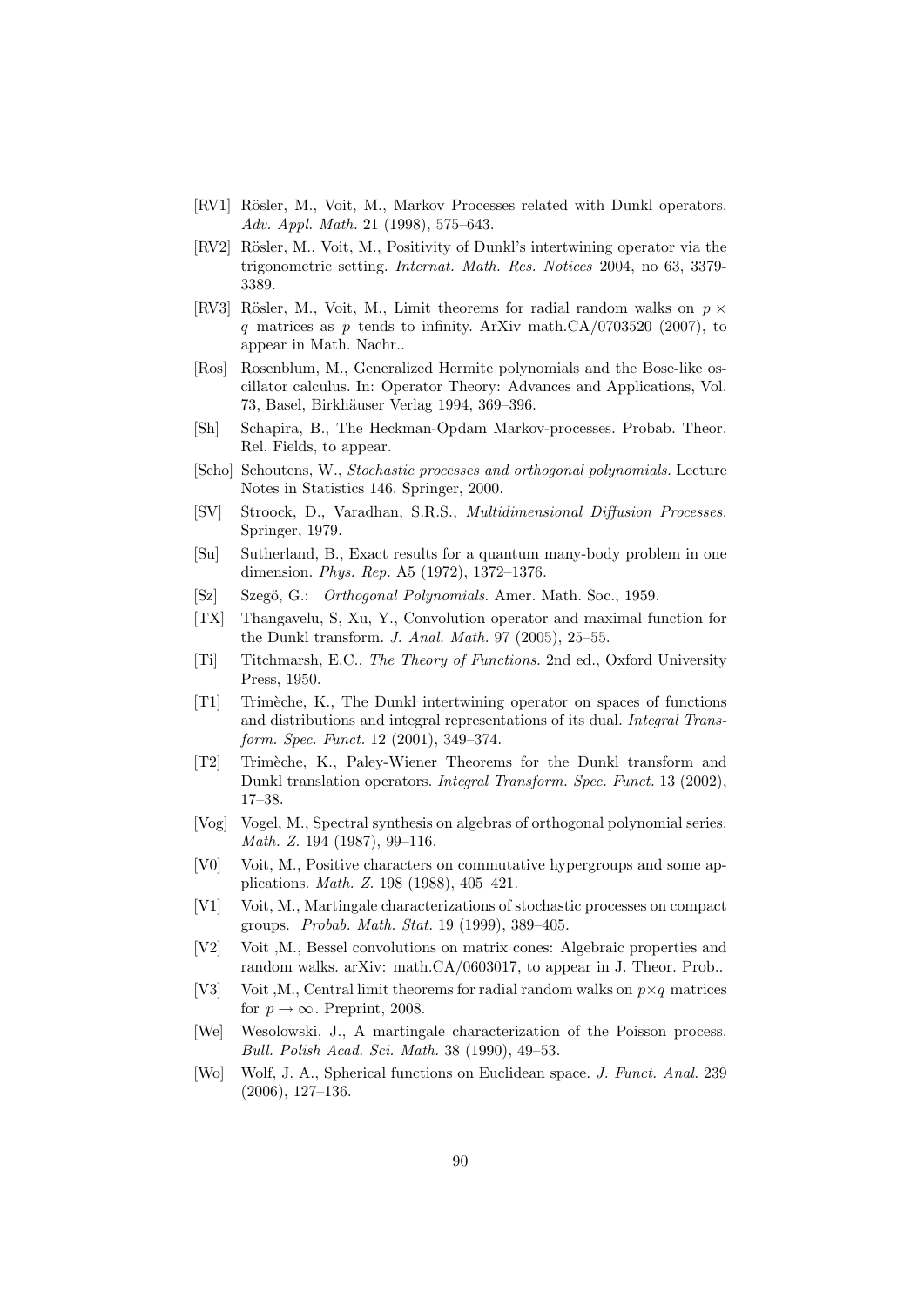[RV1] Rösler, M., Voit, M., Markov Processes related with Dunkl operators. *Adv. Appl. Math.* 21 (1998), 575–643.

[RV2] Rösler, M., Voit, M., Positivity of Dunkl's intertwining operator via the trigonometric setting. *Internat. Math. Res. Notices* 2004, no 63, 3379-3389.

[RV3] Rösler, M., Voit, M., Limit theorems for radial random walks on $p \times q$ matrices as $p$ tends to infinity. ArXiv math.CA/0703520 (2007), to appear in Math. Nachr..

[Ros] Rosenblum, M., Generalized Hermite polynomials and the Bose-like oscillator calculus. In: Operator Theory: Advances and Applications, Vol. 73, Basel, Birkhäuser Verlag 1994, 369–396.

[Sh] Schapira, B., The Heckman-Opdam Markov-processes. Probab. Theor. Rel. Fields, to appear.

[Scho] Schoutens, W., *Stochastic processes and orthogonal polynomials.* Lecture Notes in Statistics 146. Springer, 2000.

[SV] Stroock, D., Varadhan, S.R.S., *Multidimensional Diffusion Processes.* Springer, 1979.

[Su] Sutherland, B., Exact results for a quantum many-body problem in one dimension. *Phys. Rep.* A5 (1972), 1372–1376.

[Sz] Szegö, G.: *Orthogonal Polynomials.* Amer. Math. Soc., 1959.

[TX] Thangavelu, S, Xu, Y., Convolution operator and maximal function for the Dunkl transform. *J. Anal. Math.* 97 (2005), 25–55.

[Ti] Titchmarsh, E.C., *The Theory of Functions.* 2nd ed., Oxford University Press, 1950.

[T1] Trimèche, K., The Dunkl intertwining operator on spaces of functions and distributions and integral representations of its dual. *Integral Transform. Spec. Funct.* 12 (2001), 349–374.

[T2] Trimèche, K., Paley-Wiener Theorems for the Dunkl transform and Dunkl translation operators. *Integral Transform. Spec. Funct.* 13 (2002), 17–38.

[Vog] Vogel, M., Spectral synthesis on algebras of orthogonal polynomial series. *Math. Z.* 194 (1987), 99–116.

[V0] Voit, M., Positive characters on commutative hypergroups and some applications. *Math. Z.* 198 (1988), 405–421.

[V1] Voit, M., Martingale characterizations of stochastic processes on compact groups. *Probab. Math. Stat.* 19 (1999), 389–405.

[V2] Voit ,M., Bessel convolutions on matrix cones: Algebraic properties and random walks. arXiv: math.CA/0603017, to appear in J. Theor. Prob..

[V3] Voit ,M., Central limit theorems for radial random walks on $p \times q$ matrices for $p \to \infty$. Preprint, 2008.

[We] Wesolowski, J., A martingale characterization of the Poisson process. *Bull. Polish Acad. Sci. Math.* 38 (1990), 49–53.

[Wo] Wolf, J. A., Spherical functions on Euclidean space. *J. Funct. Anal.* 239 (2006), 127–136.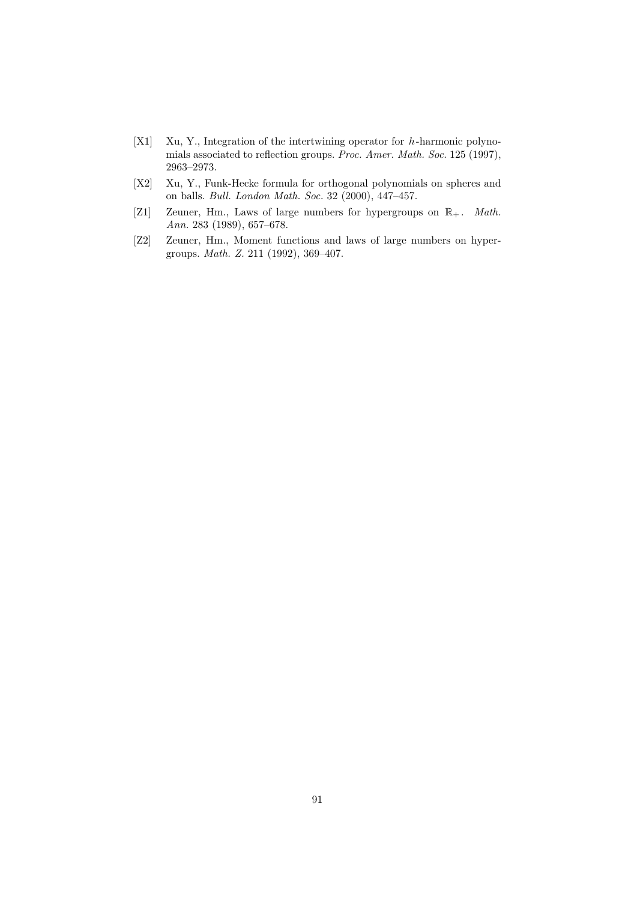[X1] Xu, Y., Integration of the intertwining operator for $h$-harmonic polynomials associated to reflection groups. *Proc. Amer. Math. Soc.* 125 (1997), 2963–2973.

[X2] Xu, Y., Funk-Hecke formula for orthogonal polynomials on spheres and on balls. *Bull. London Math. Soc.* 32 (2000), 447–457.

[Z1] Zeuner, Hm., Laws of large numbers for hypergroups on $\mathbb{R}_+$. *Math. Ann.* 283 (1989), 657–678.

[Z2] Zeuner, Hm., Moment functions and laws of large numbers on hypergroups. *Math. Z.* 211 (1992), 369–407.